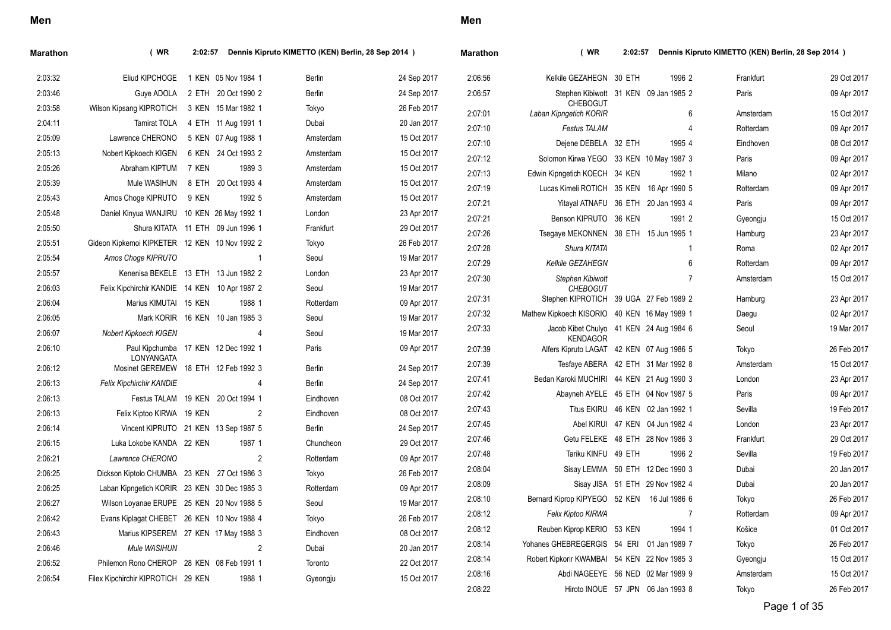# Men

## Marathon ( WR 2:02:57 Dennis Kipruto KIMETTO (KEN) Berlin, 28 Sep 2014 )

| Mark | Name | Rank | Nat | Born | Pos | Venue | Date |
|---|---|---|---|---|---|---|---|
| 2:03:32 | Eliud KIPCHOGE | 1 | KEN | 05 Nov 1984 | 1 | Berlin | 24 Sep 2017 |
| 2:03:46 | Guye ADOLA | 2 | ETH | 20 Oct 1990 | 2 | Berlin | 24 Sep 2017 |
| 2:03:58 | Wilson Kipsang KIPROTICH | 3 | KEN | 15 Mar 1982 | 1 | Tokyo | 26 Feb 2017 |
| 2:04:11 | Tamirat TOLA | 4 | ETH | 11 Aug 1991 | 1 | Dubai | 20 Jan 2017 |
| 2:05:09 | Lawrence CHERONO | 5 | KEN | 07 Aug 1988 | 1 | Amsterdam | 15 Oct 2017 |
| 2:05:13 | Nobert Kipkoech KIGEN | 6 | KEN | 24 Oct 1993 | 2 | Amsterdam | 15 Oct 2017 |
| 2:05:26 | Abraham KIPTUM | 7 | KEN | 1989 | 3 | Amsterdam | 15 Oct 2017 |
| 2:05:39 | Mule WASIHUN | 8 | ETH | 20 Oct 1993 | 4 | Amsterdam | 15 Oct 2017 |
| 2:05:43 | Amos Choge KIPRUTO | 9 | KEN | 1992 | 5 | Amsterdam | 15 Oct 2017 |
| 2:05:48 | Daniel Kinyua WANJIRU | 10 | KEN | 26 May 1992 | 1 | London | 23 Apr 2017 |
| 2:05:50 | Shura KITATA | 11 | ETH | 09 Jun 1996 | 1 | Frankfurt | 29 Oct 2017 |
| 2:05:51 | Gideon Kipkemoi KIPKETER | 12 | KEN | 10 Nov 1992 | 2 | Tokyo | 26 Feb 2017 |
| 2:05:54 | *Amos Choge KIPRUTO* | | | | 1 | Seoul | 19 Mar 2017 |
| 2:05:57 | Kenenisa BEKELE | 13 | ETH | 13 Jun 1982 | 2 | London | 23 Apr 2017 |
| 2:06:03 | Felix Kipchirchir KANDIE | 14 | KEN | 10 Apr 1987 | 2 | Seoul | 19 Mar 2017 |
| 2:06:04 | Marius KIMUTAI | 15 | KEN | 1988 | 1 | Rotterdam | 09 Apr 2017 |
| 2:06:05 | Mark KORIR | 16 | KEN | 10 Jan 1985 | 3 | Seoul | 19 Mar 2017 |
| 2:06:07 | *Nobert Kipkoech KIGEN* | | | | 4 | Seoul | 19 Mar 2017 |
| 2:06:10 | Paul Kipchumba LONYANGATA | 17 | KEN | 12 Dec 1992 | 1 | Paris | 09 Apr 2017 |
| 2:06:12 | Mosinet GEREMEW | 18 | ETH | 12 Feb 1992 | 3 | Berlin | 24 Sep 2017 |
| 2:06:13 | *Felix Kipchirchir KANDIE* | | | | 4 | Berlin | 24 Sep 2017 |
| 2:06:13 | Festus TALAM | 19 | KEN | 20 Oct 1994 | 1 | Eindhoven | 08 Oct 2017 |
| 2:06:13 | Felix Kiptoo KIRWA | 19 | KEN | | 2 | Eindhoven | 08 Oct 2017 |
| 2:06:14 | Vincent KIPRUTO | 21 | KEN | 13 Sep 1987 | 5 | Berlin | 24 Sep 2017 |
| 2:06:15 | Luka Lokobe KANDA | 22 | KEN | 1987 | 1 | Chuncheon | 29 Oct 2017 |
| 2:06:21 | *Lawrence CHERONO* | | | | 2 | Rotterdam | 09 Apr 2017 |
| 2:06:25 | Dickson Kiptolo CHUMBA | 23 | KEN | 27 Oct 1986 | 3 | Tokyo | 26 Feb 2017 |
| 2:06:25 | Laban Kipngetich KORIR | 23 | KEN | 30 Dec 1985 | 3 | Rotterdam | 09 Apr 2017 |
| 2:06:27 | Wilson Loyanae ERUPE | 25 | KEN | 20 Nov 1988 | 5 | Seoul | 19 Mar 2017 |
| 2:06:42 | Evans Kiplagat CHEBET | 26 | KEN | 10 Nov 1988 | 4 | Tokyo | 26 Feb 2017 |
| 2:06:43 | Marius KIPSEREM | 27 | KEN | 17 May 1988 | 3 | Eindhoven | 08 Oct 2017 |
| 2:06:46 | *Mule WASIHUN* | | | | 2 | Dubai | 20 Jan 2017 |
| 2:06:52 | Philemon Rono CHEROP | 28 | KEN | 08 Feb 1991 | 1 | Toronto | 22 Oct 2017 |
| 2:06:54 | Filex Kipchirchir KIPROTICH | 29 | KEN | 1988 | 1 | Gyeongju | 15 Oct 2017 |
| 2:06:56 | Kelkile GEZAHEGN | 30 | ETH | 1996 | 2 | Frankfurt | 29 Oct 2017 |
| 2:06:57 | Stephen Kibiwott CHEBOGUT | 31 | KEN | 09 Jan 1985 | 2 | Paris | 09 Apr 2017 |
| 2:07:01 | *Laban Kipngetich KORIR* | | | | 6 | Amsterdam | 15 Oct 2017 |
| 2:07:10 | *Festus TALAM* | | | | 4 | Rotterdam | 09 Apr 2017 |
| 2:07:10 | Dejene DEBELA | 32 | ETH | 1995 | 4 | Eindhoven | 08 Oct 2017 |
| 2:07:12 | Solomon Kirwa YEGO | 33 | KEN | 10 May 1987 | 3 | Paris | 09 Apr 2017 |
| 2:07:13 | Edwin Kipngetich KOECH | 34 | KEN | 1992 | 1 | Milano | 02 Apr 2017 |
| 2:07:19 | Lucas Kimeli ROTICH | 35 | KEN | 16 Apr 1990 | 5 | Rotterdam | 09 Apr 2017 |
| 2:07:21 | Yitayal ATNAFU | 36 | ETH | 20 Jan 1993 | 4 | Paris | 09 Apr 2017 |
| 2:07:21 | Benson KIPRUTO | 36 | KEN | 1991 | 2 | Gyeongju | 15 Oct 2017 |
| 2:07:26 | Tsegaye MEKONNEN | 38 | ETH | 15 Jun 1995 | 1 | Hamburg | 23 Apr 2017 |
| 2:07:28 | *Shura KITATA* | | | | 1 | Roma | 02 Apr 2017 |
| 2:07:29 | *Kelkile GEZAHEGN* | | | | 6 | Rotterdam | 09 Apr 2017 |
| 2:07:30 | *Stephen Kibiwott CHEBOGUT* | | | | 7 | Amsterdam | 15 Oct 2017 |
| 2:07:31 | Stephen KIPROTICH | 39 | UGA | 27 Feb 1989 | 2 | Hamburg | 23 Apr 2017 |
| 2:07:32 | Mathew Kipkoech KISORIO | 40 | KEN | 16 May 1989 | 1 | Daegu | 02 Apr 2017 |
| 2:07:33 | Jacob Kibet Chulyo KENDAGOR | 41 | KEN | 24 Aug 1984 | 6 | Seoul | 19 Mar 2017 |
| 2:07:39 | Alfers Kipruto LAGAT | 42 | KEN | 07 Aug 1986 | 5 | Tokyo | 26 Feb 2017 |
| 2:07:39 | Tesfaye ABERA | 42 | ETH | 31 Mar 1992 | 8 | Amsterdam | 15 Oct 2017 |
| 2:07:41 | Bedan Karoki MUCHIRI | 44 | KEN | 21 Aug 1990 | 3 | London | 23 Apr 2017 |
| 2:07:42 | Abayneh AYELE | 45 | ETH | 04 Nov 1987 | 5 | Paris | 09 Apr 2017 |
| 2:07:43 | Titus EKIRU | 46 | KEN | 02 Jan 1992 | 1 | Sevilla | 19 Feb 2017 |
| 2:07:45 | Abel KIRUI | 47 | KEN | 04 Jun 1982 | 4 | London | 23 Apr 2017 |
| 2:07:46 | Getu FELEKE | 48 | ETH | 28 Nov 1986 | 3 | Frankfurt | 29 Oct 2017 |
| 2:07:48 | Tariku KINFU | 49 | ETH | 1996 | 2 | Sevilla | 19 Feb 2017 |
| 2:08:04 | Sisay LEMMA | 50 | ETH | 12 Dec 1990 | 3 | Dubai | 20 Jan 2017 |
| 2:08:09 | Sisay JISA | 51 | ETH | 29 Nov 1982 | 4 | Dubai | 20 Jan 2017 |
| 2:08:10 | Bernard Kiprop KIPYEGO | 52 | KEN | 16 Jul 1986 | 6 | Tokyo | 26 Feb 2017 |
| 2:08:12 | *Felix Kiptoo KIRWA* | | | | 7 | Rotterdam | 09 Apr 2017 |
| 2:08:12 | Reuben Kiprop KERIO | 53 | KEN | 1994 | 1 | Košice | 01 Oct 2017 |
| 2:08:14 | Yohanes GHEBREGERGIS | 54 | ERI | 01 Jan 1989 | 7 | Tokyo | 26 Feb 2017 |
| 2:08:14 | Robert Kipkorir KWAMBAI | 54 | KEN | 22 Nov 1985 | 3 | Gyeongju | 15 Oct 2017 |
| 2:08:16 | Abdi NAGEEYE | 56 | NED | 02 Mar 1989 | 9 | Amsterdam | 15 Oct 2017 |
| 2:08:22 | Hiroto INOUE | 57 | JPN | 06 Jan 1993 | 8 | Tokyo | 26 Feb 2017 |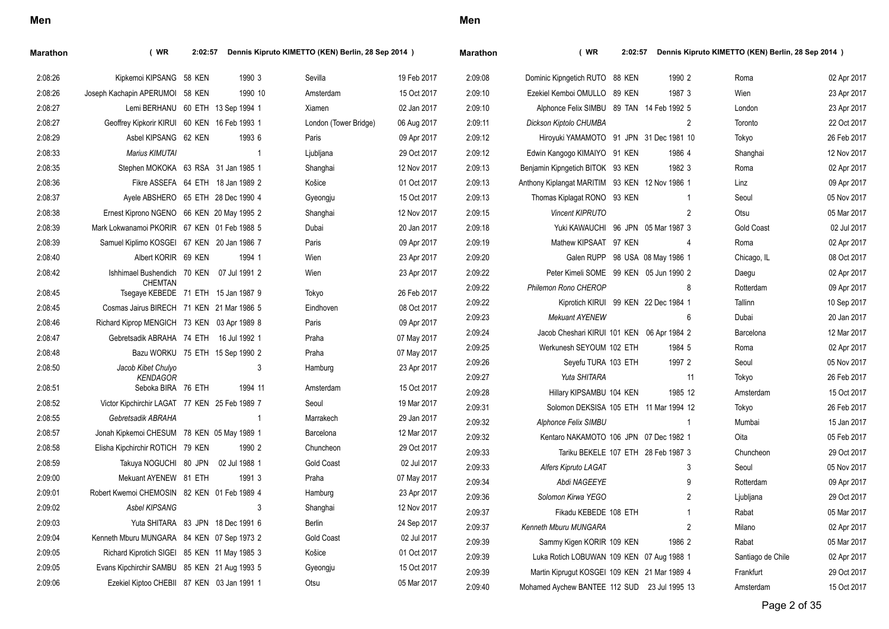## Men

**Marathon** ( WR 2:02:57 Dennis Kipruto KIMETTO (KEN) Berlin, 28 Sep 2014 )

| Mark | Athlete | Rank | Nat | DOB | Pos | Venue | Date |
|---|---|---|---|---|---|---|---|
| 2:08:26 | Kipkemoi KIPSANG | 58 | KEN | 1990 | 3 | Sevilla | 19 Feb 2017 |
| 2:08:26 | Joseph Kachapin APERUMOI | 58 | KEN | 1990 | 10 | Amsterdam | 15 Oct 2017 |
| 2:08:27 | Lemi BERHANU | 60 | ETH | 13 Sep 1994 | 1 | Xiamen | 02 Jan 2017 |
| 2:08:27 | Geoffrey Kipkorir KIRUI | 60 | KEN | 16 Feb 1993 | 1 | London (Tower Bridge) | 06 Aug 2017 |
| 2:08:29 | Asbel KIPSANG | 62 | KEN | 1993 | 6 | Paris | 09 Apr 2017 |
| 2:08:33 | *Marius KIMUTAI* | | | | 1 | Ljubljana | 29 Oct 2017 |
| 2:08:35 | Stephen MOKOKA | 63 | RSA | 31 Jan 1985 | 1 | Shanghai | 12 Nov 2017 |
| 2:08:36 | Fikre ASSEFA | 64 | ETH | 18 Jan 1989 | 2 | Košice | 01 Oct 2017 |
| 2:08:37 | Ayele ABSHERO | 65 | ETH | 28 Dec 1990 | 4 | Gyeongju | 15 Oct 2017 |
| 2:08:38 | Ernest Kiprono NGENO | 66 | KEN | 20 May 1995 | 2 | Shanghai | 12 Nov 2017 |
| 2:08:39 | Mark Lokwanamoi PKORIR | 67 | KEN | 01 Feb 1988 | 5 | Dubai | 20 Jan 2017 |
| 2:08:39 | Samuel Kiplimo KOSGEI | 67 | KEN | 20 Jan 1986 | 7 | Paris | 09 Apr 2017 |
| 2:08:40 | Albert KORIR | 69 | KEN | 1994 | 1 | Wien | 23 Apr 2017 |
| 2:08:42 | Ishhimael Bushendich CHEMTAN | 70 | KEN | 07 Jul 1991 | 2 | Wien | 23 Apr 2017 |
| 2:08:45 | Tsegaye KEBEDE | 71 | ETH | 15 Jan 1987 | 9 | Tokyo | 26 Feb 2017 |
| 2:08:45 | Cosmas Jairus BIRECH | 71 | KEN | 21 Mar 1986 | 5 | Eindhoven | 08 Oct 2017 |
| 2:08:46 | Richard Kiprop MENGICH | 73 | KEN | 03 Apr 1989 | 8 | Paris | 09 Apr 2017 |
| 2:08:47 | Gebretsadik ABRAHA | 74 | ETH | 16 Jul 1992 | 1 | Praha | 07 May 2017 |
| 2:08:48 | Bazu WORKU | 75 | ETH | 15 Sep 1990 | 2 | Praha | 07 May 2017 |
| 2:08:50 | *Jacob Kibet Chulyo KENDAGOR* | | | | 3 | Hamburg | 23 Apr 2017 |
| 2:08:51 | Seboka BIRA | 76 | ETH | 1994 | 11 | Amsterdam | 15 Oct 2017 |
| 2:08:52 | Victor Kipchirchir LAGAT | 77 | KEN | 25 Feb 1989 | 7 | Seoul | 19 Mar 2017 |
| 2:08:55 | *Gebretsadik ABRAHA* | | | | 1 | Marrakech | 29 Jan 2017 |
| 2:08:57 | Jonah Kipkemoi CHESUM | 78 | KEN | 05 May 1989 | 1 | Barcelona | 12 Mar 2017 |
| 2:08:58 | Elisha Kipchirchir ROTICH | 79 | KEN | 1990 | 2 | Chuncheon | 29 Oct 2017 |
| 2:08:59 | Takuya NOGUCHI | 80 | JPN | 02 Jul 1988 | 1 | Gold Coast | 02 Jul 2017 |
| 2:09:00 | Mekuant AYENEW | 81 | ETH | 1991 | 3 | Praha | 07 May 2017 |
| 2:09:01 | Robert Kwemoi CHEMOSIN | 82 | KEN | 01 Feb 1989 | 4 | Hamburg | 23 Apr 2017 |
| 2:09:02 | *Asbel KIPSANG* | | | | 3 | Shanghai | 12 Nov 2017 |
| 2:09:03 | Yuta SHITARA | 83 | JPN | 18 Dec 1991 | 6 | Berlin | 24 Sep 2017 |
| 2:09:04 | Kenneth Mburu MUNGARA | 84 | KEN | 07 Sep 1973 | 2 | Gold Coast | 02 Jul 2017 |
| 2:09:05 | Richard Kiprotich SIGEI | 85 | KEN | 11 May 1985 | 3 | Košice | 01 Oct 2017 |
| 2:09:05 | Evans Kipchirchir SAMBU | 85 | KEN | 21 Aug 1993 | 5 | Gyeongju | 15 Oct 2017 |
| 2:09:06 | Ezekiel Kiptoo CHEBII | 87 | KEN | 03 Jan 1991 | 1 | Otsu | 05 Mar 2017 |
| 2:09:08 | Dominic Kipngetich RUTO | 88 | KEN | 1990 | 2 | Roma | 02 Apr 2017 |
| 2:09:10 | Ezekiel Kemboi OMULLO | 89 | KEN | 1987 | 3 | Wien | 23 Apr 2017 |
| 2:09:10 | Alphonce Felix SIMBU | 89 | TAN | 14 Feb 1992 | 5 | London | 23 Apr 2017 |
| 2:09:11 | *Dickson Kiptolo CHUMBA* | | | | 2 | Toronto | 22 Oct 2017 |
| 2:09:12 | Hiroyuki YAMAMOTO | 91 | JPN | 31 Dec 1981 | 10 | Tokyo | 26 Feb 2017 |
| 2:09:12 | Edwin Kangogo KIMAIYO | 91 | KEN | 1986 | 4 | Shanghai | 12 Nov 2017 |
| 2:09:13 | Benjamin Kipngetich BITOK | 93 | KEN | 1982 | 3 | Roma | 02 Apr 2017 |
| 2:09:13 | Anthony Kiplangat MARITIM | 93 | KEN | 12 Nov 1986 | 1 | Linz | 09 Apr 2017 |
| 2:09:13 | Thomas Kiplagat RONO | 93 | KEN | | 1 | Seoul | 05 Nov 2017 |
| 2:09:15 | *Vincent KIPRUTO* | | | | 2 | Otsu | 05 Mar 2017 |
| 2:09:18 | Yuki KAWAUCHI | 96 | JPN | 05 Mar 1987 | 3 | Gold Coast | 02 Jul 2017 |
| 2:09:19 | Mathew KIPSAAT | 97 | KEN | | 4 | Roma | 02 Apr 2017 |
| 2:09:20 | Galen RUPP | 98 | USA | 08 May 1986 | 1 | Chicago, IL | 08 Oct 2017 |
| 2:09:22 | Peter Kimeli SOME | 99 | KEN | 05 Jun 1990 | 2 | Daegu | 02 Apr 2017 |
| 2:09:22 | *Philemon Rono CHEROP* | | | | 8 | Rotterdam | 09 Apr 2017 |
| 2:09:22 | Kiprotich KIRUI | 99 | KEN | 22 Dec 1984 | 1 | Tallinn | 10 Sep 2017 |
| 2:09:23 | *Mekuant AYENEW* | | | | 6 | Dubai | 20 Jan 2017 |
| 2:09:24 | Jacob Cheshari KIRUI | 101 | KEN | 06 Apr 1984 | 2 | Barcelona | 12 Mar 2017 |
| 2:09:25 | Werkunesh SEYOUM | 102 | ETH | 1984 | 5 | Roma | 02 Apr 2017 |
| 2:09:26 | Seyefu TURA | 103 | ETH | 1997 | 2 | Seoul | 05 Nov 2017 |
| 2:09:27 | *Yuta SHITARA* | | | | 11 | Tokyo | 26 Feb 2017 |
| 2:09:28 | Hillary KIPSAMBU | 104 | KEN | 1985 | 12 | Amsterdam | 15 Oct 2017 |
| 2:09:31 | Solomon DEKSISA | 105 | ETH | 11 Mar 1994 | 12 | Tokyo | 26 Feb 2017 |
| 2:09:32 | *Alphonce Felix SIMBU* | | | | 1 | Mumbai | 15 Jan 2017 |
| 2:09:32 | Kentaro NAKAMOTO | 106 | JPN | 07 Dec 1982 | 1 | Oita | 05 Feb 2017 |
| 2:09:33 | Tariku BEKELE | 107 | ETH | 28 Feb 1987 | 3 | Chuncheon | 29 Oct 2017 |
| 2:09:33 | *Alfers Kipruto LAGAT* | | | | 3 | Seoul | 05 Nov 2017 |
| 2:09:34 | *Abdi NAGEEYE* | | | | 9 | Rotterdam | 09 Apr 2017 |
| 2:09:36 | *Solomon Kirwa YEGO* | | | | 2 | Ljubljana | 29 Oct 2017 |
| 2:09:37 | Fikadu KEBEDE | 108 | ETH | | 1 | Rabat | 05 Mar 2017 |
| 2:09:37 | *Kenneth Mburu MUNGARA* | | | | 2 | Milano | 02 Apr 2017 |
| 2:09:39 | Sammy Kigen KORIR | 109 | KEN | 1986 | 2 | Rabat | 05 Mar 2017 |
| 2:09:39 | Luka Rotich LOBUWAN | 109 | KEN | 07 Aug 1988 | 1 | Santiago de Chile | 02 Apr 2017 |
| 2:09:39 | Martin Kiprugut KOSGEI | 109 | KEN | 21 Mar 1989 | 4 | Frankfurt | 29 Oct 2017 |
| 2:09:40 | Mohamed Aychew BANTEE | 112 | SUD | 23 Jul 1995 | 13 | Amsterdam | 15 Oct 2017 |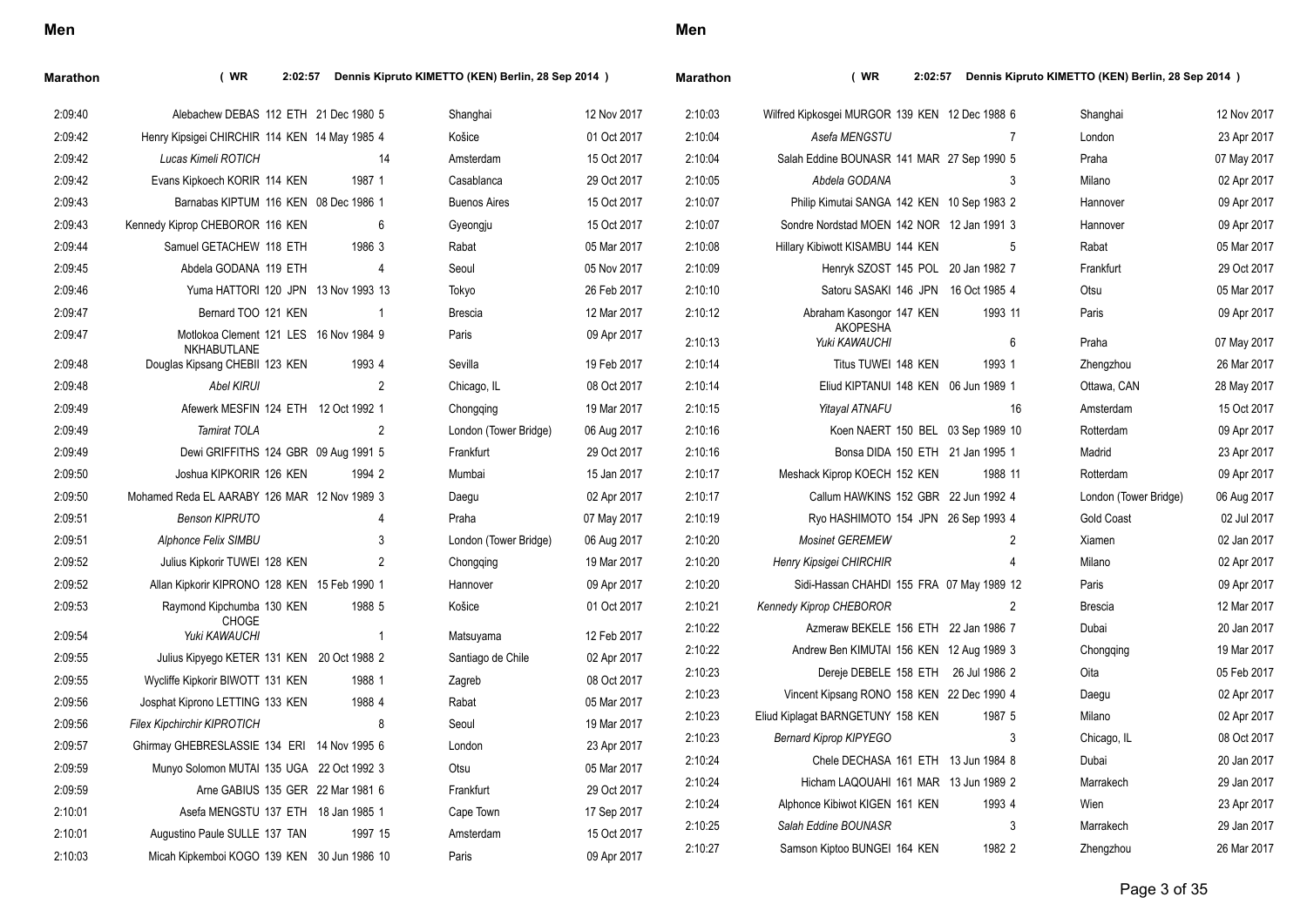## Men

### Marathon ( WR 2:02:57 Dennis Kipruto KIMETTO (KEN) Berlin, 28 Sep 2014 )

| Mark | Athlete | Pos | Nat | DOB | Place | Venue | Date |
|---|---|---|---|---|---|---|---|
| 2:09:40 | Alebachew DEBAS | 112 | ETH | 21 Dec 1980 | 5 | Shanghai | 12 Nov 2017 |
| 2:09:42 | Henry Kipsigei CHIRCHIR | 114 | KEN | 14 May 1985 | 4 | Košice | 01 Oct 2017 |
| 2:09:42 | *Lucas Kimeli ROTICH* | | | | 14 | Amsterdam | 15 Oct 2017 |
| 2:09:42 | Evans Kipkoech KORIR | 114 | KEN | 1987 | 1 | Casablanca | 29 Oct 2017 |
| 2:09:43 | Barnabas KIPTUM | 116 | KEN | 08 Dec 1986 | 1 | Buenos Aires | 15 Oct 2017 |
| 2:09:43 | Kennedy Kiprop CHEBOROR | 116 | KEN | | 6 | Gyeongju | 15 Oct 2017 |
| 2:09:44 | Samuel GETACHEW | 118 | ETH | 1986 | 3 | Rabat | 05 Mar 2017 |
| 2:09:45 | Abdela GODANA | 119 | ETH | | 4 | Seoul | 05 Nov 2017 |
| 2:09:46 | Yuma HATTORI | 120 | JPN | 13 Nov 1993 | 13 | Tokyo | 26 Feb 2017 |
| 2:09:47 | Bernard TOO | 121 | KEN | | 1 | Brescia | 12 Mar 2017 |
| 2:09:47 | Motlokoa Clement NKHABUTLANE | 121 | LES | 16 Nov 1984 | 9 | Paris | 09 Apr 2017 |
| 2:09:48 | Douglas Kipsang CHEBII | 123 | KEN | 1993 | 4 | Sevilla | 19 Feb 2017 |
| 2:09:48 | *Abel KIRUI* | | | | 2 | Chicago, IL | 08 Oct 2017 |
| 2:09:49 | Afewerk MESFIN | 124 | ETH | 12 Oct 1992 | 1 | Chongqing | 19 Mar 2017 |
| 2:09:49 | *Tamirat TOLA* | | | | 2 | London (Tower Bridge) | 06 Aug 2017 |
| 2:09:49 | Dewi GRIFFITHS | 124 | GBR | 09 Aug 1991 | 5 | Frankfurt | 29 Oct 2017 |
| 2:09:50 | Joshua KIPKORIR | 126 | KEN | 1994 | 2 | Mumbai | 15 Jan 2017 |
| 2:09:50 | Mohamed Reda EL AARABY | 126 | MAR | 12 Nov 1989 | 3 | Daegu | 02 Apr 2017 |
| 2:09:51 | *Benson KIPRUTO* | | | | 4 | Praha | 07 May 2017 |
| 2:09:51 | *Alphonce Felix SIMBU* | | | | 3 | London (Tower Bridge) | 06 Aug 2017 |
| 2:09:52 | Julius Kipkorir TUWEI | 128 | KEN | | 2 | Chongqing | 19 Mar 2017 |
| 2:09:52 | Allan Kipkorir KIPRONO | 128 | KEN | 15 Feb 1990 | 1 | Hannover | 09 Apr 2017 |
| 2:09:53 | Raymond Kipchumba CHOGE | 130 | KEN | 1988 | 5 | Košice | 01 Oct 2017 |
| 2:09:54 | *Yuki KAWAUCHI* | | | | 1 | Matsuyama | 12 Feb 2017 |
| 2:09:55 | Julius Kipyego KETER | 131 | KEN | 20 Oct 1988 | 2 | Santiago de Chile | 02 Apr 2017 |
| 2:09:55 | Wycliffe Kipkorir BIWOTT | 131 | KEN | 1988 | 1 | Zagreb | 08 Oct 2017 |
| 2:09:56 | Josphat Kiprono LETTING | 133 | KEN | 1988 | 4 | Rabat | 05 Mar 2017 |
| 2:09:56 | *Filex Kipchirchir KIPROTICH* | | | | 8 | Seoul | 19 Mar 2017 |
| 2:09:57 | Ghirmay GHEBRESLASSIE | 134 | ERI | 14 Nov 1995 | 6 | London | 23 Apr 2017 |
| 2:09:59 | Munyo Solomon MUTAI | 135 | UGA | 22 Oct 1992 | 3 | Otsu | 05 Mar 2017 |
| 2:09:59 | Arne GABIUS | 135 | GER | 22 Mar 1981 | 6 | Frankfurt | 29 Oct 2017 |
| 2:10:01 | Asefa MENGSTU | 137 | ETH | 18 Jan 1985 | 1 | Cape Town | 17 Sep 2017 |
| 2:10:01 | Augustino Paule SULLE | 137 | TAN | 1997 | 15 | Amsterdam | 15 Oct 2017 |
| 2:10:03 | Micah Kipkemboi KOGO | 139 | KEN | 30 Jun 1986 | 10 | Paris | 09 Apr 2017 |
| 2:10:03 | Wilfred Kipkosgei MURGOR | 139 | KEN | 12 Dec 1988 | 6 | Shanghai | 12 Nov 2017 |
| 2:10:04 | *Asefa MENGSTU* | | | | 7 | London | 23 Apr 2017 |
| 2:10:04 | Salah Eddine BOUNASR | 141 | MAR | 27 Sep 1990 | 5 | Praha | 07 May 2017 |
| 2:10:05 | *Abdela GODANA* | | | | 3 | Milano | 02 Apr 2017 |
| 2:10:07 | Philip Kimutai SANGA | 142 | KEN | 10 Sep 1983 | 2 | Hannover | 09 Apr 2017 |
| 2:10:07 | Sondre Nordstad MOEN | 142 | NOR | 12 Jan 1991 | 3 | Hannover | 09 Apr 2017 |
| 2:10:08 | Hillary Kibiwott KISAMBU | 144 | KEN | | 5 | Rabat | 05 Mar 2017 |
| 2:10:09 | Henryk SZOST | 145 | POL | 20 Jan 1982 | 7 | Frankfurt | 29 Oct 2017 |
| 2:10:10 | Satoru SASAKI | 146 | JPN | 16 Oct 1985 | 4 | Otsu | 05 Mar 2017 |
| 2:10:12 | Abraham Kasongor AKOPESHA | 147 | KEN | 1993 | 11 | Paris | 09 Apr 2017 |
| 2:10:13 | *Yuki KAWAUCHI* | | | | 6 | Praha | 07 May 2017 |
| 2:10:14 | Titus TUWEI | 148 | KEN | 1993 | 1 | Zhengzhou | 26 Mar 2017 |
| 2:10:14 | Eliud KIPTANUI | 148 | KEN | 06 Jun 1989 | 1 | Ottawa, CAN | 28 May 2017 |
| 2:10:15 | *Yitayal ATNAFU* | | | | 16 | Amsterdam | 15 Oct 2017 |
| 2:10:16 | Koen NAERT | 150 | BEL | 03 Sep 1989 | 10 | Rotterdam | 09 Apr 2017 |
| 2:10:16 | Bonsa DIDA | 150 | ETH | 21 Jan 1995 | 1 | Madrid | 23 Apr 2017 |
| 2:10:17 | Meshack Kiprop KOECH | 152 | KEN | 1988 | 11 | Rotterdam | 09 Apr 2017 |
| 2:10:17 | Callum HAWKINS | 152 | GBR | 22 Jun 1992 | 4 | London (Tower Bridge) | 06 Aug 2017 |
| 2:10:19 | Ryo HASHIMOTO | 154 | JPN | 26 Sep 1993 | 4 | Gold Coast | 02 Jul 2017 |
| 2:10:20 | *Mosinet GEREMEW* | | | | 2 | Xiamen | 02 Jan 2017 |
| 2:10:20 | *Henry Kipsigei CHIRCHIR* | | | | 4 | Milano | 02 Apr 2017 |
| 2:10:20 | Sidi-Hassan CHAHDI | 155 | FRA | 07 May 1989 | 12 | Paris | 09 Apr 2017 |
| 2:10:21 | *Kennedy Kiprop CHEBOROR* | | | | 2 | Brescia | 12 Mar 2017 |
| 2:10:22 | Azmeraw BEKELE | 156 | ETH | 22 Jan 1986 | 7 | Dubai | 20 Jan 2017 |
| 2:10:22 | Andrew Ben KIMUTAI | 156 | KEN | 12 Aug 1989 | 3 | Chongqing | 19 Mar 2017 |
| 2:10:23 | Dereje DEBELE | 158 | ETH | 26 Jul 1986 | 2 | Oita | 05 Feb 2017 |
| 2:10:23 | Vincent Kipsang RONO | 158 | KEN | 22 Dec 1990 | 4 | Daegu | 02 Apr 2017 |
| 2:10:23 | Eliud Kiplagat BARNGETUNY | 158 | KEN | 1987 | 5 | Milano | 02 Apr 2017 |
| 2:10:23 | *Bernard Kiprop KIPYEGO* | | | | 3 | Chicago, IL | 08 Oct 2017 |
| 2:10:24 | Chele DECHASA | 161 | ETH | 13 Jun 1984 | 8 | Dubai | 20 Jan 2017 |
| 2:10:24 | Hicham LAQOUAHI | 161 | MAR | 13 Jun 1989 | 2 | Marrakech | 29 Jan 2017 |
| 2:10:24 | Alphonce Kibiwot KIGEN | 161 | KEN | 1993 | 4 | Wien | 23 Apr 2017 |
| 2:10:25 | *Salah Eddine BOUNASR* | | | | 3 | Marrakech | 29 Jan 2017 |
| 2:10:27 | Samson Kiptoo BUNGEI | 164 | KEN | 1982 | 2 | Zhengzhou | 26 Mar 2017 |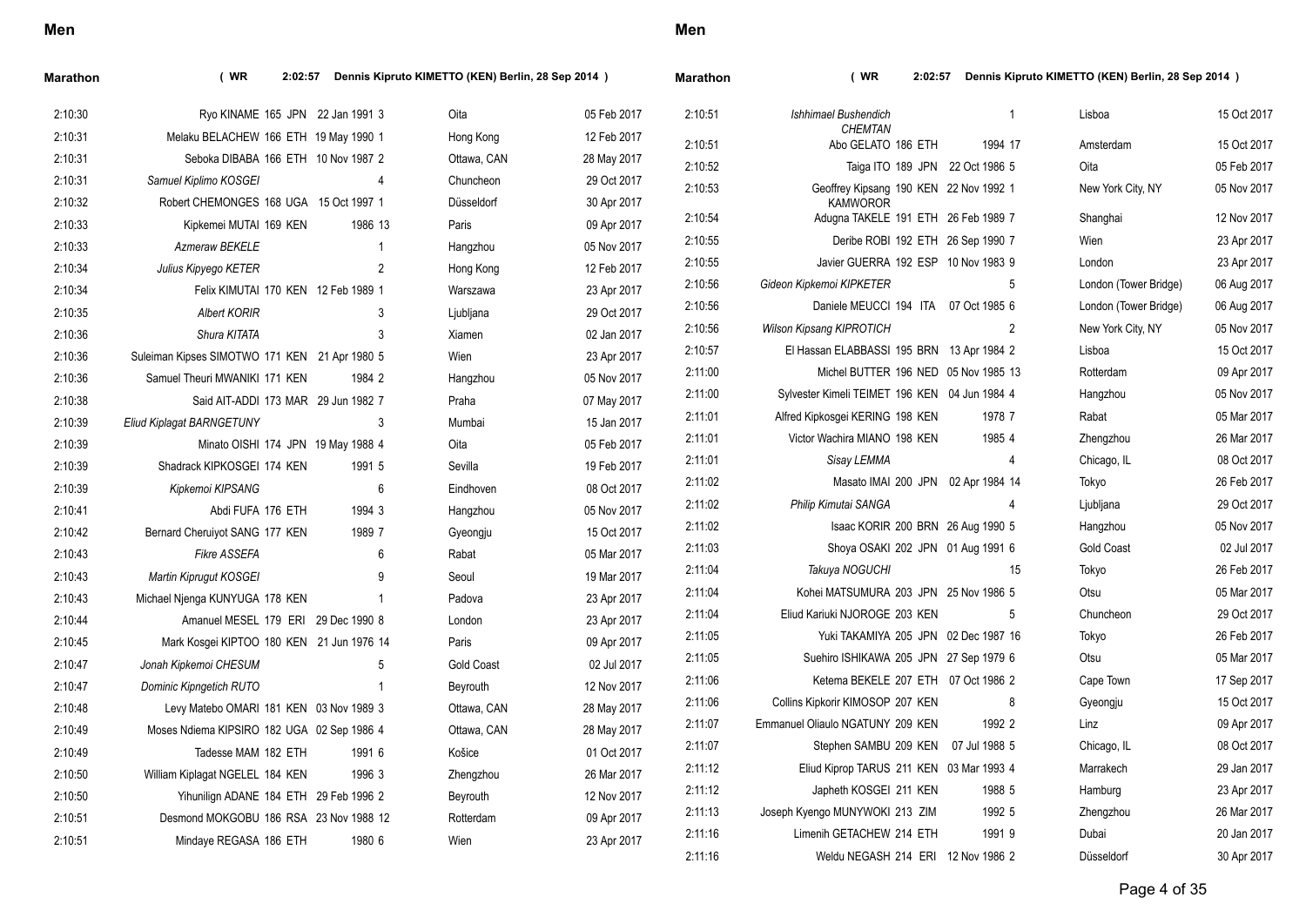## Men

### Marathon ( WR 2:02:57 Dennis Kipruto KIMETTO (KEN) Berlin, 28 Sep 2014 )

| Mark | Athlete | Rank | Nat | DOB | Pos | Venue | Date |
|---|---|---|---|---|---|---|---|
| 2:10:30 | Ryo KINAME | 165 | JPN | 22 Jan 1991 | 3 | Oita | 05 Feb 2017 |
| 2:10:31 | Melaku BELACHEW | 166 | ETH | 19 May 1990 | 1 | Hong Kong | 12 Feb 2017 |
| 2:10:31 | Seboka DIBABA | 166 | ETH | 10 Nov 1987 | 2 | Ottawa, CAN | 28 May 2017 |
| 2:10:31 | *Samuel Kiplimo KOSGEI* | | | | 4 | Chuncheon | 29 Oct 2017 |
| 2:10:32 | Robert CHEMONGES | 168 | UGA | 15 Oct 1997 | 1 | Düsseldorf | 30 Apr 2017 |
| 2:10:33 | Kipkemei MUTAI | 169 | KEN | 1986 | 13 | Paris | 09 Apr 2017 |
| 2:10:33 | *Azmeraw BEKELE* | | | | 1 | Hangzhou | 05 Nov 2017 |
| 2:10:34 | *Julius Kipyego KETER* | | | | 2 | Hong Kong | 12 Feb 2017 |
| 2:10:34 | Felix KIMUTAI | 170 | KEN | 12 Feb 1989 | 1 | Warszawa | 23 Apr 2017 |
| 2:10:35 | *Albert KORIR* | | | | 3 | Ljubljana | 29 Oct 2017 |
| 2:10:36 | *Shura KITATA* | | | | 3 | Xiamen | 02 Jan 2017 |
| 2:10:36 | Suleiman Kipses SIMOTWO | 171 | KEN | 21 Apr 1980 | 5 | Wien | 23 Apr 2017 |
| 2:10:36 | Samuel Theuri MWANIKI | 171 | KEN | 1984 | 2 | Hangzhou | 05 Nov 2017 |
| 2:10:38 | Said AIT-ADDI | 173 | MAR | 29 Jun 1982 | 7 | Praha | 07 May 2017 |
| 2:10:39 | *Eliud Kiplagat BARNGETUNY* | | | | 3 | Mumbai | 15 Jan 2017 |
| 2:10:39 | Minato OISHI | 174 | JPN | 19 May 1988 | 4 | Oita | 05 Feb 2017 |
| 2:10:39 | Shadrack KIPKOSGEI | 174 | KEN | 1991 | 5 | Sevilla | 19 Feb 2017 |
| 2:10:39 | *Kipkemoi KIPSANG* | | | | 6 | Eindhoven | 08 Oct 2017 |
| 2:10:41 | Abdi FUFA | 176 | ETH | 1994 | 3 | Hangzhou | 05 Nov 2017 |
| 2:10:42 | Bernard Cheruiyot SANG | 177 | KEN | 1989 | 7 | Gyeongju | 15 Oct 2017 |
| 2:10:43 | *Fikre ASSEFA* | | | | 6 | Rabat | 05 Mar 2017 |
| 2:10:43 | *Martin Kiprugut KOSGEI* | | | | 9 | Seoul | 19 Mar 2017 |
| 2:10:43 | Michael Njenga KUNYUGA | 178 | KEN | | 1 | Padova | 23 Apr 2017 |
| 2:10:44 | Amanuel MESEL | 179 | ERI | 29 Dec 1990 | 8 | London | 23 Apr 2017 |
| 2:10:45 | Mark Kosgei KIPTOO | 180 | KEN | 21 Jun 1976 | 14 | Paris | 09 Apr 2017 |
| 2:10:47 | *Jonah Kipkemoi CHESUM* | | | | 5 | Gold Coast | 02 Jul 2017 |
| 2:10:47 | *Dominic Kipngetich RUTO* | | | | 1 | Beyrouth | 12 Nov 2017 |
| 2:10:48 | Levy Matebo OMARI | 181 | KEN | 03 Nov 1989 | 3 | Ottawa, CAN | 28 May 2017 |
| 2:10:49 | Moses Ndiema KIPSIRO | 182 | UGA | 02 Sep 1986 | 4 | Ottawa, CAN | 28 May 2017 |
| 2:10:49 | Tadesse MAM | 182 | ETH | 1991 | 6 | Košice | 01 Oct 2017 |
| 2:10:50 | William Kiplagat NGELEL | 184 | KEN | 1996 | 3 | Zhengzhou | 26 Mar 2017 |
| 2:10:50 | Yihunilign ADANE | 184 | ETH | 29 Feb 1996 | 2 | Beyrouth | 12 Nov 2017 |
| 2:10:51 | Desmond MOKGOBU | 186 | RSA | 23 Nov 1988 | 12 | Rotterdam | 09 Apr 2017 |
| 2:10:51 | Mindaye REGASA | 186 | ETH | 1980 | 6 | Wien | 23 Apr 2017 |
| 2:10:51 | *Ishhimael Bushendich CHEMTAN* | | | | 1 | Lisboa | 15 Oct 2017 |
| 2:10:51 | Abo GELATO | 186 | ETH | 1994 | 17 | Amsterdam | 15 Oct 2017 |
| 2:10:52 | Taiga ITO | 189 | JPN | 22 Oct 1986 | 5 | Oita | 05 Feb 2017 |
| 2:10:53 | Geoffrey Kipsang KAMWOROR | 190 | KEN | 22 Nov 1992 | 1 | New York City, NY | 05 Nov 2017 |
| 2:10:54 | Adugna TAKELE | 191 | ETH | 26 Feb 1989 | 7 | Shanghai | 12 Nov 2017 |
| 2:10:55 | Deribe ROBI | 192 | ETH | 26 Sep 1990 | 7 | Wien | 23 Apr 2017 |
| 2:10:55 | Javier GUERRA | 192 | ESP | 10 Nov 1983 | 9 | London | 23 Apr 2017 |
| 2:10:56 | *Gideon Kipkemoi KIPKETER* | | | | 5 | London (Tower Bridge) | 06 Aug 2017 |
| 2:10:56 | Daniele MEUCCI | 194 | ITA | 07 Oct 1985 | 6 | London (Tower Bridge) | 06 Aug 2017 |
| 2:10:56 | *Wilson Kipsang KIPROTICH* | | | | 2 | New York City, NY | 05 Nov 2017 |
| 2:10:57 | El Hassan ELABBASSI | 195 | BRN | 13 Apr 1984 | 2 | Lisboa | 15 Oct 2017 |
| 2:11:00 | Michel BUTTER | 196 | NED | 05 Nov 1985 | 13 | Rotterdam | 09 Apr 2017 |
| 2:11:00 | Sylvester Kimeli TEIMET | 196 | KEN | 04 Jun 1984 | 4 | Hangzhou | 05 Nov 2017 |
| 2:11:01 | Alfred Kipkosgei KERING | 198 | KEN | 1978 | 7 | Rabat | 05 Mar 2017 |
| 2:11:01 | Victor Wachira MIANO | 198 | KEN | 1985 | 4 | Zhengzhou | 26 Mar 2017 |
| 2:11:01 | *Sisay LEMMA* | | | | 4 | Chicago, IL | 08 Oct 2017 |
| 2:11:02 | Masato IMAI | 200 | JPN | 02 Apr 1984 | 14 | Tokyo | 26 Feb 2017 |
| 2:11:02 | *Philip Kimutai SANGA* | | | | 4 | Ljubljana | 29 Oct 2017 |
| 2:11:02 | Isaac KORIR | 200 | BRN | 26 Aug 1990 | 5 | Hangzhou | 05 Nov 2017 |
| 2:11:03 | Shoya OSAKI | 202 | JPN | 01 Aug 1991 | 6 | Gold Coast | 02 Jul 2017 |
| 2:11:04 | *Takuya NOGUCHI* | | | | 15 | Tokyo | 26 Feb 2017 |
| 2:11:04 | Kohei MATSUMURA | 203 | JPN | 25 Nov 1986 | 5 | Otsu | 05 Mar 2017 |
| 2:11:04 | Eliud Kariuki NJOROGE | 203 | KEN | | 5 | Chuncheon | 29 Oct 2017 |
| 2:11:05 | Yuki TAKAMIYA | 205 | JPN | 02 Dec 1987 | 16 | Tokyo | 26 Feb 2017 |
| 2:11:05 | Suehiro ISHIKAWA | 205 | JPN | 27 Sep 1979 | 6 | Otsu | 05 Mar 2017 |
| 2:11:06 | Ketema BEKELE | 207 | ETH | 07 Oct 1986 | 2 | Cape Town | 17 Sep 2017 |
| 2:11:06 | Collins Kipkorir KIMOSOP | 207 | KEN | | 8 | Gyeongju | 15 Oct 2017 |
| 2:11:07 | Emmanuel Oliaulo NGATUNY | 209 | KEN | 1992 | 2 | Linz | 09 Apr 2017 |
| 2:11:07 | Stephen SAMBU | 209 | KEN | 07 Jul 1988 | 5 | Chicago, IL | 08 Oct 2017 |
| 2:11:12 | Eliud Kiprop TARUS | 211 | KEN | 03 Mar 1993 | 4 | Marrakech | 29 Jan 2017 |
| 2:11:12 | Japheth KOSGEI | 211 | KEN | 1988 | 5 | Hamburg | 23 Apr 2017 |
| 2:11:13 | Joseph Kyengo MUNYWOKI | 213 | ZIM | 1992 | 5 | Zhengzhou | 26 Mar 2017 |
| 2:11:16 | Limenih GETACHEW | 214 | ETH | 1991 | 9 | Dubai | 20 Jan 2017 |
| 2:11:16 | Weldu NEGASH | 214 | ERI | 12 Nov 1986 | 2 | Düsseldorf | 30 Apr 2017 |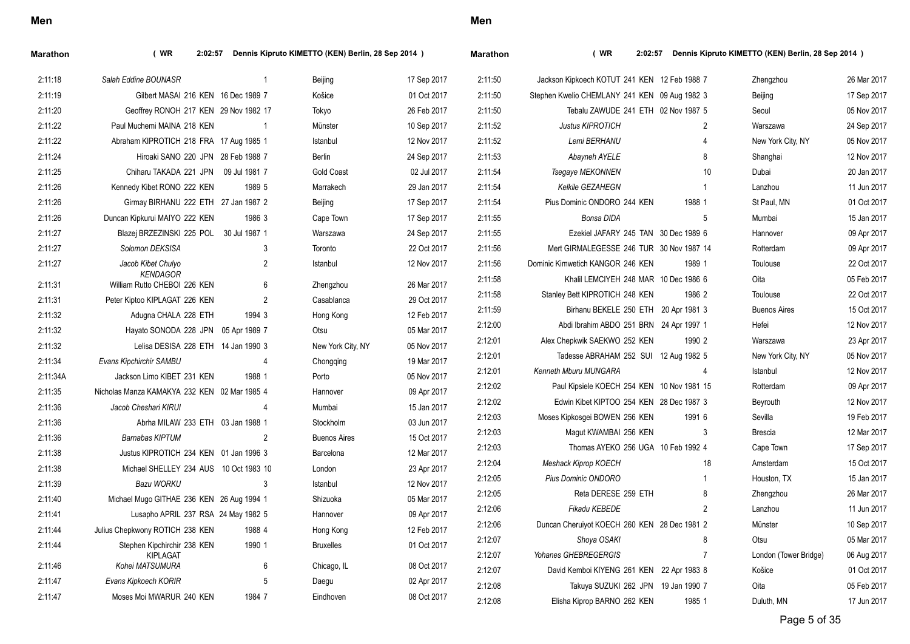## Men

### Marathon ( WR 2:02:57 Dennis Kipruto KIMETTO (KEN) Berlin, 28 Sep 2014 )

| Mark | Athlete | Rank | Nat | DOB | Pos | Venue | Date |
|---|---|---|---|---|---|---|---|
| 2:11:18 | *Salah Eddine BOUNASR* | | | | 1 | Beijing | 17 Sep 2017 |
| 2:11:19 | Gilbert MASAI | 216 | KEN | 16 Dec 1989 | 7 | Košice | 01 Oct 2017 |
| 2:11:20 | Geoffrey RONOH | 217 | KEN | 29 Nov 1982 | 17 | Tokyo | 26 Feb 2017 |
| 2:11:22 | Paul Muchemi MAINA | 218 | KEN | | 1 | Münster | 10 Sep 2017 |
| 2:11:22 | Abraham KIPROTICH | 218 | FRA | 17 Aug 1985 | 1 | Istanbul | 12 Nov 2017 |
| 2:11:24 | Hiroaki SANO | 220 | JPN | 28 Feb 1988 | 7 | Berlin | 24 Sep 2017 |
| 2:11:25 | Chiharu TAKADA | 221 | JPN | 09 Jul 1981 | 7 | Gold Coast | 02 Jul 2017 |
| 2:11:26 | Kennedy Kibet RONO | 222 | KEN | 1989 | 5 | Marrakech | 29 Jan 2017 |
| 2:11:26 | Girmay BIRHANU | 222 | ETH | 27 Jan 1987 | 2 | Beijing | 17 Sep 2017 |
| 2:11:26 | Duncan Kipkurui MAIYO | 222 | KEN | 1986 | 3 | Cape Town | 17 Sep 2017 |
| 2:11:27 | Blazej BRZEZINSKI | 225 | POL | 30 Jul 1987 | 1 | Warszawa | 24 Sep 2017 |
| 2:11:27 | *Solomon DEKSISA* | | | | 3 | Toronto | 22 Oct 2017 |
| 2:11:27 | *Jacob Kibet Chulyo KENDAGOR* | | | | 2 | Istanbul | 12 Nov 2017 |
| 2:11:31 | William Rutto CHEBOI | 226 | KEN | | 6 | Zhengzhou | 26 Mar 2017 |
| 2:11:31 | Peter Kiptoo KIPLAGAT | 226 | KEN | | 2 | Casablanca | 29 Oct 2017 |
| 2:11:32 | Adugna CHALA | 228 | ETH | 1994 | 3 | Hong Kong | 12 Feb 2017 |
| 2:11:32 | Hayato SONODA | 228 | JPN | 05 Apr 1989 | 7 | Otsu | 05 Mar 2017 |
| 2:11:32 | Lelisa DESISA | 228 | ETH | 14 Jan 1990 | 3 | New York City, NY | 05 Nov 2017 |
| 2:11:34 | *Evans Kipchirchir SAMBU* | | | | 4 | Chongqing | 19 Mar 2017 |
| 2:11:34A | Jackson Limo KIBET | 231 | KEN | 1988 | 1 | Porto | 05 Nov 2017 |
| 2:11:35 | Nicholas Manza KAMAKYA | 232 | KEN | 02 Mar 1985 | 4 | Hannover | 09 Apr 2017 |
| 2:11:36 | *Jacob Cheshari KIRUI* | | | | 4 | Mumbai | 15 Jan 2017 |
| 2:11:36 | Abrha MILAW | 233 | ETH | 03 Jan 1988 | 1 | Stockholm | 03 Jun 2017 |
| 2:11:36 | *Barnabas KIPTUM* | | | | 2 | Buenos Aires | 15 Oct 2017 |
| 2:11:38 | Justus KIPROTICH | 234 | KEN | 01 Jan 1996 | 3 | Barcelona | 12 Mar 2017 |
| 2:11:38 | Michael SHELLEY | 234 | AUS | 10 Oct 1983 | 10 | London | 23 Apr 2017 |
| 2:11:39 | *Bazu WORKU* | | | | 3 | Istanbul | 12 Nov 2017 |
| 2:11:40 | Michael Mugo GITHAE | 236 | KEN | 26 Aug 1994 | 1 | Shizuoka | 05 Mar 2017 |
| 2:11:41 | Lusapho APRIL | 237 | RSA | 24 May 1982 | 5 | Hannover | 09 Apr 2017 |
| 2:11:44 | Julius Chepkwony ROTICH | 238 | KEN | 1988 | 4 | Hong Kong | 12 Feb 2017 |
| 2:11:44 | Stephen Kipchirchir KIPLAGAT | 238 | KEN | 1990 | 1 | Bruxelles | 01 Oct 2017 |
| 2:11:46 | *Kohei MATSUMURA* | | | | 6 | Chicago, IL | 08 Oct 2017 |
| 2:11:47 | *Evans Kipkoech KORIR* | | | | 5 | Daegu | 02 Apr 2017 |
| 2:11:47 | Moses Moi MWARUR | 240 | KEN | 1984 | 7 | Eindhoven | 08 Oct 2017 |
| 2:11:50 | Jackson Kipkoech KOTUT | 241 | KEN | 12 Feb 1988 | 7 | Zhengzhou | 26 Mar 2017 |
| 2:11:50 | Stephen Kwelio CHEMLANY | 241 | KEN | 09 Aug 1982 | 3 | Beijing | 17 Sep 2017 |
| 2:11:50 | Tebalu ZAWUDE | 241 | ETH | 02 Nov 1987 | 5 | Seoul | 05 Nov 2017 |
| 2:11:52 | *Justus KIPROTICH* | | | | 2 | Warszawa | 24 Sep 2017 |
| 2:11:52 | *Lemi BERHANU* | | | | 4 | New York City, NY | 05 Nov 2017 |
| 2:11:53 | *Abayneh AYELE* | | | | 8 | Shanghai | 12 Nov 2017 |
| 2:11:54 | *Tsegaye MEKONNEN* | | | | 10 | Dubai | 20 Jan 2017 |
| 2:11:54 | *Kelkile GEZAHEGN* | | | | 1 | Lanzhou | 11 Jun 2017 |
| 2:11:54 | Pius Dominic ONDORO | 244 | KEN | 1988 | 1 | St Paul, MN | 01 Oct 2017 |
| 2:11:55 | *Bonsa DIDA* | | | | 5 | Mumbai | 15 Jan 2017 |
| 2:11:55 | Ezekiel JAFARY | 245 | TAN | 30 Dec 1989 | 6 | Hannover | 09 Apr 2017 |
| 2:11:56 | Mert GIRMALEGESSE | 246 | TUR | 30 Nov 1987 | 14 | Rotterdam | 09 Apr 2017 |
| 2:11:56 | Dominic Kimwetich KANGOR | 246 | KEN | 1989 | 1 | Toulouse | 22 Oct 2017 |
| 2:11:58 | Khalil LEMCIYEH | 248 | MAR | 10 Dec 1986 | 6 | Oita | 05 Feb 2017 |
| 2:11:58 | Stanley Bett KIPROTICH | 248 | KEN | 1986 | 2 | Toulouse | 22 Oct 2017 |
| 2:11:59 | Birhanu BEKELE | 250 | ETH | 20 Apr 1981 | 3 | Buenos Aires | 15 Oct 2017 |
| 2:12:00 | Abdi Ibrahim ABDO | 251 | BRN | 24 Apr 1997 | 1 | Hefei | 12 Nov 2017 |
| 2:12:01 | Alex Chepkwik SAEKWO | 252 | KEN | 1990 | 2 | Warszawa | 23 Apr 2017 |
| 2:12:01 | Tadesse ABRAHAM | 252 | SUI | 12 Aug 1982 | 5 | New York City, NY | 05 Nov 2017 |
| 2:12:01 | *Kenneth Mburu MUNGARA* | | | | 4 | Istanbul | 12 Nov 2017 |
| 2:12:02 | Paul Kipsiele KOECH | 254 | KEN | 10 Nov 1981 | 15 | Rotterdam | 09 Apr 2017 |
| 2:12:02 | Edwin Kibet KIPTOO | 254 | KEN | 28 Dec 1987 | 3 | Beyrouth | 12 Nov 2017 |
| 2:12:03 | Moses Kipkosgei BOWEN | 256 | KEN | 1991 | 6 | Sevilla | 19 Feb 2017 |
| 2:12:03 | Magut KWAMBAI | 256 | KEN | | 3 | Brescia | 12 Mar 2017 |
| 2:12:03 | Thomas AYEKO | 256 | UGA | 10 Feb 1992 | 4 | Cape Town | 17 Sep 2017 |
| 2:12:04 | *Meshack Kiprop KOECH* | | | | 18 | Amsterdam | 15 Oct 2017 |
| 2:12:05 | *Pius Dominic ONDORO* | | | | 1 | Houston, TX | 15 Jan 2017 |
| 2:12:05 | Reta DERESE | 259 | ETH | | 8 | Zhengzhou | 26 Mar 2017 |
| 2:12:06 | *Fikadu KEBEDE* | | | | 2 | Lanzhou | 11 Jun 2017 |
| 2:12:06 | Duncan Cheruiyot KOECH | 260 | KEN | 28 Dec 1981 | 2 | Münster | 10 Sep 2017 |
| 2:12:07 | *Shoya OSAKI* | | | | 8 | Otsu | 05 Mar 2017 |
| 2:12:07 | *Yohanes GHEBREGERGIS* | | | | 7 | London (Tower Bridge) | 06 Aug 2017 |
| 2:12:07 | David Kemboi KIYENG | 261 | KEN | 22 Apr 1983 | 8 | Košice | 01 Oct 2017 |
| 2:12:08 | Takuya SUZUKI | 262 | JPN | 19 Jan 1990 | 7 | Oita | 05 Feb 2017 |
| 2:12:08 | Elisha Kiprop BARNO | 262 | KEN | 1985 | 1 | Duluth, MN | 17 Jun 2017 |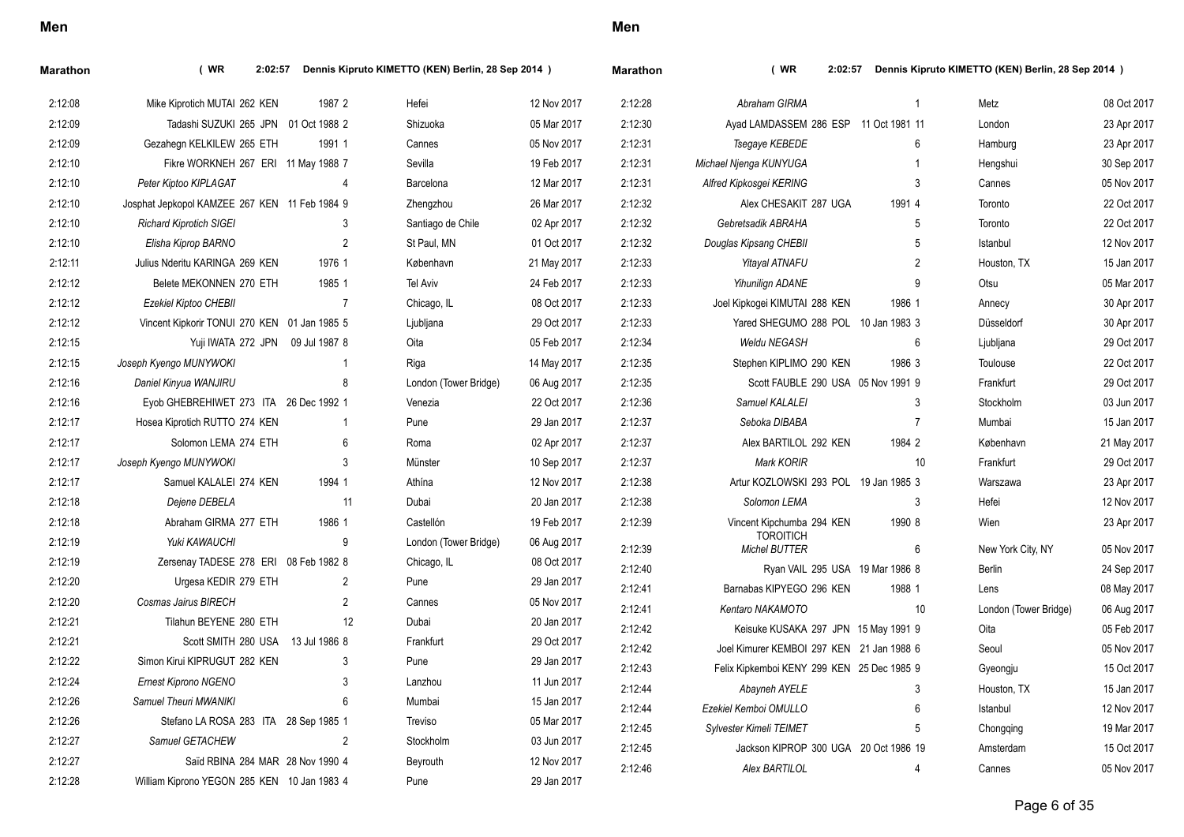## Men

### Marathon ( WR 2:02:57 Dennis Kipruto KIMETTO (KEN) Berlin, 28 Sep 2014 )

| Time | Athlete | Rank | Nat | DOB | Pl | Venue | Date |
|---|---|---|---|---|---|---|---|
| 2:12:08 | Mike Kiprotich MUTAI | 262 | KEN | 1987 | 2 | Hefei | 12 Nov 2017 |
| 2:12:09 | Tadashi SUZUKI | 265 | JPN | 01 Oct 1988 | 2 | Shizuoka | 05 Mar 2017 |
| 2:12:09 | Gezahegn KELKILEW | 265 | ETH | 1991 | 1 | Cannes | 05 Nov 2017 |
| 2:12:10 | Fikre WORKNEH | 267 | ERI | 11 May 1988 | 7 | Sevilla | 19 Feb 2017 |
| 2:12:10 | *Peter Kiptoo KIPLAGAT* | | | | 4 | Barcelona | 12 Mar 2017 |
| 2:12:10 | Josphat Jepkopol KAMZEE | 267 | KEN | 11 Feb 1984 | 9 | Zhengzhou | 26 Mar 2017 |
| 2:12:10 | *Richard Kiprotich SIGEI* | | | | 3 | Santiago de Chile | 02 Apr 2017 |
| 2:12:10 | *Elisha Kiprop BARNO* | | | | 2 | St Paul, MN | 01 Oct 2017 |
| 2:12:11 | Julius Nderitu KARINGA | 269 | KEN | 1976 | 1 | København | 21 May 2017 |
| 2:12:12 | Belete MEKONNEN | 270 | ETH | 1985 | 1 | Tel Aviv | 24 Feb 2017 |
| 2:12:12 | *Ezekiel Kiptoo CHEBII* | | | | 7 | Chicago, IL | 08 Oct 2017 |
| 2:12:12 | Vincent Kipkorir TONUI | 270 | KEN | 01 Jan 1985 | 5 | Ljubljana | 29 Oct 2017 |
| 2:12:15 | Yuji IWATA | 272 | JPN | 09 Jul 1987 | 8 | Oita | 05 Feb 2017 |
| 2:12:15 | *Joseph Kyengo MUNYWOKI* | | | | 1 | Riga | 14 May 2017 |
| 2:12:16 | *Daniel Kinyua WANJIRU* | | | | 8 | London (Tower Bridge) | 06 Aug 2017 |
| 2:12:16 | Eyob GHEBREHIWET | 273 | ITA | 26 Dec 1992 | 1 | Venezia | 22 Oct 2017 |
| 2:12:17 | Hosea Kiprotich RUTTO | 274 | KEN | | 1 | Pune | 29 Jan 2017 |
| 2:12:17 | Solomon LEMA | 274 | ETH | | 6 | Roma | 02 Apr 2017 |
| 2:12:17 | *Joseph Kyengo MUNYWOKI* | | | | 3 | Münster | 10 Sep 2017 |
| 2:12:17 | Samuel KALALEI | 274 | KEN | 1994 | 1 | Athína | 12 Nov 2017 |
| 2:12:18 | *Dejene DEBELA* | | | | 11 | Dubai | 20 Jan 2017 |
| 2:12:18 | Abraham GIRMA | 277 | ETH | 1986 | 1 | Castellón | 19 Feb 2017 |
| 2:12:19 | *Yuki KAWAUCHI* | | | | 9 | London (Tower Bridge) | 06 Aug 2017 |
| 2:12:19 | Zersenay TADESE | 278 | ERI | 08 Feb 1982 | 8 | Chicago, IL | 08 Oct 2017 |
| 2:12:20 | Urgesa KEDIR | 279 | ETH | | 2 | Pune | 29 Jan 2017 |
| 2:12:20 | *Cosmas Jairus BIRECH* | | | | 2 | Cannes | 05 Nov 2017 |
| 2:12:21 | Tilahun BEYENE | 280 | ETH | | 12 | Dubai | 20 Jan 2017 |
| 2:12:21 | Scott SMITH | 280 | USA | 13 Jul 1986 | 8 | Frankfurt | 29 Oct 2017 |
| 2:12:22 | Simon Kirui KIPRUGUT | 282 | KEN | | 3 | Pune | 29 Jan 2017 |
| 2:12:24 | *Ernest Kiprono NGENO* | | | | 3 | Lanzhou | 11 Jun 2017 |
| 2:12:26 | *Samuel Theuri MWANIKI* | | | | 6 | Mumbai | 15 Jan 2017 |
| 2:12:26 | Stefano LA ROSA | 283 | ITA | 28 Sep 1985 | 1 | Treviso | 05 Mar 2017 |
| 2:12:27 | *Samuel GETACHEW* | | | | 2 | Stockholm | 03 Jun 2017 |
| 2:12:27 | Saïd RBINA | 284 | MAR | 28 Nov 1990 | 4 | Beyrouth | 12 Nov 2017 |
| 2:12:28 | William Kiprono YEGON | 285 | KEN | 10 Jan 1983 | 4 | Pune | 29 Jan 2017 |
| 2:12:28 | *Abraham GIRMA* | | | | 1 | Metz | 08 Oct 2017 |
| 2:12:30 | Ayad LAMDASSEM | 286 | ESP | 11 Oct 1981 | 11 | London | 23 Apr 2017 |
| 2:12:31 | *Tsegaye KEBEDE* | | | | 6 | Hamburg | 23 Apr 2017 |
| 2:12:31 | *Michael Njenga KUNYUGA* | | | | 1 | Hengshui | 30 Sep 2017 |
| 2:12:31 | *Alfred Kipkosgei KERING* | | | | 3 | Cannes | 05 Nov 2017 |
| 2:12:32 | Alex CHESAKIT | 287 | UGA | 1991 | 4 | Toronto | 22 Oct 2017 |
| 2:12:32 | *Gebretsadik ABRAHA* | | | | 5 | Toronto | 22 Oct 2017 |
| 2:12:32 | *Douglas Kipsang CHEBII* | | | | 5 | Istanbul | 12 Nov 2017 |
| 2:12:33 | *Yitayal ATNAFU* | | | | 2 | Houston, TX | 15 Jan 2017 |
| 2:12:33 | *Yihunilign ADANE* | | | | 9 | Otsu | 05 Mar 2017 |
| 2:12:33 | Joel Kipkogei KIMUTAI | 288 | KEN | 1986 | 1 | Annecy | 30 Apr 2017 |
| 2:12:33 | Yared SHEGUMO | 288 | POL | 10 Jan 1983 | 3 | Düsseldorf | 30 Apr 2017 |
| 2:12:34 | *Weldu NEGASH* | | | | 6 | Ljubljana | 29 Oct 2017 |
| 2:12:35 | Stephen KIPLIMO | 290 | KEN | 1986 | 3 | Toulouse | 22 Oct 2017 |
| 2:12:35 | Scott FAUBLE | 290 | USA | 05 Nov 1991 | 9 | Frankfurt | 29 Oct 2017 |
| 2:12:36 | *Samuel KALALEI* | | | | 3 | Stockholm | 03 Jun 2017 |
| 2:12:37 | *Seboka DIBABA* | | | | 7 | Mumbai | 15 Jan 2017 |
| 2:12:37 | Alex BARTILOL | 292 | KEN | 1984 | 2 | København | 21 May 2017 |
| 2:12:37 | *Mark KORIR* | | | | 10 | Frankfurt | 29 Oct 2017 |
| 2:12:38 | Artur KOZLOWSKI | 293 | POL | 19 Jan 1985 | 3 | Warszawa | 23 Apr 2017 |
| 2:12:38 | *Solomon LEMA* | | | | 3 | Hefei | 12 Nov 2017 |
| 2:12:39 | Vincent Kipchumba TOROITICH | 294 | KEN | 1990 | 8 | Wien | 23 Apr 2017 |
| 2:12:39 | *Michel BUTTER* | | | | 6 | New York City, NY | 05 Nov 2017 |
| 2:12:40 | Ryan VAIL | 295 | USA | 19 Mar 1986 | 8 | Berlin | 24 Sep 2017 |
| 2:12:41 | Barnabas KIPYEGO | 296 | KEN | 1988 | 1 | Lens | 08 May 2017 |
| 2:12:41 | *Kentaro NAKAMOTO* | | | | 10 | London (Tower Bridge) | 06 Aug 2017 |
| 2:12:42 | Keisuke KUSAKA | 297 | JPN | 15 May 1991 | 9 | Oita | 05 Feb 2017 |
| 2:12:42 | Joel Kimurer KEMBOI | 297 | KEN | 21 Jan 1988 | 6 | Seoul | 05 Nov 2017 |
| 2:12:43 | Felix Kipkemboi KENY | 299 | KEN | 25 Dec 1985 | 9 | Gyeongju | 15 Oct 2017 |
| 2:12:44 | *Abayneh AYELE* | | | | 3 | Houston, TX | 15 Jan 2017 |
| 2:12:44 | *Ezekiel Kemboi OMULLO* | | | | 6 | Istanbul | 12 Nov 2017 |
| 2:12:45 | *Sylvester Kimeli TEIMET* | | | | 5 | Chongqing | 19 Mar 2017 |
| 2:12:45 | Jackson KIPROP | 300 | UGA | 20 Oct 1986 | 19 | Amsterdam | 15 Oct 2017 |
| 2:12:46 | *Alex BARTILOL* | | | | 4 | Cannes | 05 Nov 2017 |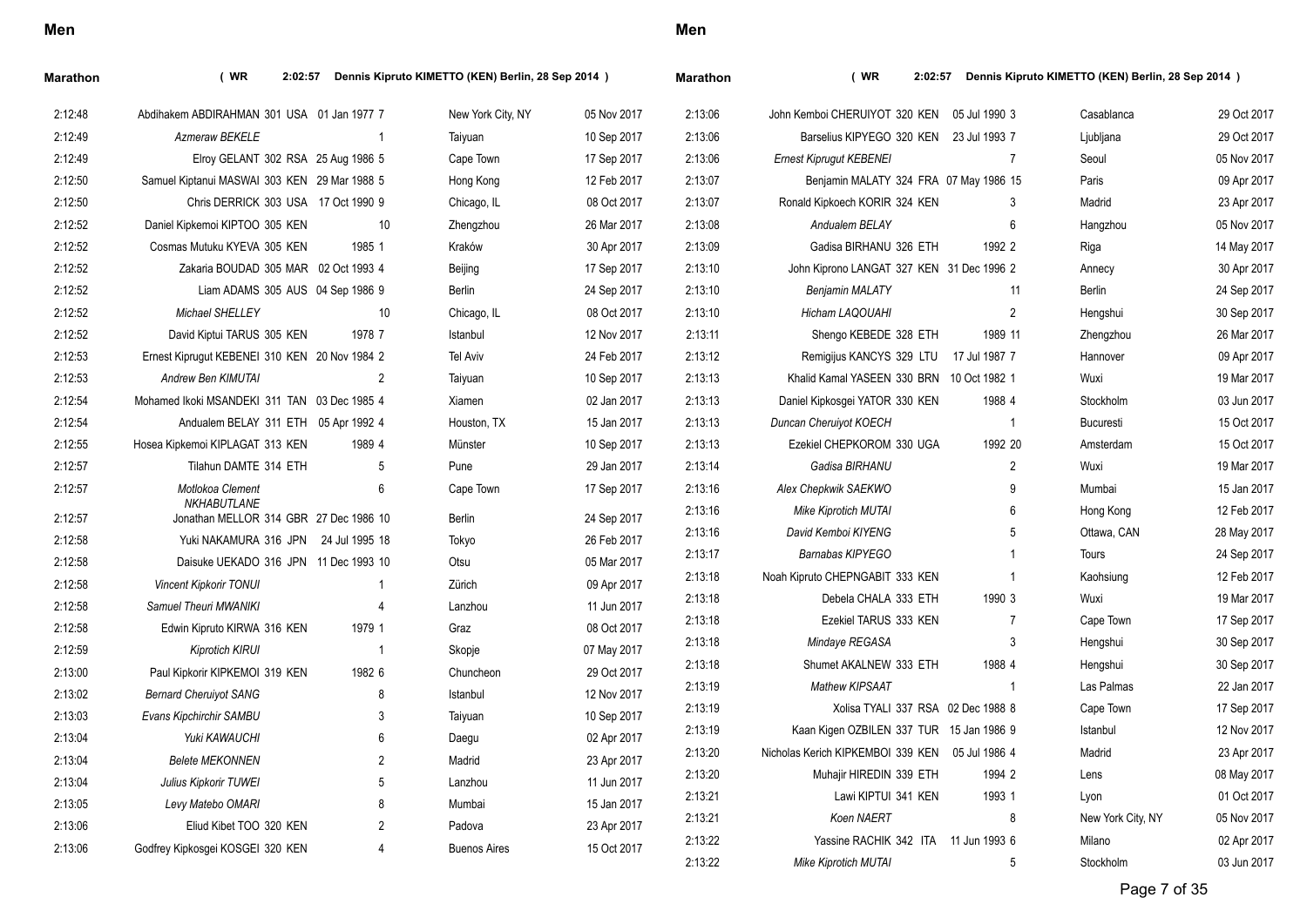## Men

**Marathon** ( WR 2:02:57 Dennis Kipruto KIMETTO (KEN) Berlin, 28 Sep 2014 )

| Mark | Athlete | Pos | Nat | DOB | Place | Venue | Date |
|---|---|---|---|---|---|---|---|
| 2:12:48 | Abdihakem ABDIRAHMAN | 301 | USA | 01 Jan 1977 | 7 | New York City, NY | 05 Nov 2017 |
| 2:12:49 | *Azmeraw BEKELE* | | | | 1 | Taiyuan | 10 Sep 2017 |
| 2:12:49 | Elroy GELANT | 302 | RSA | 25 Aug 1986 | 5 | Cape Town | 17 Sep 2017 |
| 2:12:50 | Samuel Kiptanui MASWAI | 303 | KEN | 29 Mar 1988 | 5 | Hong Kong | 12 Feb 2017 |
| 2:12:50 | Chris DERRICK | 303 | USA | 17 Oct 1990 | 9 | Chicago, IL | 08 Oct 2017 |
| 2:12:52 | Daniel Kipkemoi KIPTOO | 305 | KEN | | 10 | Zhengzhou | 26 Mar 2017 |
| 2:12:52 | Cosmas Mutuku KYEVA | 305 | KEN | 1985 | 1 | Kraków | 30 Apr 2017 |
| 2:12:52 | Zakaria BOUDAD | 305 | MAR | 02 Oct 1993 | 4 | Beijing | 17 Sep 2017 |
| 2:12:52 | Liam ADAMS | 305 | AUS | 04 Sep 1986 | 9 | Berlin | 24 Sep 2017 |
| 2:12:52 | *Michael SHELLEY* | | | | 10 | Chicago, IL | 08 Oct 2017 |
| 2:12:52 | David Kiptui TARUS | 305 | KEN | 1978 | 7 | Istanbul | 12 Nov 2017 |
| 2:12:53 | Ernest Kiprugut KEBENEI | 310 | KEN | 20 Nov 1984 | 2 | Tel Aviv | 24 Feb 2017 |
| 2:12:53 | *Andrew Ben KIMUTAI* | | | | 2 | Taiyuan | 10 Sep 2017 |
| 2:12:54 | Mohamed Ikoki MSANDEKI | 311 | TAN | 03 Dec 1985 | 4 | Xiamen | 02 Jan 2017 |
| 2:12:54 | Andualem BELAY | 311 | ETH | 05 Apr 1992 | 4 | Houston, TX | 15 Jan 2017 |
| 2:12:55 | Hosea Kipkemoi KIPLAGAT | 313 | KEN | 1989 | 4 | Münster | 10 Sep 2017 |
| 2:12:57 | Tilahun DAMTE | 314 | ETH | | 5 | Pune | 29 Jan 2017 |
| 2:12:57 | *Motlokoa Clement NKHABUTLANE* | | | | 6 | Cape Town | 17 Sep 2017 |
| 2:12:57 | Jonathan MELLOR | 314 | GBR | 27 Dec 1986 | 10 | Berlin | 24 Sep 2017 |
| 2:12:58 | Yuki NAKAMURA | 316 | JPN | 24 Jul 1995 | 18 | Tokyo | 26 Feb 2017 |
| 2:12:58 | Daisuke UEKADO | 316 | JPN | 11 Dec 1993 | 10 | Otsu | 05 Mar 2017 |
| 2:12:58 | *Vincent Kipkorir TONUI* | | | | 1 | Zürich | 09 Apr 2017 |
| 2:12:58 | *Samuel Theuri MWANIKI* | | | | 4 | Lanzhou | 11 Jun 2017 |
| 2:12:58 | Edwin Kipruto KIRWA | 316 | KEN | 1979 | 1 | Graz | 08 Oct 2017 |
| 2:12:59 | *Kiprotich KIRUI* | | | | 1 | Skopje | 07 May 2017 |
| 2:13:00 | Paul Kipkorir KIPKEMOI | 319 | KEN | 1982 | 6 | Chuncheon | 29 Oct 2017 |
| 2:13:02 | *Bernard Cheruiyot SANG* | | | | 8 | Istanbul | 12 Nov 2017 |
| 2:13:03 | *Evans Kipchirchir SAMBU* | | | | 3 | Taiyuan | 10 Sep 2017 |
| 2:13:04 | *Yuki KAWAUCHI* | | | | 6 | Daegu | 02 Apr 2017 |
| 2:13:04 | *Belete MEKONNEN* | | | | 2 | Madrid | 23 Apr 2017 |
| 2:13:04 | *Julius Kipkorir TUWEI* | | | | 5 | Lanzhou | 11 Jun 2017 |
| 2:13:05 | *Levy Matebo OMARI* | | | | 8 | Mumbai | 15 Jan 2017 |
| 2:13:06 | Eliud Kibet TOO | 320 | KEN | | 2 | Padova | 23 Apr 2017 |
| 2:13:06 | Godfrey Kipkosgei KOSGEI | 320 | KEN | | 4 | Buenos Aires | 15 Oct 2017 |
| 2:13:06 | John Kemboi CHERUIYOT | 320 | KEN | 05 Jul 1990 | 3 | Casablanca | 29 Oct 2017 |
| 2:13:06 | Barselius KIPYEGO | 320 | KEN | 23 Jul 1993 | 7 | Ljubljana | 29 Oct 2017 |
| 2:13:06 | *Ernest Kiprugut KEBENEI* | | | | 7 | Seoul | 05 Nov 2017 |
| 2:13:07 | Benjamin MALATY | 324 | FRA | 07 May 1986 | 15 | Paris | 09 Apr 2017 |
| 2:13:07 | Ronald Kipkoech KORIR | 324 | KEN | | 3 | Madrid | 23 Apr 2017 |
| 2:13:08 | *Andualem BELAY* | | | | 6 | Hangzhou | 05 Nov 2017 |
| 2:13:09 | Gadisa BIRHANU | 326 | ETH | 1992 | 2 | Riga | 14 May 2017 |
| 2:13:10 | John Kiprono LANGAT | 327 | KEN | 31 Dec 1996 | 2 | Annecy | 30 Apr 2017 |
| 2:13:10 | *Benjamin MALATY* | | | | 11 | Berlin | 24 Sep 2017 |
| 2:13:10 | *Hicham LAQOUAHI* | | | | 2 | Hengshui | 30 Sep 2017 |
| 2:13:11 | Shengo KEBEDE | 328 | ETH | 1989 | 11 | Zhengzhou | 26 Mar 2017 |
| 2:13:12 | Remigijus KANCYS | 329 | LTU | 17 Jul 1987 | 7 | Hannover | 09 Apr 2017 |
| 2:13:13 | Khalid Kamal YASEEN | 330 | BRN | 10 Oct 1982 | 1 | Wuxi | 19 Mar 2017 |
| 2:13:13 | Daniel Kipkosgei YATOR | 330 | KEN | 1988 | 4 | Stockholm | 03 Jun 2017 |
| 2:13:13 | *Duncan Cheruiyot KOECH* | | | | 1 | Bucuresti | 15 Oct 2017 |
| 2:13:13 | Ezekiel CHEPKOROM | 330 | UGA | 1992 | 20 | Amsterdam | 15 Oct 2017 |
| 2:13:14 | *Gadisa BIRHANU* | | | | 2 | Wuxi | 19 Mar 2017 |
| 2:13:16 | *Alex Chepkwik SAEKWO* | | | | 9 | Mumbai | 15 Jan 2017 |
| 2:13:16 | *Mike Kiprotich MUTAI* | | | | 6 | Hong Kong | 12 Feb 2017 |
| 2:13:16 | *David Kemboi KIYENG* | | | | 5 | Ottawa, CAN | 28 May 2017 |
| 2:13:17 | *Barnabas KIPYEGO* | | | | 1 | Tours | 24 Sep 2017 |
| 2:13:18 | Noah Kipruto CHEPNGABIT | 333 | KEN | | 1 | Kaohsiung | 12 Feb 2017 |
| 2:13:18 | Debela CHALA | 333 | ETH | 1990 | 3 | Wuxi | 19 Mar 2017 |
| 2:13:18 | Ezekiel TARUS | 333 | KEN | | 7 | Cape Town | 17 Sep 2017 |
| 2:13:18 | *Mindaye REGASA* | | | | 3 | Hengshui | 30 Sep 2017 |
| 2:13:18 | Shumet AKALNEW | 333 | ETH | 1988 | 4 | Hengshui | 30 Sep 2017 |
| 2:13:19 | *Mathew KIPSAAT* | | | | 1 | Las Palmas | 22 Jan 2017 |
| 2:13:19 | Xolisa TYALI | 337 | RSA | 02 Dec 1988 | 8 | Cape Town | 17 Sep 2017 |
| 2:13:19 | Kaan Kigen OZBILEN | 337 | TUR | 15 Jan 1986 | 9 | Istanbul | 12 Nov 2017 |
| 2:13:20 | Nicholas Kerich KIPKEMBOI | 339 | KEN | 05 Jul 1986 | 4 | Madrid | 23 Apr 2017 |
| 2:13:20 | Muhajir HIREDIN | 339 | ETH | 1994 | 2 | Lens | 08 May 2017 |
| 2:13:21 | Lawi KIPTUI | 341 | KEN | 1993 | 1 | Lyon | 01 Oct 2017 |
| 2:13:21 | *Koen NAERT* | | | | 8 | New York City, NY | 05 Nov 2017 |
| 2:13:22 | Yassine RACHIK | 342 | ITA | 11 Jun 1993 | 6 | Milano | 02 Apr 2017 |
| 2:13:22 | *Mike Kiprotich MUTAI* | | | | 5 | Stockholm | 03 Jun 2017 |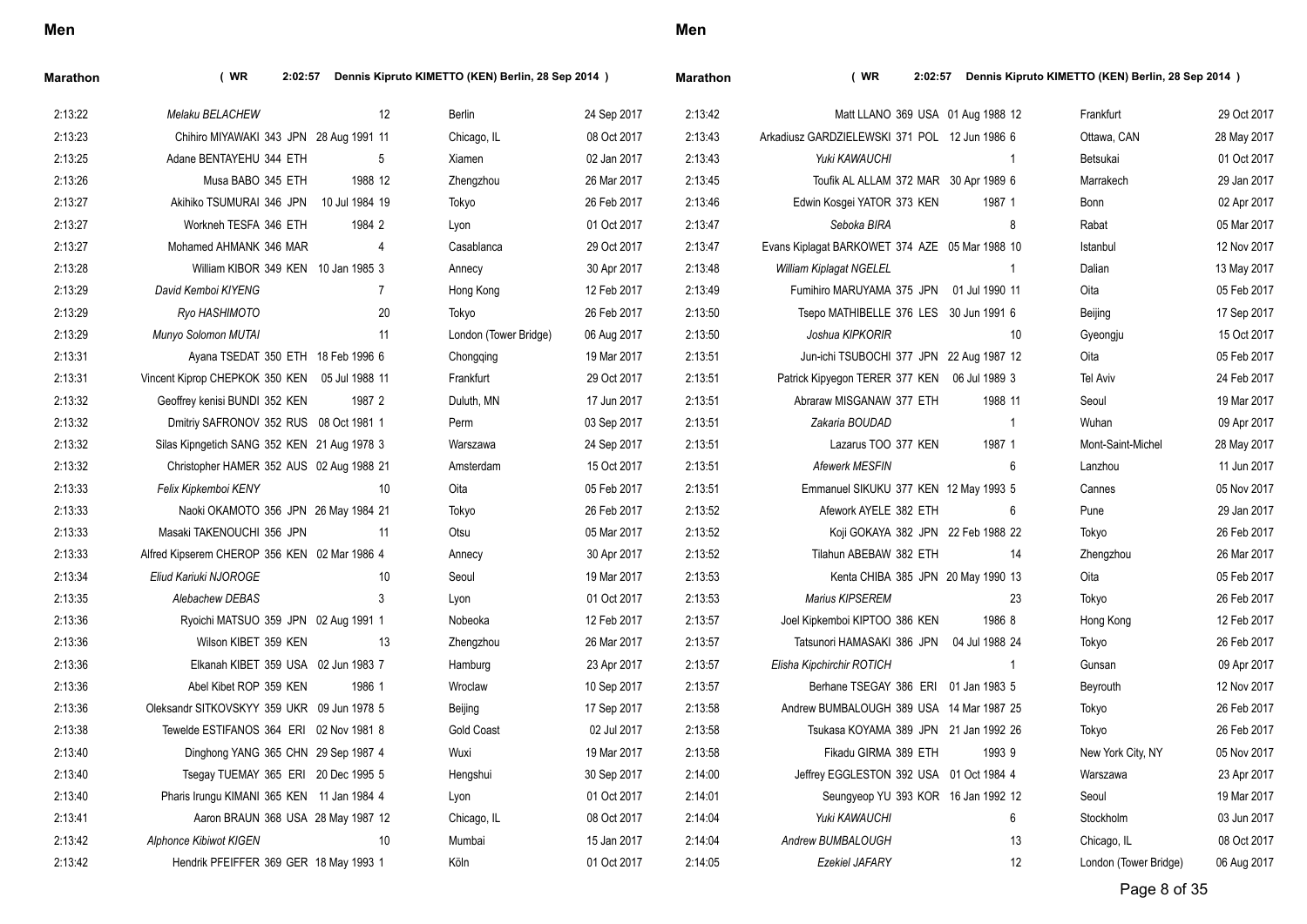## Men

**Marathon** ( WR 2:02:57 Dennis Kipruto KIMETTO (KEN) Berlin, 28 Sep 2014 )

| Mark | Athlete | Rank | Nat | DOB | Pos | Venue | Date |
|---|---|---|---|---|---|---|---|
| 2:13:22 | *Melaku BELACHEW* | | | | 12 | Berlin | 24 Sep 2017 |
| 2:13:23 | Chihiro MIYAWAKI | 343 | JPN | 28 Aug 1991 | 11 | Chicago, IL | 08 Oct 2017 |
| 2:13:25 | Adane BENTAYEHU | 344 | ETH | | 5 | Xiamen | 02 Jan 2017 |
| 2:13:26 | Musa BABO | 345 | ETH | 1988 | 12 | Zhengzhou | 26 Mar 2017 |
| 2:13:27 | Akihiko TSUMURAI | 346 | JPN | 10 Jul 1984 | 19 | Tokyo | 26 Feb 2017 |
| 2:13:27 | Workneh TESFA | 346 | ETH | 1984 | 2 | Lyon | 01 Oct 2017 |
| 2:13:27 | Mohamed AHMANK | 346 | MAR | | 4 | Casablanca | 29 Oct 2017 |
| 2:13:28 | William KIBOR | 349 | KEN | 10 Jan 1985 | 3 | Annecy | 30 Apr 2017 |
| 2:13:29 | *David Kemboi KIYENG* | | | | 7 | Hong Kong | 12 Feb 2017 |
| 2:13:29 | *Ryo HASHIMOTO* | | | | 20 | Tokyo | 26 Feb 2017 |
| 2:13:29 | *Munyo Solomon MUTAI* | | | | 11 | London (Tower Bridge) | 06 Aug 2017 |
| 2:13:31 | Ayana TSEDAT | 350 | ETH | 18 Feb 1996 | 6 | Chongqing | 19 Mar 2017 |
| 2:13:31 | Vincent Kiprop CHEPKOK | 350 | KEN | 05 Jul 1988 | 11 | Frankfurt | 29 Oct 2017 |
| 2:13:32 | Geoffrey kenisi BUNDI | 352 | KEN | 1987 | 2 | Duluth, MN | 17 Jun 2017 |
| 2:13:32 | Dmitriy SAFRONOV | 352 | RUS | 08 Oct 1981 | 1 | Perm | 03 Sep 2017 |
| 2:13:32 | Silas Kipngetich SANG | 352 | KEN | 21 Aug 1978 | 3 | Warszawa | 24 Sep 2017 |
| 2:13:32 | Christopher HAMER | 352 | AUS | 02 Aug 1988 | 21 | Amsterdam | 15 Oct 2017 |
| 2:13:33 | *Felix Kipkemboi KENY* | | | | 10 | Oita | 05 Feb 2017 |
| 2:13:33 | Naoki OKAMOTO | 356 | JPN | 26 May 1984 | 21 | Tokyo | 26 Feb 2017 |
| 2:13:33 | Masaki TAKENOUCHI | 356 | JPN | | 11 | Otsu | 05 Mar 2017 |
| 2:13:33 | Alfred Kipserem CHEROP | 356 | KEN | 02 Mar 1986 | 4 | Annecy | 30 Apr 2017 |
| 2:13:34 | *Eliud Kariuki NJOROGE* | | | | 10 | Seoul | 19 Mar 2017 |
| 2:13:35 | *Alebachew DEBAS* | | | | 3 | Lyon | 01 Oct 2017 |
| 2:13:36 | Ryoichi MATSUO | 359 | JPN | 02 Aug 1991 | 1 | Nobeoka | 12 Feb 2017 |
| 2:13:36 | Wilson KIBET | 359 | KEN | | 13 | Zhengzhou | 26 Mar 2017 |
| 2:13:36 | Elkanah KIBET | 359 | USA | 02 Jun 1983 | 7 | Hamburg | 23 Apr 2017 |
| 2:13:36 | Abel Kibet ROP | 359 | KEN | 1986 | 1 | Wroclaw | 10 Sep 2017 |
| 2:13:36 | Oleksandr SITKOVSKYY | 359 | UKR | 09 Jun 1978 | 5 | Beijing | 17 Sep 2017 |
| 2:13:38 | Tewelde ESTIFANOS | 364 | ERI | 02 Nov 1981 | 8 | Gold Coast | 02 Jul 2017 |
| 2:13:40 | Dinghong YANG | 365 | CHN | 29 Sep 1987 | 4 | Wuxi | 19 Mar 2017 |
| 2:13:40 | Tsegay TUEMAY | 365 | ERI | 20 Dec 1995 | 5 | Hengshui | 30 Sep 2017 |
| 2:13:40 | Pharis Irungu KIMANI | 365 | KEN | 11 Jan 1984 | 4 | Lyon | 01 Oct 2017 |
| 2:13:41 | Aaron BRAUN | 368 | USA | 28 May 1987 | 12 | Chicago, IL | 08 Oct 2017 |
| 2:13:42 | *Alphonce Kibiwot KIGEN* | | | | 10 | Mumbai | 15 Jan 2017 |
| 2:13:42 | Hendrik PFEIFFER | 369 | GER | 18 May 1993 | 1 | Köln | 01 Oct 2017 |
| 2:13:42 | Matt LLANO | 369 | USA | 01 Aug 1988 | 12 | Frankfurt | 29 Oct 2017 |
| 2:13:43 | Arkadiusz GARDZIELEWSKI | 371 | POL | 12 Jun 1986 | 6 | Ottawa, CAN | 28 May 2017 |
| 2:13:43 | *Yuki KAWAUCHI* | | | | 1 | Betsukai | 01 Oct 2017 |
| 2:13:45 | Toufik AL ALLAM | 372 | MAR | 30 Apr 1989 | 6 | Marrakech | 29 Jan 2017 |
| 2:13:46 | Edwin Kosgei YATOR | 373 | KEN | 1987 | 1 | Bonn | 02 Apr 2017 |
| 2:13:47 | *Seboka BIRA* | | | | 8 | Rabat | 05 Mar 2017 |
| 2:13:47 | Evans Kiplagat BARKOWET | 374 | AZE | 05 Mar 1988 | 10 | Istanbul | 12 Nov 2017 |
| 2:13:48 | *William Kiplagat NGELEL* | | | | 1 | Dalian | 13 May 2017 |
| 2:13:49 | Fumihiro MARUYAMA | 375 | JPN | 01 Jul 1990 | 11 | Oita | 05 Feb 2017 |
| 2:13:50 | Tsepo MATHIBELLE | 376 | LES | 30 Jun 1991 | 6 | Beijing | 17 Sep 2017 |
| 2:13:50 | *Joshua KIPKORIR* | | | | 10 | Gyeongju | 15 Oct 2017 |
| 2:13:51 | Jun-ichi TSUBOCHI | 377 | JPN | 22 Aug 1987 | 12 | Oita | 05 Feb 2017 |
| 2:13:51 | Patrick Kipyegon TERER | 377 | KEN | 06 Jul 1989 | 3 | Tel Aviv | 24 Feb 2017 |
| 2:13:51 | Abraraw MISGANAW | 377 | ETH | 1988 | 11 | Seoul | 19 Mar 2017 |
| 2:13:51 | *Zakaria BOUDAD* | | | | 1 | Wuhan | 09 Apr 2017 |
| 2:13:51 | Lazarus TOO | 377 | KEN | 1987 | 1 | Mont-Saint-Michel | 28 May 2017 |
| 2:13:51 | *Afewerk MESFIN* | | | | 6 | Lanzhou | 11 Jun 2017 |
| 2:13:51 | Emmanuel SIKUKU | 377 | KEN | 12 May 1993 | 5 | Cannes | 05 Nov 2017 |
| 2:13:52 | Afework AYELE | 382 | ETH | | 6 | Pune | 29 Jan 2017 |
| 2:13:52 | Koji GOKAYA | 382 | JPN | 22 Feb 1988 | 22 | Tokyo | 26 Feb 2017 |
| 2:13:52 | Tilahun ABEBAW | 382 | ETH | | 14 | Zhengzhou | 26 Mar 2017 |
| 2:13:53 | Kenta CHIBA | 385 | JPN | 20 May 1990 | 13 | Oita | 05 Feb 2017 |
| 2:13:53 | *Marius KIPSEREM* | | | | 23 | Tokyo | 26 Feb 2017 |
| 2:13:57 | Joel Kipkemboi KIPTOO | 386 | KEN | 1986 | 8 | Hong Kong | 12 Feb 2017 |
| 2:13:57 | Tatsunori HAMASAKI | 386 | JPN | 04 Jul 1988 | 24 | Tokyo | 26 Feb 2017 |
| 2:13:57 | *Elisha Kipchirchir ROTICH* | | | | 1 | Gunsan | 09 Apr 2017 |
| 2:13:57 | Berhane TSEGAY | 386 | ERI | 01 Jan 1983 | 5 | Beyrouth | 12 Nov 2017 |
| 2:13:58 | Andrew BUMBALOUGH | 389 | USA | 14 Mar 1987 | 25 | Tokyo | 26 Feb 2017 |
| 2:13:58 | Tsukasa KOYAMA | 389 | JPN | 21 Jan 1992 | 26 | Tokyo | 26 Feb 2017 |
| 2:13:58 | Fikadu GIRMA | 389 | ETH | 1993 | 9 | New York City, NY | 05 Nov 2017 |
| 2:14:00 | Jeffrey EGGLESTON | 392 | USA | 01 Oct 1984 | 4 | Warszawa | 23 Apr 2017 |
| 2:14:01 | Seungyeop YU | 393 | KOR | 16 Jan 1992 | 12 | Seoul | 19 Mar 2017 |
| 2:14:04 | *Yuki KAWAUCHI* | | | | 6 | Stockholm | 03 Jun 2017 |
| 2:14:04 | *Andrew BUMBALOUGH* | | | | 13 | Chicago, IL | 08 Oct 2017 |
| 2:14:05 | *Ezekiel JAFARY* | | | | 12 | London (Tower Bridge) | 06 Aug 2017 |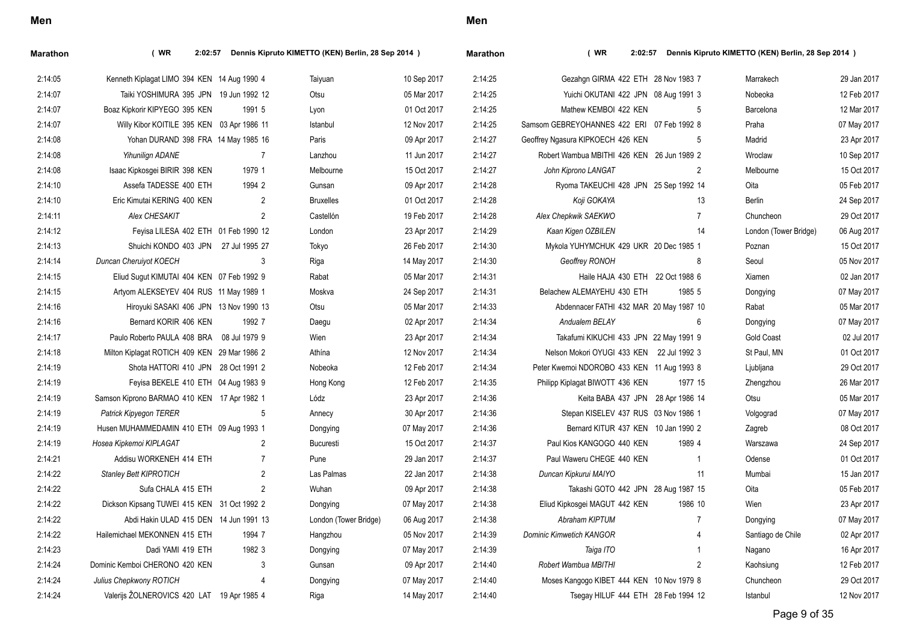## Men

### Marathon ( WR 2:02:57 Dennis Kipruto KIMETTO (KEN) Berlin, 28 Sep 2014 )

| Mark | Athlete | Pts | Nat | Born | Pl | Venue | Date |
|---|---|---|---|---|---|---|---|
| 2:14:05 | Kenneth Kiplagat LIMO | 394 | KEN | 14 Aug 1990 | 4 | Taiyuan | 10 Sep 2017 |
| 2:14:07 | Taiki YOSHIMURA | 395 | JPN | 19 Jun 1992 | 12 | Otsu | 05 Mar 2017 |
| 2:14:07 | Boaz Kipkorir KIPYEGO | 395 | KEN | 1991 | 5 | Lyon | 01 Oct 2017 |
| 2:14:07 | Willy Kibor KOITILE | 395 | KEN | 03 Apr 1986 | 11 | Istanbul | 12 Nov 2017 |
| 2:14:08 | Yohan DURAND | 398 | FRA | 14 May 1985 | 16 | Paris | 09 Apr 2017 |
| 2:14:08 | *Yihunilign ADANE* | | | | 7 | Lanzhou | 11 Jun 2017 |
| 2:14:08 | Isaac Kipkosgei BIRIR | 398 | KEN | 1979 | 1 | Melbourne | 15 Oct 2017 |
| 2:14:10 | Assefa TADESSE | 400 | ETH | 1994 | 2 | Gunsan | 09 Apr 2017 |
| 2:14:10 | Eric Kimutai KERING | 400 | KEN | | 2 | Bruxelles | 01 Oct 2017 |
| 2:14:11 | *Alex CHESAKIT* | | | | 2 | Castellón | 19 Feb 2017 |
| 2:14:12 | Feyisa LILESA | 402 | ETH | 01 Feb 1990 | 12 | London | 23 Apr 2017 |
| 2:14:13 | Shuichi KONDO | 403 | JPN | 27 Jul 1995 | 27 | Tokyo | 26 Feb 2017 |
| 2:14:14 | *Duncan Cheruiyot KOECH* | | | | 3 | Riga | 14 May 2017 |
| 2:14:15 | Eliud Sugut KIMUTAI | 404 | KEN | 07 Feb 1992 | 9 | Rabat | 05 Mar 2017 |
| 2:14:15 | Artyom ALEKSEYEV | 404 | RUS | 11 May 1989 | 1 | Moskva | 24 Sep 2017 |
| 2:14:16 | Hiroyuki SASAKI | 406 | JPN | 13 Nov 1990 | 13 | Otsu | 05 Mar 2017 |
| 2:14:16 | Bernard KORIR | 406 | KEN | 1992 | 7 | Daegu | 02 Apr 2017 |
| 2:14:17 | Paulo Roberto PAULA | 408 | BRA | 08 Jul 1979 | 9 | Wien | 23 Apr 2017 |
| 2:14:18 | Milton Kiplagat ROTICH | 409 | KEN | 29 Mar 1986 | 2 | Athína | 12 Nov 2017 |
| 2:14:19 | Shota HATTORI | 410 | JPN | 28 Oct 1991 | 2 | Nobeoka | 12 Feb 2017 |
| 2:14:19 | Feyisa BEKELE | 410 | ETH | 04 Aug 1983 | 9 | Hong Kong | 12 Feb 2017 |
| 2:14:19 | Samson Kiprono BARMAO | 410 | KEN | 17 Apr 1982 | 1 | Lódz | 23 Apr 2017 |
| 2:14:19 | *Patrick Kipyegon TERER* | | | | 5 | Annecy | 30 Apr 2017 |
| 2:14:19 | Husen MUHAMMEDAMIN | 410 | ETH | 09 Aug 1993 | 1 | Dongying | 07 May 2017 |
| 2:14:19 | *Hosea Kipkemoi KIPLAGAT* | | | | 2 | Bucuresti | 15 Oct 2017 |
| 2:14:21 | Addisu WORKENEH | 414 | ETH | | 7 | Pune | 29 Jan 2017 |
| 2:14:22 | *Stanley Bett KIPROTICH* | | | | 2 | Las Palmas | 22 Jan 2017 |
| 2:14:22 | Sufa CHALA | 415 | ETH | | 2 | Wuhan | 09 Apr 2017 |
| 2:14:22 | Dickson Kipsang TUWEI | 415 | KEN | 31 Oct 1992 | 2 | Dongying | 07 May 2017 |
| 2:14:22 | Abdi Hakin ULAD | 415 | DEN | 14 Jun 1991 | 13 | London (Tower Bridge) | 06 Aug 2017 |
| 2:14:22 | Hailemichael MEKONNEN | 415 | ETH | 1994 | 7 | Hangzhou | 05 Nov 2017 |
| 2:14:23 | Dadi YAMI | 419 | ETH | 1982 | 3 | Dongying | 07 May 2017 |
| 2:14:24 | Dominic Kemboi CHERONO | 420 | KEN | | 3 | Gunsan | 09 Apr 2017 |
| 2:14:24 | *Julius Chepkwony ROTICH* | | | | 4 | Dongying | 07 May 2017 |
| 2:14:24 | Valerijs ŽOLNEROVICS | 420 | LAT | 19 Apr 1985 | 4 | Riga | 14 May 2017 |
| 2:14:25 | Gezahgn GIRMA | 422 | ETH | 28 Nov 1983 | 7 | Marrakech | 29 Jan 2017 |
| 2:14:25 | Yuichi OKUTANI | 422 | JPN | 08 Aug 1991 | 3 | Nobeoka | 12 Feb 2017 |
| 2:14:25 | Mathew KEMBOI | 422 | KEN | | 5 | Barcelona | 12 Mar 2017 |
| 2:14:25 | Samsom GEBREYOHANNES | 422 | ERI | 07 Feb 1992 | 8 | Praha | 07 May 2017 |
| 2:14:27 | Geoffrey Ngasura KIPKOECH | 426 | KEN | | 5 | Madrid | 23 Apr 2017 |
| 2:14:27 | Robert Wambua MBITHI | 426 | KEN | 26 Jun 1989 | 2 | Wroclaw | 10 Sep 2017 |
| 2:14:27 | *John Kiprono LANGAT* | | | | 2 | Melbourne | 15 Oct 2017 |
| 2:14:28 | Ryoma TAKEUCHI | 428 | JPN | 25 Sep 1992 | 14 | Oita | 05 Feb 2017 |
| 2:14:28 | *Koji GOKAYA* | | | | 13 | Berlin | 24 Sep 2017 |
| 2:14:28 | *Alex Chepkwik SAEKWO* | | | | 7 | Chuncheon | 29 Oct 2017 |
| 2:14:29 | *Kaan Kigen OZBILEN* | | | | 14 | London (Tower Bridge) | 06 Aug 2017 |
| 2:14:30 | Mykola YUHYMCHUK | 429 | UKR | 20 Dec 1985 | 1 | Poznan | 15 Oct 2017 |
| 2:14:30 | *Geoffrey RONOH* | | | | 8 | Seoul | 05 Nov 2017 |
| 2:14:31 | Haile HAJA | 430 | ETH | 22 Oct 1988 | 6 | Xiamen | 02 Jan 2017 |
| 2:14:31 | Belachew ALEMAYEHU | 430 | ETH | 1985 | 5 | Dongying | 07 May 2017 |
| 2:14:33 | Abdennacer FATHI | 432 | MAR | 20 May 1987 | 10 | Rabat | 05 Mar 2017 |
| 2:14:34 | *Andualem BELAY* | | | | 6 | Dongying | 07 May 2017 |
| 2:14:34 | Takafumi KIKUCHI | 433 | JPN | 22 May 1991 | 9 | Gold Coast | 02 Jul 2017 |
| 2:14:34 | Nelson Mokori OYUGI | 433 | KEN | 22 Jul 1992 | 3 | St Paul, MN | 01 Oct 2017 |
| 2:14:34 | Peter Kwemoi NDOROBO | 433 | KEN | 11 Aug 1993 | 8 | Ljubljana | 29 Oct 2017 |
| 2:14:35 | Philipp Kiplagat BIWOTT | 436 | KEN | 1977 | 15 | Zhengzhou | 26 Mar 2017 |
| 2:14:36 | Keita BABA | 437 | JPN | 28 Apr 1986 | 14 | Otsu | 05 Mar 2017 |
| 2:14:36 | Stepan KISELEV | 437 | RUS | 03 Nov 1986 | 1 | Volgograd | 07 May 2017 |
| 2:14:36 | Bernard KITUR | 437 | KEN | 10 Jan 1990 | 2 | Zagreb | 08 Oct 2017 |
| 2:14:37 | Paul Kios KANGOGO | 440 | KEN | 1989 | 4 | Warszawa | 24 Sep 2017 |
| 2:14:37 | Paul Waweru CHEGE | 440 | KEN | | 1 | Odense | 01 Oct 2017 |
| 2:14:38 | *Duncan Kipkurui MAIYO* | | | | 11 | Mumbai | 15 Jan 2017 |
| 2:14:38 | Takashi GOTO | 442 | JPN | 28 Aug 1987 | 15 | Oita | 05 Feb 2017 |
| 2:14:38 | Eliud Kipkosgei MAGUT | 442 | KEN | 1986 | 10 | Wien | 23 Apr 2017 |
| 2:14:38 | *Abraham KIPTUM* | | | | 7 | Dongying | 07 May 2017 |
| 2:14:39 | *Dominic Kimwetich KANGOR* | | | | 4 | Santiago de Chile | 02 Apr 2017 |
| 2:14:39 | *Taiga ITO* | | | | 1 | Nagano | 16 Apr 2017 |
| 2:14:40 | *Robert Wambua MBITHI* | | | | 2 | Kaohsiung | 12 Feb 2017 |
| 2:14:40 | Moses Kangogo KIBET | 444 | KEN | 10 Nov 1979 | 8 | Chuncheon | 29 Oct 2017 |
| 2:14:40 | Tsegay HILUF | 444 | ETH | 28 Feb 1994 | 12 | Istanbul | 12 Nov 2017 |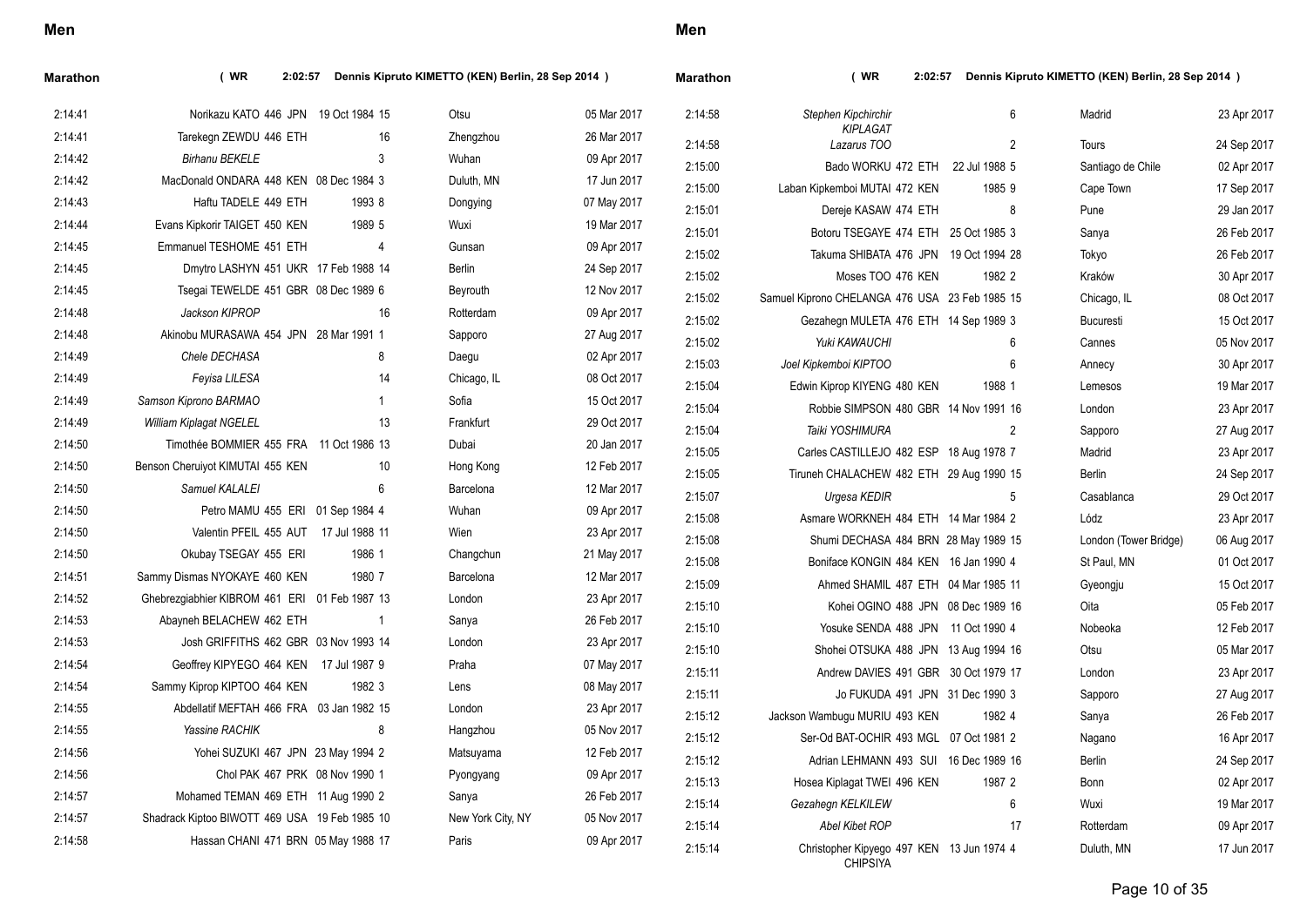## Men

**Marathon** ( WR 2:02:57 Dennis Kipruto KIMETTO (KEN) Berlin, 28 Sep 2014 )

| Mark | Athlete | Rank | Nat | DOB | Pos | Venue | Date |
|---|---|---|---|---|---|---|---|
| 2:14:41 | Norikazu KATO | 446 | JPN | 19 Oct 1984 | 15 | Otsu | 05 Mar 2017 |
| 2:14:41 | Tarekegn ZEWDU | 446 | ETH | | 16 | Zhengzhou | 26 Mar 2017 |
| 2:14:42 | *Birhanu BEKELE* | | | | 3 | Wuhan | 09 Apr 2017 |
| 2:14:42 | MacDonald ONDARA | 448 | KEN | 08 Dec 1984 | 3 | Duluth, MN | 17 Jun 2017 |
| 2:14:43 | Haftu TADELE | 449 | ETH | 1993 | 8 | Dongying | 07 May 2017 |
| 2:14:44 | Evans Kipkorir TAIGET | 450 | KEN | 1989 | 5 | Wuxi | 19 Mar 2017 |
| 2:14:45 | Emmanuel TESHOME | 451 | ETH | | 4 | Gunsan | 09 Apr 2017 |
| 2:14:45 | Dmytro LASHYN | 451 | UKR | 17 Feb 1988 | 14 | Berlin | 24 Sep 2017 |
| 2:14:45 | Tsegai TEWELDE | 451 | GBR | 08 Dec 1989 | 6 | Beyrouth | 12 Nov 2017 |
| 2:14:48 | *Jackson KIPROP* | | | | 16 | Rotterdam | 09 Apr 2017 |
| 2:14:48 | Akinobu MURASAWA | 454 | JPN | 28 Mar 1991 | 1 | Sapporo | 27 Aug 2017 |
| 2:14:49 | *Chele DECHASA* | | | | 8 | Daegu | 02 Apr 2017 |
| 2:14:49 | *Feyisa LILESA* | | | | 14 | Chicago, IL | 08 Oct 2017 |
| 2:14:49 | *Samson Kiprono BARMAO* | | | | 1 | Sofia | 15 Oct 2017 |
| 2:14:49 | *William Kiplagat NGELEL* | | | | 13 | Frankfurt | 29 Oct 2017 |
| 2:14:50 | Timothée BOMMIER | 455 | FRA | 11 Oct 1986 | 13 | Dubai | 20 Jan 2017 |
| 2:14:50 | Benson Cheruiyot KIMUTAI | 455 | KEN | | 10 | Hong Kong | 12 Feb 2017 |
| 2:14:50 | *Samuel KALALEI* | | | | 6 | Barcelona | 12 Mar 2017 |
| 2:14:50 | Petro MAMU | 455 | ERI | 01 Sep 1984 | 4 | Wuhan | 09 Apr 2017 |
| 2:14:50 | Valentin PFEIL | 455 | AUT | 17 Jul 1988 | 11 | Wien | 23 Apr 2017 |
| 2:14:50 | Okubay TSEGAY | 455 | ERI | 1986 | 1 | Changchun | 21 May 2017 |
| 2:14:51 | Sammy Dismas NYOKAYE | 460 | KEN | 1980 | 7 | Barcelona | 12 Mar 2017 |
| 2:14:52 | Ghebrezgiabhier KIBROM | 461 | ERI | 01 Feb 1987 | 13 | London | 23 Apr 2017 |
| 2:14:53 | Abayneh BELACHEW | 462 | ETH | | 1 | Sanya | 26 Feb 2017 |
| 2:14:53 | Josh GRIFFITHS | 462 | GBR | 03 Nov 1993 | 14 | London | 23 Apr 2017 |
| 2:14:54 | Geoffrey KIPYEGO | 464 | KEN | 17 Jul 1987 | 9 | Praha | 07 May 2017 |
| 2:14:54 | Sammy Kiprop KIPTOO | 464 | KEN | 1982 | 3 | Lens | 08 May 2017 |
| 2:14:55 | Abdellatif MEFTAH | 466 | FRA | 03 Jan 1982 | 15 | London | 23 Apr 2017 |
| 2:14:55 | *Yassine RACHIK* | | | | 8 | Hangzhou | 05 Nov 2017 |
| 2:14:56 | Yohei SUZUKI | 467 | JPN | 23 May 1994 | 2 | Matsuyama | 12 Feb 2017 |
| 2:14:56 | Chol PAK | 467 | PRK | 08 Nov 1990 | 1 | Pyongyang | 09 Apr 2017 |
| 2:14:57 | Mohamed TEMAN | 469 | ETH | 11 Aug 1990 | 2 | Sanya | 26 Feb 2017 |
| 2:14:57 | Shadrack Kiptoo BIWOTT | 469 | USA | 19 Feb 1985 | 10 | New York City, NY | 05 Nov 2017 |
| 2:14:58 | Hassan CHANI | 471 | BRN | 05 May 1988 | 17 | Paris | 09 Apr 2017 |
| 2:14:58 | *Stephen Kipchirchir KIPLAGAT* | | | | 6 | Madrid | 23 Apr 2017 |
| 2:14:58 | *Lazarus TOO* | | | | 2 | Tours | 24 Sep 2017 |
| 2:15:00 | Bado WORKU | 472 | ETH | 22 Jul 1988 | 5 | Santiago de Chile | 02 Apr 2017 |
| 2:15:00 | Laban Kipkemboi MUTAI | 472 | KEN | 1985 | 9 | Cape Town | 17 Sep 2017 |
| 2:15:01 | Dereje KASAW | 474 | ETH | | 8 | Pune | 29 Jan 2017 |
| 2:15:01 | Botoru TSEGAYE | 474 | ETH | 25 Oct 1985 | 3 | Sanya | 26 Feb 2017 |
| 2:15:02 | Takuma SHIBATA | 476 | JPN | 19 Oct 1994 | 28 | Tokyo | 26 Feb 2017 |
| 2:15:02 | Moses TOO | 476 | KEN | 1982 | 2 | Kraków | 30 Apr 2017 |
| 2:15:02 | Samuel Kiprono CHELANGA | 476 | USA | 23 Feb 1985 | 15 | Chicago, IL | 08 Oct 2017 |
| 2:15:02 | Gezahegn MULETA | 476 | ETH | 14 Sep 1989 | 3 | Bucuresti | 15 Oct 2017 |
| 2:15:02 | *Yuki KAWAUCHI* | | | | 6 | Cannes | 05 Nov 2017 |
| 2:15:03 | *Joel Kipkemboi KIPTOO* | | | | 6 | Annecy | 30 Apr 2017 |
| 2:15:04 | Edwin Kiprop KIYENG | 480 | KEN | 1988 | 1 | Lemesos | 19 Mar 2017 |
| 2:15:04 | Robbie SIMPSON | 480 | GBR | 14 Nov 1991 | 16 | London | 23 Apr 2017 |
| 2:15:04 | *Taiki YOSHIMURA* | | | | 2 | Sapporo | 27 Aug 2017 |
| 2:15:05 | Carles CASTILLEJO | 482 | ESP | 18 Aug 1978 | 7 | Madrid | 23 Apr 2017 |
| 2:15:05 | Tiruneh CHALACHEW | 482 | ETH | 29 Aug 1990 | 15 | Berlin | 24 Sep 2017 |
| 2:15:07 | *Urgesa KEDIR* | | | | 5 | Casablanca | 29 Oct 2017 |
| 2:15:08 | Asmare WORKNEH | 484 | ETH | 14 Mar 1984 | 2 | Lódz | 23 Apr 2017 |
| 2:15:08 | Shumi DECHASA | 484 | BRN | 28 May 1989 | 15 | London (Tower Bridge) | 06 Aug 2017 |
| 2:15:08 | Boniface KONGIN | 484 | KEN | 16 Jan 1990 | 4 | St Paul, MN | 01 Oct 2017 |
| 2:15:09 | Ahmed SHAMIL | 487 | ETH | 04 Mar 1985 | 11 | Gyeongju | 15 Oct 2017 |
| 2:15:10 | Kohei OGINO | 488 | JPN | 08 Dec 1989 | 16 | Oita | 05 Feb 2017 |
| 2:15:10 | Yosuke SENDA | 488 | JPN | 11 Oct 1990 | 4 | Nobeoka | 12 Feb 2017 |
| 2:15:10 | Shohei OTSUKA | 488 | JPN | 13 Aug 1994 | 16 | Otsu | 05 Mar 2017 |
| 2:15:11 | Andrew DAVIES | 491 | GBR | 30 Oct 1979 | 17 | London | 23 Apr 2017 |
| 2:15:11 | Jo FUKUDA | 491 | JPN | 31 Dec 1990 | 3 | Sapporo | 27 Aug 2017 |
| 2:15:12 | Jackson Wambugu MURIU | 493 | KEN | 1982 | 4 | Sanya | 26 Feb 2017 |
| 2:15:12 | Ser-Od BAT-OCHIR | 493 | MGL | 07 Oct 1981 | 2 | Nagano | 16 Apr 2017 |
| 2:15:12 | Adrian LEHMANN | 493 | SUI | 16 Dec 1989 | 16 | Berlin | 24 Sep 2017 |
| 2:15:13 | Hosea Kiplagat TWEI | 496 | KEN | 1987 | 2 | Bonn | 02 Apr 2017 |
| 2:15:14 | *Gezahegn KELKILEW* | | | | 6 | Wuxi | 19 Mar 2017 |
| 2:15:14 | *Abel Kibet ROP* | | | | 17 | Rotterdam | 09 Apr 2017 |
| 2:15:14 | Christopher Kipyego CHIPSIYA | 497 | KEN | 13 Jun 1974 | 4 | Duluth, MN | 17 Jun 2017 |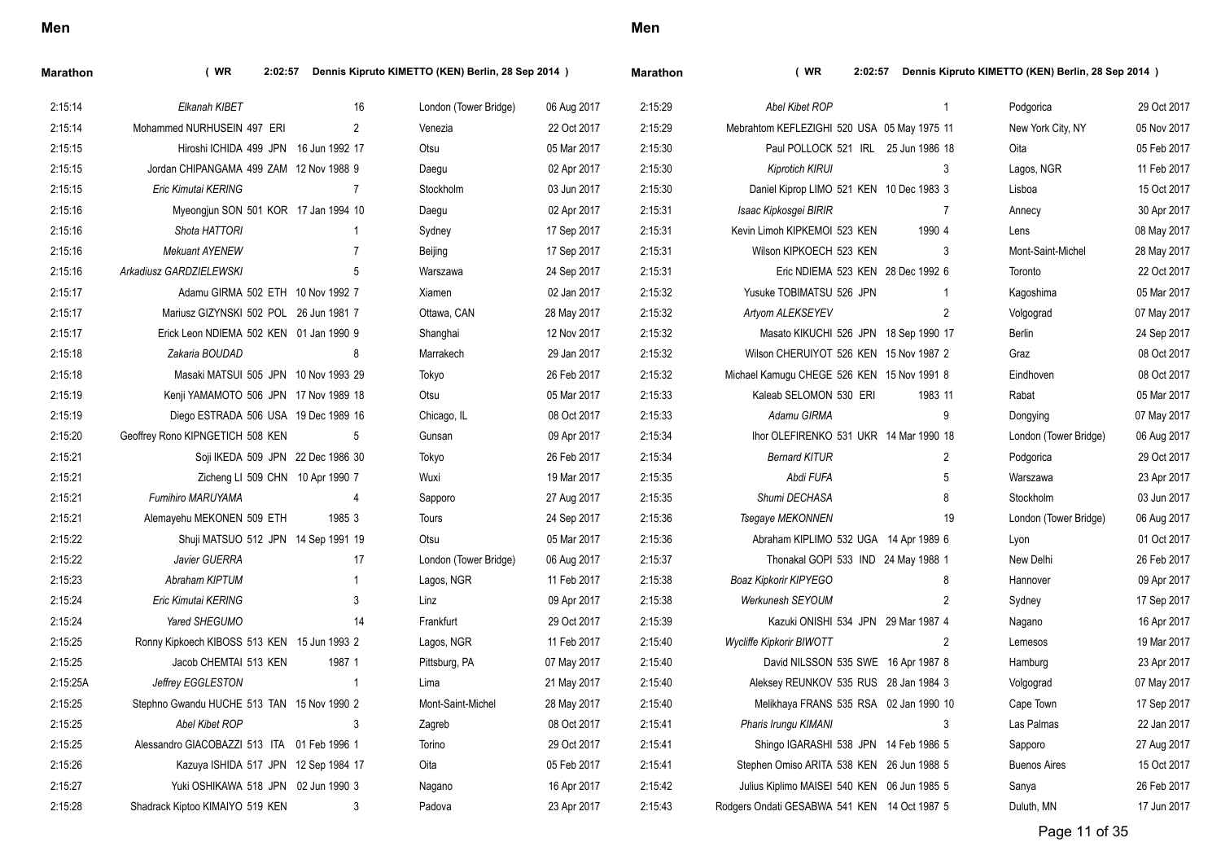## Men

### Marathon ( WR 2:02:57 Dennis Kipruto KIMETTO (KEN) Berlin, 28 Sep 2014 )

| Mark | Athlete | Pos | Venue | Date |
|---|---|---|---|---|
| 2:15:14 | *Elkanah KIBET* | 16 | London (Tower Bridge) | 06 Aug 2017 |
| 2:15:14 | Mohammed NURHUSEIN 497 ERI | 2 | Venezia | 22 Oct 2017 |
| 2:15:15 | Hiroshi ICHIDA 499 JPN 16 Jun 1992 | 17 | Otsu | 05 Mar 2017 |
| 2:15:15 | Jordan CHIPANGAMA 499 ZAM 12 Nov 1988 | 9 | Daegu | 02 Apr 2017 |
| 2:15:15 | *Eric Kimutai KERING* | 7 | Stockholm | 03 Jun 2017 |
| 2:15:16 | Myeongjun SON 501 KOR 17 Jan 1994 | 10 | Daegu | 02 Apr 2017 |
| 2:15:16 | *Shota HATTORI* | 1 | Sydney | 17 Sep 2017 |
| 2:15:16 | *Mekuant AYENEW* | 7 | Beijing | 17 Sep 2017 |
| 2:15:16 | *Arkadiusz GARDZIELEWSKI* | 5 | Warszawa | 24 Sep 2017 |
| 2:15:17 | Adamu GIRMA 502 ETH 10 Nov 1992 | 7 | Xiamen | 02 Jan 2017 |
| 2:15:17 | Mariusz GIZYNSKI 502 POL 26 Jun 1981 | 7 | Ottawa, CAN | 28 May 2017 |
| 2:15:17 | Erick Leon NDIEMA 502 KEN 01 Jan 1990 | 9 | Shanghai | 12 Nov 2017 |
| 2:15:18 | *Zakaria BOUDAD* | 8 | Marrakech | 29 Jan 2017 |
| 2:15:18 | Masaki MATSUI 505 JPN 10 Nov 1993 | 29 | Tokyo | 26 Feb 2017 |
| 2:15:19 | Kenji YAMAMOTO 506 JPN 17 Nov 1989 | 18 | Otsu | 05 Mar 2017 |
| 2:15:19 | Diego ESTRADA 506 USA 19 Dec 1989 | 16 | Chicago, IL | 08 Oct 2017 |
| 2:15:20 | Geoffrey Rono KIPNGETICH 508 KEN | 5 | Gunsan | 09 Apr 2017 |
| 2:15:21 | Soji IKEDA 509 JPN 22 Dec 1986 | 30 | Tokyo | 26 Feb 2017 |
| 2:15:21 | Zicheng LI 509 CHN 10 Apr 1990 | 7 | Wuxi | 19 Mar 2017 |
| 2:15:21 | *Fumihiro MARUYAMA* | 4 | Sapporo | 27 Aug 2017 |
| 2:15:21 | Alemayehu MEKONEN 509 ETH 1985 | 3 | Tours | 24 Sep 2017 |
| 2:15:22 | Shuji MATSUO 512 JPN 14 Sep 1991 | 19 | Otsu | 05 Mar 2017 |
| 2:15:22 | *Javier GUERRA* | 17 | London (Tower Bridge) | 06 Aug 2017 |
| 2:15:23 | *Abraham KIPTUM* | 1 | Lagos, NGR | 11 Feb 2017 |
| 2:15:24 | *Eric Kimutai KERING* | 3 | Linz | 09 Apr 2017 |
| 2:15:24 | *Yared SHEGUMO* | 14 | Frankfurt | 29 Oct 2017 |
| 2:15:25 | Ronny Kipkoech KIBOSS 513 KEN 15 Jun 1993 | 2 | Lagos, NGR | 11 Feb 2017 |
| 2:15:25 | Jacob CHEMTAI 513 KEN 1987 | 1 | Pittsburg, PA | 07 May 2017 |
| 2:15:25A | *Jeffrey EGGLESTON* | 1 | Lima | 21 May 2017 |
| 2:15:25 | Stephno Gwandu HUCHE 513 TAN 15 Nov 1990 | 2 | Mont-Saint-Michel | 28 May 2017 |
| 2:15:25 | *Abel Kibet ROP* | 3 | Zagreb | 08 Oct 2017 |
| 2:15:25 | Alessandro GIACOBAZZI 513 ITA 01 Feb 1996 | 1 | Torino | 29 Oct 2017 |
| 2:15:26 | Kazuya ISHIDA 517 JPN 12 Sep 1984 | 17 | Oita | 05 Feb 2017 |
| 2:15:27 | Yuki OSHIKAWA 518 JPN 02 Jun 1990 | 3 | Nagano | 16 Apr 2017 |
| 2:15:28 | Shadrack Kiptoo KIMAIYO 519 KEN | 3 | Padova | 23 Apr 2017 |
| 2:15:29 | *Abel Kibet ROP* | 1 | Podgorica | 29 Oct 2017 |
| 2:15:29 | Mebrahtom KEFLEZIGHI 520 USA 05 May 1975 | 11 | New York City, NY | 05 Nov 2017 |
| 2:15:30 | Paul POLLOCK 521 IRL 25 Jun 1986 | 18 | Oita | 05 Feb 2017 |
| 2:15:30 | *Kiprotich KIRUI* | 3 | Lagos, NGR | 11 Feb 2017 |
| 2:15:30 | Daniel Kiprop LIMO 521 KEN 10 Dec 1983 | 3 | Lisboa | 15 Oct 2017 |
| 2:15:31 | *Isaac Kipkosgei BIRIR* | 7 | Annecy | 30 Apr 2017 |
| 2:15:31 | Kevin Limoh KIPKEMOI 523 KEN 1990 | 4 | Lens | 08 May 2017 |
| 2:15:31 | Wilson KIPKOECH 523 KEN | 3 | Mont-Saint-Michel | 28 May 2017 |
| 2:15:31 | Eric NDIEMA 523 KEN 28 Dec 1992 | 6 | Toronto | 22 Oct 2017 |
| 2:15:32 | Yusuke TOBIMATSU 526 JPN | 1 | Kagoshima | 05 Mar 2017 |
| 2:15:32 | *Artyom ALEKSEYEV* | 2 | Volgograd | 07 May 2017 |
| 2:15:32 | Masato KIKUCHI 526 JPN 18 Sep 1990 | 17 | Berlin | 24 Sep 2017 |
| 2:15:32 | Wilson CHERUIYOT 526 KEN 15 Nov 1987 | 2 | Graz | 08 Oct 2017 |
| 2:15:32 | Michael Kamugu CHEGE 526 KEN 15 Nov 1991 | 8 | Eindhoven | 08 Oct 2017 |
| 2:15:33 | Kaleab SELOMON 530 ERI 1983 | 11 | Rabat | 05 Mar 2017 |
| 2:15:33 | *Adamu GIRMA* | 9 | Dongying | 07 May 2017 |
| 2:15:34 | Ihor OLEFIRENKO 531 UKR 14 Mar 1990 | 18 | London (Tower Bridge) | 06 Aug 2017 |
| 2:15:34 | *Bernard KITUR* | 2 | Podgorica | 29 Oct 2017 |
| 2:15:35 | *Abdi FUFA* | 5 | Warszawa | 23 Apr 2017 |
| 2:15:35 | *Shumi DECHASA* | 8 | Stockholm | 03 Jun 2017 |
| 2:15:36 | *Tsegaye MEKONNEN* | 19 | London (Tower Bridge) | 06 Aug 2017 |
| 2:15:36 | Abraham KIPLIMO 532 UGA 14 Apr 1989 | 6 | Lyon | 01 Oct 2017 |
| 2:15:37 | Thonakal GOPI 533 IND 24 May 1988 | 1 | New Delhi | 26 Feb 2017 |
| 2:15:38 | *Boaz Kipkorir KIPYEGO* | 8 | Hannover | 09 Apr 2017 |
| 2:15:38 | *Werkunesh SEYOUM* | 2 | Sydney | 17 Sep 2017 |
| 2:15:39 | Kazuki ONISHI 534 JPN 29 Mar 1987 | 4 | Nagano | 16 Apr 2017 |
| 2:15:40 | *Wycliffe Kipkorir BIWOTT* | 2 | Lemesos | 19 Mar 2017 |
| 2:15:40 | David NILSSON 535 SWE 16 Apr 1987 | 8 | Hamburg | 23 Apr 2017 |
| 2:15:40 | Aleksey REUNKOV 535 RUS 28 Jan 1984 | 3 | Volgograd | 07 May 2017 |
| 2:15:40 | Melikhaya FRANS 535 RSA 02 Jan 1990 | 10 | Cape Town | 17 Sep 2017 |
| 2:15:41 | *Pharis Irungu KIMANI* | 3 | Las Palmas | 22 Jan 2017 |
| 2:15:41 | Shingo IGARASHI 538 JPN 14 Feb 1986 | 5 | Sapporo | 27 Aug 2017 |
| 2:15:41 | Stephen Omiso ARITA 538 KEN 26 Jun 1988 | 5 | Buenos Aires | 15 Oct 2017 |
| 2:15:42 | Julius Kiplimo MAISEI 540 KEN 06 Jun 1985 | 5 | Sanya | 26 Feb 2017 |
| 2:15:43 | Rodgers Ondati GESABWA 541 KEN 14 Oct 1987 | 5 | Duluth, MN | 17 Jun 2017 |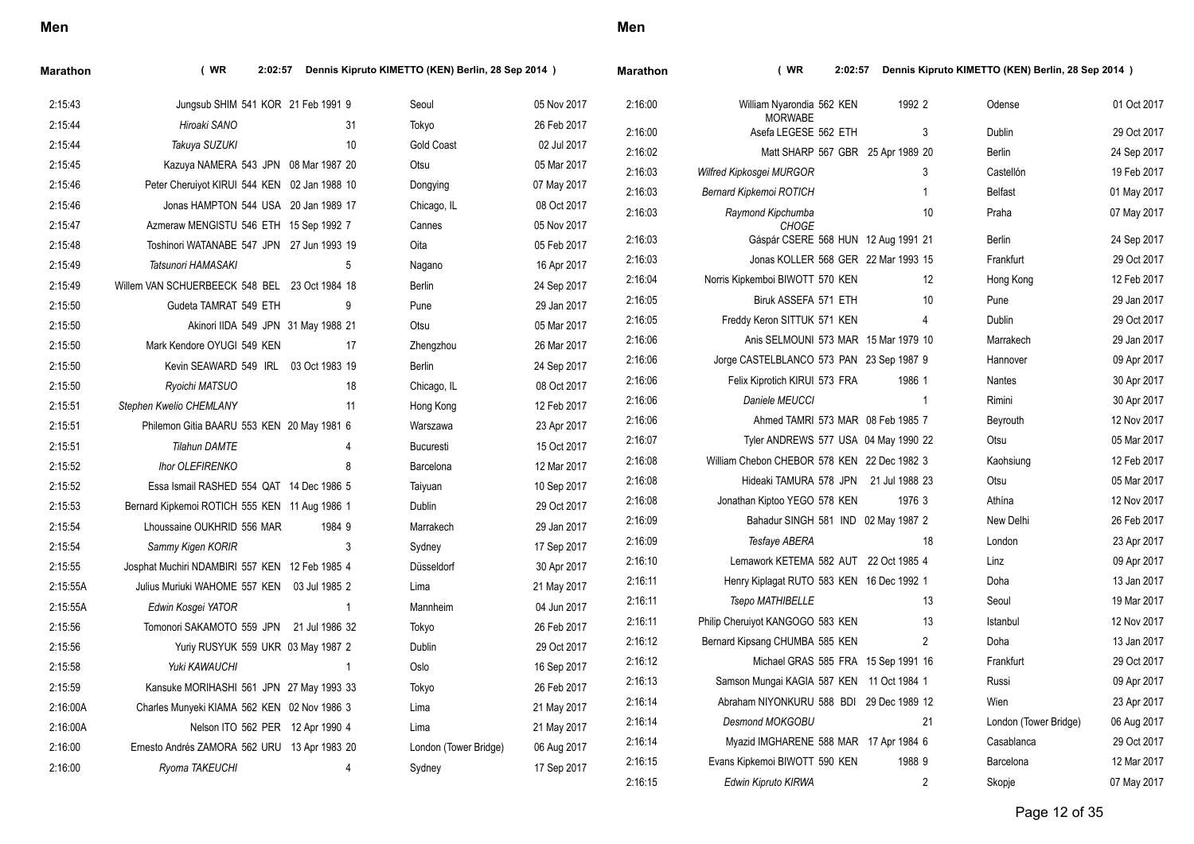## Men

### Marathon ( WR 2:02:57 Dennis Kipruto KIMETTO (KEN) Berlin, 28 Sep 2014 )

| Mark | Athlete | Pos | Venue | Date |
|---|---|---|---|---|
| 2:15:43 | Jungsub SHIM 541 KOR 21 Feb 1991 | 9 | Seoul | 05 Nov 2017 |
| 2:15:44 | *Hiroaki SANO* | 31 | Tokyo | 26 Feb 2017 |
| 2:15:44 | *Takuya SUZUKI* | 10 | Gold Coast | 02 Jul 2017 |
| 2:15:45 | Kazuya NAMERA 543 JPN 08 Mar 1987 | 20 | Otsu | 05 Mar 2017 |
| 2:15:46 | Peter Cheruiyot KIRUI 544 KEN 02 Jan 1988 | 10 | Dongying | 07 May 2017 |
| 2:15:46 | Jonas HAMPTON 544 USA 20 Jan 1989 | 17 | Chicago, IL | 08 Oct 2017 |
| 2:15:47 | Azmeraw MENGISTU 546 ETH 15 Sep 1992 | 7 | Cannes | 05 Nov 2017 |
| 2:15:48 | Toshinori WATANABE 547 JPN 27 Jun 1993 | 19 | Oita | 05 Feb 2017 |
| 2:15:49 | *Tatsunori HAMASAKI* | 5 | Nagano | 16 Apr 2017 |
| 2:15:49 | Willem VAN SCHUERBEECK 548 BEL 23 Oct 1984 | 18 | Berlin | 24 Sep 2017 |
| 2:15:50 | Gudeta TAMRAT 549 ETH | 9 | Pune | 29 Jan 2017 |
| 2:15:50 | Akinori IIDA 549 JPN 31 May 1988 | 21 | Otsu | 05 Mar 2017 |
| 2:15:50 | Mark Kendore OYUGI 549 KEN | 17 | Zhengzhou | 26 Mar 2017 |
| 2:15:50 | Kevin SEAWARD 549 IRL 03 Oct 1983 | 19 | Berlin | 24 Sep 2017 |
| 2:15:50 | *Ryoichi MATSUO* | 18 | Chicago, IL | 08 Oct 2017 |
| 2:15:51 | *Stephen Kwelio CHEMLANY* | 11 | Hong Kong | 12 Feb 2017 |
| 2:15:51 | Philemon Gitia BAARU 553 KEN 20 May 1981 | 6 | Warszawa | 23 Apr 2017 |
| 2:15:51 | *Tilahun DAMTE* | 4 | Bucuresti | 15 Oct 2017 |
| 2:15:52 | *Ihor OLEFIRENKO* | 8 | Barcelona | 12 Mar 2017 |
| 2:15:52 | Essa Ismail RASHED 554 QAT 14 Dec 1986 | 5 | Taiyuan | 10 Sep 2017 |
| 2:15:53 | Bernard Kipkemoi ROTICH 555 KEN 11 Aug 1986 | 1 | Dublin | 29 Oct 2017 |
| 2:15:54 | Lhoussaine OUKHRID 556 MAR 1984 | 9 | Marrakech | 29 Jan 2017 |
| 2:15:54 | *Sammy Kigen KORIR* | 3 | Sydney | 17 Sep 2017 |
| 2:15:55 | Josphat Muchiri NDAMBIRI 557 KEN 12 Feb 1985 | 4 | Düsseldorf | 30 Apr 2017 |
| 2:15:55A | Julius Muriuki WAHOME 557 KEN 03 Jul 1985 | 2 | Lima | 21 May 2017 |
| 2:15:55A | *Edwin Kosgei YATOR* | 1 | Mannheim | 04 Jun 2017 |
| 2:15:56 | Tomonori SAKAMOTO 559 JPN 21 Jul 1986 | 32 | Tokyo | 26 Feb 2017 |
| 2:15:56 | Yuriy RUSYUK 559 UKR 03 May 1987 | 2 | Dublin | 29 Oct 2017 |
| 2:15:58 | *Yuki KAWAUCHI* | 1 | Oslo | 16 Sep 2017 |
| 2:15:59 | Kansuke MORIHASHI 561 JPN 27 May 1993 | 33 | Tokyo | 26 Feb 2017 |
| 2:16:00A | Charles Munyeki KIAMA 562 KEN 02 Nov 1986 | 3 | Lima | 21 May 2017 |
| 2:16:00A | Nelson ITO 562 PER 12 Apr 1990 | 4 | Lima | 21 May 2017 |
| 2:16:00 | Ernesto Andrés ZAMORA 562 URU 13 Apr 1983 | 20 | London (Tower Bridge) | 06 Aug 2017 |
| 2:16:00 | *Ryoma TAKEUCHI* | 4 | Sydney | 17 Sep 2017 |
| 2:16:00 | William Nyarondia MORWABE 562 KEN 1992 | 2 | Odense | 01 Oct 2017 |
| 2:16:00 | Asefa LEGESE 562 ETH | 3 | Dublin | 29 Oct 2017 |
| 2:16:02 | Matt SHARP 567 GBR 25 Apr 1989 | 20 | Berlin | 24 Sep 2017 |
| 2:16:03 | *Wilfred Kipkosgei MURGOR* | 3 | Castellón | 19 Feb 2017 |
| 2:16:03 | *Bernard Kipkemoi ROTICH* | 1 | Belfast | 01 May 2017 |
| 2:16:03 | *Raymond Kipchumba CHOGE* | 10 | Praha | 07 May 2017 |
| 2:16:03 | Gáspár CSERE 568 HUN 12 Aug 1991 | 21 | Berlin | 24 Sep 2017 |
| 2:16:03 | Jonas KOLLER 568 GER 22 Mar 1993 | 15 | Frankfurt | 29 Oct 2017 |
| 2:16:04 | Norris Kipkemboi BIWOTT 570 KEN | 12 | Hong Kong | 12 Feb 2017 |
| 2:16:05 | Biruk ASSEFA 571 ETH | 10 | Pune | 29 Jan 2017 |
| 2:16:05 | Freddy Keron SITTUK 571 KEN | 4 | Dublin | 29 Oct 2017 |
| 2:16:06 | Anis SELMOUNI 573 MAR 15 Mar 1979 | 10 | Marrakech | 29 Jan 2017 |
| 2:16:06 | Jorge CASTELBLANCO 573 PAN 23 Sep 1987 | 9 | Hannover | 09 Apr 2017 |
| 2:16:06 | Felix Kiprotich KIRUI 573 FRA 1986 | 1 | Nantes | 30 Apr 2017 |
| 2:16:06 | *Daniele MEUCCI* | 1 | Rimini | 30 Apr 2017 |
| 2:16:06 | Ahmed TAMRI 573 MAR 08 Feb 1985 | 7 | Beyrouth | 12 Nov 2017 |
| 2:16:07 | Tyler ANDREWS 577 USA 04 May 1990 | 22 | Otsu | 05 Mar 2017 |
| 2:16:08 | William Chebon CHEBOR 578 KEN 22 Dec 1982 | 3 | Kaohsiung | 12 Feb 2017 |
| 2:16:08 | Hideaki TAMURA 578 JPN 21 Jul 1988 | 23 | Otsu | 05 Mar 2017 |
| 2:16:08 | Jonathan Kiptoo YEGO 578 KEN 1976 | 3 | Athína | 12 Nov 2017 |
| 2:16:09 | Bahadur SINGH 581 IND 02 May 1987 | 2 | New Delhi | 26 Feb 2017 |
| 2:16:09 | *Tesfaye ABERA* | 18 | London | 23 Apr 2017 |
| 2:16:10 | Lemawork KETEMA 582 AUT 22 Oct 1985 | 4 | Linz | 09 Apr 2017 |
| 2:16:11 | Henry Kiplagat RUTO 583 KEN 16 Dec 1992 | 1 | Doha | 13 Jan 2017 |
| 2:16:11 | *Tsepo MATHIBELLE* | 13 | Seoul | 19 Mar 2017 |
| 2:16:11 | Philip Cheruiyot KANGOGO 583 KEN | 13 | Istanbul | 12 Nov 2017 |
| 2:16:12 | Bernard Kipsang CHUMBA 585 KEN | 2 | Doha | 13 Jan 2017 |
| 2:16:12 | Michael GRAS 585 FRA 15 Sep 1991 | 16 | Frankfurt | 29 Oct 2017 |
| 2:16:13 | Samson Mungai KAGIA 587 KEN 11 Oct 1984 | 1 | Russi | 09 Apr 2017 |
| 2:16:14 | Abraham NIYONKURU 588 BDI 29 Dec 1989 | 12 | Wien | 23 Apr 2017 |
| 2:16:14 | *Desmond MOKGOBU* | 21 | London (Tower Bridge) | 06 Aug 2017 |
| 2:16:14 | Myazid IMGHARENE 588 MAR 17 Apr 1984 | 6 | Casablanca | 29 Oct 2017 |
| 2:16:15 | Evans Kipkemoi BIWOTT 590 KEN 1988 | 9 | Barcelona | 12 Mar 2017 |
| 2:16:15 | *Edwin Kipruto KIRWA* | 2 | Skopje | 07 May 2017 |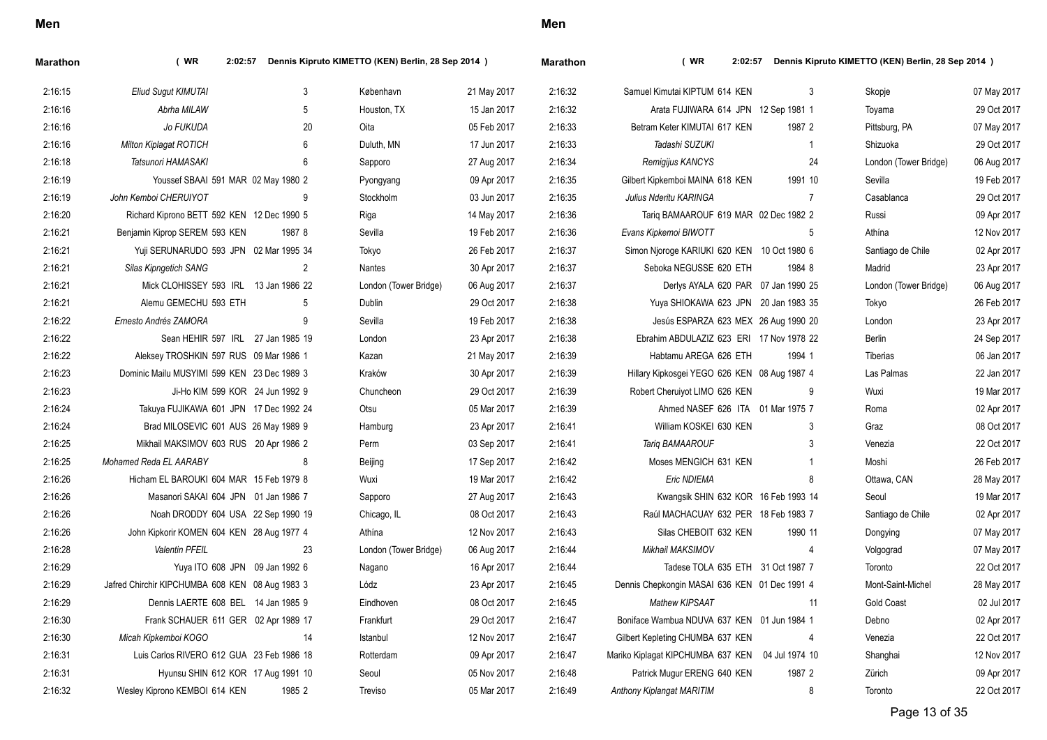## Men

**Marathon** ( WR 2:02:57 Dennis Kipruto KIMETTO (KEN) Berlin, 28 Sep 2014 )

| Time | Athlete | Pos | Venue | Date |
|---|---|---|---|---|
| 2:16:15 | *Eliud Sugut KIMUTAI* | 3 | København | 21 May 2017 |
| 2:16:16 | *Abrha MILAW* | 5 | Houston, TX | 15 Jan 2017 |
| 2:16:16 | *Jo FUKUDA* | 20 | Oita | 05 Feb 2017 |
| 2:16:16 | *Milton Kiplagat ROTICH* | 6 | Duluth, MN | 17 Jun 2017 |
| 2:16:18 | *Tatsunori HAMASAKI* | 6 | Sapporo | 27 Aug 2017 |
| 2:16:19 | Youssef SBAAI 591 MAR 02 May 1980 | 2 | Pyongyang | 09 Apr 2017 |
| 2:16:19 | *John Kemboi CHERUIYOT* | 9 | Stockholm | 03 Jun 2017 |
| 2:16:20 | Richard Kiprono BETT 592 KEN 12 Dec 1990 | 5 | Riga | 14 May 2017 |
| 2:16:21 | Benjamin Kiprop SEREM 593 KEN 1987 | 8 | Sevilla | 19 Feb 2017 |
| 2:16:21 | Yuji SERUNARUDO 593 JPN 02 Mar 1995 | 34 | Tokyo | 26 Feb 2017 |
| 2:16:21 | *Silas Kipngetich SANG* | 2 | Nantes | 30 Apr 2017 |
| 2:16:21 | Mick CLOHISSEY 593 IRL 13 Jan 1986 | 22 | London (Tower Bridge) | 06 Aug 2017 |
| 2:16:21 | Alemu GEMECHU 593 ETH | 5 | Dublin | 29 Oct 2017 |
| 2:16:22 | *Ernesto Andrés ZAMORA* | 9 | Sevilla | 19 Feb 2017 |
| 2:16:22 | Sean HEHIR 597 IRL 27 Jan 1985 | 19 | London | 23 Apr 2017 |
| 2:16:22 | Aleksey TROSHKIN 597 RUS 09 Mar 1986 | 1 | Kazan | 21 May 2017 |
| 2:16:23 | Dominic Mailu MUSYIMI 599 KEN 23 Dec 1989 | 3 | Kraków | 30 Apr 2017 |
| 2:16:23 | Ji-Ho KIM 599 KOR 24 Jun 1992 | 9 | Chuncheon | 29 Oct 2017 |
| 2:16:24 | Takuya FUJIKAWA 601 JPN 17 Dec 1992 | 24 | Otsu | 05 Mar 2017 |
| 2:16:24 | Brad MILOSEVIC 601 AUS 26 May 1989 | 9 | Hamburg | 23 Apr 2017 |
| 2:16:25 | Mikhail MAKSIMOV 603 RUS 20 Apr 1986 | 2 | Perm | 03 Sep 2017 |
| 2:16:25 | *Mohamed Reda EL AARABY* | 8 | Beijing | 17 Sep 2017 |
| 2:16:26 | Hicham EL BAROUKI 604 MAR 15 Feb 1979 | 8 | Wuxi | 19 Mar 2017 |
| 2:16:26 | Masanori SAKAI 604 JPN 01 Jan 1986 | 7 | Sapporo | 27 Aug 2017 |
| 2:16:26 | Noah DRODDY 604 USA 22 Sep 1990 | 19 | Chicago, IL | 08 Oct 2017 |
| 2:16:26 | John Kipkorir KOMEN 604 KEN 28 Aug 1977 | 4 | Athína | 12 Nov 2017 |
| 2:16:28 | *Valentin PFEIL* | 23 | London (Tower Bridge) | 06 Aug 2017 |
| 2:16:29 | Yuya ITO 608 JPN 09 Jan 1992 | 6 | Nagano | 16 Apr 2017 |
| 2:16:29 | Jafred Chirchir KIPCHUMBA 608 KEN 08 Aug 1983 | 3 | Lódz | 23 Apr 2017 |
| 2:16:29 | Dennis LAERTE 608 BEL 14 Jan 1985 | 9 | Eindhoven | 08 Oct 2017 |
| 2:16:30 | Frank SCHAUER 611 GER 02 Apr 1989 | 17 | Frankfurt | 29 Oct 2017 |
| 2:16:30 | *Micah Kipkemboi KOGO* | 14 | Istanbul | 12 Nov 2017 |
| 2:16:31 | Luis Carlos RIVERO 612 GUA 23 Feb 1986 | 18 | Rotterdam | 09 Apr 2017 |
| 2:16:31 | Hyunsu SHIN 612 KOR 17 Aug 1991 | 10 | Seoul | 05 Nov 2017 |
| 2:16:32 | Wesley Kiprono KEMBOI 614 KEN 1985 | 2 | Treviso | 05 Mar 2017 |
| 2:16:32 | Samuel Kimutai KIPTUM 614 KEN | 3 | Skopje | 07 May 2017 |
| 2:16:32 | Arata FUJIWARA 614 JPN 12 Sep 1981 | 1 | Toyama | 29 Oct 2017 |
| 2:16:33 | Betram Keter KIMUTAI 617 KEN 1987 | 2 | Pittsburg, PA | 07 May 2017 |
| 2:16:33 | *Tadashi SUZUKI* | 1 | Shizuoka | 29 Oct 2017 |
| 2:16:34 | *Remigijus KANCYS* | 24 | London (Tower Bridge) | 06 Aug 2017 |
| 2:16:35 | Gilbert Kipkemboi MAINA 618 KEN 1991 | 10 | Sevilla | 19 Feb 2017 |
| 2:16:35 | *Julius Nderitu KARINGA* | 7 | Casablanca | 29 Oct 2017 |
| 2:16:36 | Tariq BAMAAROUF 619 MAR 02 Dec 1982 | 2 | Russi | 09 Apr 2017 |
| 2:16:36 | *Evans Kipkemoi BIWOTT* | 5 | Athína | 12 Nov 2017 |
| 2:16:37 | Simon Njoroge KARIUKI 620 KEN 10 Oct 1980 | 6 | Santiago de Chile | 02 Apr 2017 |
| 2:16:37 | Seboka NEGUSSE 620 ETH 1984 | 8 | Madrid | 23 Apr 2017 |
| 2:16:37 | Derlys AYALA 620 PAR 07 Jan 1990 | 25 | London (Tower Bridge) | 06 Aug 2017 |
| 2:16:38 | Yuya SHIOKAWA 623 JPN 20 Jan 1983 | 35 | Tokyo | 26 Feb 2017 |
| 2:16:38 | Jesús ESPARZA 623 MEX 26 Aug 1990 | 20 | London | 23 Apr 2017 |
| 2:16:38 | Ebrahim ABDULAZIZ 623 ERI 17 Nov 1978 | 22 | Berlin | 24 Sep 2017 |
| 2:16:39 | Habtamu AREGA 626 ETH 1994 | 1 | Tiberias | 06 Jan 2017 |
| 2:16:39 | Hillary Kipkosgei YEGO 626 KEN 08 Aug 1987 | 4 | Las Palmas | 22 Jan 2017 |
| 2:16:39 | Robert Cheruiyot LIMO 626 KEN | 9 | Wuxi | 19 Mar 2017 |
| 2:16:39 | Ahmed NASEF 626 ITA 01 Mar 1975 | 7 | Roma | 02 Apr 2017 |
| 2:16:41 | William KOSKEI 630 KEN | 3 | Graz | 08 Oct 2017 |
| 2:16:41 | *Tariq BAMAAROUF* | 3 | Venezia | 22 Oct 2017 |
| 2:16:42 | Moses MENGICH 631 KEN | 1 | Moshi | 26 Feb 2017 |
| 2:16:42 | *Eric NDIEMA* | 8 | Ottawa, CAN | 28 May 2017 |
| 2:16:43 | Kwangsik SHIN 632 KOR 16 Feb 1993 | 14 | Seoul | 19 Mar 2017 |
| 2:16:43 | Raúl MACHACUAY 632 PER 18 Feb 1983 | 7 | Santiago de Chile | 02 Apr 2017 |
| 2:16:43 | Silas CHEBOIT 632 KEN 1990 | 11 | Dongying | 07 May 2017 |
| 2:16:44 | *Mikhail MAKSIMOV* | 4 | Volgograd | 07 May 2017 |
| 2:16:44 | Tadese TOLA 635 ETH 31 Oct 1987 | 7 | Toronto | 22 Oct 2017 |
| 2:16:45 | Dennis Chepkongin MASAI 636 KEN 01 Dec 1991 | 4 | Mont-Saint-Michel | 28 May 2017 |
| 2:16:45 | *Mathew KIPSAAT* | 11 | Gold Coast | 02 Jul 2017 |
| 2:16:47 | Boniface Wambua NDUVA 637 KEN 01 Jun 1984 | 1 | Debno | 02 Apr 2017 |
| 2:16:47 | Gilbert Kepleting CHUMBA 637 KEN | 4 | Venezia | 22 Oct 2017 |
| 2:16:47 | Mariko Kiplagat KIPCHUMBA 637 KEN 04 Jul 1974 | 10 | Shanghai | 12 Nov 2017 |
| 2:16:48 | Patrick Mugur ERENG 640 KEN 1987 | 2 | Zürich | 09 Apr 2017 |
| 2:16:49 | *Anthony Kiplangat MARITIM* | 8 | Toronto | 22 Oct 2017 |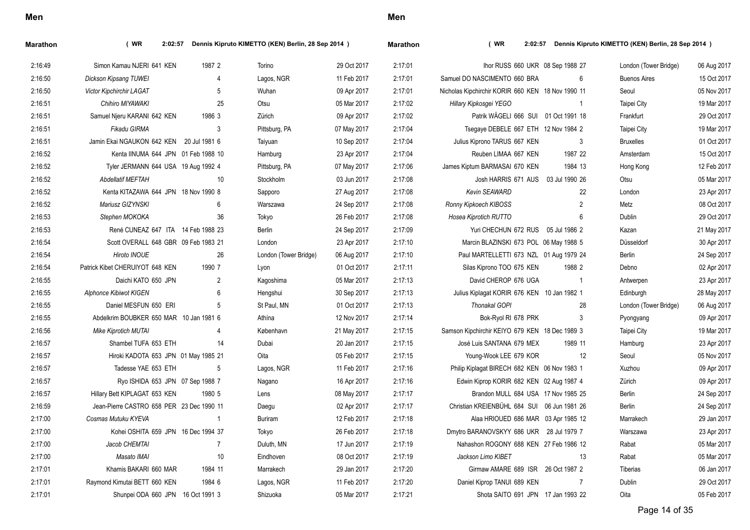## Men

**Marathon** ( WR 2:02:57 Dennis Kipruto KIMETTO (KEN) Berlin, 28 Sep 2014 )

| Mark | Athlete | Rank | Country | DOB | Pos | Venue | Date |
|---|---|---|---|---|---|---|---|
| 2:16:49 | Simon Kamau NJERI | 641 | KEN | 1987 | 2 | Torino | 29 Oct 2017 |
| 2:16:50 | *Dickson Kipsang TUWEI* | | | | 4 | Lagos, NGR | 11 Feb 2017 |
| 2:16:50 | *Victor Kipchirchir LAGAT* | | | | 5 | Wuhan | 09 Apr 2017 |
| 2:16:51 | *Chihiro MIYAWAKI* | | | | 25 | Otsu | 05 Mar 2017 |
| 2:16:51 | Samuel Njeru KARANI | 642 | KEN | 1986 | 3 | Zürich | 09 Apr 2017 |
| 2:16:51 | *Fikadu GIRMA* | | | | 3 | Pittsburg, PA | 07 May 2017 |
| 2:16:51 | Jamin Ekai NGAUKON | 642 | KEN | 20 Jul 1981 | 6 | Taiyuan | 10 Sep 2017 |
| 2:16:52 | Kenta IINUMA | 644 | JPN | 01 Feb 1988 | 10 | Hamburg | 23 Apr 2017 |
| 2:16:52 | Tyler JERMANN | 644 | USA | 19 Aug 1992 | 4 | Pittsburg, PA | 07 May 2017 |
| 2:16:52 | *Abdellatif MEFTAH* | | | | 10 | Stockholm | 03 Jun 2017 |
| 2:16:52 | Kenta KITAZAWA | 644 | JPN | 18 Nov 1990 | 8 | Sapporo | 27 Aug 2017 |
| 2:16:52 | *Mariusz GIZYNSKI* | | | | 6 | Warszawa | 24 Sep 2017 |
| 2:16:53 | *Stephen MOKOKA* | | | | 36 | Tokyo | 26 Feb 2017 |
| 2:16:53 | René CUNEAZ | 647 | ITA | 14 Feb 1988 | 23 | Berlin | 24 Sep 2017 |
| 2:16:54 | Scott OVERALL | 648 | GBR | 09 Feb 1983 | 21 | London | 23 Apr 2017 |
| 2:16:54 | *Hiroto INOUE* | | | | 26 | London (Tower Bridge) | 06 Aug 2017 |
| 2:16:54 | Patrick Kibet CHERUIYOT | 648 | KEN | 1990 | 7 | Lyon | 01 Oct 2017 |
| 2:16:55 | Daichi KATO | 650 | JPN | | 2 | Kagoshima | 05 Mar 2017 |
| 2:16:55 | *Alphonce Kibiwot KIGEN* | | | | 6 | Hengshui | 30 Sep 2017 |
| 2:16:55 | Daniel MESFUN | 650 | ERI | | 5 | St Paul, MN | 01 Oct 2017 |
| 2:16:55 | Abdelkrim BOUBKER | 650 | MAR | 10 Jan 1981 | 6 | Athína | 12 Nov 2017 |
| 2:16:56 | *Mike Kiprotich MUTAI* | | | | 4 | København | 21 May 2017 |
| 2:16:57 | Shambel TUFA | 653 | ETH | | 14 | Dubai | 20 Jan 2017 |
| 2:16:57 | Hiroki KADOTA | 653 | JPN | 01 May 1985 | 21 | Oita | 05 Feb 2017 |
| 2:16:57 | Tadesse YAE | 653 | ETH | | 5 | Lagos, NGR | 11 Feb 2017 |
| 2:16:57 | Ryo ISHIDA | 653 | JPN | 07 Sep 1988 | 7 | Nagano | 16 Apr 2017 |
| 2:16:57 | Hillary Bett KIPLAGAT | 653 | KEN | 1980 | 5 | Lens | 08 May 2017 |
| 2:16:59 | Jean-Pierre CASTRO | 658 | PER | 23 Dec 1990 | 11 | Daegu | 02 Apr 2017 |
| 2:17:00 | *Cosmas Mutuku KYEVA* | | | | 1 | Buriram | 12 Feb 2017 |
| 2:17:00 | Kohei OSHITA | 659 | JPN | 16 Dec 1994 | 37 | Tokyo | 26 Feb 2017 |
| 2:17:00 | *Jacob CHEMTAI* | | | | 7 | Duluth, MN | 17 Jun 2017 |
| 2:17:00 | *Masato IMAI* | | | | 10 | Eindhoven | 08 Oct 2017 |
| 2:17:01 | Khamis BAKARI | 660 | MAR | 1984 | 11 | Marrakech | 29 Jan 2017 |
| 2:17:01 | Raymond Kimutai BETT | 660 | KEN | 1984 | 6 | Lagos, NGR | 11 Feb 2017 |
| 2:17:01 | Shunpei ODA | 660 | JPN | 16 Oct 1991 | 3 | Shizuoka | 05 Mar 2017 |
| 2:17:01 | Ihor RUSS | 660 | UKR | 08 Sep 1988 | 27 | London (Tower Bridge) | 06 Aug 2017 |
| 2:17:01 | Samuel DO NASCIMENTO | 660 | BRA | | 6 | Buenos Aires | 15 Oct 2017 |
| 2:17:01 | Nicholas Kipchirchir KORIR | 660 | KEN | 18 Nov 1990 | 11 | Seoul | 05 Nov 2017 |
| 2:17:02 | *Hillary Kipkosgei YEGO* | | | | 1 | Taipei City | 19 Mar 2017 |
| 2:17:02 | Patrik WÄGELI | 666 | SUI | 01 Oct 1991 | 18 | Frankfurt | 29 Oct 2017 |
| 2:17:04 | Tsegaye DEBELE | 667 | ETH | 12 Nov 1984 | 2 | Taipei City | 19 Mar 2017 |
| 2:17:04 | Julius Kiprono TARUS | 667 | KEN | | 3 | Bruxelles | 01 Oct 2017 |
| 2:17:04 | Reuben LIMAA | 667 | KEN | 1987 | 22 | Amsterdam | 15 Oct 2017 |
| 2:17:06 | James Kiptum BARMASAI | 670 | KEN | 1984 | 13 | Hong Kong | 12 Feb 2017 |
| 2:17:08 | Josh HARRIS | 671 | AUS | 03 Jul 1990 | 26 | Otsu | 05 Mar 2017 |
| 2:17:08 | *Kevin SEAWARD* | | | | 22 | London | 23 Apr 2017 |
| 2:17:08 | *Ronny Kipkoech KIBOSS* | | | | 2 | Metz | 08 Oct 2017 |
| 2:17:08 | *Hosea Kiprotich RUTTO* | | | | 6 | Dublin | 29 Oct 2017 |
| 2:17:09 | Yuri CHECHUN | 672 | RUS | 05 Jul 1986 | 2 | Kazan | 21 May 2017 |
| 2:17:10 | Marcin BLAZINSKI | 673 | POL | 06 May 1988 | 5 | Düsseldorf | 30 Apr 2017 |
| 2:17:10 | Paul MARTELLETTI | 673 | NZL | 01 Aug 1979 | 24 | Berlin | 24 Sep 2017 |
| 2:17:11 | Silas Kiprono TOO | 675 | KEN | 1988 | 2 | Debno | 02 Apr 2017 |
| 2:17:13 | David CHEROP | 676 | UGA | | 1 | Antwerpen | 23 Apr 2017 |
| 2:17:13 | Julius Kiplagat KORIR | 676 | KEN | 10 Jan 1982 | 1 | Edinburgh | 28 May 2017 |
| 2:17:13 | *Thonakal GOPI* | | | | 28 | London (Tower Bridge) | 06 Aug 2017 |
| 2:17:14 | Bok-Ryol RI | 678 | PRK | | 3 | Pyongyang | 09 Apr 2017 |
| 2:17:15 | Samson Kipchirchir KEIYO | 679 | KEN | 18 Dec 1989 | 3 | Taipei City | 19 Mar 2017 |
| 2:17:15 | José Luis SANTANA | 679 | MEX | 1989 | 11 | Hamburg | 23 Apr 2017 |
| 2:17:15 | Young-Wook LEE | 679 | KOR | | 12 | Seoul | 05 Nov 2017 |
| 2:17:16 | Philip Kiplagat BIRECH | 682 | KEN | 06 Nov 1983 | 1 | Xuzhou | 09 Apr 2017 |
| 2:17:16 | Edwin Kiprop KORIR | 682 | KEN | 02 Aug 1987 | 4 | Zürich | 09 Apr 2017 |
| 2:17:17 | Brandon MULL | 684 | USA | 17 Nov 1985 | 25 | Berlin | 24 Sep 2017 |
| 2:17:17 | Christian KREIENBÜHL | 684 | SUI | 06 Jun 1981 | 26 | Berlin | 24 Sep 2017 |
| 2:17:18 | Alaa HRIOUED | 686 | MAR | 03 Apr 1985 | 12 | Marrakech | 29 Jan 2017 |
| 2:17:18 | Dmytro BARANOVSKYY | 686 | UKR | 28 Jul 1979 | 7 | Warszawa | 23 Apr 2017 |
| 2:17:19 | Nahashon ROGONY | 688 | KEN | 27 Feb 1986 | 12 | Rabat | 05 Mar 2017 |
| 2:17:19 | *Jackson Limo KIBET* | | | | 13 | Rabat | 05 Mar 2017 |
| 2:17:20 | Girmaw AMARE | 689 | ISR | 26 Oct 1987 | 2 | Tiberias | 06 Jan 2017 |
| 2:17:20 | Daniel Kiprop TANUI | 689 | KEN | | 7 | Dublin | 29 Oct 2017 |
| 2:17:21 | Shota SAITO | 691 | JPN | 17 Jan 1993 | 22 | Oita | 05 Feb 2017 |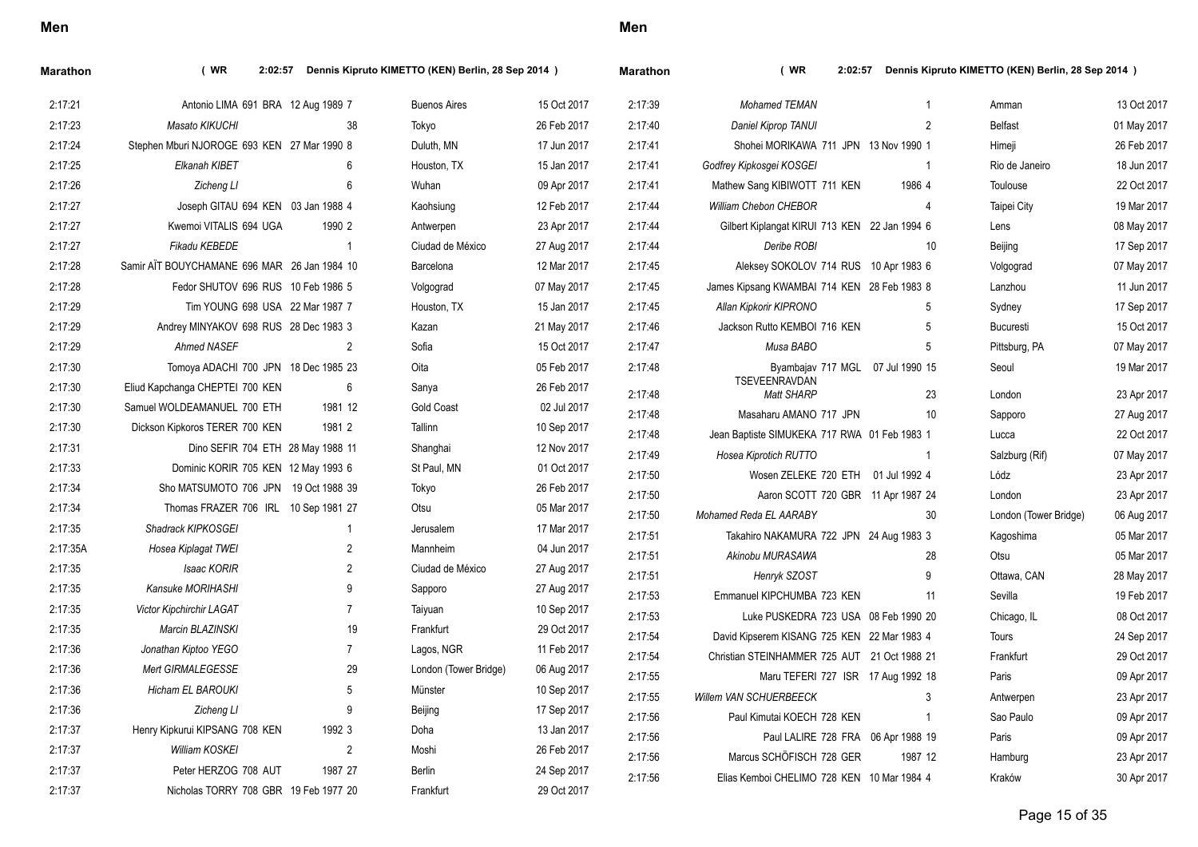## Men

**Marathon** ( WR 2:02:57 Dennis Kipruto KIMETTO (KEN) Berlin, 28 Sep 2014 )

| Time | Athlete | Rank | Venue | Date |
|---|---|---|---|---|
| 2:17:21 | Antonio LIMA 691 BRA 12 Aug 1989 | 7 | Buenos Aires | 15 Oct 2017 |
| 2:17:23 | *Masato KIKUCHI* | 38 | Tokyo | 26 Feb 2017 |
| 2:17:24 | Stephen Mburi NJOROGE 693 KEN 27 Mar 1990 | 8 | Duluth, MN | 17 Jun 2017 |
| 2:17:25 | *Elkanah KIBET* | 6 | Houston, TX | 15 Jan 2017 |
| 2:17:26 | *Zicheng LI* | 6 | Wuhan | 09 Apr 2017 |
| 2:17:27 | Joseph GITAU 694 KEN 03 Jan 1988 | 4 | Kaohsiung | 12 Feb 2017 |
| 2:17:27 | Kwemoi VITALIS 694 UGA 1990 | 2 | Antwerpen | 23 Apr 2017 |
| 2:17:27 | *Fikadu KEBEDE* | 1 | Ciudad de México | 27 Aug 2017 |
| 2:17:28 | Samir AÏT BOUYCHAMANE 696 MAR 26 Jan 1984 | 10 | Barcelona | 12 Mar 2017 |
| 2:17:28 | Fedor SHUTOV 696 RUS 10 Feb 1986 | 5 | Volgograd | 07 May 2017 |
| 2:17:29 | Tim YOUNG 698 USA 22 Mar 1987 | 7 | Houston, TX | 15 Jan 2017 |
| 2:17:29 | Andrey MINYAKOV 698 RUS 28 Dec 1983 | 3 | Kazan | 21 May 2017 |
| 2:17:29 | *Ahmed NASEF* | 2 | Sofia | 15 Oct 2017 |
| 2:17:30 | Tomoya ADACHI 700 JPN 18 Dec 1985 | 23 | Oita | 05 Feb 2017 |
| 2:17:30 | Eliud Kapchanga CHEPTEI 700 KEN | 6 | Sanya | 26 Feb 2017 |
| 2:17:30 | Samuel WOLDEAMANUEL 700 ETH 1981 | 12 | Gold Coast | 02 Jul 2017 |
| 2:17:30 | Dickson Kipkoros TERER 700 KEN 1981 | 2 | Tallinn | 10 Sep 2017 |
| 2:17:31 | Dino SEFIR 704 ETH 28 May 1988 | 11 | Shanghai | 12 Nov 2017 |
| 2:17:33 | Dominic KORIR 705 KEN 12 May 1993 | 6 | St Paul, MN | 01 Oct 2017 |
| 2:17:34 | Sho MATSUMOTO 706 JPN 19 Oct 1988 | 39 | Tokyo | 26 Feb 2017 |
| 2:17:34 | Thomas FRAZER 706 IRL 10 Sep 1981 | 27 | Otsu | 05 Mar 2017 |
| 2:17:35 | *Shadrack KIPKOSGEI* | 1 | Jerusalem | 17 Mar 2017 |
| 2:17:35A | *Hosea Kiplagat TWEI* | 2 | Mannheim | 04 Jun 2017 |
| 2:17:35 | *Isaac KORIR* | 2 | Ciudad de México | 27 Aug 2017 |
| 2:17:35 | *Kansuke MORIHASHI* | 9 | Sapporo | 27 Aug 2017 |
| 2:17:35 | *Victor Kipchirchir LAGAT* | 7 | Taiyuan | 10 Sep 2017 |
| 2:17:35 | *Marcin BLAZINSKI* | 19 | Frankfurt | 29 Oct 2017 |
| 2:17:36 | *Jonathan Kiptoo YEGO* | 7 | Lagos, NGR | 11 Feb 2017 |
| 2:17:36 | *Mert GIRMALEGESSE* | 29 | London (Tower Bridge) | 06 Aug 2017 |
| 2:17:36 | *Hicham EL BAROUKI* | 5 | Münster | 10 Sep 2017 |
| 2:17:36 | *Zicheng LI* | 9 | Beijing | 17 Sep 2017 |
| 2:17:37 | Henry Kipkurui KIPSANG 708 KEN 1992 | 3 | Doha | 13 Jan 2017 |
| 2:17:37 | *William KOSKEI* | 2 | Moshi | 26 Feb 2017 |
| 2:17:37 | Peter HERZOG 708 AUT 1987 | 27 | Berlin | 24 Sep 2017 |
| 2:17:37 | Nicholas TORRY 708 GBR 19 Feb 1977 | 20 | Frankfurt | 29 Oct 2017 |
| 2:17:39 | *Mohamed TEMAN* | 1 | Amman | 13 Oct 2017 |
| 2:17:40 | *Daniel Kiprop TANUI* | 2 | Belfast | 01 May 2017 |
| 2:17:41 | Shohei MORIKAWA 711 JPN 13 Nov 1990 | 1 | Himeji | 26 Feb 2017 |
| 2:17:41 | *Godfrey Kipkosgei KOSGEI* | 1 | Rio de Janeiro | 18 Jun 2017 |
| 2:17:41 | Mathew Sang KIBIWOTT 711 KEN 1986 | 4 | Toulouse | 22 Oct 2017 |
| 2:17:44 | *William Chebon CHEBOR* | 4 | Taipei City | 19 Mar 2017 |
| 2:17:44 | Gilbert Kiplangat KIRUI 713 KEN 22 Jan 1994 | 6 | Lens | 08 May 2017 |
| 2:17:44 | *Deribe ROBI* | 10 | Beijing | 17 Sep 2017 |
| 2:17:45 | Aleksey SOKOLOV 714 RUS 10 Apr 1983 | 6 | Volgograd | 07 May 2017 |
| 2:17:45 | James Kipsang KWAMBAI 714 KEN 28 Feb 1983 | 8 | Lanzhou | 11 Jun 2017 |
| 2:17:45 | *Allan Kipkorir KIPRONO* | 5 | Sydney | 17 Sep 2017 |
| 2:17:46 | Jackson Rutto KEMBOI 716 KEN | 5 | Bucuresti | 15 Oct 2017 |
| 2:17:47 | *Musa BABO* | 5 | Pittsburg, PA | 07 May 2017 |
| 2:17:48 | Byambajav TSEVEENRAVDAN 717 MGL 07 Jul 1990 | 15 | Seoul | 19 Mar 2017 |
| 2:17:48 | *Matt SHARP* | 23 | London | 23 Apr 2017 |
| 2:17:48 | Masaharu AMANO 717 JPN | 10 | Sapporo | 27 Aug 2017 |
| 2:17:48 | Jean Baptiste SIMUKEKA 717 RWA 01 Feb 1983 | 1 | Lucca | 22 Oct 2017 |
| 2:17:49 | *Hosea Kiprotich RUTTO* | 1 | Salzburg (Rif) | 07 May 2017 |
| 2:17:50 | Wosen ZELEKE 720 ETH 01 Jul 1992 | 4 | Lódz | 23 Apr 2017 |
| 2:17:50 | Aaron SCOTT 720 GBR 11 Apr 1987 | 24 | London | 23 Apr 2017 |
| 2:17:50 | *Mohamed Reda EL AARABY* | 30 | London (Tower Bridge) | 06 Aug 2017 |
| 2:17:51 | Takahiro NAKAMURA 722 JPN 24 Aug 1983 | 3 | Kagoshima | 05 Mar 2017 |
| 2:17:51 | *Akinobu MURASAWA* | 28 | Otsu | 05 Mar 2017 |
| 2:17:51 | *Henryk SZOST* | 9 | Ottawa, CAN | 28 May 2017 |
| 2:17:53 | Emmanuel KIPCHUMBA 723 KEN | 11 | Sevilla | 19 Feb 2017 |
| 2:17:53 | Luke PUSKEDRA 723 USA 08 Feb 1990 | 20 | Chicago, IL | 08 Oct 2017 |
| 2:17:54 | David Kipserem KISANG 725 KEN 22 Mar 1983 | 4 | Tours | 24 Sep 2017 |
| 2:17:54 | Christian STEINHAMMER 725 AUT 21 Oct 1988 | 21 | Frankfurt | 29 Oct 2017 |
| 2:17:55 | Maru TEFERI 727 ISR 17 Aug 1992 | 18 | Paris | 09 Apr 2017 |
| 2:17:55 | *Willem VAN SCHUERBEECK* | 3 | Antwerpen | 23 Apr 2017 |
| 2:17:56 | Paul Kimutai KOECH 728 KEN | 1 | Sao Paulo | 09 Apr 2017 |
| 2:17:56 | Paul LALIRE 728 FRA 06 Apr 1988 | 19 | Paris | 09 Apr 2017 |
| 2:17:56 | Marcus SCHÖFISCH 728 GER 1987 | 12 | Hamburg | 23 Apr 2017 |
| 2:17:56 | Elias Kemboi CHELIMO 728 KEN 10 Mar 1984 | 4 | Kraków | 30 Apr 2017 |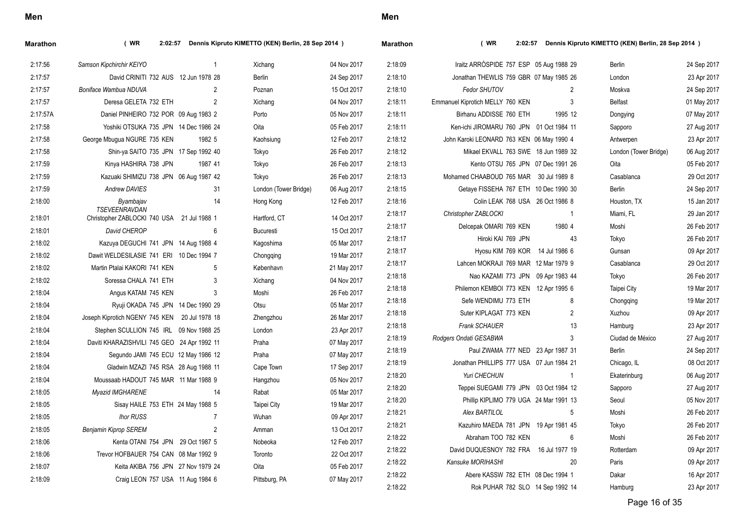## Men

**Marathon** ( WR 2:02:57 Dennis Kipruto KIMETTO (KEN) Berlin, 28 Sep 2014 )

| Mark | Athlete | Pts | Nat | DOB | Pl | Venue | Date |
|---|---|---|---|---|---|---|---|
| 2:17:56 | *Samson Kipchirchir KEIYO* | | | | 1 | Xichang | 04 Nov 2017 |
| 2:17:57 | David CRINITI | 732 | AUS | 12 Jun 1978 | 28 | Berlin | 24 Sep 2017 |
| 2:17:57 | *Boniface Wambua NDUVA* | | | | 2 | Poznan | 15 Oct 2017 |
| 2:17:57 | Deresa GELETA | 732 | ETH | | 2 | Xichang | 04 Nov 2017 |
| 2:17:57A | Daniel PINHEIRO | 732 | POR | 09 Aug 1983 | 2 | Porto | 05 Nov 2017 |
| 2:17:58 | Yoshiki OTSUKA | 735 | JPN | 14 Dec 1986 | 24 | Oita | 05 Feb 2017 |
| 2:17:58 | George Mbugua NGURE | 735 | KEN | 1982 | 5 | Kaohsiung | 12 Feb 2017 |
| 2:17:58 | Shin-ya SAITO | 735 | JPN | 17 Sep 1992 | 40 | Tokyo | 26 Feb 2017 |
| 2:17:59 | Kinya HASHIRA | 738 | JPN | 1987 | 41 | Tokyo | 26 Feb 2017 |
| 2:17:59 | Kazuaki SHIMIZU | 738 | JPN | 06 Aug 1987 | 42 | Tokyo | 26 Feb 2017 |
| 2:17:59 | *Andrew DAVIES* | | | | 31 | London (Tower Bridge) | 06 Aug 2017 |
| 2:18:00 | *Byambajav TSEVEENRAVDAN* | | | | 14 | Hong Kong | 12 Feb 2017 |
| 2:18:01 | Christopher ZABLOCKI | 740 | USA | 21 Jul 1988 | 1 | Hartford, CT | 14 Oct 2017 |
| 2:18:01 | *David CHEROP* | | | | 6 | Bucuresti | 15 Oct 2017 |
| 2:18:02 | Kazuya DEGUCHI | 741 | JPN | 14 Aug 1988 | 4 | Kagoshima | 05 Mar 2017 |
| 2:18:02 | Dawit WELDESILASIE | 741 | ERI | 10 Dec 1994 | 7 | Chongqing | 19 Mar 2017 |
| 2:18:02 | Martin Ptalai KAKORI | 741 | KEN | | 5 | København | 21 May 2017 |
| 2:18:02 | Soressa CHALA | 741 | ETH | | 3 | Xichang | 04 Nov 2017 |
| 2:18:04 | Angus KATAM | 745 | KEN | | 3 | Moshi | 26 Feb 2017 |
| 2:18:04 | Ryuji OKADA | 745 | JPN | 14 Dec 1990 | 29 | Otsu | 05 Mar 2017 |
| 2:18:04 | Joseph Kiprotich NGENY | 745 | KEN | 20 Jul 1978 | 18 | Zhengzhou | 26 Mar 2017 |
| 2:18:04 | Stephen SCULLION | 745 | IRL | 09 Nov 1988 | 25 | London | 23 Apr 2017 |
| 2:18:04 | Daviti KHARAZISHVILI | 745 | GEO | 24 Apr 1992 | 11 | Praha | 07 May 2017 |
| 2:18:04 | Segundo JAMI | 745 | ECU | 12 May 1986 | 12 | Praha | 07 May 2017 |
| 2:18:04 | Gladwin MZAZI | 745 | RSA | 28 Aug 1988 | 11 | Cape Town | 17 Sep 2017 |
| 2:18:04 | Moussaab HADOUT | 745 | MAR | 11 Mar 1988 | 9 | Hangzhou | 05 Nov 2017 |
| 2:18:05 | *Myazid IMGHARENE* | | | | 14 | Rabat | 05 Mar 2017 |
| 2:18:05 | Sisay HAILE | 753 | ETH | 24 May 1988 | 5 | Taipei City | 19 Mar 2017 |
| 2:18:05 | *Ihor RUSS* | | | | 7 | Wuhan | 09 Apr 2017 |
| 2:18:05 | *Benjamin Kiprop SEREM* | | | | 2 | Amman | 13 Oct 2017 |
| 2:18:06 | Kenta OTANI | 754 | JPN | 29 Oct 1987 | 5 | Nobeoka | 12 Feb 2017 |
| 2:18:06 | Trevor HOFBAUER | 754 | CAN | 08 Mar 1992 | 9 | Toronto | 22 Oct 2017 |
| 2:18:07 | Keita AKIBA | 756 | JPN | 27 Nov 1979 | 24 | Oita | 05 Feb 2017 |
| 2:18:09 | Craig LEON | 757 | USA | 11 Aug 1984 | 6 | Pittsburg, PA | 07 May 2017 |
| 2:18:09 | Iraitz ARRÓSPIDE | 757 | ESP | 05 Aug 1988 | 29 | Berlin | 24 Sep 2017 |
| 2:18:10 | Jonathan THEWLIS | 759 | GBR | 07 May 1985 | 26 | London | 23 Apr 2017 |
| 2:18:10 | *Fedor SHUTOV* | | | | 2 | Moskva | 24 Sep 2017 |
| 2:18:11 | Emmanuel Kiprotich MELLY | 760 | KEN | | 3 | Belfast | 01 May 2017 |
| 2:18:11 | Birhanu ADDISSE | 760 | ETH | 1995 | 12 | Dongying | 07 May 2017 |
| 2:18:11 | Ken-ichi JIROMARU | 760 | JPN | 01 Oct 1984 | 11 | Sapporo | 27 Aug 2017 |
| 2:18:12 | John Karoki LEONARD | 763 | KEN | 06 May 1990 | 4 | Antwerpen | 23 Apr 2017 |
| 2:18:12 | Mikael EKVALL | 763 | SWE | 18 Jun 1989 | 32 | London (Tower Bridge) | 06 Aug 2017 |
| 2:18:13 | Kento OTSU | 765 | JPN | 07 Dec 1991 | 26 | Oita | 05 Feb 2017 |
| 2:18:13 | Mohamed CHAABOUD | 765 | MAR | 30 Jul 1989 | 8 | Casablanca | 29 Oct 2017 |
| 2:18:15 | Getaye FISSEHA | 767 | ETH | 10 Dec 1990 | 30 | Berlin | 24 Sep 2017 |
| 2:18:16 | Colin LEAK | 768 | USA | 26 Oct 1986 | 8 | Houston, TX | 15 Jan 2017 |
| 2:18:17 | *Christopher ZABLOCKI* | | | | 1 | Miami, FL | 29 Jan 2017 |
| 2:18:17 | Delcepak OMARI | 769 | KEN | 1980 | 4 | Moshi | 26 Feb 2017 |
| 2:18:17 | Hiroki KAI | 769 | JPN | | 43 | Tokyo | 26 Feb 2017 |
| 2:18:17 | Hyosu KIM | 769 | KOR | 14 Jul 1986 | 6 | Gunsan | 09 Apr 2017 |
| 2:18:17 | Lahcen MOKRAJI | 769 | MAR | 12 Mar 1979 | 9 | Casablanca | 29 Oct 2017 |
| 2:18:18 | Nao KAZAMI | 773 | JPN | 09 Apr 1983 | 44 | Tokyo | 26 Feb 2017 |
| 2:18:18 | Philemon KEMBOI | 773 | KEN | 12 Apr 1995 | 6 | Taipei City | 19 Mar 2017 |
| 2:18:18 | Sefe WENDIMU | 773 | ETH | | 8 | Chongqing | 19 Mar 2017 |
| 2:18:18 | Suter KIPLAGAT | 773 | KEN | | 2 | Xuzhou | 09 Apr 2017 |
| 2:18:18 | *Frank SCHAUER* | | | | 13 | Hamburg | 23 Apr 2017 |
| 2:18:19 | *Rodgers Ondati GESABWA* | | | | 3 | Ciudad de México | 27 Aug 2017 |
| 2:18:19 | Paul ZWAMA | 777 | NED | 23 Apr 1987 | 31 | Berlin | 24 Sep 2017 |
| 2:18:19 | Jonathan PHILLIPS | 777 | USA | 07 Jun 1984 | 21 | Chicago, IL | 08 Oct 2017 |
| 2:18:20 | *Yuri CHECHUN* | | | | 1 | Ekaterinburg | 06 Aug 2017 |
| 2:18:20 | Teppei SUEGAMI | 779 | JPN | 03 Oct 1984 | 12 | Sapporo | 27 Aug 2017 |
| 2:18:20 | Phillip KIPLIMO | 779 | UGA | 24 Mar 1991 | 13 | Seoul | 05 Nov 2017 |
| 2:18:21 | *Alex BARTILOL* | | | | 5 | Moshi | 26 Feb 2017 |
| 2:18:21 | Kazuhiro MAEDA | 781 | JPN | 19 Apr 1981 | 45 | Tokyo | 26 Feb 2017 |
| 2:18:22 | Abraham TOO | 782 | KEN | | 6 | Moshi | 26 Feb 2017 |
| 2:18:22 | David DUQUESNOY | 782 | FRA | 16 Jul 1977 | 19 | Rotterdam | 09 Apr 2017 |
| 2:18:22 | *Kansuke MORIHASHI* | | | | 20 | Paris | 09 Apr 2017 |
| 2:18:22 | Abere KASSW | 782 | ETH | 08 Dec 1994 | 1 | Dakar | 16 Apr 2017 |
| 2:18:22 | Rok PUHAR | 782 | SLO | 14 Sep 1992 | 14 | Hamburg | 23 Apr 2017 |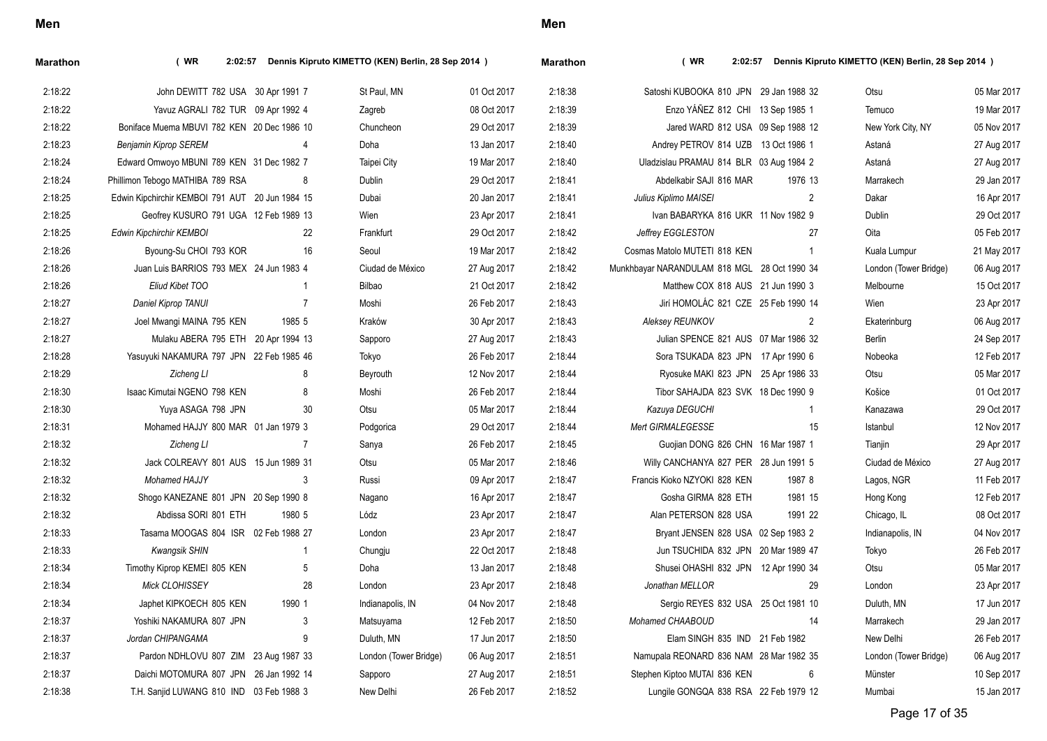## Men

### Marathon ( WR 2:02:57 Dennis Kipruto KIMETTO (KEN) Berlin, 28 Sep 2014 )

| Mark | Athlete | Pts | Nat | DOB | Pl | Venue | Date |
|---|---|---|---|---|---|---|---|
| 2:18:22 | John DEWITT | 782 | USA | 30 Apr 1991 | 7 | St Paul, MN | 01 Oct 2017 |
| 2:18:22 | Yavuz AGRALI | 782 | TUR | 09 Apr 1992 | 4 | Zagreb | 08 Oct 2017 |
| 2:18:22 | Boniface Muema MBUVI | 782 | KEN | 20 Dec 1986 | 10 | Chuncheon | 29 Oct 2017 |
| 2:18:23 | *Benjamin Kiprop SEREM* | | | | 4 | Doha | 13 Jan 2017 |
| 2:18:24 | Edward Omwoyo MBUNI | 789 | KEN | 31 Dec 1982 | 7 | Taipei City | 19 Mar 2017 |
| 2:18:24 | Phillimon Tebogo MATHIBA | 789 | RSA | | 8 | Dublin | 29 Oct 2017 |
| 2:18:25 | Edwin Kipchirchir KEMBOI | 791 | AUT | 20 Jun 1984 | 15 | Dubai | 20 Jan 2017 |
| 2:18:25 | Geofrey KUSURO | 791 | UGA | 12 Feb 1989 | 13 | Wien | 23 Apr 2017 |
| 2:18:25 | *Edwin Kipchirchir KEMBOI* | | | | 22 | Frankfurt | 29 Oct 2017 |
| 2:18:26 | Byoung-Su CHOI | 793 | KOR | | 16 | Seoul | 19 Mar 2017 |
| 2:18:26 | Juan Luis BARRIOS | 793 | MEX | 24 Jun 1983 | 4 | Ciudad de México | 27 Aug 2017 |
| 2:18:26 | *Eliud Kibet TOO* | | | | 1 | Bilbao | 21 Oct 2017 |
| 2:18:27 | *Daniel Kiprop TANUI* | | | | 7 | Moshi | 26 Feb 2017 |
| 2:18:27 | Joel Mwangi MAINA | 795 | KEN | 1985 | 5 | Kraków | 30 Apr 2017 |
| 2:18:27 | Mulaku ABERA | 795 | ETH | 20 Apr 1994 | 13 | Sapporo | 27 Aug 2017 |
| 2:18:28 | Yasuyuki NAKAMURA | 797 | JPN | 22 Feb 1985 | 46 | Tokyo | 26 Feb 2017 |
| 2:18:29 | *Zicheng LI* | | | | 8 | Beyrouth | 12 Nov 2017 |
| 2:18:30 | Isaac Kimutai NGENO | 798 | KEN | | 8 | Moshi | 26 Feb 2017 |
| 2:18:30 | Yuya ASAGA | 798 | JPN | | 30 | Otsu | 05 Mar 2017 |
| 2:18:31 | Mohamed HAJJY | 800 | MAR | 01 Jan 1979 | 3 | Podgorica | 29 Oct 2017 |
| 2:18:32 | *Zicheng LI* | | | | 7 | Sanya | 26 Feb 2017 |
| 2:18:32 | Jack COLREAVY | 801 | AUS | 15 Jun 1989 | 31 | Otsu | 05 Mar 2017 |
| 2:18:32 | *Mohamed HAJJY* | | | | 3 | Russi | 09 Apr 2017 |
| 2:18:32 | Shogo KANEZANE | 801 | JPN | 20 Sep 1990 | 8 | Nagano | 16 Apr 2017 |
| 2:18:32 | Abdissa SORI | 801 | ETH | 1980 | 5 | Lódz | 23 Apr 2017 |
| 2:18:33 | Tasama MOOGAS | 804 | ISR | 02 Feb 1988 | 27 | London | 23 Apr 2017 |
| 2:18:33 | *Kwangsik SHIN* | | | | 1 | Chungju | 22 Oct 2017 |
| 2:18:34 | Timothy Kiprop KEMEI | 805 | KEN | | 5 | Doha | 13 Jan 2017 |
| 2:18:34 | *Mick CLOHISSEY* | | | | 28 | London | 23 Apr 2017 |
| 2:18:34 | Japhet KIPKOECH | 805 | KEN | 1990 | 1 | Indianapolis, IN | 04 Nov 2017 |
| 2:18:37 | Yoshiki NAKAMURA | 807 | JPN | | 3 | Matsuyama | 12 Feb 2017 |
| 2:18:37 | *Jordan CHIPANGAMA* | | | | 9 | Duluth, MN | 17 Jun 2017 |
| 2:18:37 | Pardon NDHLOVU | 807 | ZIM | 23 Aug 1987 | 33 | London (Tower Bridge) | 06 Aug 2017 |
| 2:18:37 | Daichi MOTOMURA | 807 | JPN | 26 Jan 1992 | 14 | Sapporo | 27 Aug 2017 |
| 2:18:38 | T.H. Sanjid LUWANG | 810 | IND | 03 Feb 1988 | 3 | New Delhi | 26 Feb 2017 |
| 2:18:38 | Satoshi KUBOOKA | 810 | JPN | 29 Jan 1988 | 32 | Otsu | 05 Mar 2017 |
| 2:18:39 | Enzo YÁÑEZ | 812 | CHI | 13 Sep 1985 | 1 | Temuco | 19 Mar 2017 |
| 2:18:39 | Jared WARD | 812 | USA | 09 Sep 1988 | 12 | New York City, NY | 05 Nov 2017 |
| 2:18:40 | Andrey PETROV | 814 | UZB | 13 Oct 1986 | 1 | Astaná | 27 Aug 2017 |
| 2:18:40 | Uladzislau PRAMAU | 814 | BLR | 03 Aug 1984 | 2 | Astaná | 27 Aug 2017 |
| 2:18:41 | Abdelkabir SAJI | 816 | MAR | 1976 | 13 | Marrakech | 29 Jan 2017 |
| 2:18:41 | *Julius Kiplimo MAISEI* | | | | 2 | Dakar | 16 Apr 2017 |
| 2:18:41 | Ivan BABARYKA | 816 | UKR | 11 Nov 1982 | 9 | Dublin | 29 Oct 2017 |
| 2:18:42 | *Jeffrey EGGLESTON* | | | | 27 | Oita | 05 Feb 2017 |
| 2:18:42 | Cosmas Matolo MUTETI | 818 | KEN | | 1 | Kuala Lumpur | 21 May 2017 |
| 2:18:42 | Munkhbayar NARANDULAM | 818 | MGL | 28 Oct 1990 | 34 | London (Tower Bridge) | 06 Aug 2017 |
| 2:18:42 | Matthew COX | 818 | AUS | 21 Jun 1990 | 3 | Melbourne | 15 Oct 2017 |
| 2:18:43 | Jirí HOMOLÁC | 821 | CZE | 25 Feb 1990 | 14 | Wien | 23 Apr 2017 |
| 2:18:43 | *Aleksey REUNKOV* | | | | 2 | Ekaterinburg | 06 Aug 2017 |
| 2:18:43 | Julian SPENCE | 821 | AUS | 07 Mar 1986 | 32 | Berlin | 24 Sep 2017 |
| 2:18:44 | Sora TSUKADA | 823 | JPN | 17 Apr 1990 | 6 | Nobeoka | 12 Feb 2017 |
| 2:18:44 | Ryosuke MAKI | 823 | JPN | 25 Apr 1986 | 33 | Otsu | 05 Mar 2017 |
| 2:18:44 | Tibor SAHAJDA | 823 | SVK | 18 Dec 1990 | 9 | Košice | 01 Oct 2017 |
| 2:18:44 | *Kazuya DEGUCHI* | | | | 1 | Kanazawa | 29 Oct 2017 |
| 2:18:44 | *Mert GIRMALEGESSE* | | | | 15 | Istanbul | 12 Nov 2017 |
| 2:18:45 | Guojian DONG | 826 | CHN | 16 Mar 1987 | 1 | Tianjin | 29 Apr 2017 |
| 2:18:46 | Willy CANCHANYA | 827 | PER | 28 Jun 1991 | 5 | Ciudad de México | 27 Aug 2017 |
| 2:18:47 | Francis Kioko NZYOKI | 828 | KEN | 1987 | 8 | Lagos, NGR | 11 Feb 2017 |
| 2:18:47 | Gosha GIRMA | 828 | ETH | 1981 | 15 | Hong Kong | 12 Feb 2017 |
| 2:18:47 | Alan PETERSON | 828 | USA | 1991 | 22 | Chicago, IL | 08 Oct 2017 |
| 2:18:47 | Bryant JENSEN | 828 | USA | 02 Sep 1983 | 2 | Indianapolis, IN | 04 Nov 2017 |
| 2:18:48 | Jun TSUCHIDA | 832 | JPN | 20 Mar 1989 | 47 | Tokyo | 26 Feb 2017 |
| 2:18:48 | Shusei OHASHI | 832 | JPN | 12 Apr 1990 | 34 | Otsu | 05 Mar 2017 |
| 2:18:48 | *Jonathan MELLOR* | | | | 29 | London | 23 Apr 2017 |
| 2:18:48 | Sergio REYES | 832 | USA | 25 Oct 1981 | 10 | Duluth, MN | 17 Jun 2017 |
| 2:18:50 | *Mohamed CHAABOUD* | | | | 14 | Marrakech | 29 Jan 2017 |
| 2:18:50 | Elam SINGH | 835 | IND | 21 Feb 1982 | | New Delhi | 26 Feb 2017 |
| 2:18:51 | Namupala REONARD | 836 | NAM | 28 Mar 1982 | 35 | London (Tower Bridge) | 06 Aug 2017 |
| 2:18:51 | Stephen Kiptoo MUTAI | 836 | KEN | | 6 | Münster | 10 Sep 2017 |
| 2:18:52 | Lungile GONGQA | 838 | RSA | 22 Feb 1979 | 12 | Mumbai | 15 Jan 2017 |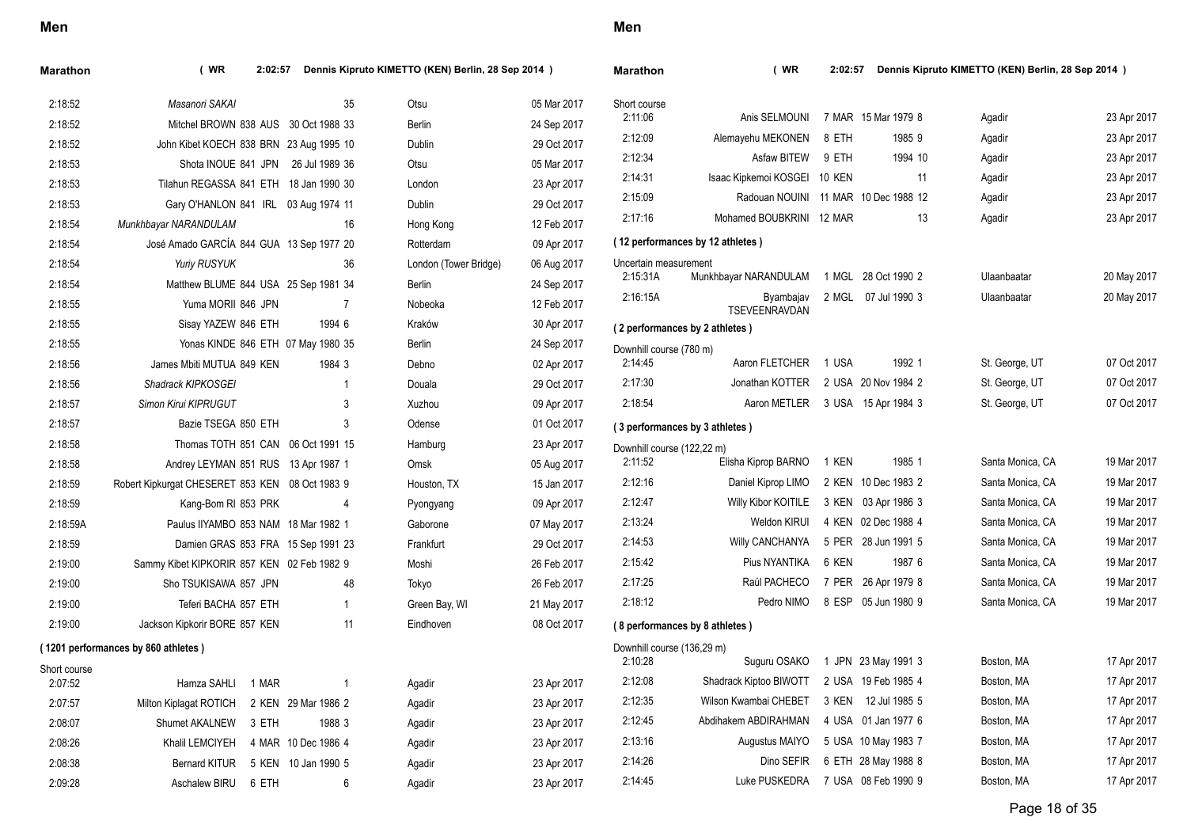## Men

### Marathon ( WR 2:02:57 Dennis Kipruto KIMETTO (KEN) Berlin, 28 Sep 2014 )

| Mark | Athlete | Rank | Nat | Born | Pos | Venue | Date |
|---|---|---|---|---|---|---|---|
| 2:18:52 | *Masanori SAKAI* | | | | 35 | Otsu | 05 Mar 2017 |
| 2:18:52 | Mitchel BROWN | 838 | AUS | 30 Oct 1988 | 33 | Berlin | 24 Sep 2017 |
| 2:18:52 | John Kibet KOECH | 838 | BRN | 23 Aug 1995 | 10 | Dublin | 29 Oct 2017 |
| 2:18:53 | Shota INOUE | 841 | JPN | 26 Jul 1989 | 36 | Otsu | 05 Mar 2017 |
| 2:18:53 | Tilahun REGASSA | 841 | ETH | 18 Jan 1990 | 30 | London | 23 Apr 2017 |
| 2:18:53 | Gary O'HANLON | 841 | IRL | 03 Aug 1974 | 11 | Dublin | 29 Oct 2017 |
| 2:18:54 | *Munkhbayar NARANDULAM* | | | | 16 | Hong Kong | 12 Feb 2017 |
| 2:18:54 | José Amado GARCÍA | 844 | GUA | 13 Sep 1977 | 20 | Rotterdam | 09 Apr 2017 |
| 2:18:54 | *Yuriy RUSYUK* | | | | 36 | London (Tower Bridge) | 06 Aug 2017 |
| 2:18:54 | Matthew BLUME | 844 | USA | 25 Sep 1981 | 34 | Berlin | 24 Sep 2017 |
| 2:18:55 | Yuma MORII | 846 | JPN | | 7 | Nobeoka | 12 Feb 2017 |
| 2:18:55 | Sisay YAZEW | 846 | ETH | 1994 | 6 | Kraków | 30 Apr 2017 |
| 2:18:55 | Yonas KINDE | 846 | ETH | 07 May 1980 | 35 | Berlin | 24 Sep 2017 |
| 2:18:56 | James Mbiti MUTUA | 849 | KEN | 1984 | 3 | Debno | 02 Apr 2017 |
| 2:18:56 | *Shadrack KIPKOSGEI* | | | | 1 | Douala | 29 Oct 2017 |
| 2:18:57 | *Simon Kirui KIPRUGUT* | | | | 3 | Xuzhou | 09 Apr 2017 |
| 2:18:57 | Bazie TSEGA | 850 | ETH | | 3 | Odense | 01 Oct 2017 |
| 2:18:58 | Thomas TOTH | 851 | CAN | 06 Oct 1991 | 15 | Hamburg | 23 Apr 2017 |
| 2:18:58 | Andrey LEYMAN | 851 | RUS | 13 Apr 1987 | 1 | Omsk | 05 Aug 2017 |
| 2:18:59 | Robert Kipkurgat CHESERET | 853 | KEN | 08 Oct 1983 | 9 | Houston, TX | 15 Jan 2017 |
| 2:18:59 | Kang-Bom RI | 853 | PRK | | 4 | Pyongyang | 09 Apr 2017 |
| 2:18:59A | Paulus IIYAMBO | 853 | NAM | 18 Mar 1982 | 1 | Gaborone | 07 May 2017 |
| 2:18:59 | Damien GRAS | 853 | FRA | 15 Sep 1991 | 23 | Frankfurt | 29 Oct 2017 |
| 2:19:00 | Sammy Kibet KIPKORIR | 857 | KEN | 02 Feb 1982 | 9 | Moshi | 26 Feb 2017 |
| 2:19:00 | Sho TSUKISAWA | 857 | JPN | | 48 | Tokyo | 26 Feb 2017 |
| 2:19:00 | Teferi BACHA | 857 | ETH | | 1 | Green Bay, WI | 21 May 2017 |
| 2:19:00 | Jackson Kipkorir BORE | 857 | KEN | | 11 | Eindhoven | 08 Oct 2017 |

( 1201 performances by 860 athletes )

Short course

| Mark | Athlete | Rank | Nat | Born | Pos | Venue | Date |
|---|---|---|---|---|---|---|---|
| 2:07:52 | Hamza SAHLI | 1 | MAR | | 1 | Agadir | 23 Apr 2017 |
| 2:07:57 | Milton Kiplagat ROTICH | 2 | KEN | 29 Mar 1986 | 2 | Agadir | 23 Apr 2017 |
| 2:08:07 | Shumet AKALNEW | 3 | ETH | 1988 | 3 | Agadir | 23 Apr 2017 |
| 2:08:26 | Khalil LEMCIYEH | 4 | MAR | 10 Dec 1986 | 4 | Agadir | 23 Apr 2017 |
| 2:08:38 | Bernard KITUR | 5 | KEN | 10 Jan 1990 | 5 | Agadir | 23 Apr 2017 |
| 2:09:28 | Aschalew BIRU | 6 | ETH | | 6 | Agadir | 23 Apr 2017 |
| 2:11:06 | Anis SELMOUNI | 7 | MAR | 15 Mar 1979 | 8 | Agadir | 23 Apr 2017 |
| 2:12:09 | Alemayehu MEKONEN | 8 | ETH | 1985 | 9 | Agadir | 23 Apr 2017 |
| 2:12:34 | Asfaw BITEW | 9 | ETH | 1994 | 10 | Agadir | 23 Apr 2017 |
| 2:14:31 | Isaac Kipkemoi KOSGEI | 10 | KEN | | 11 | Agadir | 23 Apr 2017 |
| 2:15:09 | Radouan NOUINI | 11 | MAR | 10 Dec 1988 | 12 | Agadir | 23 Apr 2017 |
| 2:17:16 | Mohamed BOUBKRINI | 12 | MAR | | 13 | Agadir | 23 Apr 2017 |

( 12 performances by 12 athletes )

Uncertain measurement

| Mark | Athlete | Rank | Nat | Born | Pos | Venue | Date |
|---|---|---|---|---|---|---|---|
| 2:15:31A | Munkhbayar NARANDULAM | 1 | MGL | 28 Oct 1990 | 2 | Ulaanbaatar | 20 May 2017 |
| 2:16:15A | Byambajav TSEVEENRAVDAN | 2 | MGL | 07 Jul 1990 | 3 | Ulaanbaatar | 20 May 2017 |

( 2 performances by 2 athletes )

Downhill course (780 m)

| Mark | Athlete | Rank | Nat | Born | Pos | Venue | Date |
|---|---|---|---|---|---|---|---|
| 2:14:45 | Aaron FLETCHER | 1 | USA | 1992 | 1 | St. George, UT | 07 Oct 2017 |
| 2:17:30 | Jonathan KOTTER | 2 | USA | 20 Nov 1984 | 2 | St. George, UT | 07 Oct 2017 |
| 2:18:54 | Aaron METLER | 3 | USA | 15 Apr 1984 | 3 | St. George, UT | 07 Oct 2017 |

( 3 performances by 3 athletes )

Downhill course (122,22 m)

| Mark | Athlete | Rank | Nat | Born | Pos | Venue | Date |
|---|---|---|---|---|---|---|---|
| 2:11:52 | Elisha Kiprop BARNO | 1 | KEN | 1985 | 1 | Santa Monica, CA | 19 Mar 2017 |
| 2:12:16 | Daniel Kiprop LIMO | 2 | KEN | 10 Dec 1983 | 2 | Santa Monica, CA | 19 Mar 2017 |
| 2:12:47 | Willy Kibor KOITILE | 3 | KEN | 03 Apr 1986 | 3 | Santa Monica, CA | 19 Mar 2017 |
| 2:13:24 | Weldon KIRUI | 4 | KEN | 02 Dec 1988 | 4 | Santa Monica, CA | 19 Mar 2017 |
| 2:14:53 | Willy CANCHANYA | 5 | PER | 28 Jun 1991 | 5 | Santa Monica, CA | 19 Mar 2017 |
| 2:15:42 | Pius NYANTIKA | 6 | KEN | 1987 | 6 | Santa Monica, CA | 19 Mar 2017 |
| 2:17:25 | Raúl PACHECO | 7 | PER | 26 Apr 1979 | 8 | Santa Monica, CA | 19 Mar 2017 |
| 2:18:12 | Pedro NIMO | 8 | ESP | 05 Jun 1980 | 9 | Santa Monica, CA | 19 Mar 2017 |

( 8 performances by 8 athletes )

Downhill course (136,29 m)

| Mark | Athlete | Rank | Nat | Born | Pos | Venue | Date |
|---|---|---|---|---|---|---|---|
| 2:10:28 | Suguru OSAKO | 1 | JPN | 23 May 1991 | 3 | Boston, MA | 17 Apr 2017 |
| 2:12:08 | Shadrack Kiptoo BIWOTT | 2 | USA | 19 Feb 1985 | 4 | Boston, MA | 17 Apr 2017 |
| 2:12:35 | Wilson Kwambai CHEBET | 3 | KEN | 12 Jul 1985 | 5 | Boston, MA | 17 Apr 2017 |
| 2:12:45 | Abdihakem ABDIRAHMAN | 4 | USA | 01 Jan 1977 | 6 | Boston, MA | 17 Apr 2017 |
| 2:13:16 | Augustus MAIYO | 5 | USA | 10 May 1983 | 7 | Boston, MA | 17 Apr 2017 |
| 2:14:26 | Dino SEFIR | 6 | ETH | 28 May 1988 | 8 | Boston, MA | 17 Apr 2017 |
| 2:14:45 | Luke PUSKEDRA | 7 | USA | 08 Feb 1990 | 9 | Boston, MA | 17 Apr 2017 |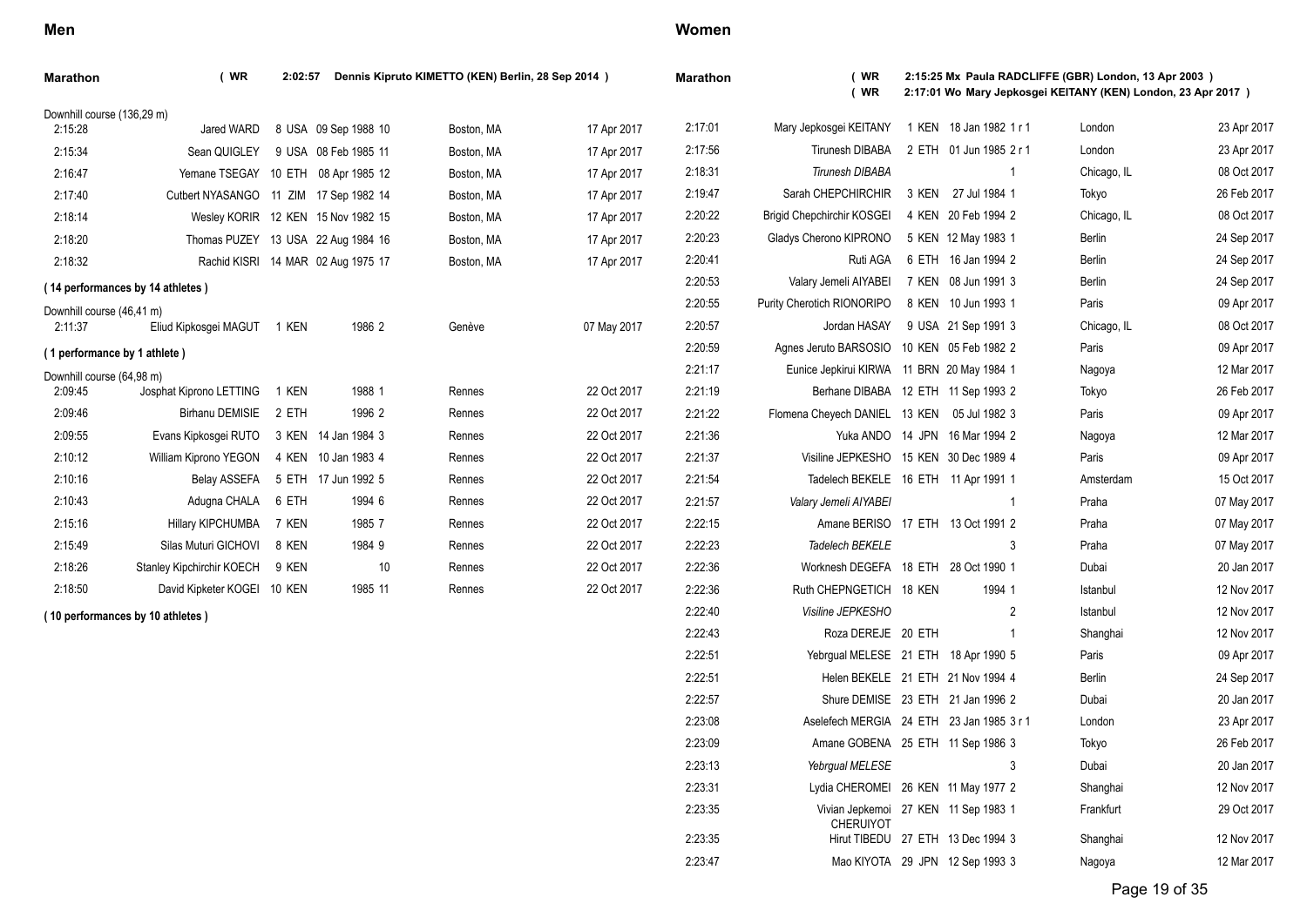## Men

### Marathon ( WR 2:02:57 Dennis Kipruto KIMETTO (KEN) Berlin, 28 Sep 2014 )

Downhill course (136,29 m)

| Mark | Athlete | Rank | Nat | DOB | Pos | Venue | Date |
|---|---|---|---|---|---|---|---|
| 2:15:28 | Jared WARD | 8 | USA | 09 Sep 1988 | 10 | Boston, MA | 17 Apr 2017 |
| 2:15:34 | Sean QUIGLEY | 9 | USA | 08 Feb 1985 | 11 | Boston, MA | 17 Apr 2017 |
| 2:16:47 | Yemane TSEGAY | 10 | ETH | 08 Apr 1985 | 12 | Boston, MA | 17 Apr 2017 |
| 2:17:40 | Cutbert NYASANGO | 11 | ZIM | 17 Sep 1982 | 14 | Boston, MA | 17 Apr 2017 |
| 2:18:14 | Wesley KORIR | 12 | KEN | 15 Nov 1982 | 15 | Boston, MA | 17 Apr 2017 |
| 2:18:20 | Thomas PUZEY | 13 | USA | 22 Aug 1984 | 16 | Boston, MA | 17 Apr 2017 |
| 2:18:32 | Rachid KISRI | 14 | MAR | 02 Aug 1975 | 17 | Boston, MA | 17 Apr 2017 |

**( 14 performances by 14 athletes )**

Downhill course (46,41 m)

| Mark | Athlete | Rank | Nat | DOB | Pos | Venue | Date |
|---|---|---|---|---|---|---|---|
| 2:11:37 | Eliud Kipkosgei MAGUT | 1 | KEN | 1986 | 2 | Genève | 07 May 2017 |

**( 1 performance by 1 athlete )**

Downhill course (64,98 m)

| Mark | Athlete | Rank | Nat | DOB | Pos | Venue | Date |
|---|---|---|---|---|---|---|---|
| 2:09:45 | Josphat Kiprono LETTING | 1 | KEN | 1988 | 1 | Rennes | 22 Oct 2017 |
| 2:09:46 | Birhanu DEMISIE | 2 | ETH | 1996 | 2 | Rennes | 22 Oct 2017 |
| 2:09:55 | Evans Kipkosgei RUTO | 3 | KEN | 14 Jan 1984 | 3 | Rennes | 22 Oct 2017 |
| 2:10:12 | William Kiprono YEGON | 4 | KEN | 10 Jan 1983 | 4 | Rennes | 22 Oct 2017 |
| 2:10:16 | Belay ASSEFA | 5 | ETH | 17 Jun 1992 | 5 | Rennes | 22 Oct 2017 |
| 2:10:43 | Adugna CHALA | 6 | ETH | 1994 | 6 | Rennes | 22 Oct 2017 |
| 2:15:16 | Hillary KIPCHUMBA | 7 | KEN | 1985 | 7 | Rennes | 22 Oct 2017 |
| 2:15:49 | Silas Muturi GICHOVI | 8 | KEN | 1984 | 9 | Rennes | 22 Oct 2017 |
| 2:18:26 | Stanley Kipchirchir KOECH | 9 | KEN | | 10 | Rennes | 22 Oct 2017 |
| 2:18:50 | David Kipketer KOGEI | 10 | KEN | 1985 | 11 | Rennes | 22 Oct 2017 |

**( 10 performances by 10 athletes )**

## Women

### Marathon ( WR 2:15:25 Mx Paula RADCLIFFE (GBR) London, 13 Apr 2003 ) ( WR 2:17:01 Wo Mary Jepkosgei KEITANY (KEN) London, 23 Apr 2017 )

| Mark | Athlete | Rank | Nat | DOB | Pos | Venue | Date |
|---|---|---|---|---|---|---|---|
| 2:17:01 | Mary Jepkosgei KEITANY | 1 | KEN | 18 Jan 1982 | 1 r 1 | London | 23 Apr 2017 |
| 2:17:56 | Tirunesh DIBABA | 2 | ETH | 01 Jun 1985 | 2 r 1 | London | 23 Apr 2017 |
| 2:18:31 | *Tirunesh DIBABA* | | | | 1 | Chicago, IL | 08 Oct 2017 |
| 2:19:47 | Sarah CHEPCHIRCHIR | 3 | KEN | 27 Jul 1984 | 1 | Tokyo | 26 Feb 2017 |
| 2:20:22 | Brigid Chepchirchir KOSGEI | 4 | KEN | 20 Feb 1994 | 2 | Chicago, IL | 08 Oct 2017 |
| 2:20:23 | Gladys Cherono KIPRONO | 5 | KEN | 12 May 1983 | 1 | Berlin | 24 Sep 2017 |
| 2:20:41 | Ruti AGA | 6 | ETH | 16 Jan 1994 | 2 | Berlin | 24 Sep 2017 |
| 2:20:53 | Valary Jemeli AIYABEI | 7 | KEN | 08 Jun 1991 | 3 | Berlin | 24 Sep 2017 |
| 2:20:55 | Purity Cherotich RIONORIPO | 8 | KEN | 10 Jun 1993 | 1 | Paris | 09 Apr 2017 |
| 2:20:57 | Jordan HASAY | 9 | USA | 21 Sep 1991 | 3 | Chicago, IL | 08 Oct 2017 |
| 2:20:59 | Agnes Jeruto BARSOSIO | 10 | KEN | 05 Feb 1982 | 2 | Paris | 09 Apr 2017 |
| 2:21:17 | Eunice Jepkirui KIRWA | 11 | BRN | 20 May 1984 | 1 | Nagoya | 12 Mar 2017 |
| 2:21:19 | Berhane DIBABA | 12 | ETH | 11 Sep 1993 | 2 | Tokyo | 26 Feb 2017 |
| 2:21:22 | Flomena Cheyech DANIEL | 13 | KEN | 05 Jul 1982 | 3 | Paris | 09 Apr 2017 |
| 2:21:36 | Yuka ANDO | 14 | JPN | 16 Mar 1994 | 2 | Nagoya | 12 Mar 2017 |
| 2:21:37 | Visiline JEPKESHO | 15 | KEN | 30 Dec 1989 | 4 | Paris | 09 Apr 2017 |
| 2:21:54 | Tadelech BEKELE | 16 | ETH | 11 Apr 1991 | 1 | Amsterdam | 15 Oct 2017 |
| 2:21:57 | *Valary Jemeli AIYABEI* | | | | 1 | Praha | 07 May 2017 |
| 2:22:15 | Amane BERISO | 17 | ETH | 13 Oct 1991 | 2 | Praha | 07 May 2017 |
| 2:22:23 | *Tadelech BEKELE* | | | | 3 | Praha | 07 May 2017 |
| 2:22:36 | Worknesh DEGEFA | 18 | ETH | 28 Oct 1990 | 1 | Dubai | 20 Jan 2017 |
| 2:22:36 | Ruth CHEPNGETICH | 18 | KEN | 1994 | 1 | Istanbul | 12 Nov 2017 |
| 2:22:40 | *Visiline JEPKESHO* | | | | 2 | Istanbul | 12 Nov 2017 |
| 2:22:43 | Roza DEREJE | 20 | ETH | | 1 | Shanghai | 12 Nov 2017 |
| 2:22:51 | Yebrgual MELESE | 21 | ETH | 18 Apr 1990 | 5 | Paris | 09 Apr 2017 |
| 2:22:51 | Helen BEKELE | 21 | ETH | 21 Nov 1994 | 4 | Berlin | 24 Sep 2017 |
| 2:22:57 | Shure DEMISE | 23 | ETH | 21 Jan 1996 | 2 | Dubai | 20 Jan 2017 |
| 2:23:08 | Aselefech MERGIA | 24 | ETH | 23 Jan 1985 | 3 r 1 | London | 23 Apr 2017 |
| 2:23:09 | Amane GOBENA | 25 | ETH | 11 Sep 1986 | 3 | Tokyo | 26 Feb 2017 |
| 2:23:13 | *Yebrgual MELESE* | | | | 3 | Dubai | 20 Jan 2017 |
| 2:23:31 | Lydia CHEROMEI | 26 | KEN | 11 May 1977 | 2 | Shanghai | 12 Nov 2017 |
| 2:23:35 | Vivian Jepkemoi CHERUIYOT | 27 | KEN | 11 Sep 1983 | 1 | Frankfurt | 29 Oct 2017 |
| 2:23:35 | Hirut TIBEDU | 27 | ETH | 13 Dec 1994 | 3 | Shanghai | 12 Nov 2017 |
| 2:23:47 | Mao KIYOTA | 29 | JPN | 12 Sep 1993 | 3 | Nagoya | 12 Mar 2017 |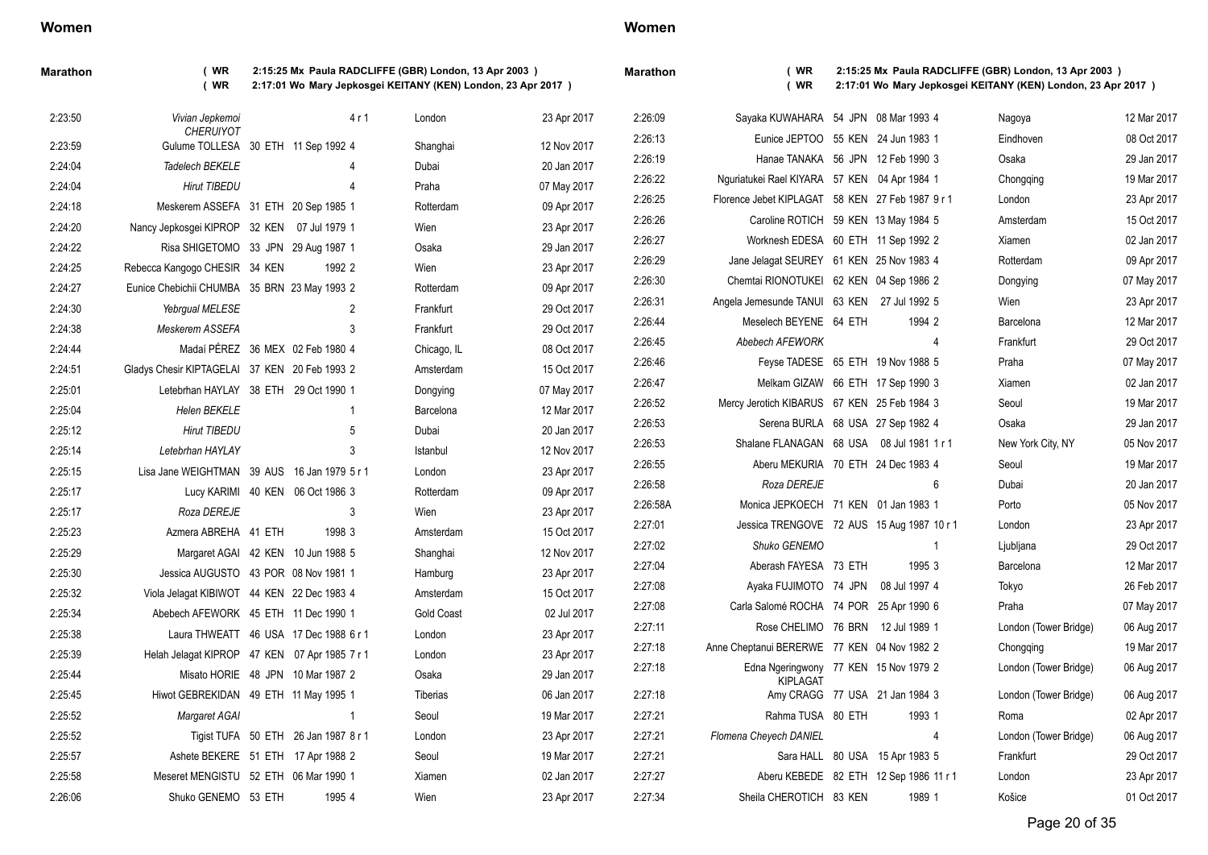## Women

### Marathon

( WR 2:15:25 Mx Paula RADCLIFFE (GBR) London, 13 Apr 2003 )
( WR 2:17:01 Wo Mary Jepkosgei KEITANY (KEN) London, 23 Apr 2017 )

| Mark | Athlete | Pos | Nat | Born | Place | Venue | Date |
|---|---|---|---|---|---|---|---|
| 2:23:50 | *Vivian Jepkemoi CHERUIYOT* | | | | 4 r 1 | London | 23 Apr 2017 |
| 2:23:59 | Gulume TOLLESA | 30 | ETH | 11 Sep 1992 | 4 | Shanghai | 12 Nov 2017 |
| 2:24:04 | *Tadelech BEKELE* | | | | 4 | Dubai | 20 Jan 2017 |
| 2:24:04 | *Hirut TIBEDU* | | | | 4 | Praha | 07 May 2017 |
| 2:24:18 | Meskerem ASSEFA | 31 | ETH | 20 Sep 1985 | 1 | Rotterdam | 09 Apr 2017 |
| 2:24:20 | Nancy Jepkosgei KIPROP | 32 | KEN | 07 Jul 1979 | 1 | Wien | 23 Apr 2017 |
| 2:24:22 | Risa SHIGETOMO | 33 | JPN | 29 Aug 1987 | 1 | Osaka | 29 Jan 2017 |
| 2:24:25 | Rebecca Kangogo CHESIR | 34 | KEN | 1992 | 2 | Wien | 23 Apr 2017 |
| 2:24:27 | Eunice Chebichii CHUMBA | 35 | BRN | 23 May 1993 | 2 | Rotterdam | 09 Apr 2017 |
| 2:24:30 | *Yebrgual MELESE* | | | | 2 | Frankfurt | 29 Oct 2017 |
| 2:24:38 | *Meskerem ASSEFA* | | | | 3 | Frankfurt | 29 Oct 2017 |
| 2:24:44 | Madaí PÉREZ | 36 | MEX | 02 Feb 1980 | 4 | Chicago, IL | 08 Oct 2017 |
| 2:24:51 | Gladys Chesir KIPTAGELAI | 37 | KEN | 20 Feb 1993 | 2 | Amsterdam | 15 Oct 2017 |
| 2:25:01 | Letebrhan HAYLAY | 38 | ETH | 29 Oct 1990 | 1 | Dongying | 07 May 2017 |
| 2:25:04 | *Helen BEKELE* | | | | 1 | Barcelona | 12 Mar 2017 |
| 2:25:12 | *Hirut TIBEDU* | | | | 5 | Dubai | 20 Jan 2017 |
| 2:25:14 | *Letebrhan HAYLAY* | | | | 3 | Istanbul | 12 Nov 2017 |
| 2:25:15 | Lisa Jane WEIGHTMAN | 39 | AUS | 16 Jan 1979 | 5 r 1 | London | 23 Apr 2017 |
| 2:25:17 | Lucy KARIMI | 40 | KEN | 06 Oct 1986 | 3 | Rotterdam | 09 Apr 2017 |
| 2:25:17 | *Roza DEREJE* | | | | 3 | Wien | 23 Apr 2017 |
| 2:25:23 | Azmera ABREHA | 41 | ETH | 1998 | 3 | Amsterdam | 15 Oct 2017 |
| 2:25:29 | Margaret AGAI | 42 | KEN | 10 Jun 1988 | 5 | Shanghai | 12 Nov 2017 |
| 2:25:30 | Jessica AUGUSTO | 43 | POR | 08 Nov 1981 | 1 | Hamburg | 23 Apr 2017 |
| 2:25:32 | Viola Jelagat KIBIWOT | 44 | KEN | 22 Dec 1983 | 4 | Amsterdam | 15 Oct 2017 |
| 2:25:34 | Abebech AFEWORK | 45 | ETH | 11 Dec 1990 | 1 | Gold Coast | 02 Jul 2017 |
| 2:25:38 | Laura THWEATT | 46 | USA | 17 Dec 1988 | 6 r 1 | London | 23 Apr 2017 |
| 2:25:39 | Helah Jelagat KIPROP | 47 | KEN | 07 Apr 1985 | 7 r 1 | London | 23 Apr 2017 |
| 2:25:44 | Misato HORIE | 48 | JPN | 10 Mar 1987 | 2 | Osaka | 29 Jan 2017 |
| 2:25:45 | Hiwot GEBREKIDAN | 49 | ETH | 11 May 1995 | 1 | Tiberias | 06 Jan 2017 |
| 2:25:52 | *Margaret AGAI* | | | | 1 | Seoul | 19 Mar 2017 |
| 2:25:52 | Tigist TUFA | 50 | ETH | 26 Jan 1987 | 8 r 1 | London | 23 Apr 2017 |
| 2:25:57 | Ashete BEKERE | 51 | ETH | 17 Apr 1988 | 2 | Seoul | 19 Mar 2017 |
| 2:25:58 | Meseret MENGISTU | 52 | ETH | 06 Mar 1990 | 1 | Xiamen | 02 Jan 2017 |
| 2:26:06 | Shuko GENEMO | 53 | ETH | 1995 | 4 | Wien | 23 Apr 2017 |
| 2:26:09 | Sayaka KUWAHARA | 54 | JPN | 08 Mar 1993 | 4 | Nagoya | 12 Mar 2017 |
| 2:26:13 | Eunice JEPTOO | 55 | KEN | 24 Jun 1983 | 1 | Eindhoven | 08 Oct 2017 |
| 2:26:19 | Hanae TANAKA | 56 | JPN | 12 Feb 1990 | 3 | Osaka | 29 Jan 2017 |
| 2:26:22 | Nguriatukei Rael KIYARA | 57 | KEN | 04 Apr 1984 | 1 | Chongqing | 19 Mar 2017 |
| 2:26:25 | Florence Jebet KIPLAGAT | 58 | KEN | 27 Feb 1987 | 9 r 1 | London | 23 Apr 2017 |
| 2:26:26 | Caroline ROTICH | 59 | KEN | 13 May 1984 | 5 | Amsterdam | 15 Oct 2017 |
| 2:26:27 | Worknesh EDESA | 60 | ETH | 11 Sep 1992 | 2 | Xiamen | 02 Jan 2017 |
| 2:26:29 | Jane Jelagat SEUREY | 61 | KEN | 25 Nov 1983 | 4 | Rotterdam | 09 Apr 2017 |
| 2:26:30 | Chemtai RIONOTUKEI | 62 | KEN | 04 Sep 1986 | 2 | Dongying | 07 May 2017 |
| 2:26:31 | Angela Jemesunde TANUI | 63 | KEN | 27 Jul 1992 | 5 | Wien | 23 Apr 2017 |
| 2:26:44 | Meselech BEYENE | 64 | ETH | 1994 | 2 | Barcelona | 12 Mar 2017 |
| 2:26:45 | *Abebech AFEWORK* | | | | 4 | Frankfurt | 29 Oct 2017 |
| 2:26:46 | Feyse TADESE | 65 | ETH | 19 Nov 1988 | 5 | Praha | 07 May 2017 |
| 2:26:47 | Melkam GIZAW | 66 | ETH | 17 Sep 1990 | 3 | Xiamen | 02 Jan 2017 |
| 2:26:52 | Mercy Jerotich KIBARUS | 67 | KEN | 25 Feb 1984 | 3 | Seoul | 19 Mar 2017 |
| 2:26:53 | Serena BURLA | 68 | USA | 27 Sep 1982 | 4 | Osaka | 29 Jan 2017 |
| 2:26:53 | Shalane FLANAGAN | 68 | USA | 08 Jul 1981 | 1 r 1 | New York City, NY | 05 Nov 2017 |
| 2:26:55 | Aberu MEKURIA | 70 | ETH | 24 Dec 1983 | 4 | Seoul | 19 Mar 2017 |
| 2:26:58 | *Roza DEREJE* | | | | 6 | Dubai | 20 Jan 2017 |
| 2:26:58A | Monica JEPKOECH | 71 | KEN | 01 Jan 1983 | 1 | Porto | 05 Nov 2017 |
| 2:27:01 | Jessica TRENGOVE | 72 | AUS | 15 Aug 1987 | 10 r 1 | London | 23 Apr 2017 |
| 2:27:02 | *Shuko GENEMO* | | | | 1 | Ljubljana | 29 Oct 2017 |
| 2:27:04 | Aberash FAYESA | 73 | ETH | 1995 | 3 | Barcelona | 12 Mar 2017 |
| 2:27:08 | Ayaka FUJIMOTO | 74 | JPN | 08 Jul 1997 | 4 | Tokyo | 26 Feb 2017 |
| 2:27:08 | Carla Salomé ROCHA | 74 | POR | 25 Apr 1990 | 6 | Praha | 07 May 2017 |
| 2:27:11 | Rose CHELIMO | 76 | BRN | 12 Jul 1989 | 1 | London (Tower Bridge) | 06 Aug 2017 |
| 2:27:18 | Anne Cheptanui BERERWE | 77 | KEN | 04 Nov 1982 | 2 | Chongqing | 19 Mar 2017 |
| 2:27:18 | Edna Ngeringwony KIPLAGAT | 77 | KEN | 15 Nov 1979 | 2 | London (Tower Bridge) | 06 Aug 2017 |
| 2:27:18 | Amy CRAGG | 77 | USA | 21 Jan 1984 | 3 | London (Tower Bridge) | 06 Aug 2017 |
| 2:27:21 | Rahma TUSA | 80 | ETH | 1993 | 1 | Roma | 02 Apr 2017 |
| 2:27:21 | *Flomena Cheyech DANIEL* | | | | 4 | London (Tower Bridge) | 06 Aug 2017 |
| 2:27:21 | Sara HALL | 80 | USA | 15 Apr 1983 | 5 | Frankfurt | 29 Oct 2017 |
| 2:27:27 | Aberu KEBEDE | 82 | ETH | 12 Sep 1986 | 11 r 1 | London | 23 Apr 2017 |
| 2:27:34 | Sheila CHEROTICH | 83 | KEN | 1989 | 1 | Košice | 01 Oct 2017 |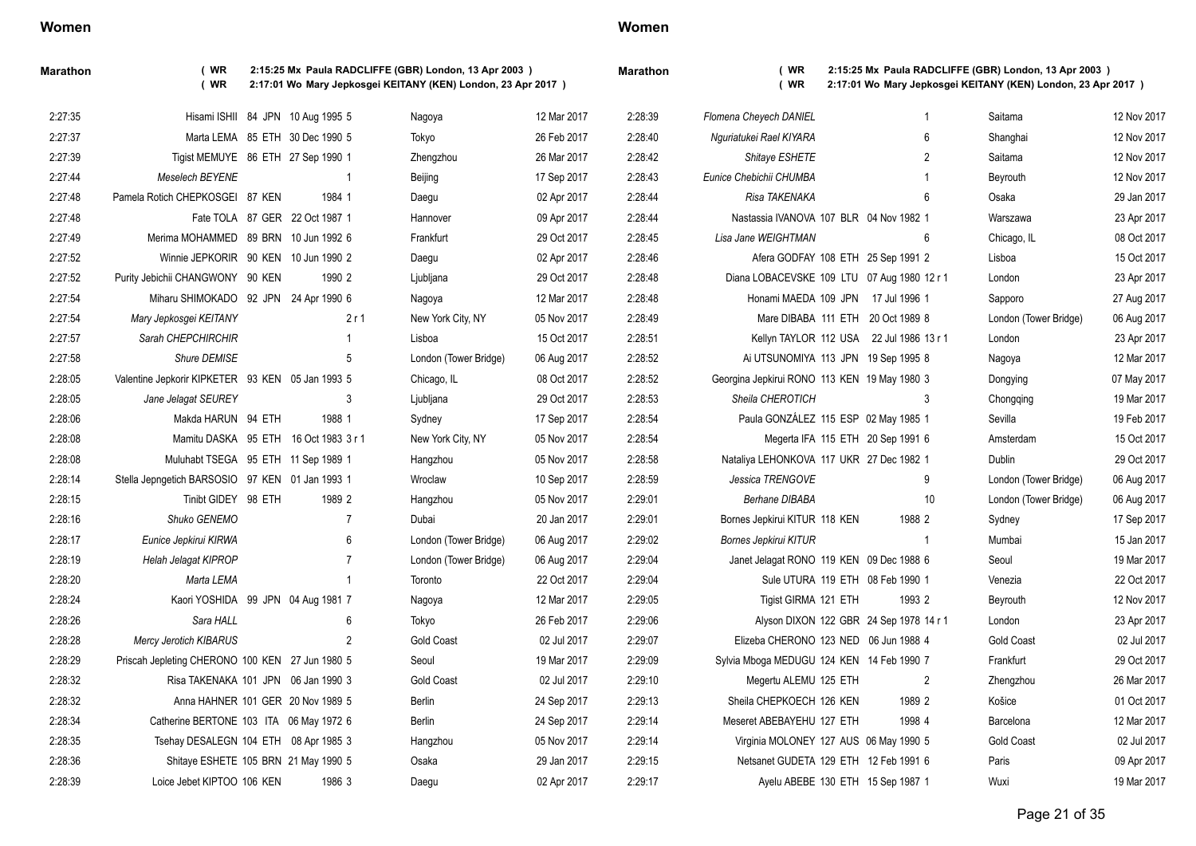## Women

### Marathon

( WR 2:15:25 Mx Paula RADCLIFFE (GBR) London, 13 Apr 2003 )
( WR 2:17:01 Wo Mary Jepkosgei KEITANY (KEN) London, 23 Apr 2017 )

| Mark | Name | Rank | Nat | Born | Pos | Venue | Date |
|---|---|---|---|---|---|---|---|
| 2:27:35 | Hisami ISHII | 84 | JPN | 10 Aug 1995 | 5 | Nagoya | 12 Mar 2017 |
| 2:27:37 | Marta LEMA | 85 | ETH | 30 Dec 1990 | 5 | Tokyo | 26 Feb 2017 |
| 2:27:39 | Tigist MEMUYE | 86 | ETH | 27 Sep 1990 | 1 | Zhengzhou | 26 Mar 2017 |
| 2:27:44 | *Meselech BEYENE* | | | | 1 | Beijing | 17 Sep 2017 |
| 2:27:48 | Pamela Rotich CHEPKOSGEI | 87 | KEN | 1984 | 1 | Daegu | 02 Apr 2017 |
| 2:27:48 | Fate TOLA | 87 | GER | 22 Oct 1987 | 1 | Hannover | 09 Apr 2017 |
| 2:27:49 | Merima MOHAMMED | 89 | BRN | 10 Jun 1992 | 6 | Frankfurt | 29 Oct 2017 |
| 2:27:52 | Winnie JEPKORIR | 90 | KEN | 10 Jun 1990 | 2 | Daegu | 02 Apr 2017 |
| 2:27:52 | Purity Jebichii CHANGWONY | 90 | KEN | 1990 | 2 | Ljubljana | 29 Oct 2017 |
| 2:27:54 | Miharu SHIMOKADO | 92 | JPN | 24 Apr 1990 | 6 | Nagoya | 12 Mar 2017 |
| 2:27:54 | *Mary Jepkosgei KEITANY* | | | | 2 r 1 | New York City, NY | 05 Nov 2017 |
| 2:27:57 | *Sarah CHEPCHIRCHIR* | | | | 1 | Lisboa | 15 Oct 2017 |
| 2:27:58 | *Shure DEMISE* | | | | 5 | London (Tower Bridge) | 06 Aug 2017 |
| 2:28:05 | Valentine Jepkorir KIPKETER | 93 | KEN | 05 Jan 1993 | 5 | Chicago, IL | 08 Oct 2017 |
| 2:28:05 | *Jane Jelagat SEUREY* | | | | 3 | Ljubljana | 29 Oct 2017 |
| 2:28:06 | Makda HARUN | 94 | ETH | 1988 | 1 | Sydney | 17 Sep 2017 |
| 2:28:08 | Mamitu DASKA | 95 | ETH | 16 Oct 1983 | 3 r 1 | New York City, NY | 05 Nov 2017 |
| 2:28:08 | Muluhabt TSEGA | 95 | ETH | 11 Sep 1989 | 1 | Hangzhou | 05 Nov 2017 |
| 2:28:14 | Stella Jepngetich BARSOSIO | 97 | KEN | 01 Jan 1993 | 1 | Wroclaw | 10 Sep 2017 |
| 2:28:15 | Tinibt GIDEY | 98 | ETH | 1989 | 2 | Hangzhou | 05 Nov 2017 |
| 2:28:16 | *Shuko GENEMO* | | | | 7 | Dubai | 20 Jan 2017 |
| 2:28:17 | *Eunice Jepkirui KIRWA* | | | | 6 | London (Tower Bridge) | 06 Aug 2017 |
| 2:28:19 | *Helah Jelagat KIPROP* | | | | 7 | London (Tower Bridge) | 06 Aug 2017 |
| 2:28:20 | *Marta LEMA* | | | | 1 | Toronto | 22 Oct 2017 |
| 2:28:24 | Kaori YOSHIDA | 99 | JPN | 04 Aug 1981 | 7 | Nagoya | 12 Mar 2017 |
| 2:28:26 | *Sara HALL* | | | | 6 | Tokyo | 26 Feb 2017 |
| 2:28:28 | *Mercy Jerotich KIBARUS* | | | | 2 | Gold Coast | 02 Jul 2017 |
| 2:28:29 | Priscah Jepleting CHERONO | 100 | KEN | 27 Jun 1980 | 5 | Seoul | 19 Mar 2017 |
| 2:28:32 | Risa TAKENAKA | 101 | JPN | 06 Jan 1990 | 3 | Gold Coast | 02 Jul 2017 |
| 2:28:32 | Anna HAHNER | 101 | GER | 20 Nov 1989 | 5 | Berlin | 24 Sep 2017 |
| 2:28:34 | Catherine BERTONE | 103 | ITA | 06 May 1972 | 6 | Berlin | 24 Sep 2017 |
| 2:28:35 | Tsehay DESALEGN | 104 | ETH | 08 Apr 1985 | 3 | Hangzhou | 05 Nov 2017 |
| 2:28:36 | Shitaye ESHETE | 105 | BRN | 21 May 1990 | 5 | Osaka | 29 Jan 2017 |
| 2:28:39 | Loice Jebet KIPTOO | 106 | KEN | 1986 | 3 | Daegu | 02 Apr 2017 |
| 2:28:39 | *Flomena Cheyech DANIEL* | | | | 1 | Saitama | 12 Nov 2017 |
| 2:28:40 | *Nguriatukei Rael KIYARA* | | | | 6 | Shanghai | 12 Nov 2017 |
| 2:28:42 | *Shitaye ESHETE* | | | | 2 | Saitama | 12 Nov 2017 |
| 2:28:43 | *Eunice Chebichii CHUMBA* | | | | 1 | Beyrouth | 12 Nov 2017 |
| 2:28:44 | *Risa TAKENAKA* | | | | 6 | Osaka | 29 Jan 2017 |
| 2:28:44 | Nastassia IVANOVA | 107 | BLR | 04 Nov 1982 | 1 | Warszawa | 23 Apr 2017 |
| 2:28:45 | *Lisa Jane WEIGHTMAN* | | | | 6 | Chicago, IL | 08 Oct 2017 |
| 2:28:46 | Afera GODFAY | 108 | ETH | 25 Sep 1991 | 2 | Lisboa | 15 Oct 2017 |
| 2:28:48 | Diana LOBACEVSKE | 109 | LTU | 07 Aug 1980 | 12 r 1 | London | 23 Apr 2017 |
| 2:28:48 | Honami MAEDA | 109 | JPN | 17 Jul 1996 | 1 | Sapporo | 27 Aug 2017 |
| 2:28:49 | Mare DIBABA | 111 | ETH | 20 Oct 1989 | 8 | London (Tower Bridge) | 06 Aug 2017 |
| 2:28:51 | Kellyn TAYLOR | 112 | USA | 22 Jul 1986 | 13 r 1 | London | 23 Apr 2017 |
| 2:28:52 | Ai UTSUNOMIYA | 113 | JPN | 19 Sep 1995 | 8 | Nagoya | 12 Mar 2017 |
| 2:28:52 | Georgina Jepkirui RONO | 113 | KEN | 19 May 1980 | 3 | Dongying | 07 May 2017 |
| 2:28:53 | *Sheila CHEROTICH* | | | | 3 | Chongqing | 19 Mar 2017 |
| 2:28:54 | Paula GONZÁLEZ | 115 | ESP | 02 May 1985 | 1 | Sevilla | 19 Feb 2017 |
| 2:28:54 | Megerta IFA | 115 | ETH | 20 Sep 1991 | 6 | Amsterdam | 15 Oct 2017 |
| 2:28:58 | Nataliya LEHONKOVA | 117 | UKR | 27 Dec 1982 | 1 | Dublin | 29 Oct 2017 |
| 2:28:59 | *Jessica TRENGOVE* | | | | 9 | London (Tower Bridge) | 06 Aug 2017 |
| 2:29:01 | *Berhane DIBABA* | | | | 10 | London (Tower Bridge) | 06 Aug 2017 |
| 2:29:01 | Bornes Jepkirui KITUR | 118 | KEN | 1988 | 2 | Sydney | 17 Sep 2017 |
| 2:29:02 | *Bornes Jepkirui KITUR* | | | | 1 | Mumbai | 15 Jan 2017 |
| 2:29:04 | Janet Jelagat RONO | 119 | KEN | 09 Dec 1988 | 6 | Seoul | 19 Mar 2017 |
| 2:29:04 | Sule UTURA | 119 | ETH | 08 Feb 1990 | 1 | Venezia | 22 Oct 2017 |
| 2:29:05 | Tigist GIRMA | 121 | ETH | 1993 | 2 | Beyrouth | 12 Nov 2017 |
| 2:29:06 | Alyson DIXON | 122 | GBR | 24 Sep 1978 | 14 r 1 | London | 23 Apr 2017 |
| 2:29:07 | Elizeba CHERONO | 123 | NED | 06 Jun 1988 | 4 | Gold Coast | 02 Jul 2017 |
| 2:29:09 | Sylvia Mboga MEDUGU | 124 | KEN | 14 Feb 1990 | 7 | Frankfurt | 29 Oct 2017 |
| 2:29:10 | Megertu ALEMU | 125 | ETH | | 2 | Zhengzhou | 26 Mar 2017 |
| 2:29:13 | Sheila CHEPKOECH | 126 | KEN | 1989 | 2 | Košice | 01 Oct 2017 |
| 2:29:14 | Meseret ABEBAYEHU | 127 | ETH | 1998 | 4 | Barcelona | 12 Mar 2017 |
| 2:29:14 | Virginia MOLONEY | 127 | AUS | 06 May 1990 | 5 | Gold Coast | 02 Jul 2017 |
| 2:29:15 | Netsanet GUDETA | 129 | ETH | 12 Feb 1991 | 6 | Paris | 09 Apr 2017 |
| 2:29:17 | Ayelu ABEBE | 130 | ETH | 15 Sep 1987 | 1 | Wuxi | 19 Mar 2017 |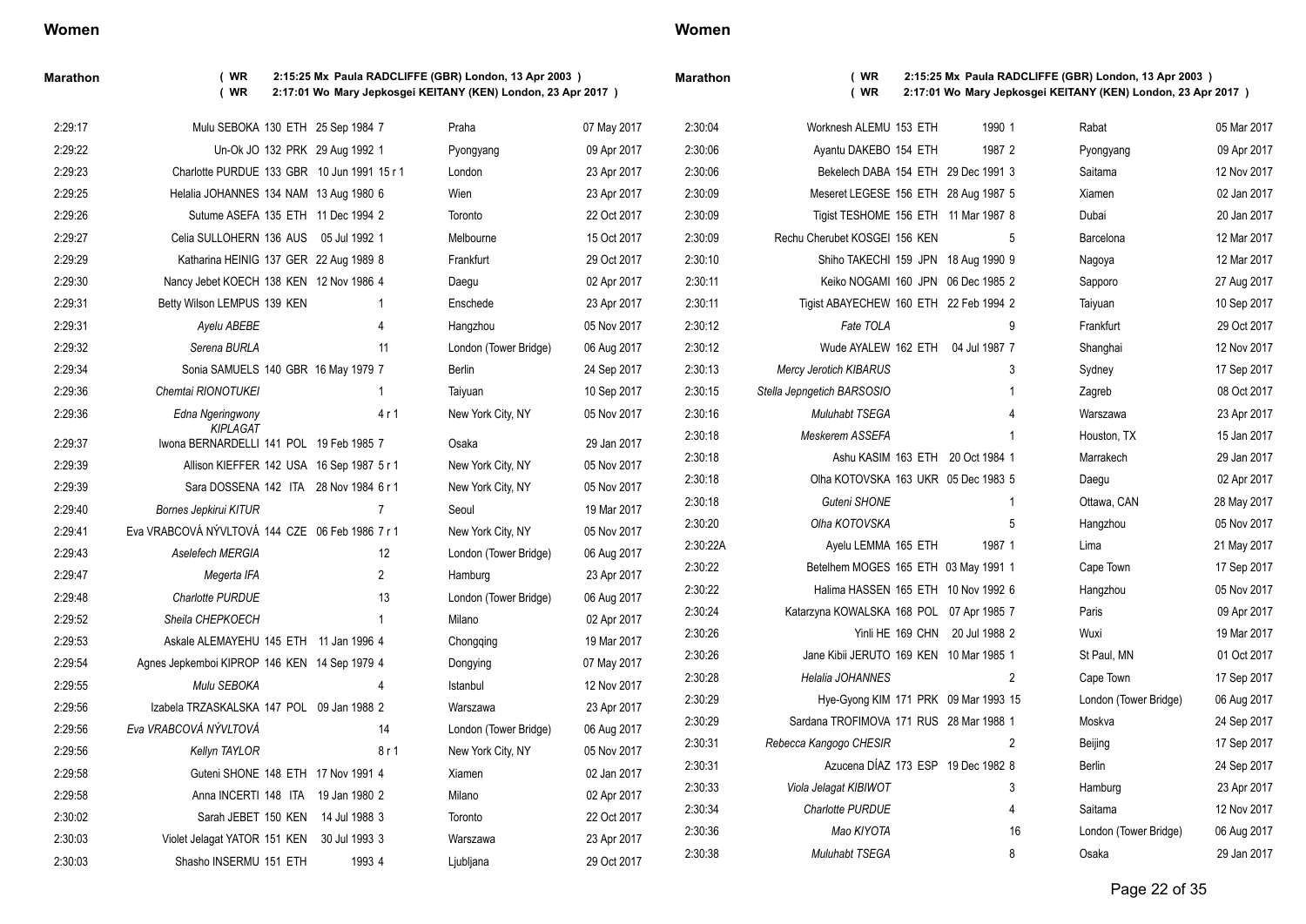## Women

**Marathon** ( WR 2:15:25 Mx Paula RADCLIFFE (GBR) London, 13 Apr 2003 )
( WR 2:17:01 Wo Mary Jepkosgei KEITANY (KEN) London, 23 Apr 2017 )

| Mark | Athlete | | Nat | Birth | Pos | Venue | Date |
|---|---|---|---|---|---|---|---|
| 2:29:17 | Mulu SEBOKA | 130 | ETH | 25 Sep 1984 | 7 | Praha | 07 May 2017 |
| 2:29:22 | Un-Ok JO | 132 | PRK | 29 Aug 1992 | 1 | Pyongyang | 09 Apr 2017 |
| 2:29:23 | Charlotte PURDUE | 133 | GBR | 10 Jun 1991 | 15 r 1 | London | 23 Apr 2017 |
| 2:29:25 | Helalia JOHANNES | 134 | NAM | 13 Aug 1980 | 6 | Wien | 23 Apr 2017 |
| 2:29:26 | Sutume ASEFA | 135 | ETH | 11 Dec 1994 | 2 | Toronto | 22 Oct 2017 |
| 2:29:27 | Celia SULLOHERN | 136 | AUS | 05 Jul 1992 | 1 | Melbourne | 15 Oct 2017 |
| 2:29:29 | Katharina HEINIG | 137 | GER | 22 Aug 1989 | 8 | Frankfurt | 29 Oct 2017 |
| 2:29:30 | Nancy Jebet KOECH | 138 | KEN | 12 Nov 1986 | 4 | Daegu | 02 Apr 2017 |
| 2:29:31 | Betty Wilson LEMPUS | 139 | KEN | | 1 | Enschede | 23 Apr 2017 |
| 2:29:31 | *Ayelu ABEBE* | | | | 4 | Hangzhou | 05 Nov 2017 |
| 2:29:32 | *Serena BURLA* | | | | 11 | London (Tower Bridge) | 06 Aug 2017 |
| 2:29:34 | Sonia SAMUELS | 140 | GBR | 16 May 1979 | 7 | Berlin | 24 Sep 2017 |
| 2:29:36 | *Chemtai RIONOTUKEI* | | | | 1 | Taiyuan | 10 Sep 2017 |
| 2:29:36 | *Edna Ngeringwony KIPLAGAT* | | | | 4 r 1 | New York City, NY | 05 Nov 2017 |
| 2:29:37 | Iwona BERNARDELLI | 141 | POL | 19 Feb 1985 | 7 | Osaka | 29 Jan 2017 |
| 2:29:39 | Allison KIEFFER | 142 | USA | 16 Sep 1987 | 5 r 1 | New York City, NY | 05 Nov 2017 |
| 2:29:39 | Sara DOSSENA | 142 | ITA | 28 Nov 1984 | 6 r 1 | New York City, NY | 05 Nov 2017 |
| 2:29:40 | *Bornes Jepkirui KITUR* | | | | 7 | Seoul | 19 Mar 2017 |
| 2:29:41 | Eva VRABCOVÁ NÝVLTOVÁ | 144 | CZE | 06 Feb 1986 | 7 r 1 | New York City, NY | 05 Nov 2017 |
| 2:29:43 | *Aselefech MERGIA* | | | | 12 | London (Tower Bridge) | 06 Aug 2017 |
| 2:29:47 | *Megerta IFA* | | | | 2 | Hamburg | 23 Apr 2017 |
| 2:29:48 | *Charlotte PURDUE* | | | | 13 | London (Tower Bridge) | 06 Aug 2017 |
| 2:29:52 | *Sheila CHEPKOECH* | | | | 1 | Milano | 02 Apr 2017 |
| 2:29:53 | Askale ALEMAYEHU | 145 | ETH | 11 Jan 1996 | 4 | Chongqing | 19 Mar 2017 |
| 2:29:54 | Agnes Jepkemboi KIPROP | 146 | KEN | 14 Sep 1979 | 4 | Dongying | 07 May 2017 |
| 2:29:55 | *Mulu SEBOKA* | | | | 4 | Istanbul | 12 Nov 2017 |
| 2:29:56 | Izabela TRZASKALSKA | 147 | POL | 09 Jan 1988 | 2 | Warszawa | 23 Apr 2017 |
| 2:29:56 | *Eva VRABCOVÁ NÝVLTOVÁ* | | | | 14 | London (Tower Bridge) | 06 Aug 2017 |
| 2:29:56 | *Kellyn TAYLOR* | | | | 8 r 1 | New York City, NY | 05 Nov 2017 |
| 2:29:58 | Guteni SHONE | 148 | ETH | 17 Nov 1991 | 4 | Xiamen | 02 Jan 2017 |
| 2:29:58 | Anna INCERTI | 148 | ITA | 19 Jan 1980 | 2 | Milano | 02 Apr 2017 |
| 2:30:02 | Sarah JEBET | 150 | KEN | 14 Jul 1988 | 3 | Toronto | 22 Oct 2017 |
| 2:30:03 | Violet Jelagat YATOR | 151 | KEN | 30 Jul 1993 | 3 | Warszawa | 23 Apr 2017 |
| 2:30:03 | Shasho INSERMU | 151 | ETH | 1993 | 4 | Ljubljana | 29 Oct 2017 |
| 2:30:04 | Worknesh ALEMU | 153 | ETH | 1990 | 1 | Rabat | 05 Mar 2017 |
| 2:30:06 | Ayantu DAKEBO | 154 | ETH | 1987 | 2 | Pyongyang | 09 Apr 2017 |
| 2:30:06 | Bekelech DABA | 154 | ETH | 29 Dec 1991 | 3 | Saitama | 12 Nov 2017 |
| 2:30:09 | Meseret LEGESE | 156 | ETH | 28 Aug 1987 | 5 | Xiamen | 02 Jan 2017 |
| 2:30:09 | Tigist TESHOME | 156 | ETH | 11 Mar 1987 | 8 | Dubai | 20 Jan 2017 |
| 2:30:09 | Rechu Cherubet KOSGEI | 156 | KEN | | 5 | Barcelona | 12 Mar 2017 |
| 2:30:10 | Shiho TAKECHI | 159 | JPN | 18 Aug 1990 | 9 | Nagoya | 12 Mar 2017 |
| 2:30:11 | Keiko NOGAMI | 160 | JPN | 06 Dec 1985 | 2 | Sapporo | 27 Aug 2017 |
| 2:30:11 | Tigist ABAYECHEW | 160 | ETH | 22 Feb 1994 | 2 | Taiyuan | 10 Sep 2017 |
| 2:30:12 | *Fate TOLA* | | | | 9 | Frankfurt | 29 Oct 2017 |
| 2:30:12 | Wude AYALEW | 162 | ETH | 04 Jul 1987 | 7 | Shanghai | 12 Nov 2017 |
| 2:30:13 | *Mercy Jerotich KIBARUS* | | | | 3 | Sydney | 17 Sep 2017 |
| 2:30:15 | *Stella Jepngetich BARSOSIO* | | | | 1 | Zagreb | 08 Oct 2017 |
| 2:30:16 | *Muluhabt TSEGA* | | | | 4 | Warszawa | 23 Apr 2017 |
| 2:30:18 | *Meskerem ASSEFA* | | | | 1 | Houston, TX | 15 Jan 2017 |
| 2:30:18 | Ashu KASIM | 163 | ETH | 20 Oct 1984 | 1 | Marrakech | 29 Jan 2017 |
| 2:30:18 | Olha KOTOVSKA | 163 | UKR | 05 Dec 1983 | 5 | Daegu | 02 Apr 2017 |
| 2:30:18 | *Guteni SHONE* | | | | 1 | Ottawa, CAN | 28 May 2017 |
| 2:30:20 | *Olha KOTOVSKA* | | | | 5 | Hangzhou | 05 Nov 2017 |
| 2:30:22A | Ayelu LEMMA | 165 | ETH | 1987 | 1 | Lima | 21 May 2017 |
| 2:30:22 | Betelhem MOGES | 165 | ETH | 03 May 1991 | 1 | Cape Town | 17 Sep 2017 |
| 2:30:22 | Halima HASSEN | 165 | ETH | 10 Nov 1992 | 6 | Hangzhou | 05 Nov 2017 |
| 2:30:24 | Katarzyna KOWALSKA | 168 | POL | 07 Apr 1985 | 7 | Paris | 09 Apr 2017 |
| 2:30:26 | Yinli HE | 169 | CHN | 20 Jul 1988 | 2 | Wuxi | 19 Mar 2017 |
| 2:30:26 | Jane Kibii JERUTO | 169 | KEN | 10 Mar 1985 | 1 | St Paul, MN | 01 Oct 2017 |
| 2:30:28 | *Helalia JOHANNES* | | | | 2 | Cape Town | 17 Sep 2017 |
| 2:30:29 | Hye-Gyong KIM | 171 | PRK | 09 Mar 1993 | 15 | London (Tower Bridge) | 06 Aug 2017 |
| 2:30:29 | Sardana TROFIMOVA | 171 | RUS | 28 Mar 1988 | 1 | Moskva | 24 Sep 2017 |
| 2:30:31 | *Rebecca Kangogo CHESIR* | | | | 2 | Beijing | 17 Sep 2017 |
| 2:30:31 | Azucena DÍAZ | 173 | ESP | 19 Dec 1982 | 8 | Berlin | 24 Sep 2017 |
| 2:30:33 | *Viola Jelagat KIBIWOT* | | | | 3 | Hamburg | 23 Apr 2017 |
| 2:30:34 | *Charlotte PURDUE* | | | | 4 | Saitama | 12 Nov 2017 |
| 2:30:36 | *Mao KIYOTA* | | | | 16 | London (Tower Bridge) | 06 Aug 2017 |
| 2:30:38 | *Muluhabt TSEGA* | | | | 8 | Osaka | 29 Jan 2017 |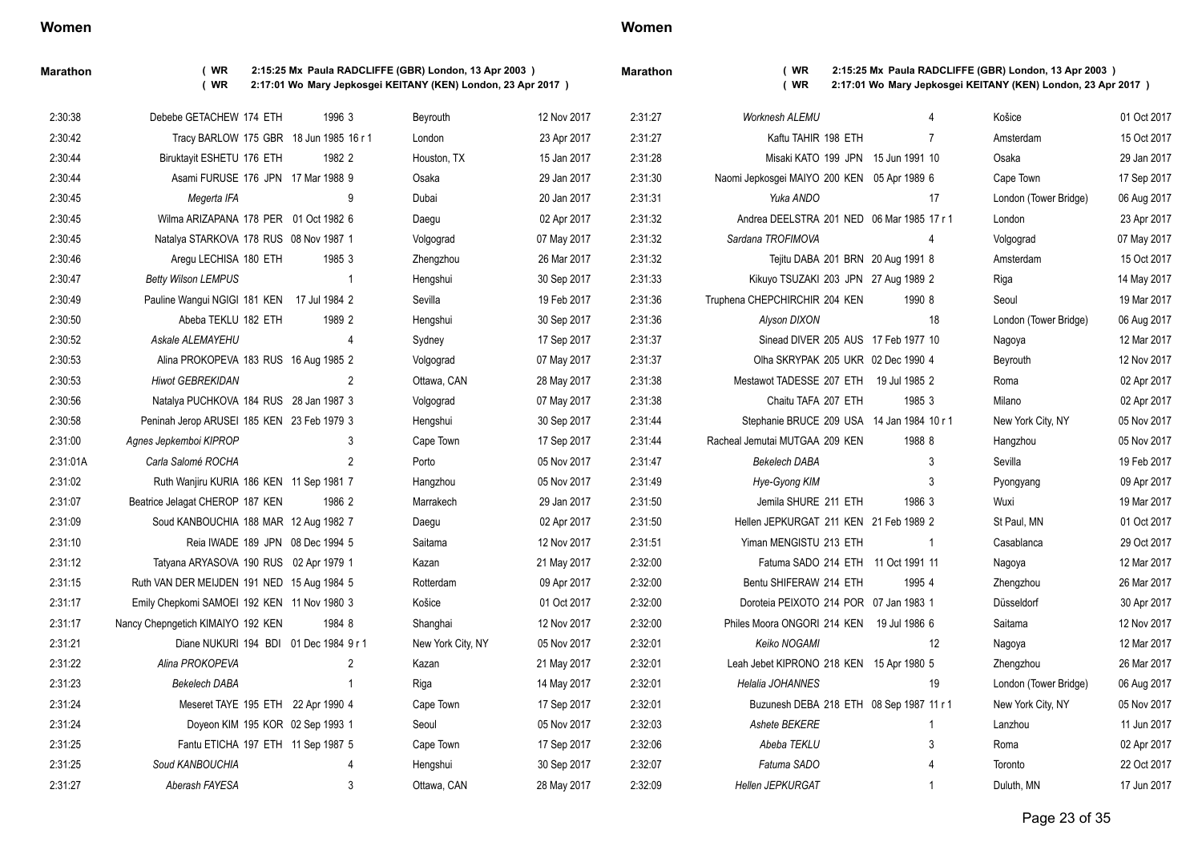## Women

**Marathon** ( WR 2:15:25 Mx Paula RADCLIFFE (GBR) London, 13 Apr 2003 )
( WR 2:17:01 Wo Mary Jepkosgei KEITANY (KEN) London, 23 Apr 2017 )

| Mark | Athlete | Rank | Nat | DOB | Pos | Venue | Date |
|---|---|---|---|---|---|---|---|
| 2:30:38 | Debebe GETACHEW | 174 | ETH | 1996 | 3 | Beyrouth | 12 Nov 2017 |
| 2:30:42 | Tracy BARLOW | 175 | GBR | 18 Jun 1985 | 16 r 1 | London | 23 Apr 2017 |
| 2:30:44 | Biruktayit ESHETU | 176 | ETH | 1982 | 2 | Houston, TX | 15 Jan 2017 |
| 2:30:44 | Asami FURUSE | 176 | JPN | 17 Mar 1988 | 9 | Osaka | 29 Jan 2017 |
| 2:30:45 | *Megerta IFA* | | | | 9 | Dubai | 20 Jan 2017 |
| 2:30:45 | Wilma ARIZAPANA | 178 | PER | 01 Oct 1982 | 6 | Daegu | 02 Apr 2017 |
| 2:30:45 | Natalya STARKOVA | 178 | RUS | 08 Nov 1987 | 1 | Volgograd | 07 May 2017 |
| 2:30:46 | Aregu LECHISA | 180 | ETH | 1985 | 3 | Zhengzhou | 26 Mar 2017 |
| 2:30:47 | *Betty Wilson LEMPUS* | | | | 1 | Hengshui | 30 Sep 2017 |
| 2:30:49 | Pauline Wangui NGIGI | 181 | KEN | 17 Jul 1984 | 2 | Sevilla | 19 Feb 2017 |
| 2:30:50 | Abeba TEKLU | 182 | ETH | 1989 | 2 | Hengshui | 30 Sep 2017 |
| 2:30:52 | *Askale ALEMAYEHU* | | | | 4 | Sydney | 17 Sep 2017 |
| 2:30:53 | Alina PROKOPEVA | 183 | RUS | 16 Aug 1985 | 2 | Volgograd | 07 May 2017 |
| 2:30:53 | *Hiwot GEBREKIDAN* | | | | 2 | Ottawa, CAN | 28 May 2017 |
| 2:30:56 | Natalya PUCHKOVA | 184 | RUS | 28 Jan 1987 | 3 | Volgograd | 07 May 2017 |
| 2:30:58 | Peninah Jerop ARUSEI | 185 | KEN | 23 Feb 1979 | 3 | Hengshui | 30 Sep 2017 |
| 2:31:00 | *Agnes Jepkemboi KIPROP* | | | | 3 | Cape Town | 17 Sep 2017 |
| 2:31:01A | *Carla Salomé ROCHA* | | | | 2 | Porto | 05 Nov 2017 |
| 2:31:02 | Ruth Wanjiru KURIA | 186 | KEN | 11 Sep 1981 | 7 | Hangzhou | 05 Nov 2017 |
| 2:31:07 | Beatrice Jelagat CHEROP | 187 | KEN | 1986 | 2 | Marrakech | 29 Jan 2017 |
| 2:31:09 | Soud KANBOUCHIA | 188 | MAR | 12 Aug 1982 | 7 | Daegu | 02 Apr 2017 |
| 2:31:10 | Reia IWADE | 189 | JPN | 08 Dec 1994 | 5 | Saitama | 12 Nov 2017 |
| 2:31:12 | Tatyana ARYASOVA | 190 | RUS | 02 Apr 1979 | 1 | Kazan | 21 May 2017 |
| 2:31:15 | Ruth VAN DER MEIJDEN | 191 | NED | 15 Aug 1984 | 5 | Rotterdam | 09 Apr 2017 |
| 2:31:17 | Emily Chepkomi SAMOEI | 192 | KEN | 11 Nov 1980 | 3 | Košice | 01 Oct 2017 |
| 2:31:17 | Nancy Chepngetich KIMAIYO | 192 | KEN | 1984 | 8 | Shanghai | 12 Nov 2017 |
| 2:31:21 | Diane NUKURI | 194 | BDI | 01 Dec 1984 | 9 r 1 | New York City, NY | 05 Nov 2017 |
| 2:31:22 | *Alina PROKOPEVA* | | | | 2 | Kazan | 21 May 2017 |
| 2:31:23 | *Bekelech DABA* | | | | 1 | Riga | 14 May 2017 |
| 2:31:24 | Meseret TAYE | 195 | ETH | 22 Apr 1990 | 4 | Cape Town | 17 Sep 2017 |
| 2:31:24 | Doyeon KIM | 195 | KOR | 02 Sep 1993 | 1 | Seoul | 05 Nov 2017 |
| 2:31:25 | Fantu ETICHA | 197 | ETH | 11 Sep 1987 | 5 | Cape Town | 17 Sep 2017 |
| 2:31:25 | *Soud KANBOUCHIA* | | | | 4 | Hengshui | 30 Sep 2017 |
| 2:31:27 | *Aberash FAYESA* | | | | 3 | Ottawa, CAN | 28 May 2017 |
| 2:31:27 | *Worknesh ALEMU* | | | | 4 | Košice | 01 Oct 2017 |
| 2:31:27 | Kaftu TAHIR | 198 | ETH | | 7 | Amsterdam | 15 Oct 2017 |
| 2:31:28 | Misaki KATO | 199 | JPN | 15 Jun 1991 | 10 | Osaka | 29 Jan 2017 |
| 2:31:30 | Naomi Jepkosgei MAIYO | 200 | KEN | 05 Apr 1989 | 6 | Cape Town | 17 Sep 2017 |
| 2:31:31 | *Yuka ANDO* | | | | 17 | London (Tower Bridge) | 06 Aug 2017 |
| 2:31:32 | Andrea DEELSTRA | 201 | NED | 06 Mar 1985 | 17 r 1 | London | 23 Apr 2017 |
| 2:31:32 | *Sardana TROFIMOVA* | | | | 4 | Volgograd | 07 May 2017 |
| 2:31:32 | Tejitu DABA | 201 | BRN | 20 Aug 1991 | 8 | Amsterdam | 15 Oct 2017 |
| 2:31:33 | Kikuyo TSUZAKI | 203 | JPN | 27 Aug 1989 | 2 | Riga | 14 May 2017 |
| 2:31:36 | Truphena CHEPCHIRCHIR | 204 | KEN | 1990 | 8 | Seoul | 19 Mar 2017 |
| 2:31:36 | *Alyson DIXON* | | | | 18 | London (Tower Bridge) | 06 Aug 2017 |
| 2:31:37 | Sinead DIVER | 205 | AUS | 17 Feb 1977 | 10 | Nagoya | 12 Mar 2017 |
| 2:31:37 | Olha SKRYPAK | 205 | UKR | 02 Dec 1990 | 4 | Beyrouth | 12 Nov 2017 |
| 2:31:38 | Mestawot TADESSE | 207 | ETH | 19 Jul 1985 | 2 | Roma | 02 Apr 2017 |
| 2:31:38 | Chaitu TAFA | 207 | ETH | 1985 | 3 | Milano | 02 Apr 2017 |
| 2:31:44 | Stephanie BRUCE | 209 | USA | 14 Jan 1984 | 10 r 1 | New York City, NY | 05 Nov 2017 |
| 2:31:44 | Racheal Jemutai MUTGAA | 209 | KEN | 1988 | 8 | Hangzhou | 05 Nov 2017 |
| 2:31:47 | *Bekelech DABA* | | | | 3 | Sevilla | 19 Feb 2017 |
| 2:31:49 | *Hye-Gyong KIM* | | | | 3 | Pyongyang | 09 Apr 2017 |
| 2:31:50 | Jemila SHURE | 211 | ETH | 1986 | 3 | Wuxi | 19 Mar 2017 |
| 2:31:50 | Hellen JEPKURGAT | 211 | KEN | 21 Feb 1989 | 2 | St Paul, MN | 01 Oct 2017 |
| 2:31:51 | Yiman MENGISTU | 213 | ETH | | 1 | Casablanca | 29 Oct 2017 |
| 2:32:00 | Fatuma SADO | 214 | ETH | 11 Oct 1991 | 11 | Nagoya | 12 Mar 2017 |
| 2:32:00 | Bentu SHIFERAW | 214 | ETH | 1995 | 4 | Zhengzhou | 26 Mar 2017 |
| 2:32:00 | Doroteia PEIXOTO | 214 | POR | 07 Jan 1983 | 1 | Düsseldorf | 30 Apr 2017 |
| 2:32:00 | Philes Moora ONGORI | 214 | KEN | 19 Jul 1986 | 6 | Saitama | 12 Nov 2017 |
| 2:32:01 | *Keiko NOGAMI* | | | | 12 | Nagoya | 12 Mar 2017 |
| 2:32:01 | Leah Jebet KIPRONO | 218 | KEN | 15 Apr 1980 | 5 | Zhengzhou | 26 Mar 2017 |
| 2:32:01 | *Helalia JOHANNES* | | | | 19 | London (Tower Bridge) | 06 Aug 2017 |
| 2:32:01 | Buzunesh DEBA | 218 | ETH | 08 Sep 1987 | 11 r 1 | New York City, NY | 05 Nov 2017 |
| 2:32:03 | *Ashete BEKERE* | | | | 1 | Lanzhou | 11 Jun 2017 |
| 2:32:06 | *Abeba TEKLU* | | | | 3 | Roma | 02 Apr 2017 |
| 2:32:07 | *Fatuma SADO* | | | | 4 | Toronto | 22 Oct 2017 |
| 2:32:09 | *Hellen JEPKURGAT* | | | | 1 | Duluth, MN | 17 Jun 2017 |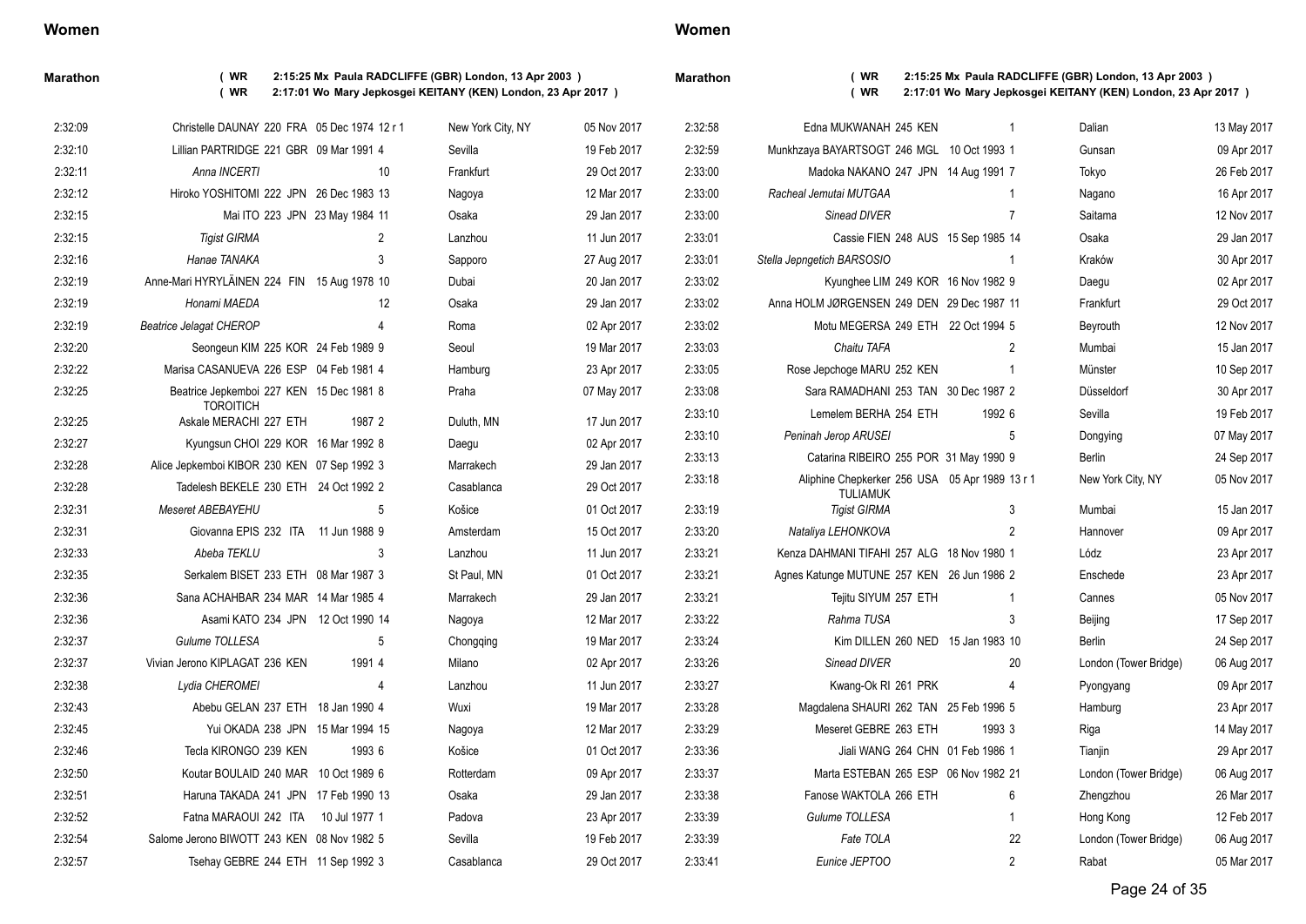## Women

**Marathon** ( WR 2:15:25 Mx Paula RADCLIFFE (GBR) London, 13 Apr 2003 )
( WR 2:17:01 Wo Mary Jepkosgei KEITANY (KEN) London, 23 Apr 2017 )

| Mark | Name | Rank | Nat | DOB | Pos | Venue | Date |
|---|---|---|---|---|---|---|---|
| 2:32:09 | Christelle DAUNAY | 220 | FRA | 05 Dec 1974 | 12 r 1 | New York City, NY | 05 Nov 2017 |
| 2:32:10 | Lillian PARTRIDGE | 221 | GBR | 09 Mar 1991 | 4 | Sevilla | 19 Feb 2017 |
| 2:32:11 | *Anna INCERTI* | | | | 10 | Frankfurt | 29 Oct 2017 |
| 2:32:12 | Hiroko YOSHITOMI | 222 | JPN | 26 Dec 1983 | 13 | Nagoya | 12 Mar 2017 |
| 2:32:15 | Mai ITO | 223 | JPN | 23 May 1984 | 11 | Osaka | 29 Jan 2017 |
| 2:32:15 | *Tigist GIRMA* | | | | 2 | Lanzhou | 11 Jun 2017 |
| 2:32:16 | *Hanae TANAKA* | | | | 3 | Sapporo | 27 Aug 2017 |
| 2:32:19 | Anne-Mari HYRYLÄINEN | 224 | FIN | 15 Aug 1978 | 10 | Dubai | 20 Jan 2017 |
| 2:32:19 | *Honami MAEDA* | | | | 12 | Osaka | 29 Jan 2017 |
| 2:32:19 | *Beatrice Jelagat CHEROP* | | | | 4 | Roma | 02 Apr 2017 |
| 2:32:20 | Seongeun KIM | 225 | KOR | 24 Feb 1989 | 9 | Seoul | 19 Mar 2017 |
| 2:32:22 | Marisa CASANUEVA | 226 | ESP | 04 Feb 1981 | 4 | Hamburg | 23 Apr 2017 |
| 2:32:25 | Beatrice Jepkemboi TOROITICH | 227 | KEN | 15 Dec 1981 | 8 | Praha | 07 May 2017 |
| 2:32:25 | Askale MERACHI | 227 | ETH | 1987 | 2 | Duluth, MN | 17 Jun 2017 |
| 2:32:27 | Kyungsun CHOI | 229 | KOR | 16 Mar 1992 | 8 | Daegu | 02 Apr 2017 |
| 2:32:28 | Alice Jepkemboi KIBOR | 230 | KEN | 07 Sep 1992 | 3 | Marrakech | 29 Jan 2017 |
| 2:32:28 | Tadelesh BEKELE | 230 | ETH | 24 Oct 1992 | 2 | Casablanca | 29 Oct 2017 |
| 2:32:31 | *Meseret ABEBAYEHU* | | | | 5 | Košice | 01 Oct 2017 |
| 2:32:31 | Giovanna EPIS | 232 | ITA | 11 Jun 1988 | 9 | Amsterdam | 15 Oct 2017 |
| 2:32:33 | *Abeba TEKLU* | | | | 3 | Lanzhou | 11 Jun 2017 |
| 2:32:35 | Serkalem BISET | 233 | ETH | 08 Mar 1987 | 3 | St Paul, MN | 01 Oct 2017 |
| 2:32:36 | Sana ACHAHBAR | 234 | MAR | 14 Mar 1985 | 4 | Marrakech | 29 Jan 2017 |
| 2:32:36 | Asami KATO | 234 | JPN | 12 Oct 1990 | 14 | Nagoya | 12 Mar 2017 |
| 2:32:37 | *Gulume TOLLESA* | | | | 5 | Chongqing | 19 Mar 2017 |
| 2:32:37 | Vivian Jerono KIPLAGAT | 236 | KEN | 1991 | 4 | Milano | 02 Apr 2017 |
| 2:32:38 | *Lydia CHEROMEI* | | | | 4 | Lanzhou | 11 Jun 2017 |
| 2:32:43 | Abebu GELAN | 237 | ETH | 18 Jan 1990 | 4 | Wuxi | 19 Mar 2017 |
| 2:32:45 | Yui OKADA | 238 | JPN | 15 Mar 1994 | 15 | Nagoya | 12 Mar 2017 |
| 2:32:46 | Tecla KIRONGO | 239 | KEN | 1993 | 6 | Košice | 01 Oct 2017 |
| 2:32:50 | Koutar BOULAID | 240 | MAR | 10 Oct 1989 | 6 | Rotterdam | 09 Apr 2017 |
| 2:32:51 | Haruna TAKADA | 241 | JPN | 17 Feb 1990 | 13 | Osaka | 29 Jan 2017 |
| 2:32:52 | Fatna MARAOUI | 242 | ITA | 10 Jul 1977 | 1 | Padova | 23 Apr 2017 |
| 2:32:54 | Salome Jerono BIWOTT | 243 | KEN | 08 Nov 1982 | 5 | Sevilla | 19 Feb 2017 |
| 2:32:57 | Tsehay GEBRE | 244 | ETH | 11 Sep 1992 | 3 | Casablanca | 29 Oct 2017 |
| 2:32:58 | Edna MUKWANAH | 245 | KEN | | 1 | Dalian | 13 May 2017 |
| 2:32:59 | Munkhzaya BAYARTSOGT | 246 | MGL | 10 Oct 1993 | 1 | Gunsan | 09 Apr 2017 |
| 2:33:00 | Madoka NAKANO | 247 | JPN | 14 Aug 1991 | 7 | Tokyo | 26 Feb 2017 |
| 2:33:00 | *Racheal Jemutai MUTGAA* | | | | 1 | Nagano | 16 Apr 2017 |
| 2:33:00 | *Sinead DIVER* | | | | 7 | Saitama | 12 Nov 2017 |
| 2:33:01 | Cassie FIEN | 248 | AUS | 15 Sep 1985 | 14 | Osaka | 29 Jan 2017 |
| 2:33:01 | *Stella Jepngetich BARSOSIO* | | | | 1 | Kraków | 30 Apr 2017 |
| 2:33:02 | Kyunghee LIM | 249 | KOR | 16 Nov 1982 | 9 | Daegu | 02 Apr 2017 |
| 2:33:02 | Anna HOLM JØRGENSEN | 249 | DEN | 29 Dec 1987 | 11 | Frankfurt | 29 Oct 2017 |
| 2:33:02 | Motu MEGERSA | 249 | ETH | 22 Oct 1994 | 5 | Beyrouth | 12 Nov 2017 |
| 2:33:03 | *Chaitu TAFA* | | | | 2 | Mumbai | 15 Jan 2017 |
| 2:33:05 | Rose Jepchoge MARU | 252 | KEN | | 1 | Münster | 10 Sep 2017 |
| 2:33:08 | Sara RAMADHANI | 253 | TAN | 30 Dec 1987 | 2 | Düsseldorf | 30 Apr 2017 |
| 2:33:10 | Lemelem BERHA | 254 | ETH | 1992 | 6 | Sevilla | 19 Feb 2017 |
| 2:33:10 | *Peninah Jerop ARUSEI* | | | | 5 | Dongying | 07 May 2017 |
| 2:33:13 | Catarina RIBEIRO | 255 | POR | 31 May 1990 | 9 | Berlin | 24 Sep 2017 |
| 2:33:18 | Aliphine Chepkerker TULIAMUK | 256 | USA | 05 Apr 1989 | 13 r 1 | New York City, NY | 05 Nov 2017 |
| 2:33:19 | *Tigist GIRMA* | | | | 3 | Mumbai | 15 Jan 2017 |
| 2:33:20 | *Nataliya LEHONKOVA* | | | | 2 | Hannover | 09 Apr 2017 |
| 2:33:21 | Kenza DAHMANI TIFAHI | 257 | ALG | 18 Nov 1980 | 1 | Lódz | 23 Apr 2017 |
| 2:33:21 | Agnes Katunge MUTUNE | 257 | KEN | 26 Jun 1986 | 2 | Enschede | 23 Apr 2017 |
| 2:33:21 | Tejitu SIYUM | 257 | ETH | | 1 | Cannes | 05 Nov 2017 |
| 2:33:22 | *Rahma TUSA* | | | | 3 | Beijing | 17 Sep 2017 |
| 2:33:24 | Kim DILLEN | 260 | NED | 15 Jan 1983 | 10 | Berlin | 24 Sep 2017 |
| 2:33:26 | *Sinead DIVER* | | | | 20 | London (Tower Bridge) | 06 Aug 2017 |
| 2:33:27 | Kwang-Ok RI | 261 | PRK | | 4 | Pyongyang | 09 Apr 2017 |
| 2:33:28 | Magdalena SHAURI | 262 | TAN | 25 Feb 1996 | 5 | Hamburg | 23 Apr 2017 |
| 2:33:29 | Meseret GEBRE | 263 | ETH | 1993 | 3 | Riga | 14 May 2017 |
| 2:33:36 | Jiali WANG | 264 | CHN | 01 Feb 1986 | 1 | Tianjin | 29 Apr 2017 |
| 2:33:37 | Marta ESTEBAN | 265 | ESP | 06 Nov 1982 | 21 | London (Tower Bridge) | 06 Aug 2017 |
| 2:33:38 | Fanose WAKTOLA | 266 | ETH | | 6 | Zhengzhou | 26 Mar 2017 |
| 2:33:39 | *Gulume TOLLESA* | | | | 1 | Hong Kong | 12 Feb 2017 |
| 2:33:39 | *Fate TOLA* | | | | 22 | London (Tower Bridge) | 06 Aug 2017 |
| 2:33:41 | *Eunice JEPTOO* | | | | 2 | Rabat | 05 Mar 2017 |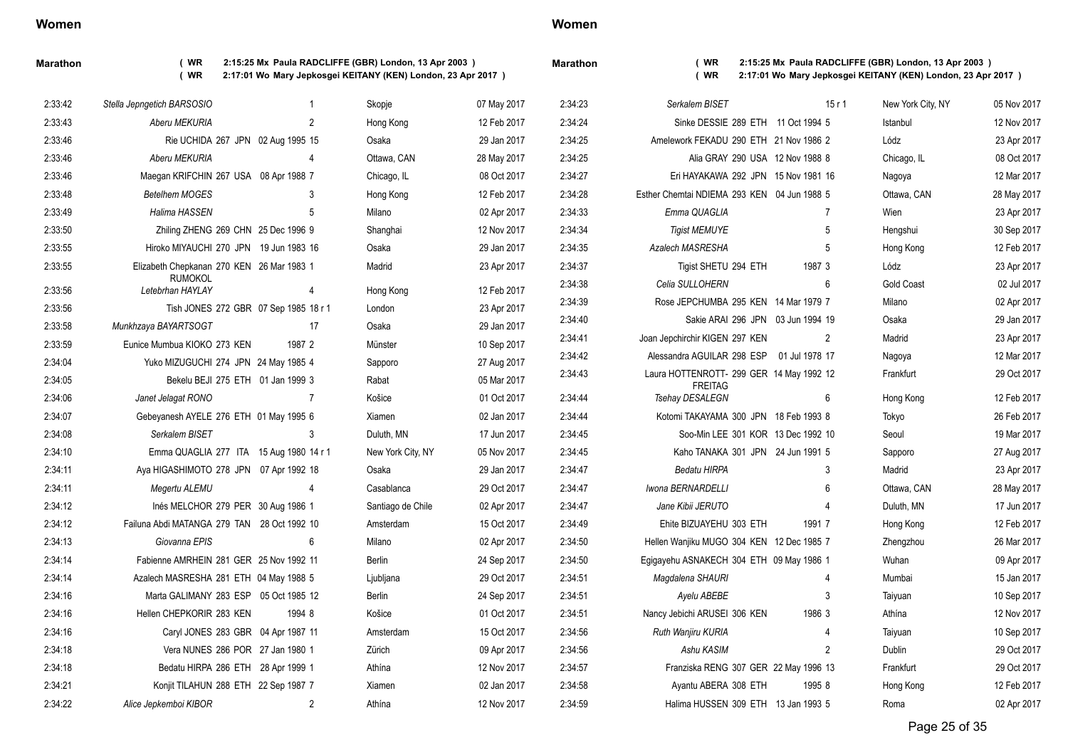## Women

**Marathon** ( WR 2:15:25 Mx Paula RADCLIFFE (GBR) London, 13 Apr 2003 )
( WR 2:17:01 Wo Mary Jepkosgei KEITANY (KEN) London, 23 Apr 2017 )

| Mark | Athlete | Rank | Nat | Born | Pos | Venue | Date |
|---|---|---|---|---|---|---|---|
| 2:33:42 | *Stella Jepngetich BARSOSIO* | | | | 1 | Skopje | 07 May 2017 |
| 2:33:43 | *Aberu MEKURIA* | | | | 2 | Hong Kong | 12 Feb 2017 |
| 2:33:46 | Rie UCHIDA | 267 | JPN | 02 Aug 1995 | 15 | Osaka | 29 Jan 2017 |
| 2:33:46 | *Aberu MEKURIA* | | | | 4 | Ottawa, CAN | 28 May 2017 |
| 2:33:46 | Maegan KRIFCHIN | 267 | USA | 08 Apr 1988 | 7 | Chicago, IL | 08 Oct 2017 |
| 2:33:48 | *Betelhem MOGES* | | | | 3 | Hong Kong | 12 Feb 2017 |
| 2:33:49 | *Halima HASSEN* | | | | 5 | Milano | 02 Apr 2017 |
| 2:33:50 | Zhiling ZHENG | 269 | CHN | 25 Dec 1996 | 9 | Shanghai | 12 Nov 2017 |
| 2:33:55 | Hiroko MIYAUCHI | 270 | JPN | 19 Jun 1983 | 16 | Osaka | 29 Jan 2017 |
| 2:33:55 | Elizabeth Chepkanan RUMOKOL | 270 | KEN | 26 Mar 1983 | 1 | Madrid | 23 Apr 2017 |
| 2:33:56 | *Letebrhan HAYLAY* | | | | 4 | Hong Kong | 12 Feb 2017 |
| 2:33:56 | Tish JONES | 272 | GBR | 07 Sep 1985 | 18 r 1 | London | 23 Apr 2017 |
| 2:33:58 | *Munkhzaya BAYARTSOGT* | | | | 17 | Osaka | 29 Jan 2017 |
| 2:33:59 | Eunice Mumbua KIOKO | 273 | KEN | 1987 | 2 | Münster | 10 Sep 2017 |
| 2:34:04 | Yuko MIZUGUCHI | 274 | JPN | 24 May 1985 | 4 | Sapporo | 27 Aug 2017 |
| 2:34:05 | Bekelu BEJI | 275 | ETH | 01 Jan 1999 | 3 | Rabat | 05 Mar 2017 |
| 2:34:06 | *Janet Jelagat RONO* | | | | 7 | Košice | 01 Oct 2017 |
| 2:34:07 | Gebeyanesh AYELE | 276 | ETH | 01 May 1995 | 6 | Xiamen | 02 Jan 2017 |
| 2:34:08 | *Serkalem BISET* | | | | 3 | Duluth, MN | 17 Jun 2017 |
| 2:34:10 | Emma QUAGLIA | 277 | ITA | 15 Aug 1980 | 14 r 1 | New York City, NY | 05 Nov 2017 |
| 2:34:11 | Aya HIGASHIMOTO | 278 | JPN | 07 Apr 1992 | 18 | Osaka | 29 Jan 2017 |
| 2:34:11 | *Megertu ALEMU* | | | | 4 | Casablanca | 29 Oct 2017 |
| 2:34:12 | Inés MELCHOR | 279 | PER | 30 Aug 1986 | 1 | Santiago de Chile | 02 Apr 2017 |
| 2:34:12 | Failuna Abdi MATANGA | 279 | TAN | 28 Oct 1992 | 10 | Amsterdam | 15 Oct 2017 |
| 2:34:13 | *Giovanna EPIS* | | | | 6 | Milano | 02 Apr 2017 |
| 2:34:14 | Fabienne AMRHEIN | 281 | GER | 25 Nov 1992 | 11 | Berlin | 24 Sep 2017 |
| 2:34:14 | Azalech MASRESHA | 281 | ETH | 04 May 1988 | 5 | Ljubljana | 29 Oct 2017 |
| 2:34:16 | Marta GALIMANY | 283 | ESP | 05 Oct 1985 | 12 | Berlin | 24 Sep 2017 |
| 2:34:16 | Hellen CHEPKORIR | 283 | KEN | 1994 | 8 | Košice | 01 Oct 2017 |
| 2:34:16 | Caryl JONES | 283 | GBR | 04 Apr 1987 | 11 | Amsterdam | 15 Oct 2017 |
| 2:34:18 | Vera NUNES | 286 | POR | 27 Jan 1980 | 1 | Zürich | 09 Apr 2017 |
| 2:34:18 | Bedatu HIRPA | 286 | ETH | 28 Apr 1999 | 1 | Athína | 12 Nov 2017 |
| 2:34:21 | Konjit TILAHUN | 288 | ETH | 22 Sep 1987 | 7 | Xiamen | 02 Jan 2017 |
| 2:34:22 | *Alice Jepkemboi KIBOR* | | | | 2 | Athína | 12 Nov 2017 |
| 2:34:23 | *Serkalem BISET* | | | | 15 r 1 | New York City, NY | 05 Nov 2017 |
| 2:34:24 | Sinke DESSIE | 289 | ETH | 11 Oct 1994 | 5 | Istanbul | 12 Nov 2017 |
| 2:34:25 | Amelework FEKADU | 290 | ETH | 21 Nov 1986 | 2 | Lódz | 23 Apr 2017 |
| 2:34:25 | Alia GRAY | 290 | USA | 12 Nov 1988 | 8 | Chicago, IL | 08 Oct 2017 |
| 2:34:27 | Eri HAYAKAWA | 292 | JPN | 15 Nov 1981 | 16 | Nagoya | 12 Mar 2017 |
| 2:34:28 | Esther Chemtai NDIEMA | 293 | KEN | 04 Jun 1988 | 5 | Ottawa, CAN | 28 May 2017 |
| 2:34:33 | *Emma QUAGLIA* | | | | 7 | Wien | 23 Apr 2017 |
| 2:34:34 | *Tigist MEMUYE* | | | | 5 | Hengshui | 30 Sep 2017 |
| 2:34:35 | *Azalech MASRESHA* | | | | 5 | Hong Kong | 12 Feb 2017 |
| 2:34:37 | Tigist SHETU | 294 | ETH | 1987 | 3 | Lódz | 23 Apr 2017 |
| 2:34:38 | *Celia SULLOHERN* | | | | 6 | Gold Coast | 02 Jul 2017 |
| 2:34:39 | Rose JEPCHUMBA | 295 | KEN | 14 Mar 1979 | 7 | Milano | 02 Apr 2017 |
| 2:34:40 | Sakie ARAI | 296 | JPN | 03 Jun 1994 | 19 | Osaka | 29 Jan 2017 |
| 2:34:41 | Joan Jepchirchir KIGEN | 297 | KEN | | 2 | Madrid | 23 Apr 2017 |
| 2:34:42 | Alessandra AGUILAR | 298 | ESP | 01 Jul 1978 | 17 | Nagoya | 12 Mar 2017 |
| 2:34:43 | Laura HOTTENROTT-FREITAG | 299 | GER | 14 May 1992 | 12 | Frankfurt | 29 Oct 2017 |
| 2:34:44 | *Tsehay DESALEGN* | | | | 6 | Hong Kong | 12 Feb 2017 |
| 2:34:44 | Kotomi TAKAYAMA | 300 | JPN | 18 Feb 1993 | 8 | Tokyo | 26 Feb 2017 |
| 2:34:45 | Soo-Min LEE | 301 | KOR | 13 Dec 1992 | 10 | Seoul | 19 Mar 2017 |
| 2:34:45 | Kaho TANAKA | 301 | JPN | 24 Jun 1991 | 5 | Sapporo | 27 Aug 2017 |
| 2:34:47 | *Bedatu HIRPA* | | | | 3 | Madrid | 23 Apr 2017 |
| 2:34:47 | *Iwona BERNARDELLI* | | | | 6 | Ottawa, CAN | 28 May 2017 |
| 2:34:47 | *Jane Kibii JERUTO* | | | | 4 | Duluth, MN | 17 Jun 2017 |
| 2:34:49 | Ehite BIZUAYEHU | 303 | ETH | 1991 | 7 | Hong Kong | 12 Feb 2017 |
| 2:34:50 | Hellen Wanjiku MUGO | 304 | KEN | 12 Dec 1985 | 7 | Zhengzhou | 26 Mar 2017 |
| 2:34:50 | Egigayehu ASNAKECH | 304 | ETH | 09 May 1986 | 1 | Wuhan | 09 Apr 2017 |
| 2:34:51 | *Magdalena SHAURI* | | | | 4 | Mumbai | 15 Jan 2017 |
| 2:34:51 | *Ayelu ABEBE* | | | | 3 | Taiyuan | 10 Sep 2017 |
| 2:34:51 | Nancy Jebichi ARUSEI | 306 | KEN | 1986 | 3 | Athína | 12 Nov 2017 |
| 2:34:56 | *Ruth Wanjiru KURIA* | | | | 4 | Taiyuan | 10 Sep 2017 |
| 2:34:56 | *Ashu KASIM* | | | | 2 | Dublin | 29 Oct 2017 |
| 2:34:57 | Franziska RENG | 307 | GER | 22 May 1996 | 13 | Frankfurt | 29 Oct 2017 |
| 2:34:58 | Ayantu ABERA | 308 | ETH | 1995 | 8 | Hong Kong | 12 Feb 2017 |
| 2:34:59 | Halima HUSSEN | 309 | ETH | 13 Jan 1993 | 5 | Roma | 02 Apr 2017 |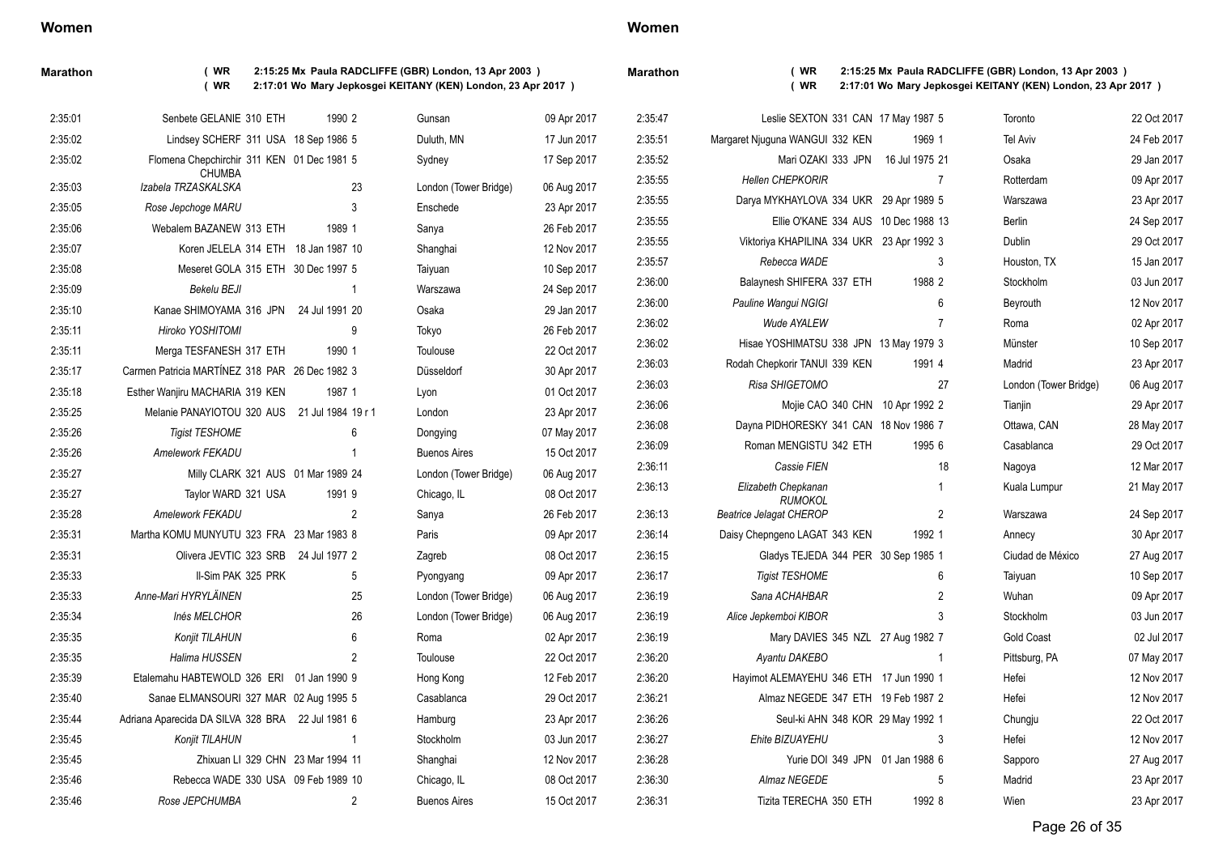## Women

### Marathon

( WR 2:15:25 Mx Paula RADCLIFFE (GBR) London, 13 Apr 2003 )
( WR 2:17:01 Wo Mary Jepkosgei KEITANY (KEN) London, 23 Apr 2017 )

| Mark | Athlete | Pos | Nat | DOB | Place | Venue | Date |
|---|---|---|---|---|---|---|---|
| 2:35:01 | Senbete GELANIE | 310 | ETH | 1990 | 2 | Gunsan | 09 Apr 2017 |
| 2:35:02 | Lindsey SCHERF | 311 | USA | 18 Sep 1986 | 5 | Duluth, MN | 17 Jun 2017 |
| 2:35:02 | Flomena Chepchirchir CHUMBA | 311 | KEN | 01 Dec 1981 | 5 | Sydney | 17 Sep 2017 |
| 2:35:03 | *Izabela TRZASKALSKA* | | | | 23 | London (Tower Bridge) | 06 Aug 2017 |
| 2:35:05 | *Rose Jepchoge MARU* | | | | 3 | Enschede | 23 Apr 2017 |
| 2:35:06 | Webalem BAZANEW | 313 | ETH | 1989 | 1 | Sanya | 26 Feb 2017 |
| 2:35:07 | Koren JELELA | 314 | ETH | 18 Jan 1987 | 10 | Shanghai | 12 Nov 2017 |
| 2:35:08 | Meseret GOLA | 315 | ETH | 30 Dec 1997 | 5 | Taiyuan | 10 Sep 2017 |
| 2:35:09 | *Bekelu BEJI* | | | | 1 | Warszawa | 24 Sep 2017 |
| 2:35:10 | Kanae SHIMOYAMA | 316 | JPN | 24 Jul 1991 | 20 | Osaka | 29 Jan 2017 |
| 2:35:11 | *Hiroko YOSHITOMI* | | | | 9 | Tokyo | 26 Feb 2017 |
| 2:35:11 | Merga TESFANESH | 317 | ETH | 1990 | 1 | Toulouse | 22 Oct 2017 |
| 2:35:17 | Carmen Patricia MARTÍNEZ | 318 | PAR | 26 Dec 1982 | 3 | Düsseldorf | 30 Apr 2017 |
| 2:35:18 | Esther Wanjiru MACHARIA | 319 | KEN | 1987 | 1 | Lyon | 01 Oct 2017 |
| 2:35:25 | Melanie PANAYIOTOU | 320 | AUS | 21 Jul 1984 | 19 r 1 | London | 23 Apr 2017 |
| 2:35:26 | *Tigist TESHOME* | | | | 6 | Dongying | 07 May 2017 |
| 2:35:26 | *Amelework FEKADU* | | | | 1 | Buenos Aires | 15 Oct 2017 |
| 2:35:27 | Milly CLARK | 321 | AUS | 01 Mar 1989 | 24 | London (Tower Bridge) | 06 Aug 2017 |
| 2:35:27 | Taylor WARD | 321 | USA | 1991 | 9 | Chicago, IL | 08 Oct 2017 |
| 2:35:28 | *Amelework FEKADU* | | | | 2 | Sanya | 26 Feb 2017 |
| 2:35:31 | Martha KOMU MUNYUTU | 323 | FRA | 23 Mar 1983 | 8 | Paris | 09 Apr 2017 |
| 2:35:31 | Olivera JEVTIC | 323 | SRB | 24 Jul 1977 | 2 | Zagreb | 08 Oct 2017 |
| 2:35:33 | Il-Sim PAK | 325 | PRK | | 5 | Pyongyang | 09 Apr 2017 |
| 2:35:33 | *Anne-Mari HYRYLÄINEN* | | | | 25 | London (Tower Bridge) | 06 Aug 2017 |
| 2:35:34 | *Inés MELCHOR* | | | | 26 | London (Tower Bridge) | 06 Aug 2017 |
| 2:35:35 | *Konjit TILAHUN* | | | | 6 | Roma | 02 Apr 2017 |
| 2:35:35 | *Halima HUSSEN* | | | | 2 | Toulouse | 22 Oct 2017 |
| 2:35:39 | Etalemahu HABTEWOLD | 326 | ERI | 01 Jan 1990 | 9 | Hong Kong | 12 Feb 2017 |
| 2:35:40 | Sanae ELMANSOURI | 327 | MAR | 02 Aug 1995 | 5 | Casablanca | 29 Oct 2017 |
| 2:35:44 | Adriana Aparecida DA SILVA | 328 | BRA | 22 Jul 1981 | 6 | Hamburg | 23 Apr 2017 |
| 2:35:45 | *Konjit TILAHUN* | | | | 1 | Stockholm | 03 Jun 2017 |
| 2:35:45 | Zhixuan LI | 329 | CHN | 23 Mar 1994 | 11 | Shanghai | 12 Nov 2017 |
| 2:35:46 | Rebecca WADE | 330 | USA | 09 Feb 1989 | 10 | Chicago, IL | 08 Oct 2017 |
| 2:35:46 | *Rose JEPCHUMBA* | | | | 2 | Buenos Aires | 15 Oct 2017 |
| 2:35:47 | Leslie SEXTON | 331 | CAN | 17 May 1987 | 5 | Toronto | 22 Oct 2017 |
| 2:35:51 | Margaret Njuguna WANGUI | 332 | KEN | 1969 | 1 | Tel Aviv | 24 Feb 2017 |
| 2:35:52 | Mari OZAKI | 333 | JPN | 16 Jul 1975 | 21 | Osaka | 29 Jan 2017 |
| 2:35:55 | *Hellen CHEPKORIR* | | | | 7 | Rotterdam | 09 Apr 2017 |
| 2:35:55 | Darya MYKHAYLOVA | 334 | UKR | 29 Apr 1989 | 5 | Warszawa | 23 Apr 2017 |
| 2:35:55 | Ellie O'KANE | 334 | AUS | 10 Dec 1988 | 13 | Berlin | 24 Sep 2017 |
| 2:35:55 | Viktoriya KHAPILINA | 334 | UKR | 23 Apr 1992 | 3 | Dublin | 29 Oct 2017 |
| 2:35:57 | *Rebecca WADE* | | | | 3 | Houston, TX | 15 Jan 2017 |
| 2:36:00 | Balaynesh SHIFERA | 337 | ETH | 1988 | 2 | Stockholm | 03 Jun 2017 |
| 2:36:00 | *Pauline Wangui NGIGI* | | | | 6 | Beyrouth | 12 Nov 2017 |
| 2:36:02 | *Wude AYALEW* | | | | 7 | Roma | 02 Apr 2017 |
| 2:36:02 | Hisae YOSHIMATSU | 338 | JPN | 13 May 1979 | 3 | Münster | 10 Sep 2017 |
| 2:36:03 | Rodah Chepkorir TANUI | 339 | KEN | 1991 | 4 | Madrid | 23 Apr 2017 |
| 2:36:03 | *Risa SHIGETOMO* | | | | 27 | London (Tower Bridge) | 06 Aug 2017 |
| 2:36:06 | Mojie CAO | 340 | CHN | 10 Apr 1992 | 2 | Tianjin | 29 Apr 2017 |
| 2:36:08 | Dayna PIDHORESKY | 341 | CAN | 18 Nov 1986 | 7 | Ottawa, CAN | 28 May 2017 |
| 2:36:09 | Roman MENGISTU | 342 | ETH | 1995 | 6 | Casablanca | 29 Oct 2017 |
| 2:36:11 | *Cassie FIEN* | | | | 18 | Nagoya | 12 Mar 2017 |
| 2:36:13 | *Elizabeth Chepkanan RUMOKOL* | | | | 1 | Kuala Lumpur | 21 May 2017 |
| 2:36:13 | *Beatrice Jelagat CHEROP* | | | | 2 | Warszawa | 24 Sep 2017 |
| 2:36:14 | Daisy Chepngeno LAGAT | 343 | KEN | 1992 | 1 | Annecy | 30 Apr 2017 |
| 2:36:15 | Gladys TEJEDA | 344 | PER | 30 Sep 1985 | 1 | Ciudad de México | 27 Aug 2017 |
| 2:36:17 | *Tigist TESHOME* | | | | 6 | Taiyuan | 10 Sep 2017 |
| 2:36:19 | *Sana ACHAHBAR* | | | | 2 | Wuhan | 09 Apr 2017 |
| 2:36:19 | *Alice Jepkemboi KIBOR* | | | | 3 | Stockholm | 03 Jun 2017 |
| 2:36:19 | Mary DAVIES | 345 | NZL | 27 Aug 1982 | 7 | Gold Coast | 02 Jul 2017 |
| 2:36:20 | *Ayantu DAKEBO* | | | | 1 | Pittsburg, PA | 07 May 2017 |
| 2:36:20 | Hayimot ALEMAYEHU | 346 | ETH | 17 Jun 1990 | 1 | Hefei | 12 Nov 2017 |
| 2:36:21 | Almaz NEGEDE | 347 | ETH | 19 Feb 1987 | 2 | Hefei | 12 Nov 2017 |
| 2:36:26 | Seul-ki AHN | 348 | KOR | 29 May 1992 | 1 | Chungju | 22 Oct 2017 |
| 2:36:27 | *Ehite BIZUAYEHU* | | | | 3 | Hefei | 12 Nov 2017 |
| 2:36:28 | Yurie DOI | 349 | JPN | 01 Jan 1988 | 6 | Sapporo | 27 Aug 2017 |
| 2:36:30 | *Almaz NEGEDE* | | | | 5 | Madrid | 23 Apr 2017 |
| 2:36:31 | Tizita TERECHA | 350 | ETH | 1992 | 8 | Wien | 23 Apr 2017 |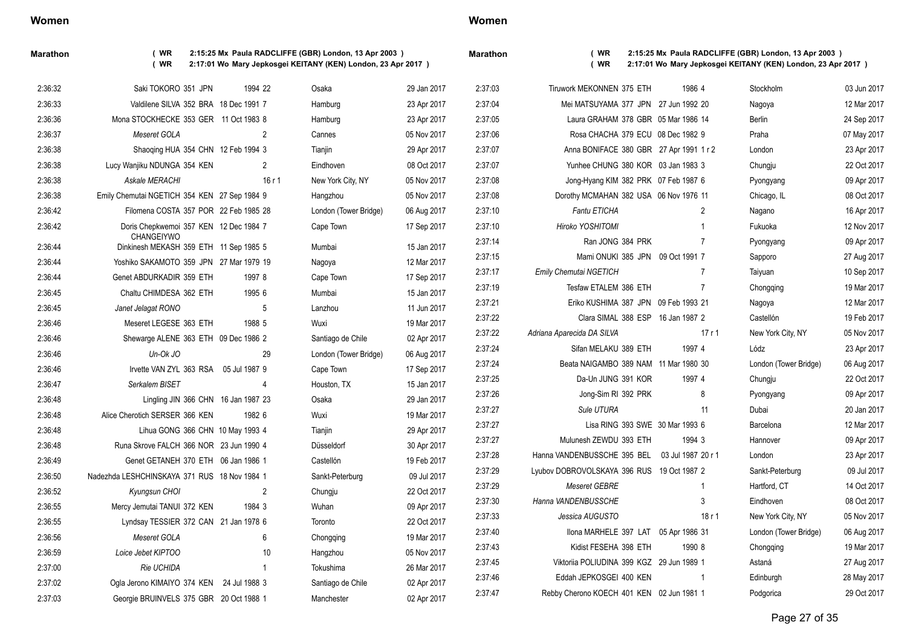## Women

**Marathon** ( WR 2:15:25 Mx Paula RADCLIFFE (GBR) London, 13 Apr 2003 )
( WR 2:17:01 Wo Mary Jepkosgei KEITANY (KEN) London, 23 Apr 2017 )

| Time | Name | Rank | Nat | DOB | Pos | Venue | Date |
|---|---|---|---|---|---|---|---|
| 2:36:32 | Saki TOKORO | 351 | JPN | 1994 | 22 | Osaka | 29 Jan 2017 |
| 2:36:33 | Valdilene SILVA | 352 | BRA | 18 Dec 1991 | 7 | Hamburg | 23 Apr 2017 |
| 2:36:36 | Mona STOCKHECKE | 353 | GER | 11 Oct 1983 | 8 | Hamburg | 23 Apr 2017 |
| 2:36:37 | *Meseret GOLA* | | | | 2 | Cannes | 05 Nov 2017 |
| 2:36:38 | Shaoqing HUA | 354 | CHN | 12 Feb 1994 | 3 | Tianjin | 29 Apr 2017 |
| 2:36:38 | Lucy Wanjiku NDUNGA | 354 | KEN | | 2 | Eindhoven | 08 Oct 2017 |
| 2:36:38 | *Askale MERACHI* | | | | 16 r 1 | New York City, NY | 05 Nov 2017 |
| 2:36:38 | Emily Chemutai NGETICH | 354 | KEN | 27 Sep 1984 | 9 | Hangzhou | 05 Nov 2017 |
| 2:36:42 | Filomena COSTA | 357 | POR | 22 Feb 1985 | 28 | London (Tower Bridge) | 06 Aug 2017 |
| 2:36:42 | Doris Chepkwemoi CHANGEIYWO | 357 | KEN | 12 Dec 1984 | 7 | Cape Town | 17 Sep 2017 |
| 2:36:44 | Dinkinesh MEKASH | 359 | ETH | 11 Sep 1985 | 5 | Mumbai | 15 Jan 2017 |
| 2:36:44 | Yoshiko SAKAMOTO | 359 | JPN | 27 Mar 1979 | 19 | Nagoya | 12 Mar 2017 |
| 2:36:44 | Genet ABDURKADIR | 359 | ETH | 1997 | 8 | Cape Town | 17 Sep 2017 |
| 2:36:45 | Chaltu CHIMDESA | 362 | ETH | 1995 | 6 | Mumbai | 15 Jan 2017 |
| 2:36:45 | *Janet Jelagat RONO* | | | | 5 | Lanzhou | 11 Jun 2017 |
| 2:36:46 | Meseret LEGESE | 363 | ETH | 1988 | 5 | Wuxi | 19 Mar 2017 |
| 2:36:46 | Shewarge ALENE | 363 | ETH | 09 Dec 1986 | 2 | Santiago de Chile | 02 Apr 2017 |
| 2:36:46 | *Un-Ok JO* | | | | 29 | London (Tower Bridge) | 06 Aug 2017 |
| 2:36:46 | Irvette VAN ZYL | 363 | RSA | 05 Jul 1987 | 9 | Cape Town | 17 Sep 2017 |
| 2:36:47 | *Serkalem BISET* | | | | 4 | Houston, TX | 15 Jan 2017 |
| 2:36:48 | Lingling JIN | 366 | CHN | 16 Jan 1987 | 23 | Osaka | 29 Jan 2017 |
| 2:36:48 | Alice Cherotich SERSER | 366 | KEN | 1982 | 6 | Wuxi | 19 Mar 2017 |
| 2:36:48 | Lihua GONG | 366 | CHN | 10 May 1993 | 4 | Tianjin | 29 Apr 2017 |
| 2:36:48 | Runa Skrove FALCH | 366 | NOR | 23 Jun 1990 | 4 | Düsseldorf | 30 Apr 2017 |
| 2:36:49 | Genet GETANEH | 370 | ETH | 06 Jan 1986 | 1 | Castellón | 19 Feb 2017 |
| 2:36:50 | Nadezhda LESHCHINSKAYA | 371 | RUS | 18 Nov 1984 | 1 | Sankt-Peterburg | 09 Jul 2017 |
| 2:36:52 | *Kyungsun CHOI* | | | | 2 | Chungju | 22 Oct 2017 |
| 2:36:55 | Mercy Jemutai TANUI | 372 | KEN | 1984 | 3 | Wuhan | 09 Apr 2017 |
| 2:36:55 | Lyndsay TESSIER | 372 | CAN | 21 Jan 1978 | 6 | Toronto | 22 Oct 2017 |
| 2:36:56 | *Meseret GOLA* | | | | 6 | Chongqing | 19 Mar 2017 |
| 2:36:59 | *Loice Jebet KIPTOO* | | | | 10 | Hangzhou | 05 Nov 2017 |
| 2:37:00 | *Rie UCHIDA* | | | | 1 | Tokushima | 26 Mar 2017 |
| 2:37:02 | Ogla Jerono KIMAIYO | 374 | KEN | 24 Jul 1988 | 3 | Santiago de Chile | 02 Apr 2017 |
| 2:37:03 | Georgie BRUINVELS | 375 | GBR | 20 Oct 1988 | 1 | Manchester | 02 Apr 2017 |
| 2:37:03 | Tiruwork MEKONNEN | 375 | ETH | 1986 | 4 | Stockholm | 03 Jun 2017 |
| 2:37:04 | Mei MATSUYAMA | 377 | JPN | 27 Jun 1992 | 20 | Nagoya | 12 Mar 2017 |
| 2:37:05 | Laura GRAHAM | 378 | GBR | 05 Mar 1986 | 14 | Berlin | 24 Sep 2017 |
| 2:37:06 | Rosa CHACHA | 379 | ECU | 08 Dec 1982 | 9 | Praha | 07 May 2017 |
| 2:37:07 | Anna BONIFACE | 380 | GBR | 27 Apr 1991 | 1 r 2 | London | 23 Apr 2017 |
| 2:37:07 | Yunhee CHUNG | 380 | KOR | 03 Jan 1983 | 3 | Chungju | 22 Oct 2017 |
| 2:37:08 | Jong-Hyang KIM | 382 | PRK | 07 Feb 1987 | 6 | Pyongyang | 09 Apr 2017 |
| 2:37:08 | Dorothy MCMAHAN | 382 | USA | 06 Nov 1976 | 11 | Chicago, IL | 08 Oct 2017 |
| 2:37:10 | *Fantu ETICHA* | | | | 2 | Nagano | 16 Apr 2017 |
| 2:37:10 | *Hiroko YOSHITOMI* | | | | 1 | Fukuoka | 12 Nov 2017 |
| 2:37:14 | Ran JONG | 384 | PRK | | 7 | Pyongyang | 09 Apr 2017 |
| 2:37:15 | Mami ONUKI | 385 | JPN | 09 Oct 1991 | 7 | Sapporo | 27 Aug 2017 |
| 2:37:17 | *Emily Chemutai NGETICH* | | | | 7 | Taiyuan | 10 Sep 2017 |
| 2:37:19 | Tesfaw ETALEM | 386 | ETH | | 7 | Chongqing | 19 Mar 2017 |
| 2:37:21 | Eriko KUSHIMA | 387 | JPN | 09 Feb 1993 | 21 | Nagoya | 12 Mar 2017 |
| 2:37:22 | Clara SIMAL | 388 | ESP | 16 Jan 1987 | 2 | Castellón | 19 Feb 2017 |
| 2:37:22 | *Adriana Aparecida DA SILVA* | | | | 17 r 1 | New York City, NY | 05 Nov 2017 |
| 2:37:24 | Sifan MELAKU | 389 | ETH | 1997 | 4 | Lódz | 23 Apr 2017 |
| 2:37:24 | Beata NAIGAMBO | 389 | NAM | 11 Mar 1980 | 30 | London (Tower Bridge) | 06 Aug 2017 |
| 2:37:25 | Da-Un JUNG | 391 | KOR | 1997 | 4 | Chungju | 22 Oct 2017 |
| 2:37:26 | Jong-Sim RI | 392 | PRK | | 8 | Pyongyang | 09 Apr 2017 |
| 2:37:27 | *Sule UTURA* | | | | 11 | Dubai | 20 Jan 2017 |
| 2:37:27 | Lisa RING | 393 | SWE | 30 Mar 1993 | 6 | Barcelona | 12 Mar 2017 |
| 2:37:27 | Mulunesh ZEWDU | 393 | ETH | 1994 | 3 | Hannover | 09 Apr 2017 |
| 2:37:28 | Hanna VANDENBUSSCHE | 395 | BEL | 03 Jul 1987 | 20 r 1 | London | 23 Apr 2017 |
| 2:37:29 | Lyubov DOBROVOLSKAYA | 396 | RUS | 19 Oct 1987 | 2 | Sankt-Peterburg | 09 Jul 2017 |
| 2:37:29 | *Meseret GEBRE* | | | | 1 | Hartford, CT | 14 Oct 2017 |
| 2:37:30 | *Hanna VANDENBUSSCHE* | | | | 3 | Eindhoven | 08 Oct 2017 |
| 2:37:33 | *Jessica AUGUSTO* | | | | 18 r 1 | New York City, NY | 05 Nov 2017 |
| 2:37:40 | Ilona MARHELE | 397 | LAT | 05 Apr 1986 | 31 | London (Tower Bridge) | 06 Aug 2017 |
| 2:37:43 | Kidist FESEHA | 398 | ETH | 1990 | 8 | Chongqing | 19 Mar 2017 |
| 2:37:45 | Viktoriia POLIUDINA | 399 | KGZ | 29 Jun 1989 | 1 | Astaná | 27 Aug 2017 |
| 2:37:46 | Eddah JEPKOSGEI | 400 | KEN | | 1 | Edinburgh | 28 May 2017 |
| 2:37:47 | Rebby Cherono KOECH | 401 | KEN | 02 Jun 1981 | 1 | Podgorica | 29 Oct 2017 |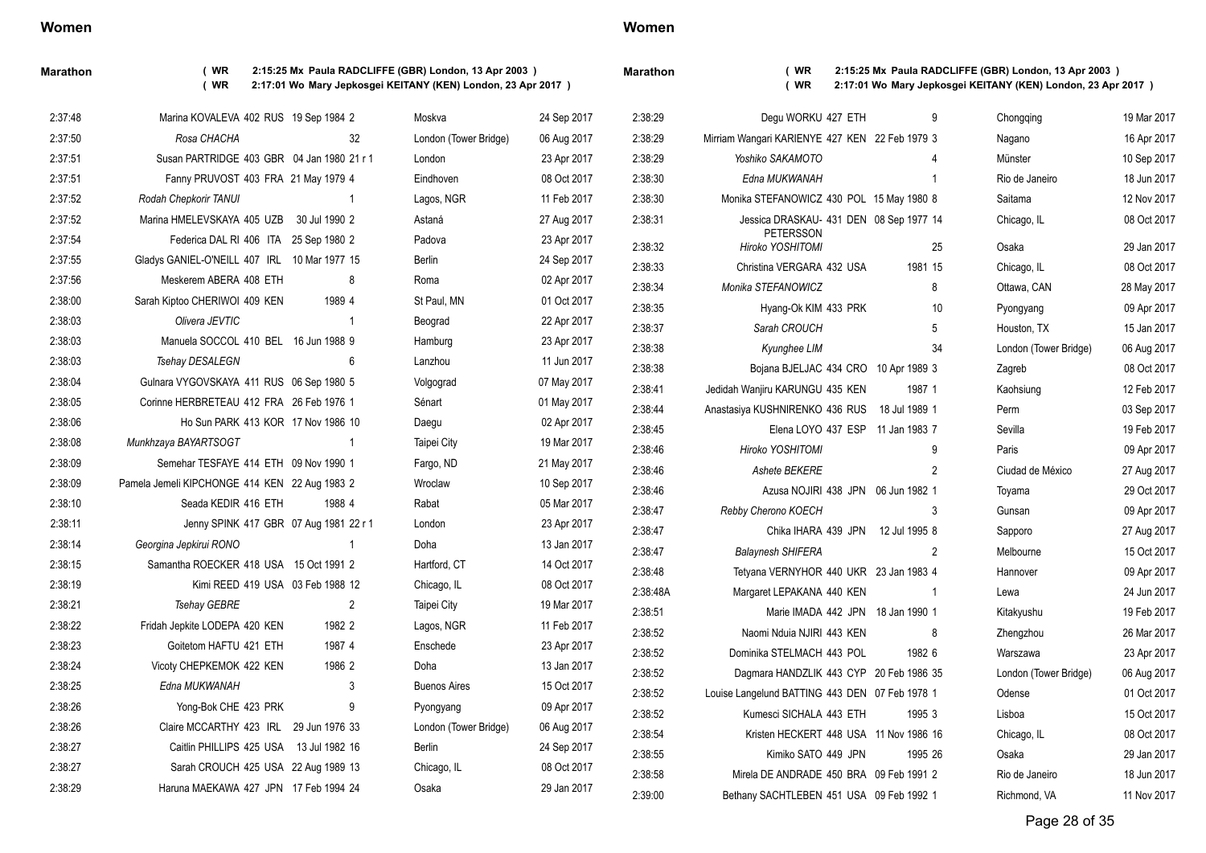## Women

### Marathon

( WR 2:15:25 Mx Paula RADCLIFFE (GBR) London, 13 Apr 2003 )
( WR 2:17:01 Wo Mary Jepkosgei KEITANY (KEN) London, 23 Apr 2017 )

| Time | Athlete | Rank | Nat | Date of Birth | Pos | Venue | Date |
|---|---|---|---|---|---|---|---|
| 2:37:48 | Marina KOVALEVA | 402 | RUS | 19 Sep 1984 | 2 | Moskva | 24 Sep 2017 |
| 2:37:50 | *Rosa CHACHA* | | | | 32 | London (Tower Bridge) | 06 Aug 2017 |
| 2:37:51 | Susan PARTRIDGE | 403 | GBR | 04 Jan 1980 | 21 r 1 | London | 23 Apr 2017 |
| 2:37:51 | Fanny PRUVOST | 403 | FRA | 21 May 1979 | 4 | Eindhoven | 08 Oct 2017 |
| 2:37:52 | *Rodah Chepkorir TANUI* | | | | 1 | Lagos, NGR | 11 Feb 2017 |
| 2:37:52 | Marina HMELEVSKAYA | 405 | UZB | 30 Jul 1990 | 2 | Astaná | 27 Aug 2017 |
| 2:37:54 | Federica DAL RI | 406 | ITA | 25 Sep 1980 | 2 | Padova | 23 Apr 2017 |
| 2:37:55 | Gladys GANIEL-O'NEILL | 407 | IRL | 10 Mar 1977 | 15 | Berlin | 24 Sep 2017 |
| 2:37:56 | Meskerem ABERA | 408 | ETH | | 8 | Roma | 02 Apr 2017 |
| 2:38:00 | Sarah Kiptoo CHERIWOI | 409 | KEN | 1989 | 4 | St Paul, MN | 01 Oct 2017 |
| 2:38:03 | *Olivera JEVTIC* | | | | 1 | Beograd | 22 Apr 2017 |
| 2:38:03 | Manuela SOCCOL | 410 | BEL | 16 Jun 1988 | 9 | Hamburg | 23 Apr 2017 |
| 2:38:03 | *Tsehay DESALEGN* | | | | 6 | Lanzhou | 11 Jun 2017 |
| 2:38:04 | Gulnara VYGOVSKAYA | 411 | RUS | 06 Sep 1980 | 5 | Volgograd | 07 May 2017 |
| 2:38:05 | Corinne HERBRETEAU | 412 | FRA | 26 Feb 1976 | 1 | Sénart | 01 May 2017 |
| 2:38:06 | Ho Sun PARK | 413 | KOR | 17 Nov 1986 | 10 | Daegu | 02 Apr 2017 |
| 2:38:08 | *Munkhzaya BAYARTSOGT* | | | | 1 | Taipei City | 19 Mar 2017 |
| 2:38:09 | Semehar TESFAYE | 414 | ETH | 09 Nov 1990 | 1 | Fargo, ND | 21 May 2017 |
| 2:38:09 | Pamela Jemeli KIPCHONGE | 414 | KEN | 22 Aug 1983 | 2 | Wroclaw | 10 Sep 2017 |
| 2:38:10 | Seada KEDIR | 416 | ETH | 1988 | 4 | Rabat | 05 Mar 2017 |
| 2:38:11 | Jenny SPINK | 417 | GBR | 07 Aug 1981 | 22 r 1 | London | 23 Apr 2017 |
| 2:38:14 | *Georgina Jepkirui RONO* | | | | 1 | Doha | 13 Jan 2017 |
| 2:38:15 | Samantha ROECKER | 418 | USA | 15 Oct 1991 | 2 | Hartford, CT | 14 Oct 2017 |
| 2:38:19 | Kimi REED | 419 | USA | 03 Feb 1988 | 12 | Chicago, IL | 08 Oct 2017 |
| 2:38:21 | *Tsehay GEBRE* | | | | 2 | Taipei City | 19 Mar 2017 |
| 2:38:22 | Fridah Jepkite LODEPA | 420 | KEN | 1982 | 2 | Lagos, NGR | 11 Feb 2017 |
| 2:38:23 | Goitetom HAFTU | 421 | ETH | 1987 | 4 | Enschede | 23 Apr 2017 |
| 2:38:24 | Vicoty CHEPKEMOK | 422 | KEN | 1986 | 2 | Doha | 13 Jan 2017 |
| 2:38:25 | *Edna MUKWANAH* | | | | 3 | Buenos Aires | 15 Oct 2017 |
| 2:38:26 | Yong-Bok CHE | 423 | PRK | | 9 | Pyongyang | 09 Apr 2017 |
| 2:38:26 | Claire MCCARTHY | 423 | IRL | 29 Jun 1976 | 33 | London (Tower Bridge) | 06 Aug 2017 |
| 2:38:27 | Caitlin PHILLIPS | 425 | USA | 13 Jul 1982 | 16 | Berlin | 24 Sep 2017 |
| 2:38:27 | Sarah CROUCH | 425 | USA | 22 Aug 1989 | 13 | Chicago, IL | 08 Oct 2017 |
| 2:38:29 | Haruna MAEKAWA | 427 | JPN | 17 Feb 1994 | 24 | Osaka | 29 Jan 2017 |
| 2:38:29 | Degu WORKU | 427 | ETH | | 9 | Chongqing | 19 Mar 2017 |
| 2:38:29 | Mirriam Wangari KARIENYE | 427 | KEN | 22 Feb 1979 | 3 | Nagano | 16 Apr 2017 |
| 2:38:29 | *Yoshiko SAKAMOTO* | | | | 4 | Münster | 10 Sep 2017 |
| 2:38:30 | *Edna MUKWANAH* | | | | 1 | Rio de Janeiro | 18 Jun 2017 |
| 2:38:30 | Monika STEFANOWICZ | 430 | POL | 15 May 1980 | 8 | Saitama | 12 Nov 2017 |
| 2:38:31 | Jessica DRASKAU-PETERSSON | 431 | DEN | 08 Sep 1977 | 14 | Chicago, IL | 08 Oct 2017 |
| 2:38:32 | *Hiroko YOSHITOMI* | | | | 25 | Osaka | 29 Jan 2017 |
| 2:38:33 | Christina VERGARA | 432 | USA | 1981 | 15 | Chicago, IL | 08 Oct 2017 |
| 2:38:34 | *Monika STEFANOWICZ* | | | | 8 | Ottawa, CAN | 28 May 2017 |
| 2:38:35 | Hyang-Ok KIM | 433 | PRK | | 10 | Pyongyang | 09 Apr 2017 |
| 2:38:37 | *Sarah CROUCH* | | | | 5 | Houston, TX | 15 Jan 2017 |
| 2:38:38 | *Kyunghee LIM* | | | | 34 | London (Tower Bridge) | 06 Aug 2017 |
| 2:38:38 | Bojana BJELJAC | 434 | CRO | 10 Apr 1989 | 3 | Zagreb | 08 Oct 2017 |
| 2:38:41 | Jedidah Wanjiru KARUNGU | 435 | KEN | 1987 | 1 | Kaohsiung | 12 Feb 2017 |
| 2:38:44 | Anastasiya KUSHNIRENKO | 436 | RUS | 18 Jul 1989 | 1 | Perm | 03 Sep 2017 |
| 2:38:45 | Elena LOYO | 437 | ESP | 11 Jan 1983 | 7 | Sevilla | 19 Feb 2017 |
| 2:38:46 | *Hiroko YOSHITOMI* | | | | 9 | Paris | 09 Apr 2017 |
| 2:38:46 | *Ashete BEKERE* | | | | 2 | Ciudad de México | 27 Aug 2017 |
| 2:38:46 | Azusa NOJIRI | 438 | JPN | 06 Jun 1982 | 1 | Toyama | 29 Oct 2017 |
| 2:38:47 | *Rebby Cherono KOECH* | | | | 3 | Gunsan | 09 Apr 2017 |
| 2:38:47 | Chika IHARA | 439 | JPN | 12 Jul 1995 | 8 | Sapporo | 27 Aug 2017 |
| 2:38:47 | *Balaynesh SHIFERA* | | | | 2 | Melbourne | 15 Oct 2017 |
| 2:38:48 | Tetyana VERNYHOR | 440 | UKR | 23 Jan 1983 | 4 | Hannover | 09 Apr 2017 |
| 2:38:48A | Margaret LEPAKANA | 440 | KEN | | 1 | Lewa | 24 Jun 2017 |
| 2:38:51 | Marie IMADA | 442 | JPN | 18 Jan 1990 | 1 | Kitakyushu | 19 Feb 2017 |
| 2:38:52 | Naomi Nduia NJIRI | 443 | KEN | | 8 | Zhengzhou | 26 Mar 2017 |
| 2:38:52 | Dominika STELMACH | 443 | POL | 1982 | 6 | Warszawa | 23 Apr 2017 |
| 2:38:52 | Dagmara HANDZLIK | 443 | CYP | 20 Feb 1986 | 35 | London (Tower Bridge) | 06 Aug 2017 |
| 2:38:52 | Louise Langelund BATTING | 443 | DEN | 07 Feb 1978 | 1 | Odense | 01 Oct 2017 |
| 2:38:52 | Kumesci SICHALA | 443 | ETH | 1995 | 3 | Lisboa | 15 Oct 2017 |
| 2:38:54 | Kristen HECKERT | 448 | USA | 11 Nov 1986 | 16 | Chicago, IL | 08 Oct 2017 |
| 2:38:55 | Kimiko SATO | 449 | JPN | 1995 | 26 | Osaka | 29 Jan 2017 |
| 2:38:58 | Mirela DE ANDRADE | 450 | BRA | 09 Feb 1991 | 2 | Rio de Janeiro | 18 Jun 2017 |
| 2:39:00 | Bethany SACHTLEBEN | 451 | USA | 09 Feb 1992 | 1 | Richmond, VA | 11 Nov 2017 |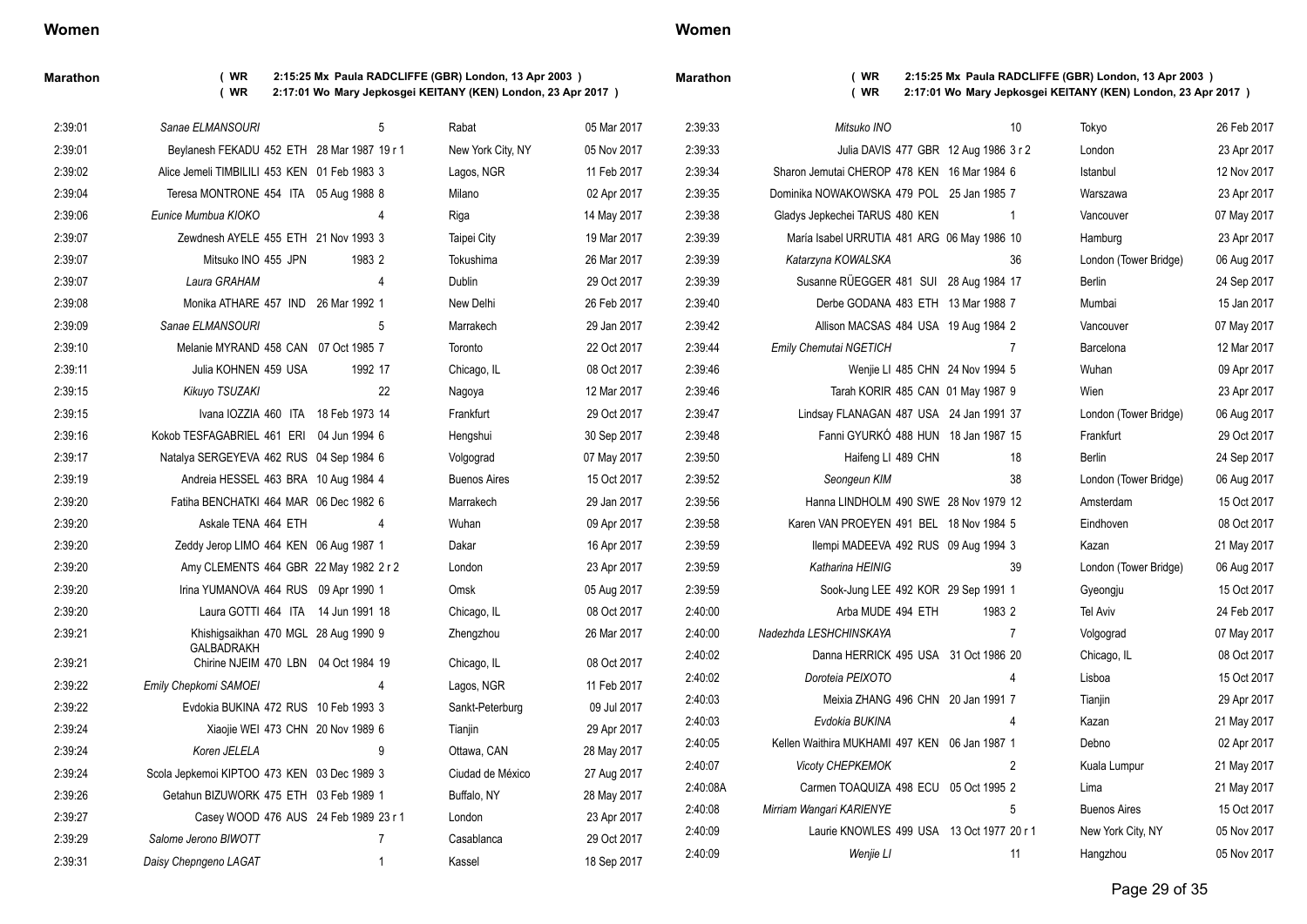## Women

**Marathon** ( WR 2:15:25 Mx Paula RADCLIFFE (GBR) London, 13 Apr 2003 )
( WR 2:17:01 Wo Mary Jepkosgei KEITANY (KEN) London, 23 Apr 2017 )

| Mark | Athlete | Rank | Nat | DOB | Pos | Venue | Date |
|---|---|---|---|---|---|---|---|
| 2:39:01 | *Sanae ELMANSOURI* | | | | 5 | Rabat | 05 Mar 2017 |
| 2:39:01 | Beylanesh FEKADU | 452 | ETH | 28 Mar 1987 | 19 r 1 | New York City, NY | 05 Nov 2017 |
| 2:39:02 | Alice Jemeli TIMBILILI | 453 | KEN | 01 Feb 1983 | 3 | Lagos, NGR | 11 Feb 2017 |
| 2:39:04 | Teresa MONTRONE | 454 | ITA | 05 Aug 1988 | 8 | Milano | 02 Apr 2017 |
| 2:39:06 | *Eunice Mumbua KIOKO* | | | | 4 | Riga | 14 May 2017 |
| 2:39:07 | Zewdnesh AYELE | 455 | ETH | 21 Nov 1993 | 3 | Taipei City | 19 Mar 2017 |
| 2:39:07 | Mitsuko INO | 455 | JPN | 1983 | 2 | Tokushima | 26 Mar 2017 |
| 2:39:07 | *Laura GRAHAM* | | | | 4 | Dublin | 29 Oct 2017 |
| 2:39:08 | Monika ATHARE | 457 | IND | 26 Mar 1992 | 1 | New Delhi | 26 Feb 2017 |
| 2:39:09 | *Sanae ELMANSOURI* | | | | 5 | Marrakech | 29 Jan 2017 |
| 2:39:10 | Melanie MYRAND | 458 | CAN | 07 Oct 1985 | 7 | Toronto | 22 Oct 2017 |
| 2:39:11 | Julia KOHNEN | 459 | USA | 1992 | 17 | Chicago, IL | 08 Oct 2017 |
| 2:39:15 | *Kikuyo TSUZAKI* | | | | 22 | Nagoya | 12 Mar 2017 |
| 2:39:15 | Ivana IOZZIA | 460 | ITA | 18 Feb 1973 | 14 | Frankfurt | 29 Oct 2017 |
| 2:39:16 | Kokob TESFAGABRIEL | 461 | ERI | 04 Jun 1994 | 6 | Hengshui | 30 Sep 2017 |
| 2:39:17 | Natalya SERGEYEVA | 462 | RUS | 04 Sep 1984 | 6 | Volgograd | 07 May 2017 |
| 2:39:19 | Andreia HESSEL | 463 | BRA | 10 Aug 1984 | 4 | Buenos Aires | 15 Oct 2017 |
| 2:39:20 | Fatiha BENCHATKI | 464 | MAR | 06 Dec 1982 | 6 | Marrakech | 29 Jan 2017 |
| 2:39:20 | Askale TENA | 464 | ETH | | 4 | Wuhan | 09 Apr 2017 |
| 2:39:20 | Zeddy Jerop LIMO | 464 | KEN | 06 Aug 1987 | 1 | Dakar | 16 Apr 2017 |
| 2:39:20 | Amy CLEMENTS | 464 | GBR | 22 May 1982 | 2 r 2 | London | 23 Apr 2017 |
| 2:39:20 | Irina YUMANOVA | 464 | RUS | 09 Apr 1990 | 1 | Omsk | 05 Aug 2017 |
| 2:39:20 | Laura GOTTI | 464 | ITA | 14 Jun 1991 | 18 | Chicago, IL | 08 Oct 2017 |
| 2:39:21 | Khishigsaikhan GALBADRAKH | 470 | MGL | 28 Aug 1990 | 9 | Zhengzhou | 26 Mar 2017 |
| 2:39:21 | Chirine NJEIM | 470 | LBN | 04 Oct 1984 | 19 | Chicago, IL | 08 Oct 2017 |
| 2:39:22 | *Emily Chepkomi SAMOEI* | | | | 4 | Lagos, NGR | 11 Feb 2017 |
| 2:39:22 | Evdokia BUKINA | 472 | RUS | 10 Feb 1993 | 3 | Sankt-Peterburg | 09 Jul 2017 |
| 2:39:24 | Xiaojie WEI | 473 | CHN | 20 Nov 1989 | 6 | Tianjin | 29 Apr 2017 |
| 2:39:24 | *Koren JELELA* | | | | 9 | Ottawa, CAN | 28 May 2017 |
| 2:39:24 | Scola Jepkemoi KIPTOO | 473 | KEN | 03 Dec 1989 | 3 | Ciudad de México | 27 Aug 2017 |
| 2:39:26 | Getahun BIZUWORK | 475 | ETH | 03 Feb 1989 | 1 | Buffalo, NY | 28 May 2017 |
| 2:39:27 | Casey WOOD | 476 | AUS | 24 Feb 1989 | 23 r 1 | London | 23 Apr 2017 |
| 2:39:29 | *Salome Jerono BIWOTT* | | | | 7 | Casablanca | 29 Oct 2017 |
| 2:39:31 | *Daisy Chepngeno LAGAT* | | | | 1 | Kassel | 18 Sep 2017 |
| 2:39:33 | *Mitsuko INO* | | | | 10 | Tokyo | 26 Feb 2017 |
| 2:39:33 | Julia DAVIS | 477 | GBR | 12 Aug 1986 | 3 r 2 | London | 23 Apr 2017 |
| 2:39:34 | Sharon Jemutai CHEROP | 478 | KEN | 16 Mar 1984 | 6 | Istanbul | 12 Nov 2017 |
| 2:39:35 | Dominika NOWAKOWSKA | 479 | POL | 25 Jan 1985 | 7 | Warszawa | 23 Apr 2017 |
| 2:39:38 | Gladys Jepkechei TARUS | 480 | KEN | | 1 | Vancouver | 07 May 2017 |
| 2:39:39 | María Isabel URRUTIA | 481 | ARG | 06 May 1986 | 10 | Hamburg | 23 Apr 2017 |
| 2:39:39 | *Katarzyna KOWALSKA* | | | | 36 | London (Tower Bridge) | 06 Aug 2017 |
| 2:39:39 | Susanne RÜEGGER | 481 | SUI | 28 Aug 1984 | 17 | Berlin | 24 Sep 2017 |
| 2:39:40 | Derbe GODANA | 483 | ETH | 13 Mar 1988 | 7 | Mumbai | 15 Jan 2017 |
| 2:39:42 | Allison MACSAS | 484 | USA | 19 Aug 1984 | 2 | Vancouver | 07 May 2017 |
| 2:39:44 | *Emily Chemutai NGETICH* | | | | 7 | Barcelona | 12 Mar 2017 |
| 2:39:46 | Wenjie LI | 485 | CHN | 24 Nov 1994 | 5 | Wuhan | 09 Apr 2017 |
| 2:39:46 | Tarah KORIR | 485 | CAN | 01 May 1987 | 9 | Wien | 23 Apr 2017 |
| 2:39:47 | Lindsay FLANAGAN | 487 | USA | 24 Jan 1991 | 37 | London (Tower Bridge) | 06 Aug 2017 |
| 2:39:48 | Fanni GYURKÓ | 488 | HUN | 18 Jan 1987 | 15 | Frankfurt | 29 Oct 2017 |
| 2:39:50 | Haifeng LI | 489 | CHN | | 18 | Berlin | 24 Sep 2017 |
| 2:39:52 | *Seongeun KIM* | | | | 38 | London (Tower Bridge) | 06 Aug 2017 |
| 2:39:56 | Hanna LINDHOLM | 490 | SWE | 28 Nov 1979 | 12 | Amsterdam | 15 Oct 2017 |
| 2:39:58 | Karen VAN PROEYEN | 491 | BEL | 18 Nov 1984 | 5 | Eindhoven | 08 Oct 2017 |
| 2:39:59 | Ilempi MADEEVA | 492 | RUS | 09 Aug 1994 | 3 | Kazan | 21 May 2017 |
| 2:39:59 | *Katharina HEINIG* | | | | 39 | London (Tower Bridge) | 06 Aug 2017 |
| 2:39:59 | Sook-Jung LEE | 492 | KOR | 29 Sep 1991 | 1 | Gyeongju | 15 Oct 2017 |
| 2:40:00 | Arba MUDE | 494 | ETH | 1983 | 2 | Tel Aviv | 24 Feb 2017 |
| 2:40:00 | *Nadezhda LESHCHINSKAYA* | | | | 7 | Volgograd | 07 May 2017 |
| 2:40:02 | Danna HERRICK | 495 | USA | 31 Oct 1986 | 20 | Chicago, IL | 08 Oct 2017 |
| 2:40:02 | *Doroteia PEIXOTO* | | | | 4 | Lisboa | 15 Oct 2017 |
| 2:40:03 | Meixia ZHANG | 496 | CHN | 20 Jan 1991 | 7 | Tianjin | 29 Apr 2017 |
| 2:40:03 | *Evdokia BUKINA* | | | | 4 | Kazan | 21 May 2017 |
| 2:40:05 | Kellen Waithira MUKHAMI | 497 | KEN | 06 Jan 1987 | 1 | Debno | 02 Apr 2017 |
| 2:40:07 | *Vicoty CHEPKEMOK* | | | | 2 | Kuala Lumpur | 21 May 2017 |
| 2:40:08A | Carmen TOAQUIZA | 498 | ECU | 05 Oct 1995 | 2 | Lima | 21 May 2017 |
| 2:40:08 | *Mirriam Wangari KARIENYE* | | | | 5 | Buenos Aires | 15 Oct 2017 |
| 2:40:09 | Laurie KNOWLES | 499 | USA | 13 Oct 1977 | 20 r 1 | New York City, NY | 05 Nov 2017 |
| 2:40:09 | *Wenjie LI* | | | | 11 | Hangzhou | 05 Nov 2017 |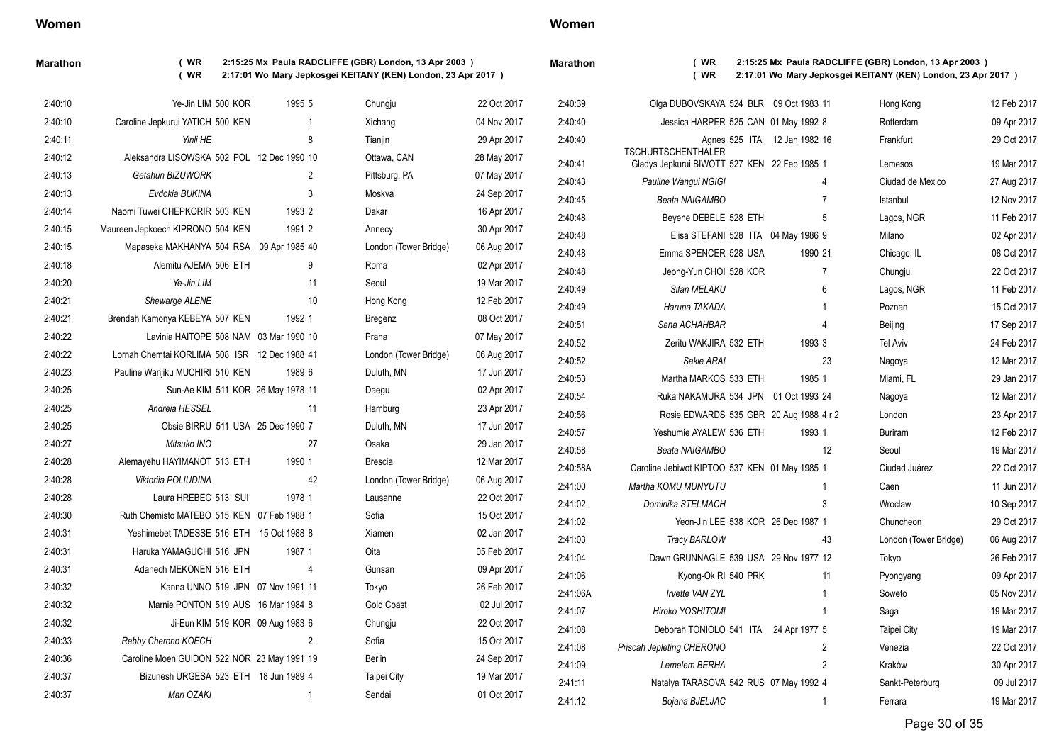## Women

### Marathon

( WR 2:15:25 Mx Paula RADCLIFFE (GBR) London, 13 Apr 2003 )
( WR 2:17:01 Wo Mary Jepkosgei KEITANY (KEN) London, 23 Apr 2017 )

| Time | Athlete | Pos | Nat | DOB | Place | Venue | Date |
|---|---|---|---|---|---|---|---|
| 2:40:10 | Ye-Jin LIM | 500 | KOR | 1995 | 5 | Chungju | 22 Oct 2017 |
| 2:40:10 | Caroline Jepkurui YATICH | 500 | KEN | | 1 | Xichang | 04 Nov 2017 |
| 2:40:11 | *Yinli HE* | | | | 8 | Tianjin | 29 Apr 2017 |
| 2:40:12 | Aleksandra LISOWSKA | 502 | POL | 12 Dec 1990 | 10 | Ottawa, CAN | 28 May 2017 |
| 2:40:13 | *Getahun BIZUWORK* | | | | 2 | Pittsburg, PA | 07 May 2017 |
| 2:40:13 | *Evdokia BUKINA* | | | | 3 | Moskva | 24 Sep 2017 |
| 2:40:14 | Naomi Tuwei CHEPKORIR | 503 | KEN | 1993 | 2 | Dakar | 16 Apr 2017 |
| 2:40:15 | Maureen Jepkoech KIPRONO | 504 | KEN | 1991 | 2 | Annecy | 30 Apr 2017 |
| 2:40:15 | Mapaseka MAKHANYA | 504 | RSA | 09 Apr 1985 | 40 | London (Tower Bridge) | 06 Aug 2017 |
| 2:40:18 | Alemitu AJEMA | 506 | ETH | | 9 | Roma | 02 Apr 2017 |
| 2:40:20 | *Ye-Jin LIM* | | | | 11 | Seoul | 19 Mar 2017 |
| 2:40:21 | *Shewarge ALENE* | | | | 10 | Hong Kong | 12 Feb 2017 |
| 2:40:21 | Brendah Kamonya KEBEYA | 507 | KEN | 1992 | 1 | Bregenz | 08 Oct 2017 |
| 2:40:22 | Lavinia HAITOPE | 508 | NAM | 03 Mar 1990 | 10 | Praha | 07 May 2017 |
| 2:40:22 | Lornah Chemtai KORLIMA | 508 | ISR | 12 Dec 1988 | 41 | London (Tower Bridge) | 06 Aug 2017 |
| 2:40:23 | Pauline Wanjiku MUCHIRI | 510 | KEN | 1989 | 6 | Duluth, MN | 17 Jun 2017 |
| 2:40:25 | Sun-Ae KIM | 511 | KOR | 26 May 1978 | 11 | Daegu | 02 Apr 2017 |
| 2:40:25 | *Andreia HESSEL* | | | | 11 | Hamburg | 23 Apr 2017 |
| 2:40:25 | Obsie BIRRU | 511 | USA | 25 Dec 1990 | 7 | Duluth, MN | 17 Jun 2017 |
| 2:40:27 | *Mitsuko INO* | | | | 27 | Osaka | 29 Jan 2017 |
| 2:40:28 | Alemayehu HAYIMANOT | 513 | ETH | 1990 | 1 | Brescia | 12 Mar 2017 |
| 2:40:28 | *Viktoriia POLIUDINA* | | | | 42 | London (Tower Bridge) | 06 Aug 2017 |
| 2:40:28 | Laura HREBEC | 513 | SUI | 1978 | 1 | Lausanne | 22 Oct 2017 |
| 2:40:30 | Ruth Chemisto MATEBO | 515 | KEN | 07 Feb 1988 | 1 | Sofia | 15 Oct 2017 |
| 2:40:31 | Yeshimebet TADESSE | 516 | ETH | 15 Oct 1988 | 8 | Xiamen | 02 Jan 2017 |
| 2:40:31 | Haruka YAMAGUCHI | 516 | JPN | 1987 | 1 | Oita | 05 Feb 2017 |
| 2:40:31 | Adanech MEKONEN | 516 | ETH | | 4 | Gunsan | 09 Apr 2017 |
| 2:40:32 | Kanna UNNO | 519 | JPN | 07 Nov 1991 | 11 | Tokyo | 26 Feb 2017 |
| 2:40:32 | Marnie PONTON | 519 | AUS | 16 Mar 1984 | 8 | Gold Coast | 02 Jul 2017 |
| 2:40:32 | Ji-Eun KIM | 519 | KOR | 09 Aug 1983 | 6 | Chungju | 22 Oct 2017 |
| 2:40:33 | *Rebby Cherono KOECH* | | | | 2 | Sofia | 15 Oct 2017 |
| 2:40:36 | Caroline Moen GUIDON | 522 | NOR | 23 May 1991 | 19 | Berlin | 24 Sep 2017 |
| 2:40:37 | Bizunesh URGESA | 523 | ETH | 18 Jun 1989 | 4 | Taipei City | 19 Mar 2017 |
| 2:40:37 | *Mari OZAKI* | | | | 1 | Sendai | 01 Oct 2017 |
| 2:40:39 | Olga DUBOVSKAYA | 524 | BLR | 09 Oct 1983 | 11 | Hong Kong | 12 Feb 2017 |
| 2:40:40 | Jessica HARPER | 525 | CAN | 01 May 1992 | 8 | Rotterdam | 09 Apr 2017 |
| 2:40:40 | Agnes TSCHURTSCHENTHALER | 525 | ITA | 12 Jan 1982 | 16 | Frankfurt | 29 Oct 2017 |
| 2:40:41 | Gladys Jepkurui BIWOTT | 527 | KEN | 22 Feb 1985 | 1 | Lemesos | 19 Mar 2017 |
| 2:40:43 | *Pauline Wangui NGIGI* | | | | 4 | Ciudad de México | 27 Aug 2017 |
| 2:40:45 | *Beata NAIGAMBO* | | | | 7 | Istanbul | 12 Nov 2017 |
| 2:40:48 | Beyene DEBELE | 528 | ETH | | 5 | Lagos, NGR | 11 Feb 2017 |
| 2:40:48 | Elisa STEFANI | 528 | ITA | 04 May 1986 | 9 | Milano | 02 Apr 2017 |
| 2:40:48 | Emma SPENCER | 528 | USA | 1990 | 21 | Chicago, IL | 08 Oct 2017 |
| 2:40:48 | Jeong-Yun CHOI | 528 | KOR | | 7 | Chungju | 22 Oct 2017 |
| 2:40:49 | *Sifan MELAKU* | | | | 6 | Lagos, NGR | 11 Feb 2017 |
| 2:40:49 | *Haruna TAKADA* | | | | 1 | Poznan | 15 Oct 2017 |
| 2:40:51 | *Sana ACHAHBAR* | | | | 4 | Beijing | 17 Sep 2017 |
| 2:40:52 | Zeritu WAKJIRA | 532 | ETH | 1993 | 3 | Tel Aviv | 24 Feb 2017 |
| 2:40:52 | *Sakie ARAI* | | | | 23 | Nagoya | 12 Mar 2017 |
| 2:40:53 | Martha MARKOS | 533 | ETH | 1985 | 1 | Miami, FL | 29 Jan 2017 |
| 2:40:54 | Ruka NAKAMURA | 534 | JPN | 01 Oct 1993 | 24 | Nagoya | 12 Mar 2017 |
| 2:40:56 | Rosie EDWARDS | 535 | GBR | 20 Aug 1988 | 4 r 2 | London | 23 Apr 2017 |
| 2:40:57 | Yeshumie AYALEW | 536 | ETH | 1993 | 1 | Buriram | 12 Feb 2017 |
| 2:40:58 | *Beata NAIGAMBO* | | | | 12 | Seoul | 19 Mar 2017 |
| 2:40:58A | Caroline Jebiwot KIPTOO | 537 | KEN | 01 May 1985 | 1 | Ciudad Juárez | 22 Oct 2017 |
| 2:41:00 | *Martha KOMU MUNYUTU* | | | | 1 | Caen | 11 Jun 2017 |
| 2:41:02 | *Dominika STELMACH* | | | | 3 | Wroclaw | 10 Sep 2017 |
| 2:41:02 | Yeon-Jin LEE | 538 | KOR | 26 Dec 1987 | 1 | Chuncheon | 29 Oct 2017 |
| 2:41:03 | *Tracy BARLOW* | | | | 43 | London (Tower Bridge) | 06 Aug 2017 |
| 2:41:04 | Dawn GRUNNAGLE | 539 | USA | 29 Nov 1977 | 12 | Tokyo | 26 Feb 2017 |
| 2:41:06 | Kyong-Ok RI | 540 | PRK | | 11 | Pyongyang | 09 Apr 2017 |
| 2:41:06A | *Irvette VAN ZYL* | | | | 1 | Soweto | 05 Nov 2017 |
| 2:41:07 | *Hiroko YOSHITOMI* | | | | 1 | Saga | 19 Mar 2017 |
| 2:41:08 | Deborah TONIOLO | 541 | ITA | 24 Apr 1977 | 5 | Taipei City | 19 Mar 2017 |
| 2:41:08 | *Priscah Jepleting CHERONO* | | | | 2 | Venezia | 22 Oct 2017 |
| 2:41:09 | *Lemelem BERHA* | | | | 2 | Kraków | 30 Apr 2017 |
| 2:41:11 | Natalya TARASOVA | 542 | RUS | 07 May 1992 | 4 | Sankt-Peterburg | 09 Jul 2017 |
| 2:41:12 | *Bojana BJELJAC* | | | | 1 | Ferrara | 19 Mar 2017 |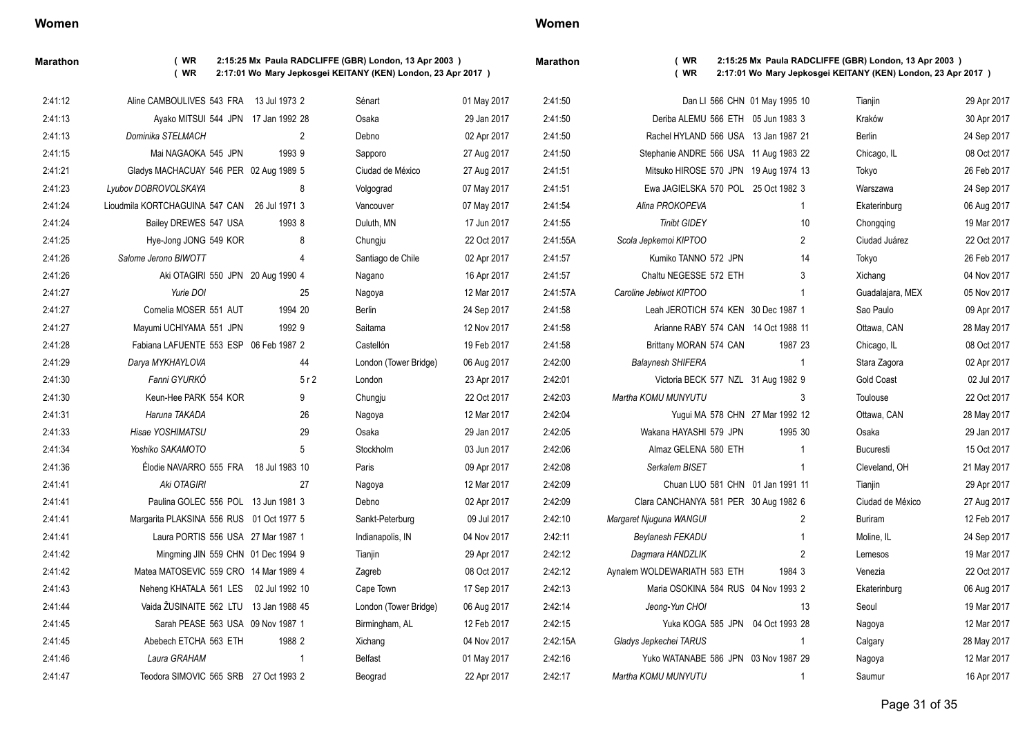## Women

### Marathon

( WR 2:15:25 Mx Paula RADCLIFFE (GBR) London, 13 Apr 2003 )
( WR 2:17:01 Wo Mary Jepkosgei KEITANY (KEN) London, 23 Apr 2017 )

| Time | Name | Rank | Nat | Date of Birth | Pos | Venue | Date |
|---|---|---|---|---|---|---|---|
| 2:41:12 | Aline CAMBOULIVES | 543 | FRA | 13 Jul 1973 | 2 | Sénart | 01 May 2017 |
| 2:41:13 | Ayako MITSUI | 544 | JPN | 17 Jan 1992 | 28 | Osaka | 29 Jan 2017 |
| 2:41:13 | *Dominika STELMACH* | | | | 2 | Debno | 02 Apr 2017 |
| 2:41:15 | Mai NAGAOKA | 545 | JPN | 1993 | 9 | Sapporo | 27 Aug 2017 |
| 2:41:21 | Gladys MACHACUAY | 546 | PER | 02 Aug 1989 | 5 | Ciudad de México | 27 Aug 2017 |
| 2:41:23 | *Lyubov DOBROVOLSKAYA* | | | | 8 | Volgograd | 07 May 2017 |
| 2:41:24 | Lioudmila KORTCHAGUINA | 547 | CAN | 26 Jul 1971 | 3 | Vancouver | 07 May 2017 |
| 2:41:24 | Bailey DREWES | 547 | USA | 1993 | 8 | Duluth, MN | 17 Jun 2017 |
| 2:41:25 | Hye-Jong JONG | 549 | KOR | | 8 | Chungju | 22 Oct 2017 |
| 2:41:26 | *Salome Jerono BIWOTT* | | | | 4 | Santiago de Chile | 02 Apr 2017 |
| 2:41:26 | Aki OTAGIRI | 550 | JPN | 20 Aug 1990 | 4 | Nagano | 16 Apr 2017 |
| 2:41:27 | *Yurie DOI* | | | | 25 | Nagoya | 12 Mar 2017 |
| 2:41:27 | Cornelia MOSER | 551 | AUT | 1994 | 20 | Berlin | 24 Sep 2017 |
| 2:41:27 | Mayumi UCHIYAMA | 551 | JPN | 1992 | 9 | Saitama | 12 Nov 2017 |
| 2:41:28 | Fabiana LAFUENTE | 553 | ESP | 06 Feb 1987 | 2 | Castellón | 19 Feb 2017 |
| 2:41:29 | *Darya MYKHAYLOVA* | | | | 44 | London (Tower Bridge) | 06 Aug 2017 |
| 2:41:30 | *Fanni GYURKÓ* | | | | 5 r 2 | London | 23 Apr 2017 |
| 2:41:30 | Keun-Hee PARK | 554 | KOR | | 9 | Chungju | 22 Oct 2017 |
| 2:41:31 | *Haruna TAKADA* | | | | 26 | Nagoya | 12 Mar 2017 |
| 2:41:33 | *Hisae YOSHIMATSU* | | | | 29 | Osaka | 29 Jan 2017 |
| 2:41:34 | *Yoshiko SAKAMOTO* | | | | 5 | Stockholm | 03 Jun 2017 |
| 2:41:36 | Élodie NAVARRO | 555 | FRA | 18 Jul 1983 | 10 | Paris | 09 Apr 2017 |
| 2:41:41 | *Aki OTAGIRI* | | | | 27 | Nagoya | 12 Mar 2017 |
| 2:41:41 | Paulina GOLEC | 556 | POL | 13 Jun 1981 | 3 | Debno | 02 Apr 2017 |
| 2:41:41 | Margarita PLAKSINA | 556 | RUS | 01 Oct 1977 | 5 | Sankt-Peterburg | 09 Jul 2017 |
| 2:41:41 | Laura PORTIS | 556 | USA | 27 Mar 1987 | 1 | Indianapolis, IN | 04 Nov 2017 |
| 2:41:42 | Mingming JIN | 559 | CHN | 01 Dec 1994 | 9 | Tianjin | 29 Apr 2017 |
| 2:41:42 | Matea MATOSEVIC | 559 | CRO | 14 Mar 1989 | 4 | Zagreb | 08 Oct 2017 |
| 2:41:43 | Neheng KHATALA | 561 | LES | 02 Jul 1992 | 10 | Cape Town | 17 Sep 2017 |
| 2:41:44 | Vaida ŽUSINAITE | 562 | LTU | 13 Jan 1988 | 45 | London (Tower Bridge) | 06 Aug 2017 |
| 2:41:45 | Sarah PEASE | 563 | USA | 09 Nov 1987 | 1 | Birmingham, AL | 12 Feb 2017 |
| 2:41:45 | Abebech ETCHA | 563 | ETH | 1988 | 2 | Xichang | 04 Nov 2017 |
| 2:41:46 | *Laura GRAHAM* | | | | 1 | Belfast | 01 May 2017 |
| 2:41:47 | Teodora SIMOVIC | 565 | SRB | 27 Oct 1993 | 2 | Beograd | 22 Apr 2017 |
| 2:41:50 | Dan LI | 566 | CHN | 01 May 1995 | 10 | Tianjin | 29 Apr 2017 |
| 2:41:50 | Deriba ALEMU | 566 | ETH | 05 Jun 1983 | 3 | Kraków | 30 Apr 2017 |
| 2:41:50 | Rachel HYLAND | 566 | USA | 13 Jan 1987 | 21 | Berlin | 24 Sep 2017 |
| 2:41:50 | Stephanie ANDRE | 566 | USA | 11 Aug 1983 | 22 | Chicago, IL | 08 Oct 2017 |
| 2:41:51 | Mitsuko HIROSE | 570 | JPN | 19 Aug 1974 | 13 | Tokyo | 26 Feb 2017 |
| 2:41:51 | Ewa JAGIELSKA | 570 | POL | 25 Oct 1982 | 3 | Warszawa | 24 Sep 2017 |
| 2:41:54 | *Alina PROKOPEVA* | | | | 1 | Ekaterinburg | 06 Aug 2017 |
| 2:41:55 | *Tinibt GIDEY* | | | | 10 | Chongqing | 19 Mar 2017 |
| 2:41:55A | *Scola Jepkemoi KIPTOO* | | | | 2 | Ciudad Juárez | 22 Oct 2017 |
| 2:41:57 | Kumiko TANNO | 572 | JPN | | 14 | Tokyo | 26 Feb 2017 |
| 2:41:57 | Chaltu NEGESSE | 572 | ETH | | 3 | Xichang | 04 Nov 2017 |
| 2:41:57A | *Caroline Jebiwot KIPTOO* | | | | 1 | Guadalajara, MEX | 05 Nov 2017 |
| 2:41:58 | Leah JEROTICH | 574 | KEN | 30 Dec 1987 | 1 | Sao Paulo | 09 Apr 2017 |
| 2:41:58 | Arianne RABY | 574 | CAN | 14 Oct 1988 | 11 | Ottawa, CAN | 28 May 2017 |
| 2:41:58 | Brittany MORAN | 574 | CAN | 1987 | 23 | Chicago, IL | 08 Oct 2017 |
| 2:42:00 | *Balaynesh SHIFERA* | | | | 1 | Stara Zagora | 02 Apr 2017 |
| 2:42:01 | Victoria BECK | 577 | NZL | 31 Aug 1982 | 9 | Gold Coast | 02 Jul 2017 |
| 2:42:03 | *Martha KOMU MUNYUTU* | | | | 3 | Toulouse | 22 Oct 2017 |
| 2:42:04 | Yugui MA | 578 | CHN | 27 Mar 1992 | 12 | Ottawa, CAN | 28 May 2017 |
| 2:42:05 | Wakana HAYASHI | 579 | JPN | 1995 | 30 | Osaka | 29 Jan 2017 |
| 2:42:06 | Almaz GELENA | 580 | ETH | | 1 | Bucuresti | 15 Oct 2017 |
| 2:42:08 | *Serkalem BISET* | | | | 1 | Cleveland, OH | 21 May 2017 |
| 2:42:09 | Chuan LUO | 581 | CHN | 01 Jan 1991 | 11 | Tianjin | 29 Apr 2017 |
| 2:42:09 | Clara CANCHANYA | 581 | PER | 30 Aug 1982 | 6 | Ciudad de México | 27 Aug 2017 |
| 2:42:10 | *Margaret Njuguna WANGUI* | | | | 2 | Buriram | 12 Feb 2017 |
| 2:42:11 | *Beylanesh FEKADU* | | | | 1 | Moline, IL | 24 Sep 2017 |
| 2:42:12 | *Dagmara HANDZLIK* | | | | 2 | Lemesos | 19 Mar 2017 |
| 2:42:12 | Aynalem WOLDEWARIATH | 583 | ETH | 1984 | 3 | Venezia | 22 Oct 2017 |
| 2:42:13 | Maria OSOKINA | 584 | RUS | 04 Nov 1993 | 2 | Ekaterinburg | 06 Aug 2017 |
| 2:42:14 | *Jeong-Yun CHOI* | | | | 13 | Seoul | 19 Mar 2017 |
| 2:42:15 | Yuka KOGA | 585 | JPN | 04 Oct 1993 | 28 | Nagoya | 12 Mar 2017 |
| 2:42:15A | *Gladys Jepkechei TARUS* | | | | 1 | Calgary | 28 May 2017 |
| 2:42:16 | Yuko WATANABE | 586 | JPN | 03 Nov 1987 | 29 | Nagoya | 12 Mar 2017 |
| 2:42:17 | *Martha KOMU MUNYUTU* | | | | 1 | Saumur | 16 Apr 2017 |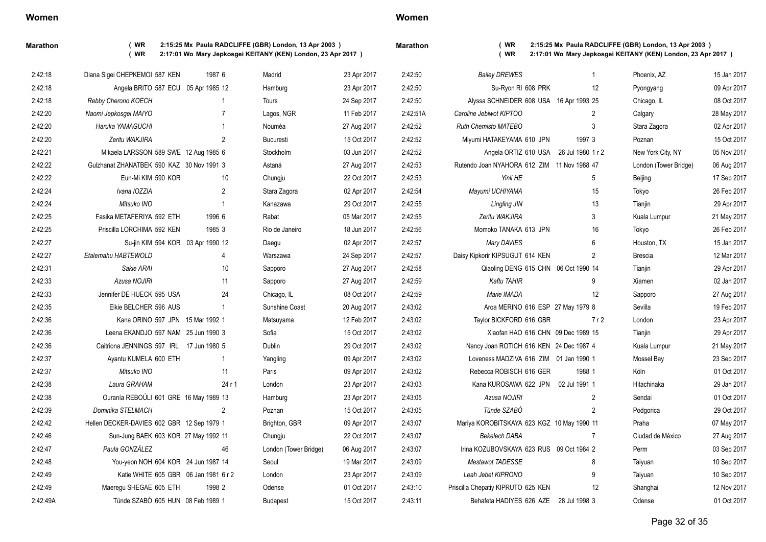## Women

### Marathon

( WR 2:15:25 Mx Paula RADCLIFFE (GBR) London, 13 Apr 2003 )
( WR 2:17:01 Wo Mary Jepkosgei KEITANY (KEN) London, 23 Apr 2017 )

| Mark | Athlete | Pos | Venue | Date |
|---|---|---|---|---|
| 2:42:18 | Diana Sigei CHEPKEMOI 587 KEN 1987 | 6 | Madrid | 23 Apr 2017 |
| 2:42:18 | Angela BRITO 587 ECU 05 Apr 1985 | 12 | Hamburg | 23 Apr 2017 |
| 2:42:18 | *Rebby Cherono KOECH* | 1 | Tours | 24 Sep 2017 |
| 2:42:20 | *Naomi Jepkosgei MAIYO* | 7 | Lagos, NGR | 11 Feb 2017 |
| 2:42:20 | *Haruka YAMAGUCHI* | 1 | Nouméa | 27 Aug 2017 |
| 2:42:20 | *Zeritu WAKJIRA* | 2 | Bucuresti | 15 Oct 2017 |
| 2:42:21 | Mikaela LARSSON 589 SWE 12 Aug 1985 | 6 | Stockholm | 03 Jun 2017 |
| 2:42:22 | Gulzhanat ZHANATBEK 590 KAZ 30 Nov 1991 | 3 | Astaná | 27 Aug 2017 |
| 2:42:22 | Eun-Mi KIM 590 KOR | 10 | Chungju | 22 Oct 2017 |
| 2:42:24 | *Ivana IOZZIA* | 2 | Stara Zagora | 02 Apr 2017 |
| 2:42:24 | *Mitsuko INO* | 1 | Kanazawa | 29 Oct 2017 |
| 2:42:25 | Fasika METAFERIYA 592 ETH 1996 | 6 | Rabat | 05 Mar 2017 |
| 2:42:25 | Priscilla LORCHIMA 592 KEN 1985 | 3 | Rio de Janeiro | 18 Jun 2017 |
| 2:42:27 | Su-jin KIM 594 KOR 03 Apr 1990 | 12 | Daegu | 02 Apr 2017 |
| 2:42:27 | *Etalemahu HABTEWOLD* | 4 | Warszawa | 24 Sep 2017 |
| 2:42:31 | *Sakie ARAI* | 10 | Sapporo | 27 Aug 2017 |
| 2:42:33 | *Azusa NOJIRI* | 11 | Sapporo | 27 Aug 2017 |
| 2:42:33 | Jennifer DE HUECK 595 USA | 24 | Chicago, IL | 08 Oct 2017 |
| 2:42:35 | Elkie BELCHER 596 AUS | 1 | Sunshine Coast | 20 Aug 2017 |
| 2:42:36 | Kana ORINO 597 JPN 15 Mar 1992 | 1 | Matsuyama | 12 Feb 2017 |
| 2:42:36 | Leena EKANDJO 597 NAM 25 Jun 1990 | 3 | Sofia | 15 Oct 2017 |
| 2:42:36 | Caitriona JENNINGS 597 IRL 17 Jun 1980 | 5 | Dublin | 29 Oct 2017 |
| 2:42:37 | Ayantu KUMELA 600 ETH | 1 | Yangling | 09 Apr 2017 |
| 2:42:37 | *Mitsuko INO* | 11 | Paris | 09 Apr 2017 |
| 2:42:38 | *Laura GRAHAM* | 24 r 1 | London | 23 Apr 2017 |
| 2:42:38 | Ouranía REBOÚLI 601 GRE 16 May 1989 | 13 | Hamburg | 23 Apr 2017 |
| 2:42:39 | *Dominika STELMACH* | 2 | Poznan | 15 Oct 2017 |
| 2:42:42 | Hellen DECKER-DAVIES 602 GBR 12 Sep 1979 | 1 | Brighton, GBR | 09 Apr 2017 |
| 2:42:46 | Sun-Jung BAEK 603 KOR 27 May 1992 | 11 | Chungju | 22 Oct 2017 |
| 2:42:47 | *Paula GONZÁLEZ* | 46 | London (Tower Bridge) | 06 Aug 2017 |
| 2:42:48 | You-yeon NOH 604 KOR 24 Jun 1987 | 14 | Seoul | 19 Mar 2017 |
| 2:42:49 | Katie WHITE 605 GBR 06 Jan 1981 | 6 r 2 | London | 23 Apr 2017 |
| 2:42:49 | Maeregu SHEGAE 605 ETH 1998 | 2 | Odense | 01 Oct 2017 |
| 2:42:49A | Tünde SZABÓ 605 HUN 08 Feb 1989 | 1 | Budapest | 15 Oct 2017 |
| 2:42:50 | *Bailey DREWES* | 1 | Phoenix, AZ | 15 Jan 2017 |
| 2:42:50 | Su-Ryon RI 608 PRK | 12 | Pyongyang | 09 Apr 2017 |
| 2:42:50 | Alyssa SCHNEIDER 608 USA 16 Apr 1993 | 25 | Chicago, IL | 08 Oct 2017 |
| 2:42:51A | *Caroline Jebiwot KIPTOO* | 2 | Calgary | 28 May 2017 |
| 2:42:52 | *Ruth Chemisto MATEBO* | 3 | Stara Zagora | 02 Apr 2017 |
| 2:42:52 | Miyumi HATAKEYAMA 610 JPN 1997 | 3 | Poznan | 15 Oct 2017 |
| 2:42:52 | Angela ORTIZ 610 USA 26 Jul 1980 | 1 r 2 | New York City, NY | 05 Nov 2017 |
| 2:42:53 | Rutendo Joan NYAHORA 612 ZIM 11 Nov 1988 | 47 | London (Tower Bridge) | 06 Aug 2017 |
| 2:42:53 | *Yinli HE* | 5 | Beijing | 17 Sep 2017 |
| 2:42:54 | *Mayumi UCHIYAMA* | 15 | Tokyo | 26 Feb 2017 |
| 2:42:55 | *Lingling JIN* | 13 | Tianjin | 29 Apr 2017 |
| 2:42:55 | *Zeritu WAKJIRA* | 3 | Kuala Lumpur | 21 May 2017 |
| 2:42:56 | Momoko TANAKA 613 JPN | 16 | Tokyo | 26 Feb 2017 |
| 2:42:57 | *Mary DAVIES* | 6 | Houston, TX | 15 Jan 2017 |
| 2:42:57 | Daisy Kipkorir KIPSUGUT 614 KEN | 2 | Brescia | 12 Mar 2017 |
| 2:42:58 | Qiaoling DENG 615 CHN 06 Oct 1990 | 14 | Tianjin | 29 Apr 2017 |
| 2:42:59 | *Kaftu TAHIR* | 9 | Xiamen | 02 Jan 2017 |
| 2:42:59 | *Marie IMADA* | 12 | Sapporo | 27 Aug 2017 |
| 2:43:02 | Aroa MERINO 616 ESP 27 May 1979 | 8 | Sevilla | 19 Feb 2017 |
| 2:43:02 | Taylor BICKFORD 616 GBR | 7 r 2 | London | 23 Apr 2017 |
| 2:43:02 | Xiaofan HAO 616 CHN 09 Dec 1989 | 15 | Tianjin | 29 Apr 2017 |
| 2:43:02 | Nancy Joan ROTICH 616 KEN 24 Dec 1987 | 4 | Kuala Lumpur | 21 May 2017 |
| 2:43:02 | Loveness MADZIVA 616 ZIM 01 Jan 1990 | 1 | Mossel Bay | 23 Sep 2017 |
| 2:43:02 | Rebecca ROBISCH 616 GER 1988 | 1 | Köln | 01 Oct 2017 |
| 2:43:03 | Kana KUROSAWA 622 JPN 02 Jul 1991 | 1 | Hitachinaka | 29 Jan 2017 |
| 2:43:05 | *Azusa NOJIRI* | 2 | Sendai | 01 Oct 2017 |
| 2:43:05 | *Tünde SZABÓ* | 2 | Podgorica | 29 Oct 2017 |
| 2:43:07 | Mariya KOROBITSKAYA 623 KGZ 10 May 1990 | 11 | Praha | 07 May 2017 |
| 2:43:07 | *Bekelech DABA* | 7 | Ciudad de México | 27 Aug 2017 |
| 2:43:07 | Irina KOZUBOVSKAYA 623 RUS 09 Oct 1984 | 2 | Perm | 03 Sep 2017 |
| 2:43:09 | *Mestawot TADESSE* | 8 | Taiyuan | 10 Sep 2017 |
| 2:43:09 | *Leah Jebet KIPRONO* | 9 | Taiyuan | 10 Sep 2017 |
| 2:43:10 | Priscilla Chepatiy KIPRUTO 625 KEN | 12 | Shanghai | 12 Nov 2017 |
| 2:43:11 | Behafeta HADIYES 626 AZE 28 Jul 1998 | 3 | Odense | 01 Oct 2017 |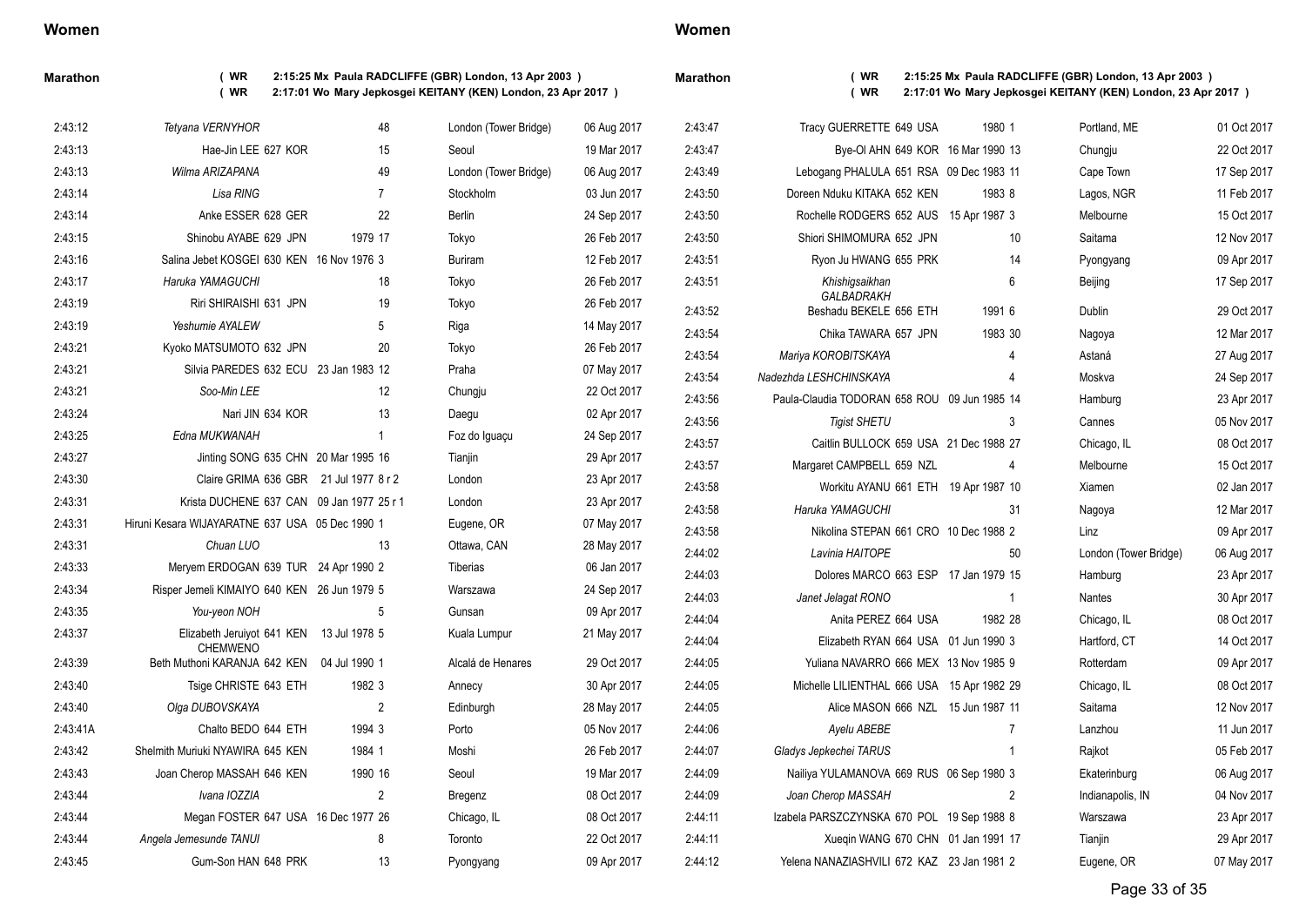## Women

### Marathon

( WR 2:15:25 Mx Paula RADCLIFFE (GBR) London, 13 Apr 2003 )
( WR 2:17:01 Wo Mary Jepkosgei KEITANY (KEN) London, 23 Apr 2017 )

| Mark | Athlete | Rank | Nat | Born | Place | Venue | Date |
|---|---|---|---|---|---|---|---|
| 2:43:12 | *Tetyana VERNYHOR* | | | | 48 | London (Tower Bridge) | 06 Aug 2017 |
| 2:43:13 | Hae-Jin LEE | 627 | KOR | | 15 | Seoul | 19 Mar 2017 |
| 2:43:13 | *Wilma ARIZAPANA* | | | | 49 | London (Tower Bridge) | 06 Aug 2017 |
| 2:43:14 | *Lisa RING* | | | | 7 | Stockholm | 03 Jun 2017 |
| 2:43:14 | Anke ESSER | 628 | GER | | 22 | Berlin | 24 Sep 2017 |
| 2:43:15 | Shinobu AYABE | 629 | JPN | 1979 | 17 | Tokyo | 26 Feb 2017 |
| 2:43:16 | Salina Jebet KOSGEI | 630 | KEN | 16 Nov 1976 | 3 | Buriram | 12 Feb 2017 |
| 2:43:17 | *Haruka YAMAGUCHI* | | | | 18 | Tokyo | 26 Feb 2017 |
| 2:43:19 | Riri SHIRAISHI | 631 | JPN | | 19 | Tokyo | 26 Feb 2017 |
| 2:43:19 | *Yeshumie AYALEW* | | | | 5 | Riga | 14 May 2017 |
| 2:43:21 | Kyoko MATSUMOTO | 632 | JPN | | 20 | Tokyo | 26 Feb 2017 |
| 2:43:21 | Silvia PAREDES | 632 | ECU | 23 Jan 1983 | 12 | Praha | 07 May 2017 |
| 2:43:21 | *Soo-Min LEE* | | | | 12 | Chungju | 22 Oct 2017 |
| 2:43:24 | Nari JIN | 634 | KOR | | 13 | Daegu | 02 Apr 2017 |
| 2:43:25 | *Edna MUKWANAH* | | | | 1 | Foz do Iguaçu | 24 Sep 2017 |
| 2:43:27 | Jinting SONG | 635 | CHN | 20 Mar 1995 | 16 | Tianjin | 29 Apr 2017 |
| 2:43:30 | Claire GRIMA | 636 | GBR | 21 Jul 1977 | 8 r 2 | London | 23 Apr 2017 |
| 2:43:31 | Krista DUCHENE | 637 | CAN | 09 Jan 1977 | 25 r 1 | London | 23 Apr 2017 |
| 2:43:31 | Hiruni Kesara WIJAYARATNE | 637 | USA | 05 Dec 1990 | 1 | Eugene, OR | 07 May 2017 |
| 2:43:31 | *Chuan LUO* | | | | 13 | Ottawa, CAN | 28 May 2017 |
| 2:43:33 | Meryem ERDOGAN | 639 | TUR | 24 Apr 1990 | 2 | Tiberias | 06 Jan 2017 |
| 2:43:34 | Risper Jemeli KIMAIYO | 640 | KEN | 26 Jun 1979 | 5 | Warszawa | 24 Sep 2017 |
| 2:43:35 | *You-yeon NOH* | | | | 5 | Gunsan | 09 Apr 2017 |
| 2:43:37 | Elizabeth Jeruiyot CHEMWENO | 641 | KEN | 13 Jul 1978 | 5 | Kuala Lumpur | 21 May 2017 |
| 2:43:39 | Beth Muthoni KARANJA | 642 | KEN | 04 Jul 1990 | 1 | Alcalá de Henares | 29 Oct 2017 |
| 2:43:40 | Tsige CHRISTE | 643 | ETH | 1982 | 3 | Annecy | 30 Apr 2017 |
| 2:43:40 | *Olga DUBOVSKAYA* | | | | 2 | Edinburgh | 28 May 2017 |
| 2:43:41A | Chalto BEDO | 644 | ETH | 1994 | 3 | Porto | 05 Nov 2017 |
| 2:43:42 | Shelmith Muriuki NYAWIRA | 645 | KEN | 1984 | 1 | Moshi | 26 Feb 2017 |
| 2:43:43 | Joan Cherop MASSAH | 646 | KEN | 1990 | 16 | Seoul | 19 Mar 2017 |
| 2:43:44 | *Ivana IOZZIA* | | | | 2 | Bregenz | 08 Oct 2017 |
| 2:43:44 | Megan FOSTER | 647 | USA | 16 Dec 1977 | 26 | Chicago, IL | 08 Oct 2017 |
| 2:43:44 | *Angela Jemesunde TANUI* | | | | 8 | Toronto | 22 Oct 2017 |
| 2:43:45 | Gum-Son HAN | 648 | PRK | | 13 | Pyongyang | 09 Apr 2017 |
| 2:43:47 | Tracy GUERRETTE | 649 | USA | 1980 | 1 | Portland, ME | 01 Oct 2017 |
| 2:43:47 | Bye-Ol AHN | 649 | KOR | 16 Mar 1990 | 13 | Chungju | 22 Oct 2017 |
| 2:43:49 | Lebogang PHALULA | 651 | RSA | 09 Dec 1983 | 11 | Cape Town | 17 Sep 2017 |
| 2:43:50 | Doreen Nduku KITAKA | 652 | KEN | 1983 | 8 | Lagos, NGR | 11 Feb 2017 |
| 2:43:50 | Rochelle RODGERS | 652 | AUS | 15 Apr 1987 | 3 | Melbourne | 15 Oct 2017 |
| 2:43:50 | Shiori SHIMOMURA | 652 | JPN | | 10 | Saitama | 12 Nov 2017 |
| 2:43:51 | Ryon Ju HWANG | 655 | PRK | | 14 | Pyongyang | 09 Apr 2017 |
| 2:43:51 | *Khishigsaikhan GALBADRAKH* | | | | 6 | Beijing | 17 Sep 2017 |
| 2:43:52 | Beshadu BEKELE | 656 | ETH | 1991 | 6 | Dublin | 29 Oct 2017 |
| 2:43:54 | Chika TAWARA | 657 | JPN | 1983 | 30 | Nagoya | 12 Mar 2017 |
| 2:43:54 | *Mariya KOROBITSKAYA* | | | | 4 | Astaná | 27 Aug 2017 |
| 2:43:54 | *Nadezhda LESHCHINSKAYA* | | | | 4 | Moskva | 24 Sep 2017 |
| 2:43:56 | Paula-Claudia TODORAN | 658 | ROU | 09 Jun 1985 | 14 | Hamburg | 23 Apr 2017 |
| 2:43:56 | *Tigist SHETU* | | | | 3 | Cannes | 05 Nov 2017 |
| 2:43:57 | Caitlin BULLOCK | 659 | USA | 21 Dec 1988 | 27 | Chicago, IL | 08 Oct 2017 |
| 2:43:57 | Margaret CAMPBELL | 659 | NZL | | 4 | Melbourne | 15 Oct 2017 |
| 2:43:58 | Workitu AYANU | 661 | ETH | 19 Apr 1987 | 10 | Xiamen | 02 Jan 2017 |
| 2:43:58 | *Haruka YAMAGUCHI* | | | | 31 | Nagoya | 12 Mar 2017 |
| 2:43:58 | Nikolina STEPAN | 661 | CRO | 10 Dec 1988 | 2 | Linz | 09 Apr 2017 |
| 2:44:02 | *Lavinia HAITOPE* | | | | 50 | London (Tower Bridge) | 06 Aug 2017 |
| 2:44:03 | Dolores MARCO | 663 | ESP | 17 Jan 1979 | 15 | Hamburg | 23 Apr 2017 |
| 2:44:03 | *Janet Jelagat RONO* | | | | 1 | Nantes | 30 Apr 2017 |
| 2:44:04 | Anita PEREZ | 664 | USA | 1982 | 28 | Chicago, IL | 08 Oct 2017 |
| 2:44:04 | Elizabeth RYAN | 664 | USA | 01 Jun 1990 | 3 | Hartford, CT | 14 Oct 2017 |
| 2:44:05 | Yuliana NAVARRO | 666 | MEX | 13 Nov 1985 | 9 | Rotterdam | 09 Apr 2017 |
| 2:44:05 | Michelle LILIENTHAL | 666 | USA | 15 Apr 1982 | 29 | Chicago, IL | 08 Oct 2017 |
| 2:44:05 | Alice MASON | 666 | NZL | 15 Jun 1987 | 11 | Saitama | 12 Nov 2017 |
| 2:44:06 | *Ayelu ABEBE* | | | | 7 | Lanzhou | 11 Jun 2017 |
| 2:44:07 | *Gladys Jepkechei TARUS* | | | | 1 | Rajkot | 05 Feb 2017 |
| 2:44:09 | Nailiya YULAMANOVA | 669 | RUS | 06 Sep 1980 | 3 | Ekaterinburg | 06 Aug 2017 |
| 2:44:09 | *Joan Cherop MASSAH* | | | | 2 | Indianapolis, IN | 04 Nov 2017 |
| 2:44:11 | Izabela PARSZCZYNSKA | 670 | POL | 19 Sep 1988 | 8 | Warszawa | 23 Apr 2017 |
| 2:44:11 | Xueqin WANG | 670 | CHN | 01 Jan 1991 | 17 | Tianjin | 29 Apr 2017 |
| 2:44:12 | Yelena NANAZIASHVILI | 672 | KAZ | 23 Jan 1981 | 2 | Eugene, OR | 07 May 2017 |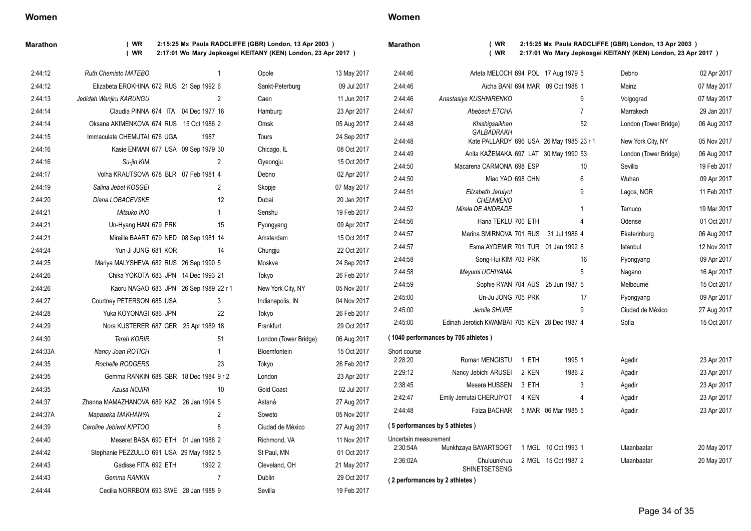## Women

### Marathon

( WR 2:15:25 Mx Paula RADCLIFFE (GBR) London, 13 Apr 2003 )
( WR 2:17:01 Wo Mary Jepkosgei KEITANY (KEN) London, 23 Apr 2017 )

| Mark | Athlete | Rank | Nat | Born | Pos | Venue | Date |
|---|---|---|---|---|---|---|---|
| 2:44:12 | *Ruth Chemisto MATEBO* | | | | 1 | Opole | 13 May 2017 |
| 2:44:12 | Elizabeta EROKHINA | 672 | RUS | 21 Sep 1992 | 6 | Sankt-Peterburg | 09 Jul 2017 |
| 2:44:13 | *Jedidah Wanjiru KARUNGU* | | | | 2 | Caen | 11 Jun 2017 |
| 2:44:14 | Claudia PINNA | 674 | ITA | 04 Dec 1977 | 16 | Hamburg | 23 Apr 2017 |
| 2:44:14 | Oksana AKIMENKOVA | 674 | RUS | 15 Oct 1986 | 2 | Omsk | 05 Aug 2017 |
| 2:44:15 | Immaculate CHEMUTAI | 676 | UGA | 1987 | | Tours | 24 Sep 2017 |
| 2:44:16 | Kasie ENMAN | 677 | USA | 09 Sep 1979 | 30 | Chicago, IL | 08 Oct 2017 |
| 2:44:16 | *Su-jin KIM* | | | | 2 | Gyeongju | 15 Oct 2017 |
| 2:44:17 | Volha KRAUTSOVA | 678 | BLR | 07 Feb 1981 | 4 | Debno | 02 Apr 2017 |
| 2:44:19 | *Salina Jebet KOSGEI* | | | | 2 | Skopje | 07 May 2017 |
| 2:44:20 | *Diana LOBACEVSKE* | | | | 12 | Dubai | 20 Jan 2017 |
| 2:44:21 | *Mitsuko INO* | | | | 1 | Senshu | 19 Feb 2017 |
| 2:44:21 | Un-Hyang HAN | 679 | PRK | | 15 | Pyongyang | 09 Apr 2017 |
| 2:44:21 | Mireille BAART | 679 | NED | 08 Sep 1981 | 14 | Amsterdam | 15 Oct 2017 |
| 2:44:24 | Yun-Ji JUNG | 681 | KOR | | 14 | Chungju | 22 Oct 2017 |
| 2:44:25 | Mariya MALYSHEVA | 682 | RUS | 26 Sep 1990 | 5 | Moskva | 24 Sep 2017 |
| 2:44:26 | Chika YOKOTA | 683 | JPN | 14 Dec 1993 | 21 | Tokyo | 26 Feb 2017 |
| 2:44:26 | Kaoru NAGAO | 683 | JPN | 26 Sep 1989 | 22 r 1 | New York City, NY | 05 Nov 2017 |
| 2:44:27 | Courtney PETERSON | 685 | USA | | 3 | Indianapolis, IN | 04 Nov 2017 |
| 2:44:28 | Yuka KOYONAGI | 686 | JPN | | 22 | Tokyo | 26 Feb 2017 |
| 2:44:29 | Nora KUSTERER | 687 | GER | 25 Apr 1989 | 18 | Frankfurt | 29 Oct 2017 |
| 2:44:30 | *Tarah KORIR* | | | | 51 | London (Tower Bridge) | 06 Aug 2017 |
| 2:44:33A | *Nancy Joan ROTICH* | | | | 1 | Bloemfontein | 15 Oct 2017 |
| 2:44:35 | *Rochelle RODGERS* | | | | 23 | Tokyo | 26 Feb 2017 |
| 2:44:35 | Gemma RANKIN | 688 | GBR | 18 Dec 1984 | 9 r 2 | London | 23 Apr 2017 |
| 2:44:35 | *Azusa NOJIRI* | | | | 10 | Gold Coast | 02 Jul 2017 |
| 2:44:37 | Zhanna MAMAZHANOVA | 689 | KAZ | 26 Jan 1994 | 5 | Astaná | 27 Aug 2017 |
| 2:44:37A | *Mapaseka MAKHANYA* | | | | 2 | Soweto | 05 Nov 2017 |
| 2:44:39 | *Caroline Jebiwot KIPTOO* | | | | 8 | Ciudad de México | 27 Aug 2017 |
| 2:44:40 | Meseret BASA | 690 | ETH | 01 Jan 1988 | 2 | Richmond, VA | 11 Nov 2017 |
| 2:44:42 | Stephanie PEZZULLO | 691 | USA | 29 May 1982 | 5 | St Paul, MN | 01 Oct 2017 |
| 2:44:43 | Gadisse FITA | 692 | ETH | 1992 | 2 | Cleveland, OH | 21 May 2017 |
| 2:44:43 | *Gemma RANKIN* | | | | 7 | Dublin | 29 Oct 2017 |
| 2:44:44 | Cecilia NORRBOM | 693 | SWE | 28 Jan 1988 | 9 | Sevilla | 19 Feb 2017 |
| 2:44:46 | Arleta MELOCH | 694 | POL | 17 Aug 1979 | 5 | Debno | 02 Apr 2017 |
| 2:44:46 | Aïcha BANI | 694 | MAR | 09 Oct 1988 | 1 | Mainz | 07 May 2017 |
| 2:44:46 | *Anastasiya KUSHNIRENKO* | | | | 9 | Volgograd | 07 May 2017 |
| 2:44:47 | *Abebech ETCHA* | | | | 7 | Marrakech | 29 Jan 2017 |
| 2:44:48 | *Khishigsaikhan GALBADRAKH* | | | | 52 | London (Tower Bridge) | 06 Aug 2017 |
| 2:44:48 | Kate PALLARDY | 696 | USA | 26 May 1985 | 23 r 1 | New York City, NY | 05 Nov 2017 |
| 2:44:49 | Anita KAŽEMAKA | 697 | LAT | 30 May 1990 | 53 | London (Tower Bridge) | 06 Aug 2017 |
| 2:44:50 | Macarena CARMONA | 698 | ESP | | 10 | Sevilla | 19 Feb 2017 |
| 2:44:50 | Miao YAO | 698 | CHN | | 6 | Wuhan | 09 Apr 2017 |
| 2:44:51 | *Elizabeth Jeruiyot CHEMWENO* | | | | 9 | Lagos, NGR | 11 Feb 2017 |
| 2:44:52 | *Mirela DE ANDRADE* | | | | 1 | Temuco | 19 Mar 2017 |
| 2:44:56 | Hana TEKLU | 700 | ETH | | 4 | Odense | 01 Oct 2017 |
| 2:44:57 | Marina SMIRNOVA | 701 | RUS | 31 Jul 1986 | 4 | Ekaterinburg | 06 Aug 2017 |
| 2:44:57 | Esma AYDEMIR | 701 | TUR | 01 Jan 1992 | 8 | Istanbul | 12 Nov 2017 |
| 2:44:58 | Song-Hui KIM | 703 | PRK | | 16 | Pyongyang | 09 Apr 2017 |
| 2:44:58 | *Mayumi UCHIYAMA* | | | | 5 | Nagano | 16 Apr 2017 |
| 2:44:59 | Sophie RYAN | 704 | AUS | 25 Jun 1987 | 5 | Melbourne | 15 Oct 2017 |
| 2:45:00 | Un-Ju JONG | 705 | PRK | | 17 | Pyongyang | 09 Apr 2017 |
| 2:45:00 | *Jemila SHURE* | | | | 9 | Ciudad de México | 27 Aug 2017 |
| 2:45:00 | Edinah Jerotich KWAMBAI | 705 | KEN | 28 Dec 1987 | 4 | Sofia | 15 Oct 2017 |

( 1040 performances by 706 athletes )

Short course

| Mark | Athlete | Rank | Nat | Born | Pos | Venue | Date |
|---|---|---|---|---|---|---|---|
| 2:28:20 | Roman MENGISTU | 1 | ETH | 1995 | 1 | Agadir | 23 Apr 2017 |
| 2:29:12 | Nancy Jebichi ARUSEI | 2 | KEN | 1986 | 2 | Agadir | 23 Apr 2017 |
| 2:38:45 | Mesera HUSSEN | 3 | ETH | | 3 | Agadir | 23 Apr 2017 |
| 2:42:47 | Emily Jemutai CHERUIYOT | 4 | KEN | | 4 | Agadir | 23 Apr 2017 |
| 2:44:48 | Faiza BACHAR | 5 | MAR | 06 Mar 1985 | 5 | Agadir | 23 Apr 2017 |

( 5 performances by 5 athletes )

Uncertain measurement

| Mark | Athlete | Rank | Nat | Born | Pos | Venue | Date |
|---|---|---|---|---|---|---|---|
| 2:30:54A | Munkhzaya BAYARTSOGT | 1 | MGL | 10 Oct 1993 | 1 | Ulaanbaatar | 20 May 2017 |
| 2:36:02A | Chuluunkhuu SHINETSETSENG | 2 | MGL | 15 Oct 1987 | 2 | Ulaanbaatar | 20 May 2017 |

( 2 performances by 2 athletes )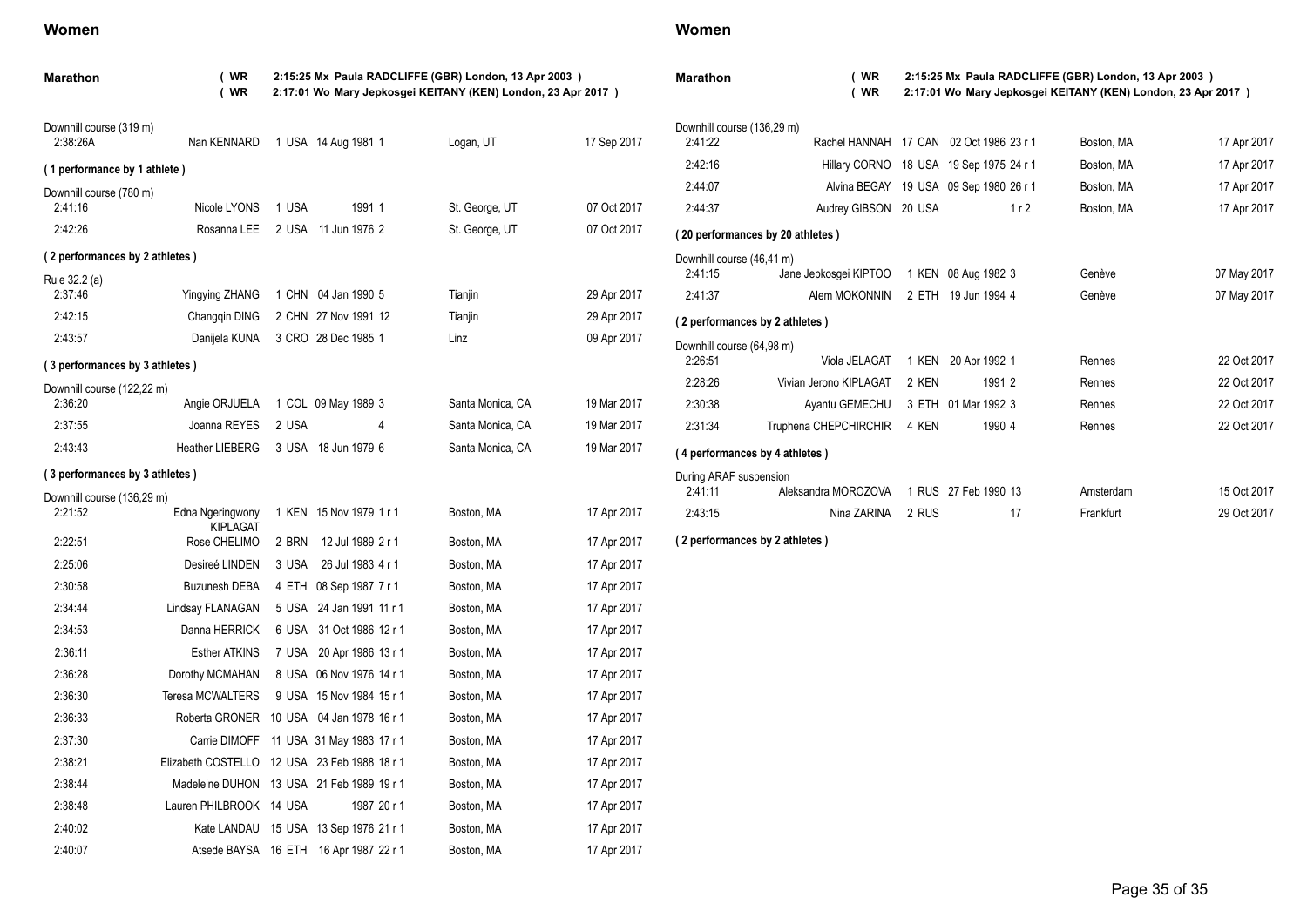## Women

### Marathon

( WR 2:15:25 Mx Paula RADCLIFFE (GBR) London, 13 Apr 2003 )
( WR 2:17:01 Wo Mary Jepkosgei KEITANY (KEN) London, 23 Apr 2017 )

Downhill course (319 m)

| | | | | | | | |
|---|---|---|---|---|---|---|---|
| 2:38:26A | Nan KENNARD | 1 | USA | 14 Aug 1981 | 1 | Logan, UT | 17 Sep 2017 |

( 1 performance by 1 athlete )

Downhill course (780 m)

| | | | | | | | |
|---|---|---|---|---|---|---|---|
| 2:41:16 | Nicole LYONS | 1 | USA | 1991 | 1 | St. George, UT | 07 Oct 2017 |
| 2:42:26 | Rosanna LEE | 2 | USA | 11 Jun 1976 | 2 | St. George, UT | 07 Oct 2017 |

( 2 performances by 2 athletes )

Rule 32.2 (a)

| | | | | | | | |
|---|---|---|---|---|---|---|---|
| 2:37:46 | Yingying ZHANG | 1 | CHN | 04 Jan 1990 | 5 | Tianjin | 29 Apr 2017 |
| 2:42:15 | Changqin DING | 2 | CHN | 27 Nov 1991 | 12 | Tianjin | 29 Apr 2017 |
| 2:43:57 | Danijela KUNA | 3 | CRO | 28 Dec 1985 | 1 | Linz | 09 Apr 2017 |

( 3 performances by 3 athletes )

Downhill course (122,22 m)

| | | | | | | | |
|---|---|---|---|---|---|---|---|
| 2:36:20 | Angie ORJUELA | 1 | COL | 09 May 1989 | 3 | Santa Monica, CA | 19 Mar 2017 |
| 2:37:55 | Joanna REYES | 2 | USA | | 4 | Santa Monica, CA | 19 Mar 2017 |
| 2:43:43 | Heather LIEBERG | 3 | USA | 18 Jun 1979 | 6 | Santa Monica, CA | 19 Mar 2017 |

( 3 performances by 3 athletes )

Downhill course (136,29 m)

| | | | | | | | |
|---|---|---|---|---|---|---|---|
| 2:21:52 | Edna Ngeringwony KIPLAGAT | 1 | KEN | 15 Nov 1979 | 1 r 1 | Boston, MA | 17 Apr 2017 |
| 2:22:51 | Rose CHELIMO | 2 | BRN | 12 Jul 1989 | 2 r 1 | Boston, MA | 17 Apr 2017 |
| 2:25:06 | Desireé LINDEN | 3 | USA | 26 Jul 1983 | 4 r 1 | Boston, MA | 17 Apr 2017 |
| 2:30:58 | Buzunesh DEBA | 4 | ETH | 08 Sep 1987 | 7 r 1 | Boston, MA | 17 Apr 2017 |
| 2:34:44 | Lindsay FLANAGAN | 5 | USA | 24 Jan 1991 | 11 r 1 | Boston, MA | 17 Apr 2017 |
| 2:34:53 | Danna HERRICK | 6 | USA | 31 Oct 1986 | 12 r 1 | Boston, MA | 17 Apr 2017 |
| 2:36:11 | Esther ATKINS | 7 | USA | 20 Apr 1986 | 13 r 1 | Boston, MA | 17 Apr 2017 |
| 2:36:28 | Dorothy MCMAHAN | 8 | USA | 06 Nov 1976 | 14 r 1 | Boston, MA | 17 Apr 2017 |
| 2:36:30 | Teresa MCWALTERS | 9 | USA | 15 Nov 1984 | 15 r 1 | Boston, MA | 17 Apr 2017 |
| 2:36:33 | Roberta GRONER | 10 | USA | 04 Jan 1978 | 16 r 1 | Boston, MA | 17 Apr 2017 |
| 2:37:30 | Carrie DIMOFF | 11 | USA | 31 May 1983 | 17 r 1 | Boston, MA | 17 Apr 2017 |
| 2:38:21 | Elizabeth COSTELLO | 12 | USA | 23 Feb 1988 | 18 r 1 | Boston, MA | 17 Apr 2017 |
| 2:38:44 | Madeleine DUHON | 13 | USA | 21 Feb 1989 | 19 r 1 | Boston, MA | 17 Apr 2017 |
| 2:38:48 | Lauren PHILBROOK | 14 | USA | 1987 | 20 r 1 | Boston, MA | 17 Apr 2017 |
| 2:40:02 | Kate LANDAU | 15 | USA | 13 Sep 1976 | 21 r 1 | Boston, MA | 17 Apr 2017 |
| 2:40:07 | Atsede BAYSA | 16 | ETH | 16 Apr 1987 | 22 r 1 | Boston, MA | 17 Apr 2017 |
| 2:41:22 | Rachel HANNAH | 17 | CAN | 02 Oct 1986 | 23 r 1 | Boston, MA | 17 Apr 2017 |
| 2:42:16 | Hillary CORNO | 18 | USA | 19 Sep 1975 | 24 r 1 | Boston, MA | 17 Apr 2017 |
| 2:44:07 | Alvina BEGAY | 19 | USA | 09 Sep 1980 | 26 r 1 | Boston, MA | 17 Apr 2017 |
| 2:44:37 | Audrey GIBSON | 20 | USA | | 1 r 2 | Boston, MA | 17 Apr 2017 |

( 20 performances by 20 athletes )

Downhill course (46,41 m)

| | | | | | | | |
|---|---|---|---|---|---|---|---|
| 2:41:15 | Jane Jepkosgei KIPTOO | 1 | KEN | 08 Aug 1982 | 3 | Genève | 07 May 2017 |
| 2:41:37 | Alem MOKONNIN | 2 | ETH | 19 Jun 1994 | 4 | Genève | 07 May 2017 |

( 2 performances by 2 athletes )

Downhill course (64,98 m)

| | | | | | | | |
|---|---|---|---|---|---|---|---|
| 2:26:51 | Viola JELAGAT | 1 | KEN | 20 Apr 1992 | 1 | Rennes | 22 Oct 2017 |
| 2:28:26 | Vivian Jerono KIPLAGAT | 2 | KEN | 1991 | 2 | Rennes | 22 Oct 2017 |
| 2:30:38 | Ayantu GEMECHU | 3 | ETH | 01 Mar 1992 | 3 | Rennes | 22 Oct 2017 |
| 2:31:34 | Truphena CHEPCHIRCHIR | 4 | KEN | 1990 | 4 | Rennes | 22 Oct 2017 |

( 4 performances by 4 athletes )

During ARAF suspension

| | | | | | | | |
|---|---|---|---|---|---|---|---|
| 2:41:11 | Aleksandra MOROZOVA | 1 | RUS | 27 Feb 1990 | 13 | Amsterdam | 15 Oct 2017 |
| 2:43:15 | Nina ZARINA | 2 | RUS | | 17 | Frankfurt | 29 Oct 2017 |

( 2 performances by 2 athletes )